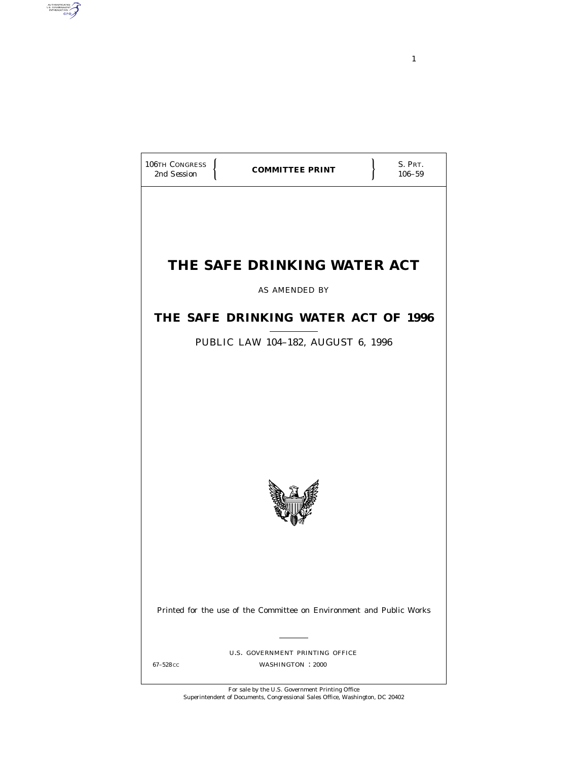106TH CONGRESS
2nd Session

**COMMITTEE PRINT**

S. PRT.
106–59

# THE SAFE DRINKING WATER ACT

AS AMENDED BY

# THE SAFE DRINKING WATER ACT OF 1996

PUBLIC LAW 104–182, AUGUST 6, 1996

Printed for the use of the Committee on Environment and Public Works

U.S. GOVERNMENT PRINTING OFFICE

67–528 CC

WASHINGTON : 2000

For sale by the U.S. Government Printing Office
Superintendent of Documents, Congressional Sales Office, Washington, DC 20402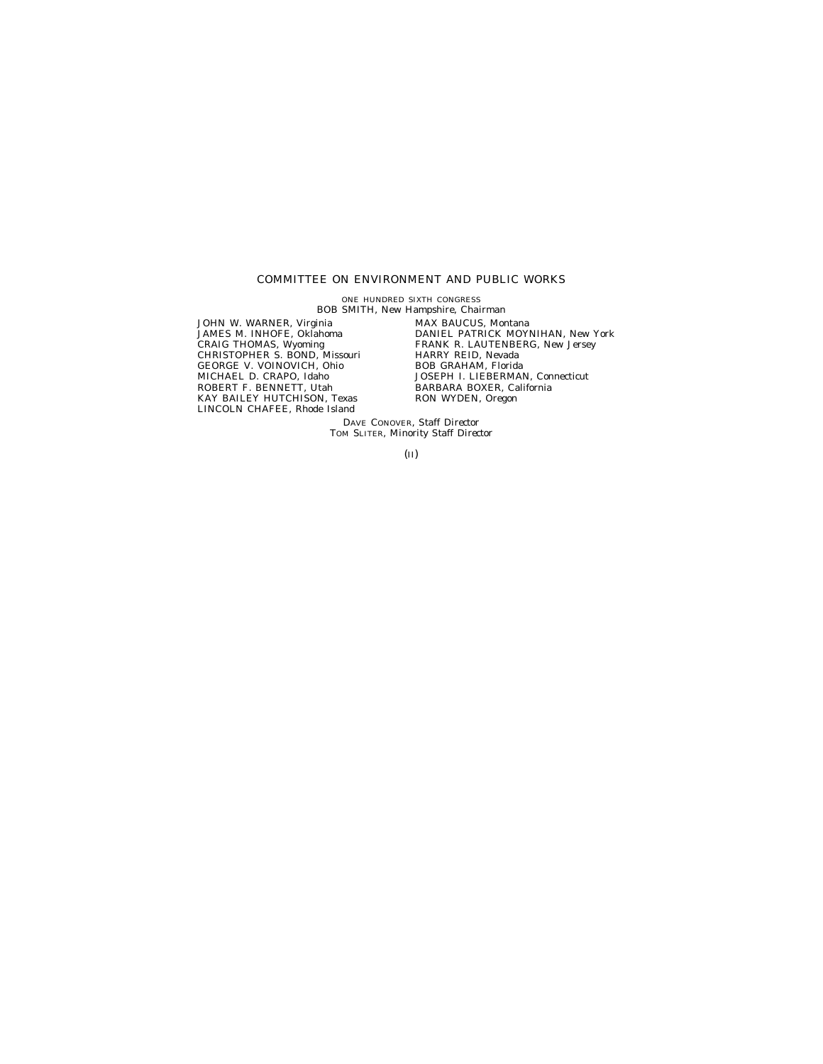# COMMITTEE ON ENVIRONMENT AND PUBLIC WORKS

ONE HUNDRED SIXTH CONGRESS

BOB SMITH, New Hampshire, *Chairman*

JOHN W. WARNER, Virginia
JAMES M. INHOFE, Oklahoma
CRAIG THOMAS, Wyoming
CHRISTOPHER S. BOND, Missouri
GEORGE V. VOINOVICH, Ohio
MICHAEL D. CRAPO, Idaho
ROBERT F. BENNETT, Utah
KAY BAILEY HUTCHISON, Texas
LINCOLN CHAFEE, Rhode Island

MAX BAUCUS, Montana
DANIEL PATRICK MOYNIHAN, New York
FRANK R. LAUTENBERG, New Jersey
HARRY REID, Nevada
BOB GRAHAM, Florida
JOSEPH I. LIEBERMAN, Connecticut
BARBARA BOXER, California
RON WYDEN, Oregon

DAVE CONOVER, *Staff Director*
TOM SLITER, *Minority Staff Director*

(II)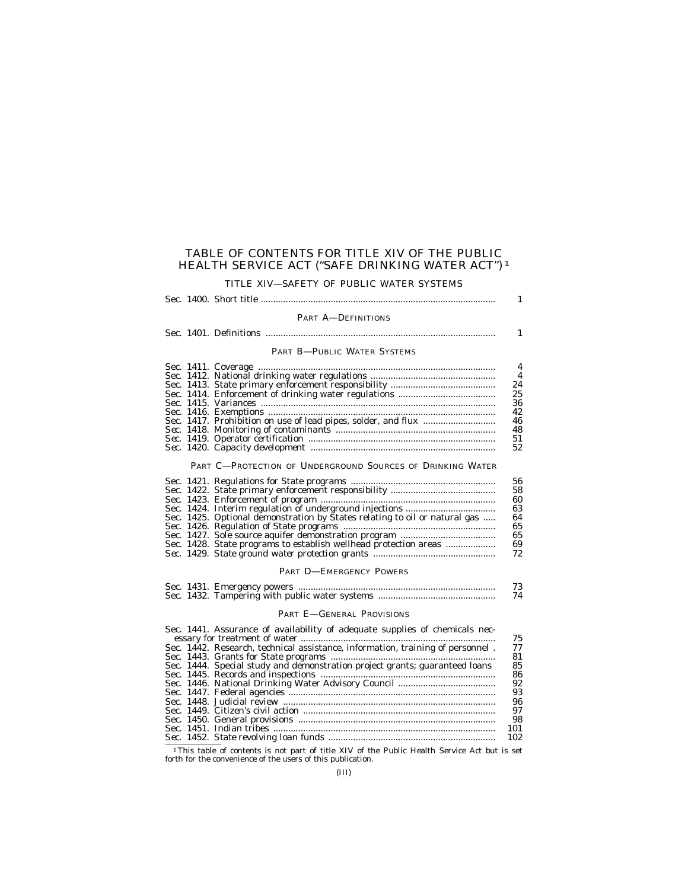# TABLE OF CONTENTS FOR TITLE XIV OF THE PUBLIC HEALTH SERVICE ACT ("SAFE DRINKING WATER ACT")[1]

## TITLE XIV—SAFETY OF PUBLIC WATER SYSTEMS

| | |
|---|---|
| Sec. 1400. Short title | 1 |

### PART A—DEFINITIONS

| | |
|---|---|
| Sec. 1401. Definitions | 1 |

### PART B—PUBLIC WATER SYSTEMS

| | |
|---|---|
| Sec. 1411. Coverage | 4 |
| Sec. 1412. National drinking water regulations | 4 |
| Sec. 1413. State primary enforcement responsibility | 24 |
| Sec. 1414. Enforcement of drinking water regulations | 25 |
| Sec. 1415. Variances | 36 |
| Sec. 1416. Exemptions | 42 |
| Sec. 1417. Prohibition on use of lead pipes, solder, and flux | 46 |
| Sec. 1418. Monitoring of contaminants | 48 |
| Sec. 1419. Operator certification | 51 |
| Sec. 1420. Capacity development | 52 |

### PART C—PROTECTION OF UNDERGROUND SOURCES OF DRINKING WATER

| | |
|---|---|
| Sec. 1421. Regulations for State programs | 56 |
| Sec. 1422. State primary enforcement responsibility | 58 |
| Sec. 1423. Enforcement of program | 60 |
| Sec. 1424. Interim regulation of underground injections | 63 |
| Sec. 1425. Optional demonstration by States relating to oil or natural gas | 64 |
| Sec. 1426. Regulation of State programs | 65 |
| Sec. 1427. Sole source aquifer demonstration program | 65 |
| Sec. 1428. State programs to establish wellhead protection areas | 69 |
| Sec. 1429. State ground water protection grants | 72 |

### PART D—EMERGENCY POWERS

| | |
|---|---|
| Sec. 1431. Emergency powers | 73 |
| Sec. 1432. Tampering with public water systems | 74 |

### PART E—GENERAL PROVISIONS

| | |
|---|---|
| Sec. 1441. Assurance of availability of adequate supplies of chemicals necessary for treatment of water | 75 |
| Sec. 1442. Research, technical assistance, information, training of personnel | 77 |
| Sec. 1443. Grants for State programs | 81 |
| Sec. 1444. Special study and demonstration project grants; guaranteed loans | 85 |
| Sec. 1445. Records and inspections | 86 |
| Sec. 1446. National Drinking Water Advisory Council | 92 |
| Sec. 1447. Federal agencies | 93 |
| Sec. 1448. Judicial review | 96 |
| Sec. 1449. Citizen's civil action | 97 |
| Sec. 1450. General provisions | 98 |
| Sec. 1451. Indian tribes | 101 |
| Sec. 1452. State revolving loan funds | 102 |

[1] This table of contents is not part of title XIV of the Public Health Service Act but is set forth for the convenience of the users of this publication.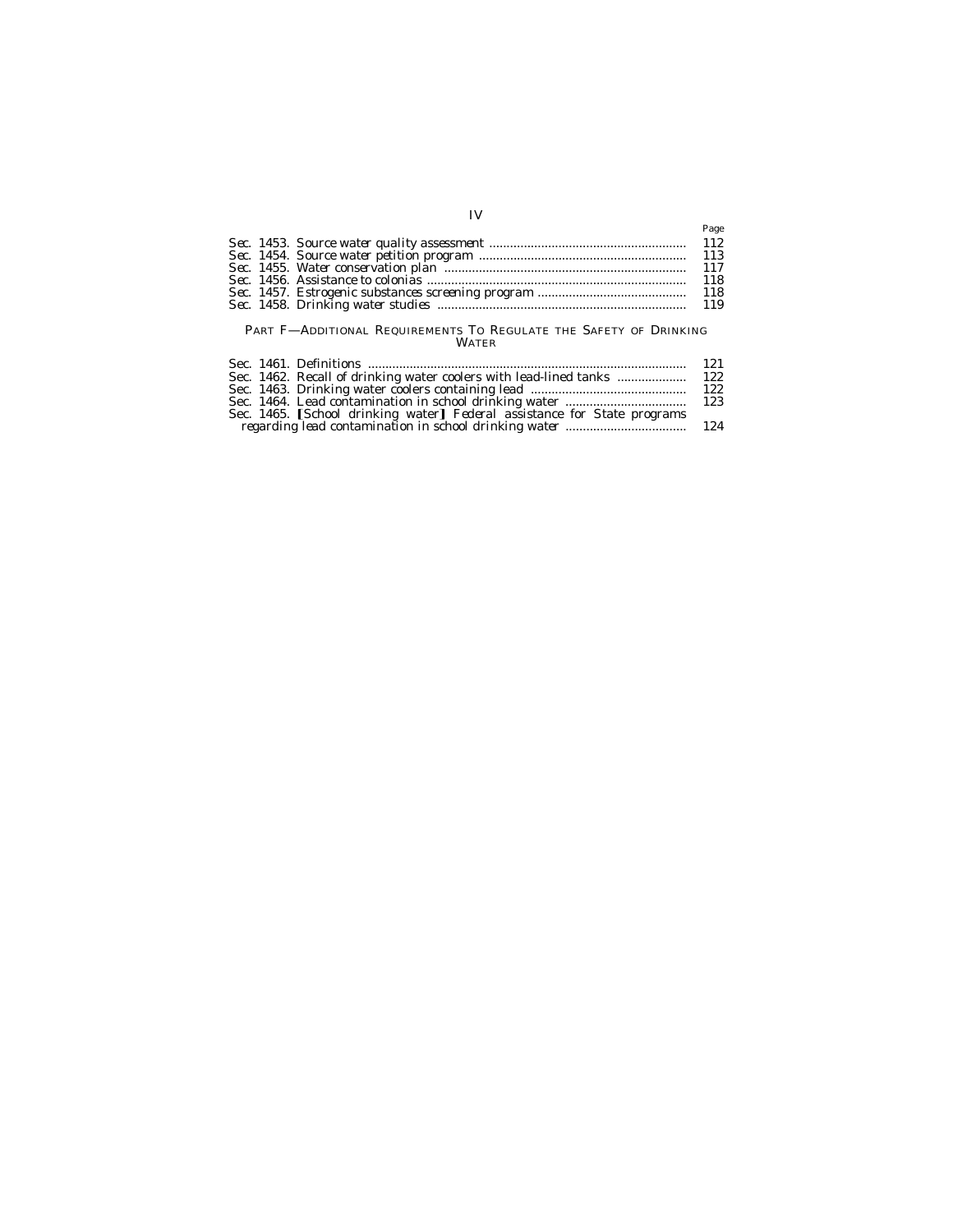| | Page |
|---|---|
| Sec. 1453. Source water quality assessment | 112 |
| Sec. 1454. Source water petition program | 113 |
| Sec. 1455. Water conservation plan | 117 |
| Sec. 1456. Assistance to colonias | 118 |
| Sec. 1457. Estrogenic substances screening program | 118 |
| Sec. 1458. Drinking water studies | 119 |

PART F—ADDITIONAL REQUIREMENTS TO REGULATE THE SAFETY OF DRINKING WATER

| | |
|---|---|
| Sec. 1461. Definitions | 121 |
| Sec. 1462. Recall of drinking water coolers with lead-lined tanks | 122 |
| Sec. 1463. Drinking water coolers containing lead | 122 |
| Sec. 1464. Lead contamination in school drinking water | 123 |
| Sec. 1465. ⟦School drinking water⟧ *Federal assistance for State programs regarding lead contamination in school drinking water* | 124 |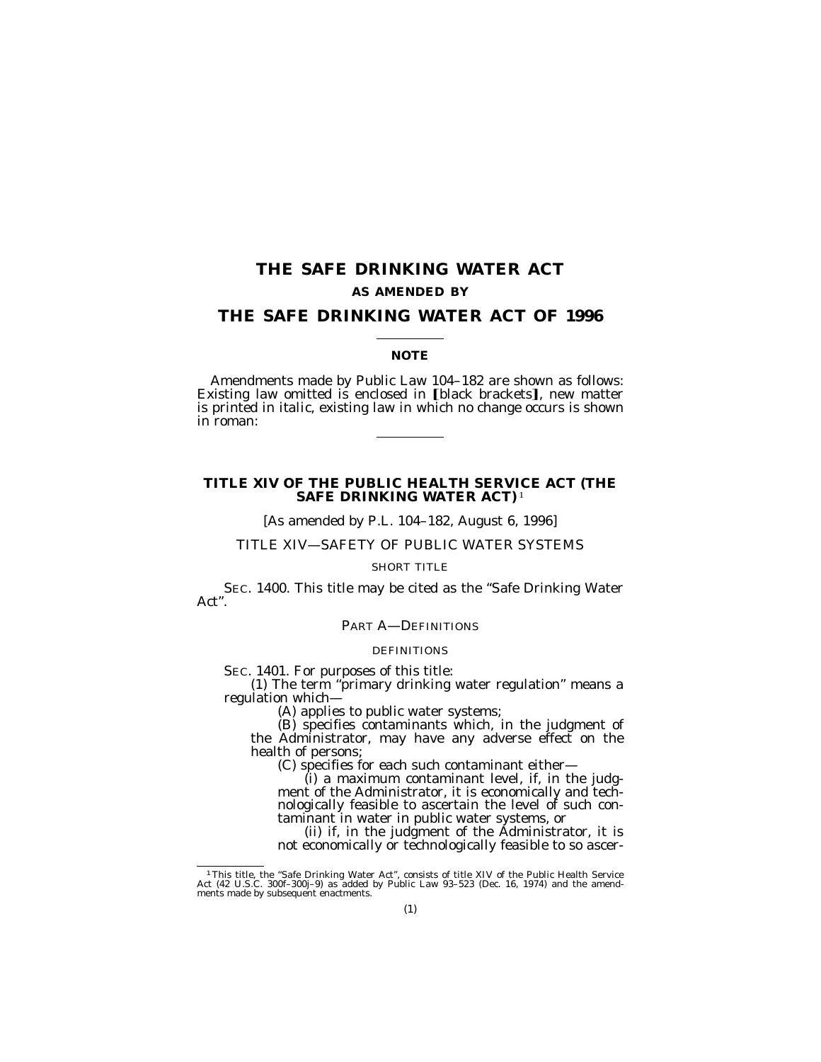# THE SAFE DRINKING WATER ACT

**AS AMENDED BY**

# THE SAFE DRINKING WATER ACT OF 1996

**NOTE**

Amendments made by Public Law 104–182 are shown as follows: Existing law omitted is enclosed in [black brackets], new matter is printed in italic, existing law in which no change occurs is shown in roman:

## TITLE XIV OF THE PUBLIC HEALTH SERVICE ACT (THE SAFE DRINKING WATER ACT)[1]

[As amended by P.L. 104–182, August 6, 1996]

TITLE XIV—SAFETY OF PUBLIC WATER SYSTEMS

SHORT TITLE

SEC. 1400. This title may be cited as the "Safe Drinking Water Act".

PART A—DEFINITIONS

DEFINITIONS

SEC. 1401. For purposes of this title:

(1) The term "primary drinking water regulation" means a regulation which—

(A) applies to public water systems;

(B) specifies contaminants which, in the judgment of the Administrator, may have any adverse effect on the health of persons;

(C) specifies for each such contaminant either—

(i) a maximum contaminant level, if, in the judgment of the Administrator, it is economically and technologically feasible to ascertain the level of such contaminant in water in public water systems, or

(ii) if, in the judgment of the Administrator, it is not economically or technologically feasible to so ascer-

[1] This title, the "Safe Drinking Water Act", consists of title XIV of the Public Health Service Act (42 U.S.C. 300f–300j–9) as added by Public Law 93–523 (Dec. 16, 1974) and the amendments made by subsequent enactments.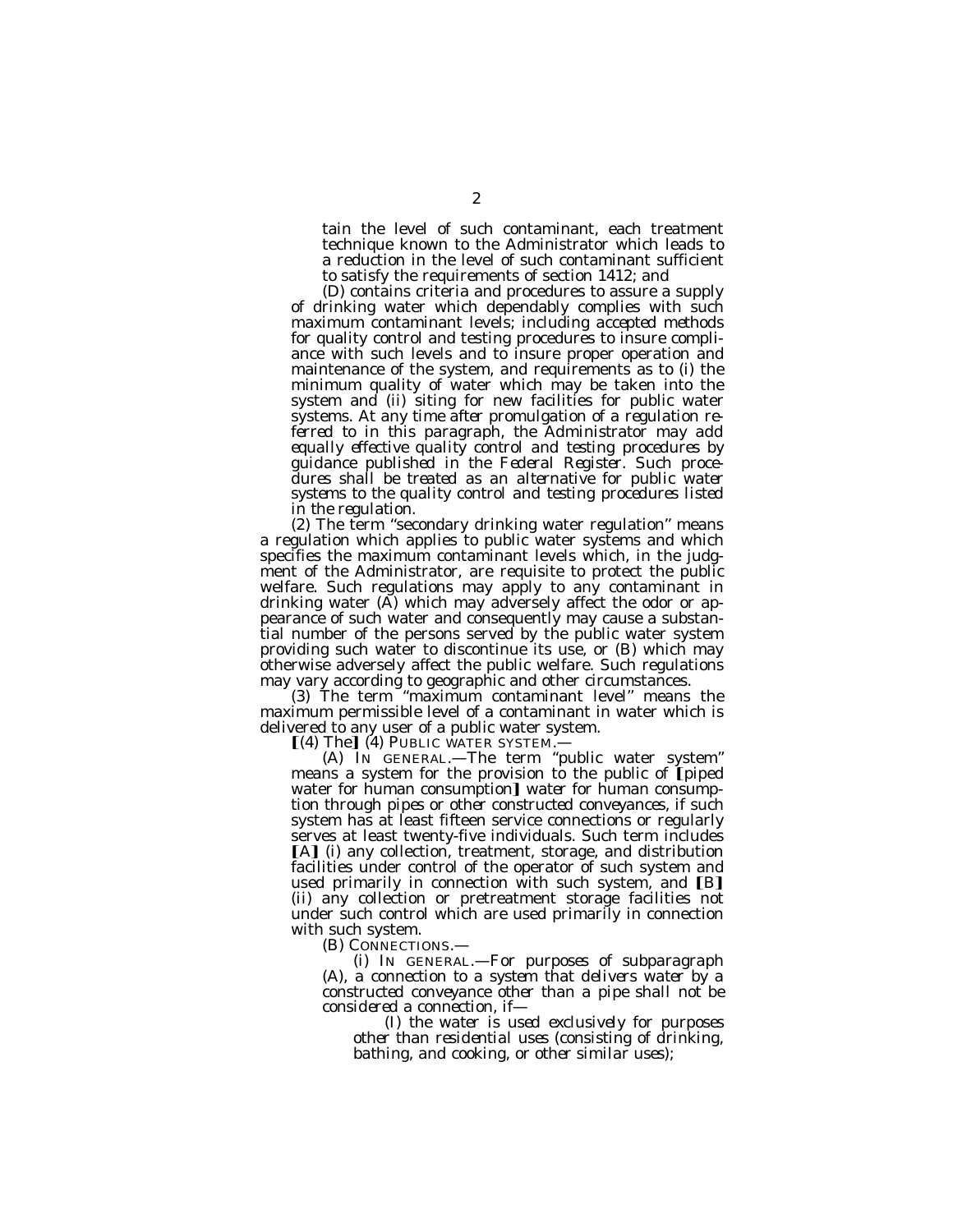tain the level of such contaminant, each treatment technique known to the Administrator which leads to a reduction in the level of such contaminant sufficient to satisfy the requirements of section 1412; and

(D) contains criteria and procedures to assure a supply of drinking water which dependably complies with such maximum contaminant levels; *including accepted methods* for quality control and testing procedures to insure compliance with such levels and to insure proper operation and maintenance of the system, and requirements as to (i) the minimum quality of water which may be taken into the system and (ii) siting for new facilities for public water systems. *At any time after promulgation of a regulation referred to in this paragraph, the Administrator may add equally effective quality control and testing procedures by guidance published in the Federal Register. Such procedures shall be treated as an alternative for public water systems to the quality control and testing procedures listed in the regulation.*

(2) The term "secondary drinking water regulation" means a regulation which applies to public water systems and which specifies the maximum contaminant levels which, in the judgment of the Administrator, are requisite to protect the public welfare. Such regulations may apply to any contaminant in drinking water (A) which may adversely affect the odor or appearance of such water and consequently may cause a substantial number of the persons served by the public water system providing such water to discontinue its use, or (B) which may otherwise adversely affect the public welfare. Such regulations may vary according to geographic and other circumstances.

(3) The term "maximum contaminant level" means the maximum permissible level of a contaminant in water which is delivered to any user of a public water system.

[(4) The] *(4) PUBLIC WATER SYSTEM.—*

*(A) IN GENERAL.—*The term "public water system" means a system for the provision to the public of [piped water for human consumption] *water for human consumption through pipes or other constructed conveyances,* if such system has at least fifteen service connections or regularly serves at least twenty-five individuals. Such term includes [A] *(i)* any collection, treatment, storage, and distribution facilities under control of the operator of such system and used primarily in connection with such system, and [B] *(ii)* any collection or pretreatment storage facilities not under such control which are used primarily in connection with such system.

*(B) CONNECTIONS.—*

*(i) IN GENERAL.—For purposes of subparagraph (A), a connection to a system that delivers water by a constructed conveyance other than a pipe shall not be considered a connection, if—*

*(I) the water is used exclusively for purposes other than residential uses (consisting of drinking, bathing, and cooking, or other similar uses);*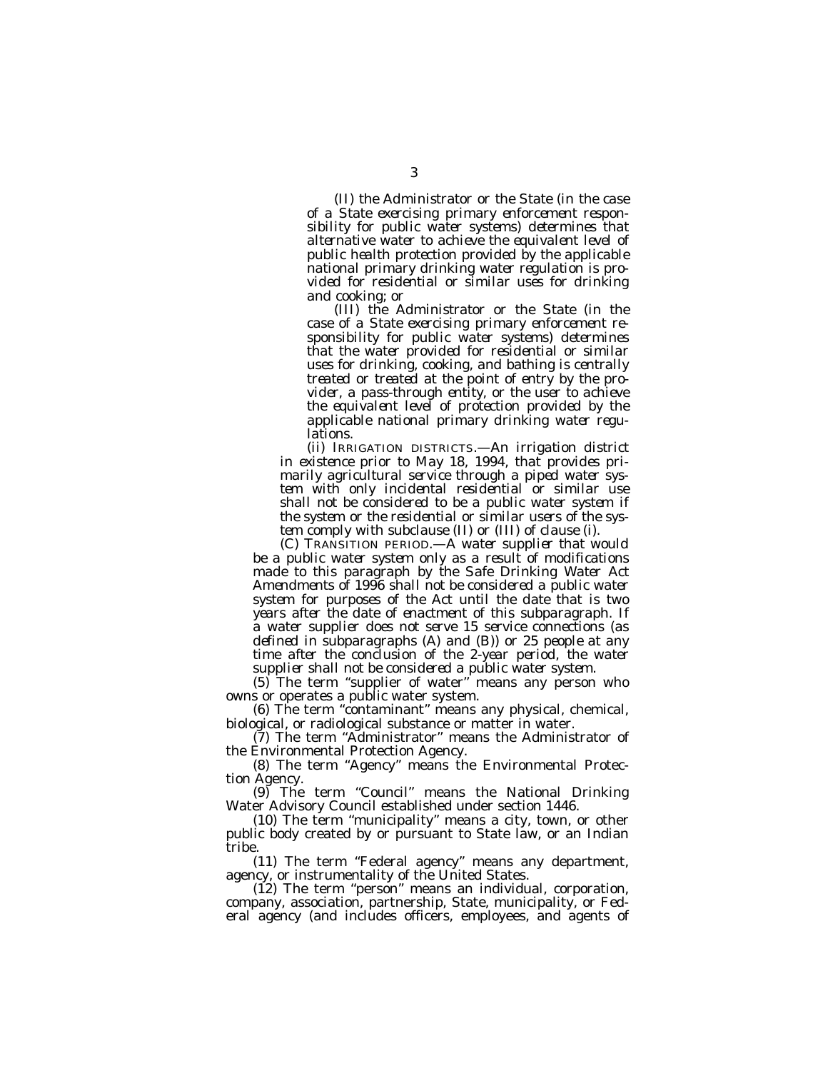*(II) the Administrator or the State (in the case of a State exercising primary enforcement responsibility for public water systems) determines that alternative water to achieve the equivalent level of public health protection provided by the applicable national primary drinking water regulation is provided for residential or similar uses for drinking and cooking; or*

*(III) the Administrator or the State (in the case of a State exercising primary enforcement responsibility for public water systems) determines that the water provided for residential or similar uses for drinking, cooking, and bathing is centrally treated or treated at the point of entry by the provider, a pass-through entity, or the user to achieve the equivalent level of protection provided by the applicable national primary drinking water regulations.*

*(ii) IRRIGATION DISTRICTS.—An irrigation district in existence prior to May 18, 1994, that provides primarily agricultural service through a piped water system with only incidental residential or similar use shall not be considered to be a public water system if the system or the residential or similar users of the system comply with subclause (II) or (III) of clause (i).*

*(C) TRANSITION PERIOD.—A water supplier that would be a public water system only as a result of modifications made to this paragraph by the Safe Drinking Water Act Amendments of 1996 shall not be considered a public water system for purposes of the Act until the date that is two years after the date of enactment of this subparagraph. If a water supplier does not serve 15 service connections (as defined in subparagraphs (A) and (B)) or 25 people at any time after the conclusion of the 2-year period, the water supplier shall not be considered a public water system.*

(5) The term "supplier of water" means any person who owns or operates a public water system.

(6) The term "contaminant" means any physical, chemical, biological, or radiological substance or matter in water.

(7) The term "Administrator" means the Administrator of the Environmental Protection Agency.

(8) The term "Agency" means the Environmental Protection Agency.

(9) The term "Council" means the National Drinking Water Advisory Council established under section 1446.

(10) The term "municipality" means a city, town, or other public body created by or pursuant to State law, or an Indian tribe.

(11) The term "Federal agency" means any department, agency, or instrumentality of the United States.

(12) The term "person" means an individual, corporation, company, association, partnership, State, municipality, or Federal agency (and includes officers, employees, and agents of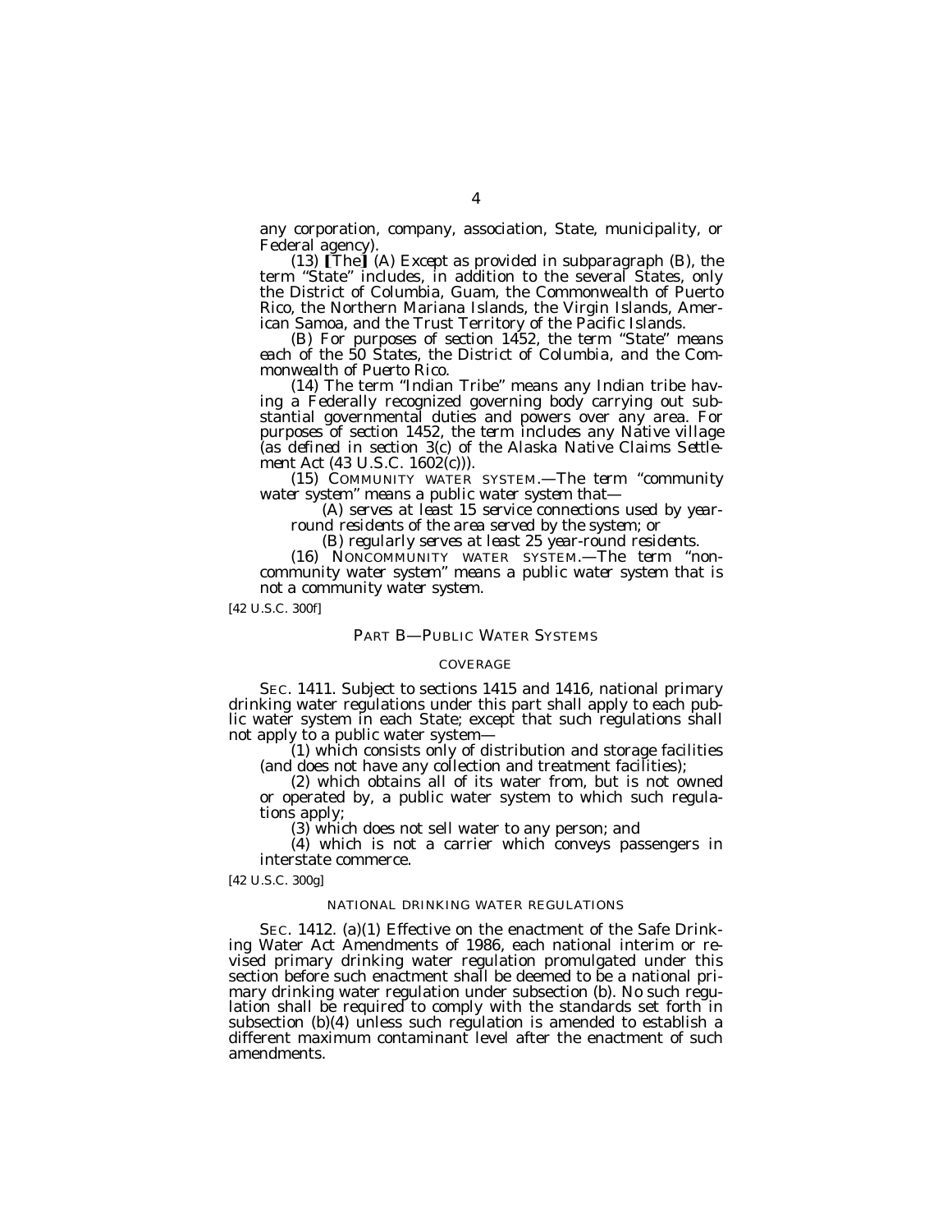any corporation, company, association, State, municipality, or Federal agency).

(13) [The] *(A) Except as provided in subparagraph (B), the* term "State" includes, in addition to the several States, only the District of Columbia, Guam, the Commonwealth of Puerto Rico, the Northern Mariana Islands, the Virgin Islands, American Samoa, and the Trust Territory of the Pacific Islands.

*(B) For purposes of section 1452, the term "State" means each of the 50 States, the District of Columbia, and the Commonwealth of Puerto Rico.*

(14) The term "Indian Tribe" means any Indian tribe having a Federally recognized governing body carrying out substantial governmental duties and powers over any area. *For purposes of section 1452, the term includes any Native village (as defined in section 3(c) of the Alaska Native Claims Settlement Act (43 U.S.C. 1602(c))).*

*(15) COMMUNITY WATER SYSTEM.—The term "community water system" means a public water system that—*

*(A) serves at least 15 service connections used by year-round residents of the area served by the system; or*

*(B) regularly serves at least 25 year-round residents.*

*(16) NONCOMMUNITY WATER SYSTEM.—The term "noncommunity water system" means a public water system that is not a community water system.*

[42 U.S.C. 300f]

## PART B—PUBLIC WATER SYSTEMS

### COVERAGE

SEC. 1411. Subject to sections 1415 and 1416, national primary drinking water regulations under this part shall apply to each public water system in each State; except that such regulations shall not apply to a public water system—

(1) which consists only of distribution and storage facilities (and does not have any collection and treatment facilities);

(2) which obtains all of its water from, but is not owned or operated by, a public water system to which such regulations apply;

(3) which does not sell water to any person; and

(4) which is not a carrier which conveys passengers in interstate commerce.

[42 U.S.C. 300g]

### NATIONAL DRINKING WATER REGULATIONS

SEC. 1412. (a)(1) Effective on the enactment of the Safe Drinking Water Act Amendments of 1986, each national interim or revised primary drinking water regulation promulgated under this section before such enactment shall be deemed to be a national primary drinking water regulation under subsection (b). No such regulation shall be required to comply with the standards set forth in subsection (b)(4) unless such regulation is amended to establish a different maximum contaminant level after the enactment of such amendments.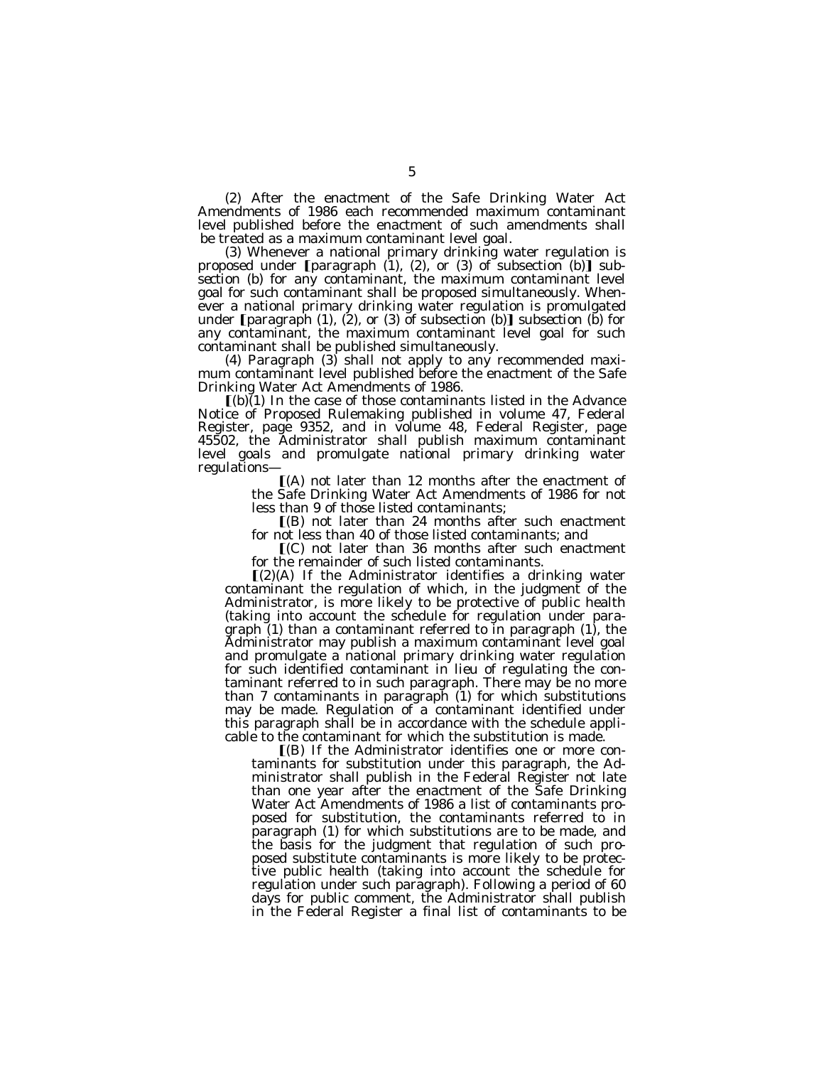(2) After the enactment of the Safe Drinking Water Act Amendments of 1986 each recommended maximum contaminant level published before the enactment of such amendments shall be treated as a maximum contaminant level goal.

(3) Whenever a national primary drinking water regulation is proposed under 【paragraph (1), (2), or (3) of subsection (b)】 *subsection (b)* for any contaminant, the maximum contaminant level goal for such contaminant shall be proposed simultaneously. Whenever a national primary drinking water regulation is promulgated under 【paragraph (1), (2), or (3) of subsection (b)】 *subsection (b)* for any contaminant, the maximum contaminant level goal for such contaminant shall be published simultaneously.

(4) Paragraph (3) shall not apply to any recommended maximum contaminant level published before the enactment of the Safe Drinking Water Act Amendments of 1986.

【(b)(1) In the case of those contaminants listed in the Advance Notice of Proposed Rulemaking published in volume 47, Federal Register, page 9352, and in volume 48, Federal Register, page 45502, the Administrator shall publish maximum contaminant level goals and promulgate national primary drinking water regulations—

【(A) not later than 12 months after the enactment of the Safe Drinking Water Act Amendments of 1986 for not less than 9 of those listed contaminants;

【(B) not later than 24 months after such enactment for not less than 40 of those listed contaminants; and

【(C) not later than 36 months after such enactment for the remainder of such listed contaminants.

【(2)(A) If the Administrator identifies a drinking water contaminant the regulation of which, in the judgment of the Administrator, is more likely to be protective of public health (taking into account the schedule for regulation under paragraph (1) than a contaminant referred to in paragraph (1), the Administrator may publish a maximum contaminant level goal and promulgate a national primary drinking water regulation for such identified contaminant in lieu of regulating the contaminant referred to in such paragraph. There may be no more than 7 contaminants in paragraph (1) for which substitutions may be made. Regulation of a contaminant identified under this paragraph shall be in accordance with the schedule applicable to the contaminant for which the substitution is made.

【(B) If the Administrator identifies one or more contaminants for substitution under this paragraph, the Administrator shall publish in the Federal Register not late than one year after the enactment of the Safe Drinking Water Act Amendments of 1986 a list of contaminants proposed for substitution, the contaminants referred to in paragraph (1) for which substitutions are to be made, and the basis for the judgment that regulation of such proposed substitute contaminants is more likely to be protective public health (taking into account the schedule for regulation under such paragraph). Following a period of 60 days for public comment, the Administrator shall publish in the Federal Register a final list of contaminants to be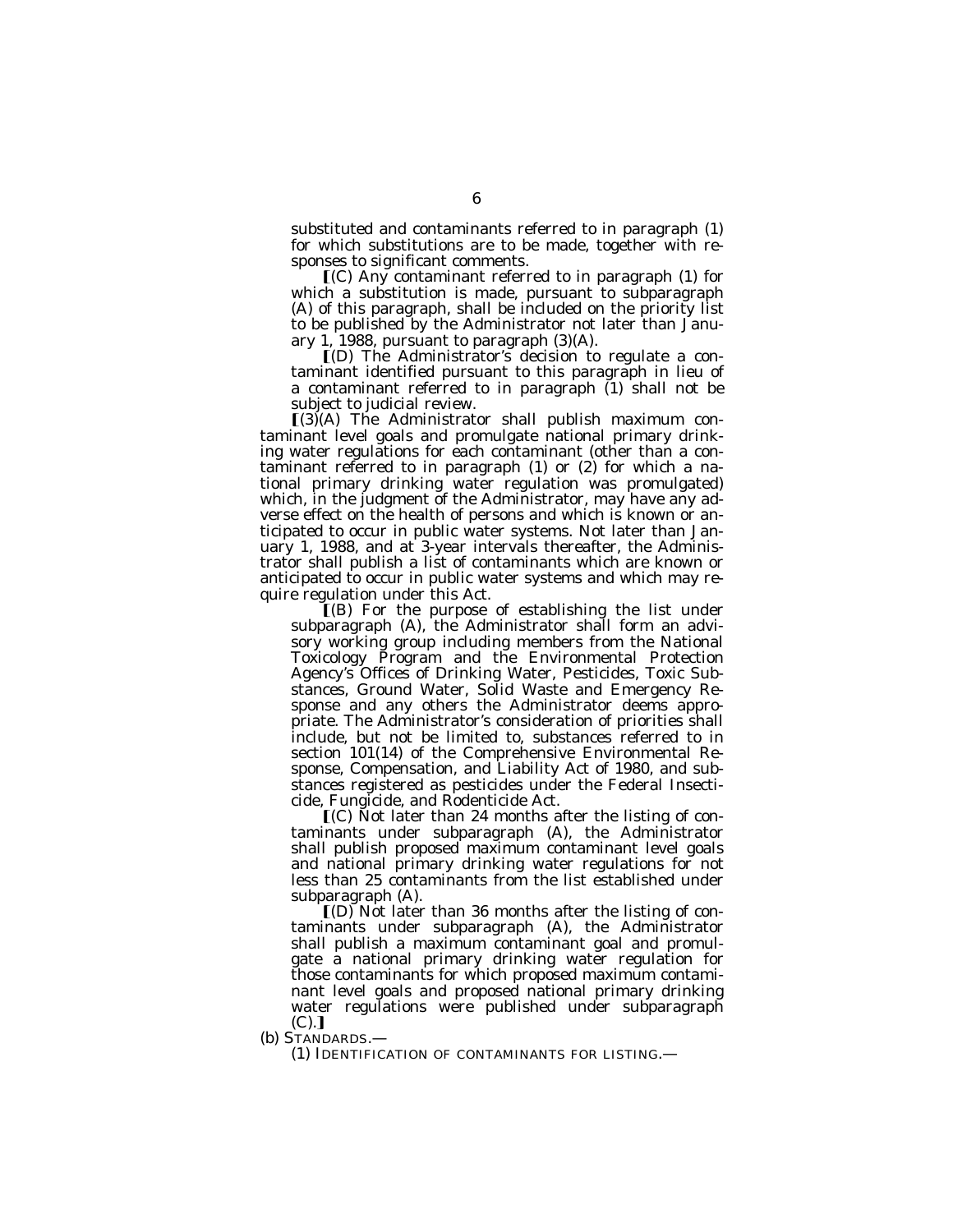substituted and contaminants referred to in paragraph (1) for which substitutions are to be made, together with responses to significant comments.

⟦(C) Any contaminant referred to in paragraph (1) for which a substitution is made, pursuant to subparagraph (A) of this paragraph, shall be included on the priority list to be published by the Administrator not later than January 1, 1988, pursuant to paragraph (3)(A).

⟦(D) The Administrator's decision to regulate a contaminant identified pursuant to this paragraph in lieu of a contaminant referred to in paragraph (1) shall not be subject to judicial review.

⟦(3)(A) The Administrator shall publish maximum contaminant level goals and promulgate national primary drinking water regulations for each contaminant (other than a contaminant referred to in paragraph (1) or (2) for which a national primary drinking water regulation was promulgated) which, in the judgment of the Administrator, may have any adverse effect on the health of persons and which is known or anticipated to occur in public water systems. Not later than January 1, 1988, and at 3-year intervals thereafter, the Administrator shall publish a list of contaminants which are known or anticipated to occur in public water systems and which may require regulation under this Act.

⟦(B) For the purpose of establishing the list under subparagraph (A), the Administrator shall form an advisory working group including members from the National Toxicology Program and the Environmental Protection Agency's Offices of Drinking Water, Pesticides, Toxic Substances, Ground Water, Solid Waste and Emergency Response and any others the Administrator deems appropriate. The Administrator's consideration of priorities shall include, but not be limited to, substances referred to in section 101(14) of the Comprehensive Environmental Response, Compensation, and Liability Act of 1980, and substances registered as pesticides under the Federal Insecticide, Fungicide, and Rodenticide Act.

⟦(C) Not later than 24 months after the listing of contaminants under subparagraph (A), the Administrator shall publish proposed maximum contaminant level goals and national primary drinking water regulations for not less than 25 contaminants from the list established under subparagraph (A).

⟦(D) Not later than 36 months after the listing of contaminants under subparagraph (A), the Administrator shall publish a maximum contaminant goal and promulgate a national primary drinking water regulation for those contaminants for which proposed maximum contaminant level goals and proposed national primary drinking water regulations were published under subparagraph (C).⟧

(b) STANDARDS.—

(1) IDENTIFICATION OF CONTAMINANTS FOR LISTING.—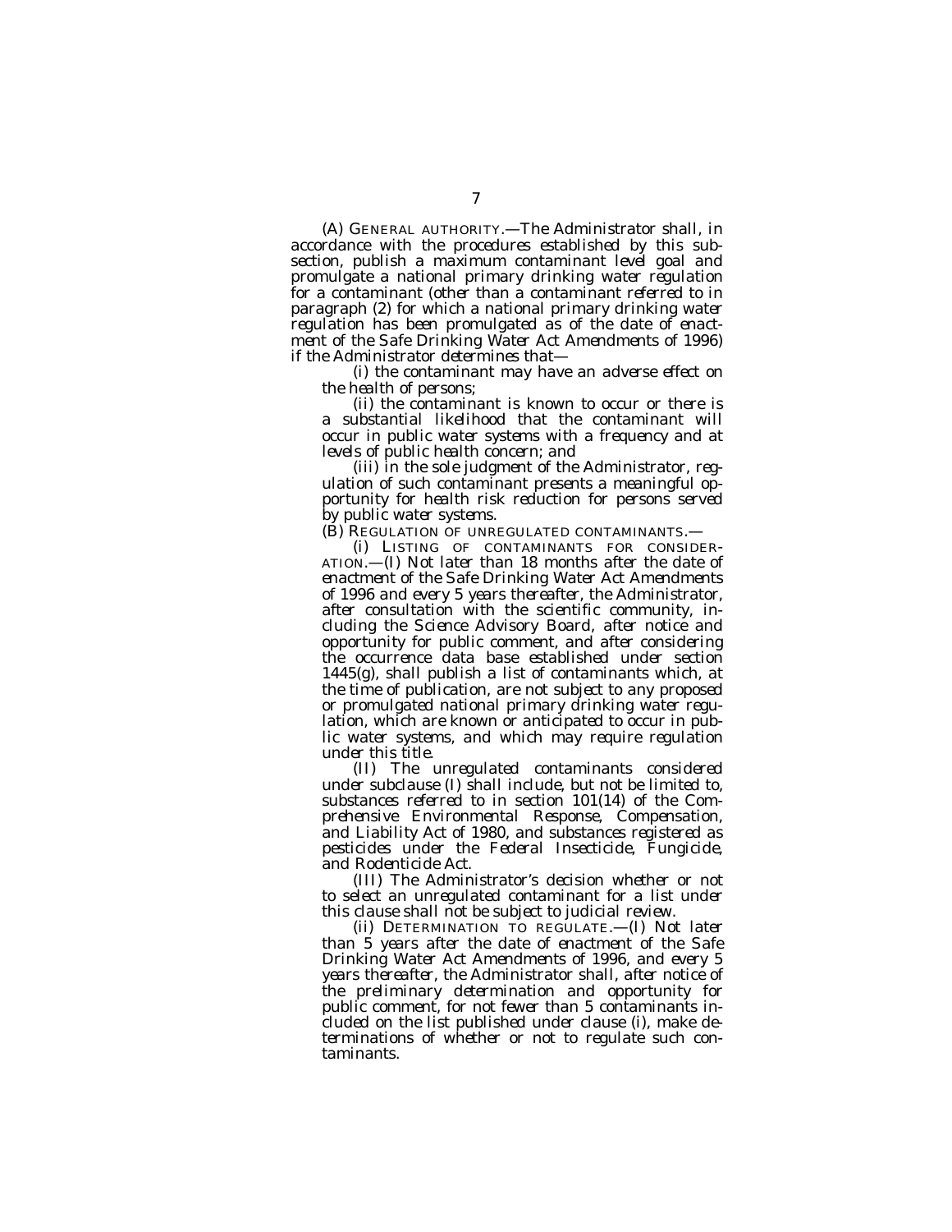*(A) GENERAL AUTHORITY.—The Administrator shall, in accordance with the procedures established by this subsection, publish a maximum contaminant level goal and promulgate a national primary drinking water regulation for a contaminant (other than a contaminant referred to in paragraph (2) for which a national primary drinking water regulation has been promulgated as of the date of enactment of the Safe Drinking Water Act Amendments of 1996) if the Administrator determines that—*

*(i) the contaminant may have an adverse effect on the health of persons;*

*(ii) the contaminant is known to occur or there is a substantial likelihood that the contaminant will occur in public water systems with a frequency and at levels of public health concern; and*

*(iii) in the sole judgment of the Administrator, regulation of such contaminant presents a meaningful opportunity for health risk reduction for persons served by public water systems.*

*(B) REGULATION OF UNREGULATED CONTAMINANTS.—*

*(i) LISTING OF CONTAMINANTS FOR CONSIDERATION.—(I) Not later than 18 months after the date of enactment of the Safe Drinking Water Act Amendments of 1996 and every 5 years thereafter, the Administrator, after consultation with the scientific community, including the Science Advisory Board, after notice and opportunity for public comment, and after considering the occurrence data base established under section 1445(g), shall publish a list of contaminants which, at the time of publication, are not subject to any proposed or promulgated national primary drinking water regulation, which are known or anticipated to occur in public water systems, and which may require regulation under this title.*

*(II) The unregulated contaminants considered under subclause (I) shall include, but not be limited to, substances referred to in section 101(14) of the Comprehensive Environmental Response, Compensation, and Liability Act of 1980, and substances registered as pesticides under the Federal Insecticide, Fungicide, and Rodenticide Act.*

*(III) The Administrator's decision whether or not to select an unregulated contaminant for a list under this clause shall not be subject to judicial review.*

*(ii) DETERMINATION TO REGULATE.—(I) Not later than 5 years after the date of enactment of the Safe Drinking Water Act Amendments of 1996, and every 5 years thereafter, the Administrator shall, after notice of the preliminary determination and opportunity for public comment, for not fewer than 5 contaminants included on the list published under clause (i), make determinations of whether or not to regulate such contaminants.*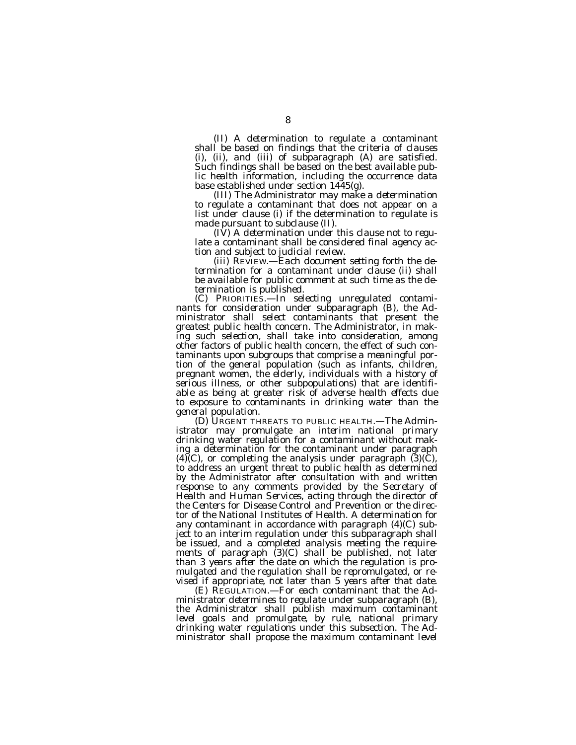*(II) A determination to regulate a contaminant shall be based on findings that the criteria of clauses (i), (ii), and (iii) of subparagraph (A) are satisfied. Such findings shall be based on the best available public health information, including the occurrence data base established under section 1445(g).*

*(III) The Administrator may make a determination to regulate a contaminant that does not appear on a list under clause (i) if the determination to regulate is made pursuant to subclause (II).*

*(IV) A determination under this clause not to regulate a contaminant shall be considered final agency action and subject to judicial review.*

*(iii) REVIEW.—Each document setting forth the determination for a contaminant under clause (ii) shall be available for public comment at such time as the determination is published.*

*(C) PRIORITIES.—In selecting unregulated contaminants for consideration under subparagraph (B), the Administrator shall select contaminants that present the greatest public health concern. The Administrator, in making such selection, shall take into consideration, among other factors of public health concern, the effect of such contaminants upon subgroups that comprise a meaningful portion of the general population (such as infants, children, pregnant women, the elderly, individuals with a history of serious illness, or other subpopulations) that are identifiable as being at greater risk of adverse health effects due to exposure to contaminants in drinking water than the general population.*

*(D) URGENT THREATS TO PUBLIC HEALTH.—The Administrator may promulgate an interim national primary drinking water regulation for a contaminant without making a determination for the contaminant under paragraph (4)(C), or completing the analysis under paragraph (3)(C), to address an urgent threat to public health as determined by the Administrator after consultation with and written response to any comments provided by the Secretary of Health and Human Services, acting through the director of the Centers for Disease Control and Prevention or the director of the National Institutes of Health. A determination for any contaminant in accordance with paragraph (4)(C) subject to an interim regulation under this subparagraph shall be issued, and a completed analysis meeting the requirements of paragraph (3)(C) shall be published, not later than 3 years after the date on which the regulation is promulgated and the regulation shall be repromulgated, or revised if appropriate, not later than 5 years after that date.*

*(E) REGULATION.—For each contaminant that the Administrator determines to regulate under subparagraph (B), the Administrator shall publish maximum contaminant level goals and promulgate, by rule, national primary drinking water regulations under this subsection. The Administrator shall propose the maximum contaminant level*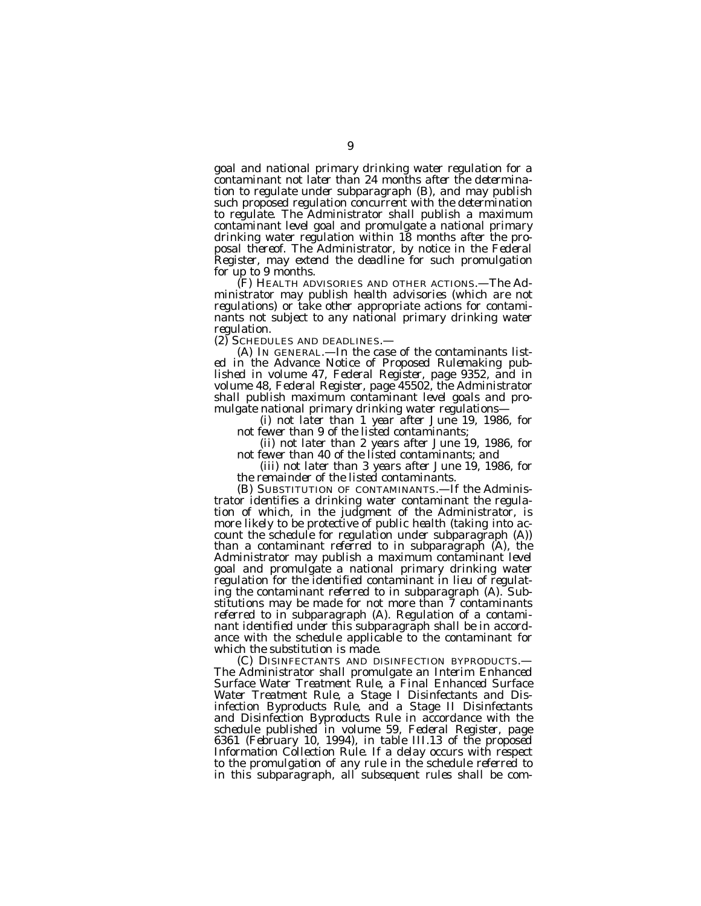goal and national primary drinking water regulation for a contaminant not later than 24 months after the determination to regulate under subparagraph (B), and may publish such proposed regulation concurrent with the determination to regulate. The Administrator shall publish a maximum contaminant level goal and promulgate a national primary drinking water regulation within 18 months after the proposal thereof. The Administrator, by notice in the Federal Register, may extend the deadline for such promulgation for up to 9 months.

(F) HEALTH ADVISORIES AND OTHER ACTIONS.—The Administrator may publish health advisories (which are not regulations) or take other appropriate actions for contaminants not subject to any national primary drinking water regulation.

(2) SCHEDULES AND DEADLINES.—

(A) IN GENERAL.—In the case of the contaminants listed in the Advance Notice of Proposed Rulemaking published in volume 47, Federal Register, page 9352, and in volume 48, Federal Register, page 45502, the Administrator shall publish maximum contaminant level goals and promulgate national primary drinking water regulations—

(i) not later than 1 year after June 19, 1986, for not fewer than 9 of the listed contaminants;

(ii) not later than 2 years after June 19, 1986, for not fewer than 40 of the listed contaminants; and

(iii) not later than 3 years after June 19, 1986, for the remainder of the listed contaminants.

(B) SUBSTITUTION OF CONTAMINANTS.—If the Administrator identifies a drinking water contaminant the regulation of which, in the judgment of the Administrator, is more likely to be protective of public health (taking into account the schedule for regulation under subparagraph (A)) than a contaminant referred to in subparagraph (A), the Administrator may publish a maximum contaminant level goal and promulgate a national primary drinking water regulation for the identified contaminant in lieu of regulating the contaminant referred to in subparagraph (A). Substitutions may be made for not more than 7 contaminants referred to in subparagraph (A). Regulation of a contaminant identified under this subparagraph shall be in accordance with the schedule applicable to the contaminant for which the substitution is made.

(C) DISINFECTANTS AND DISINFECTION BYPRODUCTS.—The Administrator shall promulgate an Interim Enhanced Surface Water Treatment Rule, a Final Enhanced Surface Water Treatment Rule, a Stage I Disinfectants and Disinfection Byproducts Rule, and a Stage II Disinfectants and Disinfection Byproducts Rule in accordance with the schedule published in volume 59, Federal Register, page 6361 (February 10, 1994), in table III.13 of the proposed Information Collection Rule. If a delay occurs with respect to the promulgation of any rule in the schedule referred to in this subparagraph, all subsequent rules shall be com-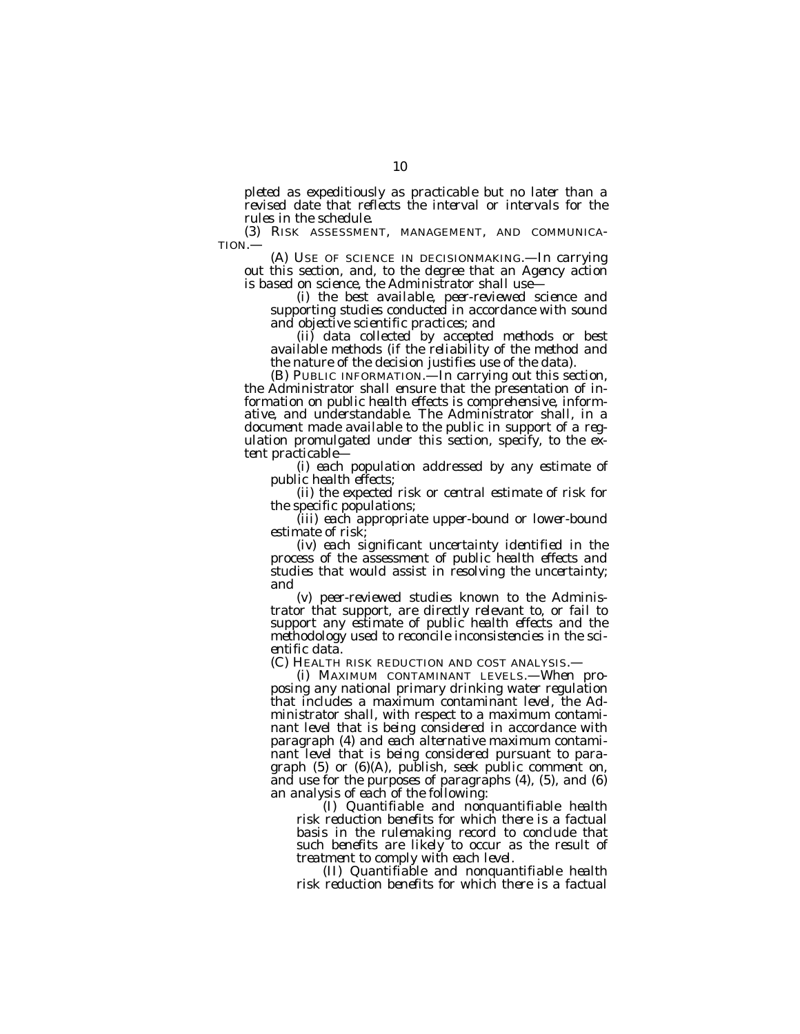*pleted as expeditiously as practicable but no later than a revised date that reflects the interval or intervals for the rules in the schedule.*

*(3) RISK ASSESSMENT, MANAGEMENT, AND COMMUNICATION.—*

*(A) USE OF SCIENCE IN DECISIONMAKING.—In carrying out this section, and, to the degree that an Agency action is based on science, the Administrator shall use—*

*(i) the best available, peer-reviewed science and supporting studies conducted in accordance with sound and objective scientific practices; and*

*(ii) data collected by accepted methods or best available methods (if the reliability of the method and the nature of the decision justifies use of the data).*

*(B) PUBLIC INFORMATION.—In carrying out this section, the Administrator shall ensure that the presentation of information on public health effects is comprehensive, informative, and understandable. The Administrator shall, in a document made available to the public in support of a regulation promulgated under this section, specify, to the extent practicable—*

*(i) each population addressed by any estimate of public health effects;*

*(ii) the expected risk or central estimate of risk for the specific populations;*

*(iii) each appropriate upper-bound or lower-bound estimate of risk;*

*(iv) each significant uncertainty identified in the process of the assessment of public health effects and studies that would assist in resolving the uncertainty; and*

*(v) peer-reviewed studies known to the Administrator that support, are directly relevant to, or fail to support any estimate of public health effects and the methodology used to reconcile inconsistencies in the scientific data.*

*(C) HEALTH RISK REDUCTION AND COST ANALYSIS.—*

*(i) MAXIMUM CONTAMINANT LEVELS.—When proposing any national primary drinking water regulation that includes a maximum contaminant level, the Administrator shall, with respect to a maximum contaminant level that is being considered in accordance with paragraph (4) and each alternative maximum contaminant level that is being considered pursuant to paragraph (5) or (6)(A), publish, seek public comment on, and use for the purposes of paragraphs (4), (5), and (6) an analysis of each of the following:*

*(I) Quantifiable and nonquantifiable health risk reduction benefits for which there is a factual basis in the rulemaking record to conclude that such benefits are likely to occur as the result of treatment to comply with each level.*

*(II) Quantifiable and nonquantifiable health risk reduction benefits for which there is a factual*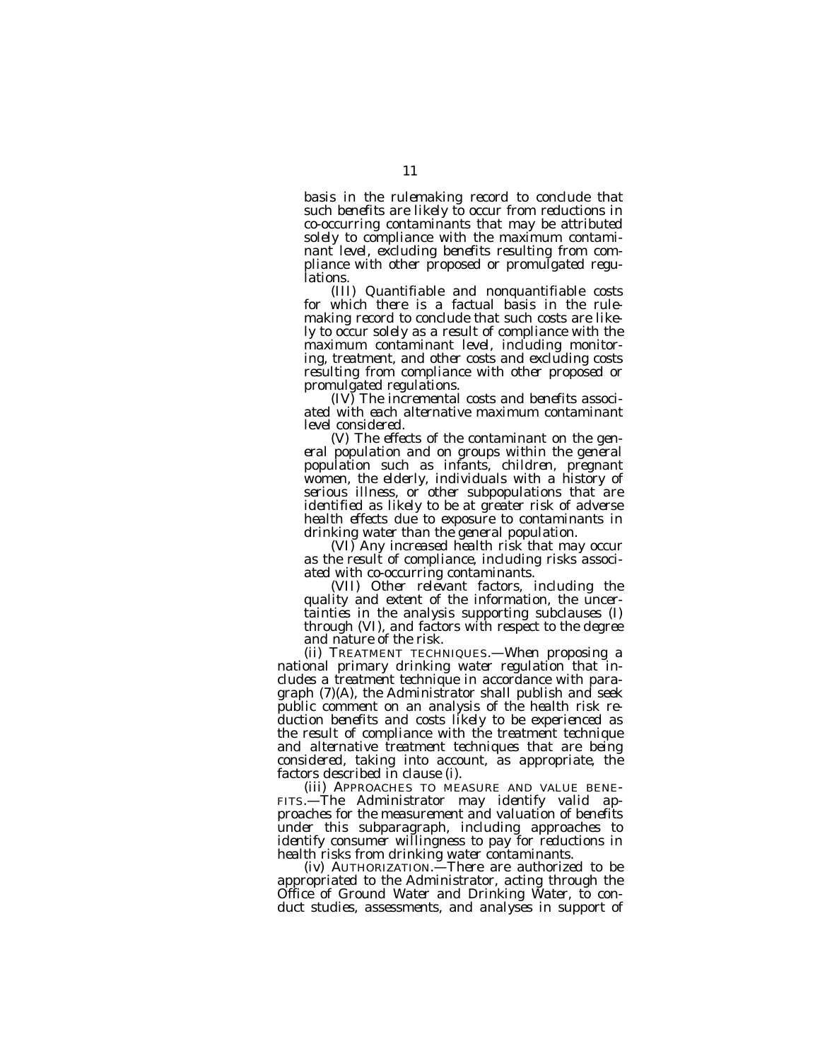*basis in the rulemaking record to conclude that such benefits are likely to occur from reductions in co-occurring contaminants that may be attributed solely to compliance with the maximum contaminant level, excluding benefits resulting from compliance with other proposed or promulgated regulations.*

*(III) Quantifiable and nonquantifiable costs for which there is a factual basis in the rulemaking record to conclude that such costs are likely to occur solely as a result of compliance with the maximum contaminant level, including monitoring, treatment, and other costs and excluding costs resulting from compliance with other proposed or promulgated regulations.*

*(IV) The incremental costs and benefits associated with each alternative maximum contaminant level considered.*

*(V) The effects of the contaminant on the general population and on groups within the general population such as infants, children, pregnant women, the elderly, individuals with a history of serious illness, or other subpopulations that are identified as likely to be at greater risk of adverse health effects due to exposure to contaminants in drinking water than the general population.*

*(VI) Any increased health risk that may occur as the result of compliance, including risks associated with co-occurring contaminants.*

*(VII) Other relevant factors, including the quality and extent of the information, the uncertainties in the analysis supporting subclauses (I) through (VI), and factors with respect to the degree and nature of the risk.*

*(ii) TREATMENT TECHNIQUES.—When proposing a national primary drinking water regulation that includes a treatment technique in accordance with paragraph (7)(A), the Administrator shall publish and seek public comment on an analysis of the health risk reduction benefits and costs likely to be experienced as the result of compliance with the treatment technique and alternative treatment techniques that are being considered, taking into account, as appropriate, the factors described in clause (i).*

*(iii) APPROACHES TO MEASURE AND VALUE BENEFITS.—The Administrator may identify valid approaches for the measurement and valuation of benefits under this subparagraph, including approaches to identify consumer willingness to pay for reductions in health risks from drinking water contaminants.*

*(iv) AUTHORIZATION.—There are authorized to be appropriated to the Administrator, acting through the Office of Ground Water and Drinking Water, to conduct studies, assessments, and analyses in support of*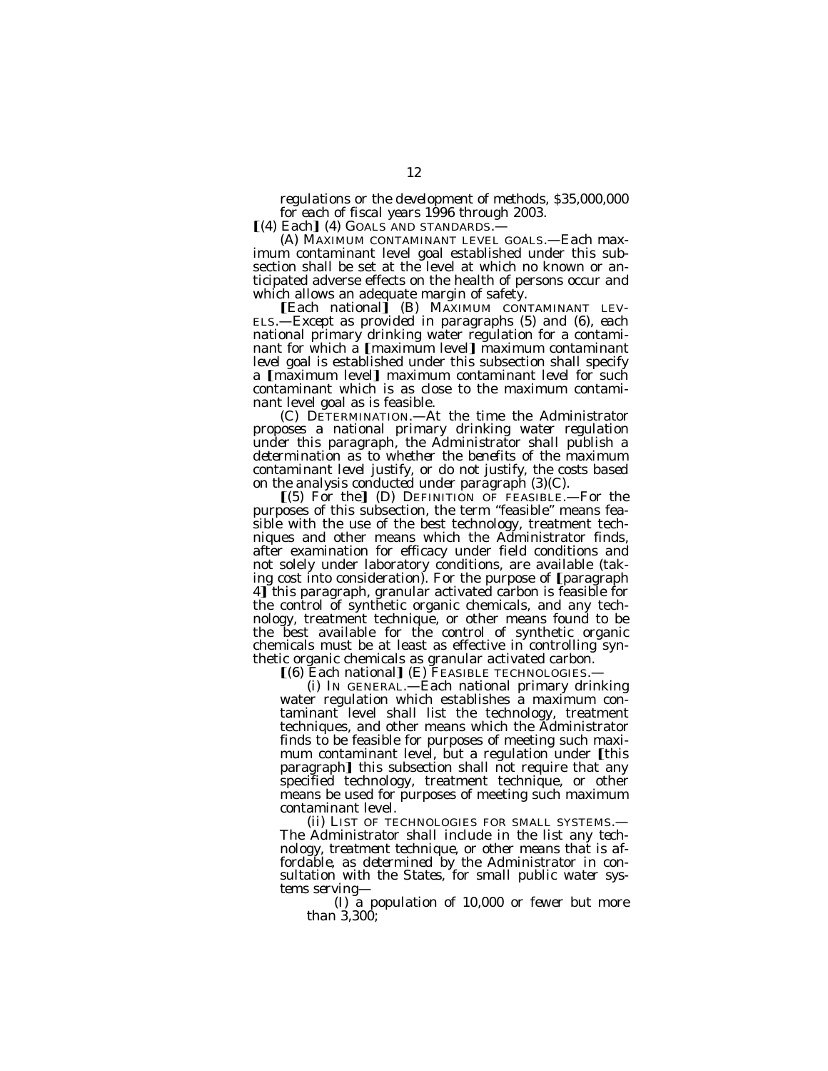*regulations or the development of methods, $35,000,000 for each of fiscal years 1996 through 2003.*

【(4) Each】 (4) GOALS AND STANDARDS.—

*(A) MAXIMUM CONTAMINANT LEVEL GOALS.—Each* maximum contaminant level goal established under this subsection shall be set at the level at which no known or anticipated adverse effects on the health of persons occur and which allows an adequate margin of safety.

【Each national】 *(B) MAXIMUM CONTAMINANT LEVELS.—Except as provided in paragraphs (5) and (6), each national* primary drinking water regulation for a contaminant for which a 【maximum level】 *maximum contaminant level* goal is established under this subsection shall specify a 【maximum level】 *maximum contaminant level* for such contaminant which is as close to the maximum contaminant level goal as is feasible.

*(C) DETERMINATION.—At the time the Administrator proposes a national primary drinking water regulation under this paragraph, the Administrator shall publish a determination as to whether the benefits of the maximum contaminant level justify, or do not justify, the costs based on the analysis conducted under paragraph (3)(C).*

【(5) For the】 *(D) DEFINITION OF FEASIBLE.—For the* purposes of this subsection, the term "feasible" means feasible with the use of the best technology, treatment techniques and other means which the Administrator finds, after examination for efficacy under field conditions and not solely under laboratory conditions, are available (taking cost into consideration). For the purpose of 【paragraph 4】 *this paragraph*, granular activated carbon is feasible for the control of synthetic organic chemicals, and any technology, treatment technique, or other means found to be the best available for the control of synthetic organic chemicals must be at least as effective in controlling synthetic organic chemicals as granular activated carbon.

【(6) Each national】 *(E) FEASIBLE TECHNOLOGIES.—*

*(i) IN GENERAL.—Each national* primary drinking water regulation which establishes a maximum contaminant level shall list the technology, treatment techniques, and other means which the Administrator finds to be feasible for purposes of meeting such maximum contaminant level, but a regulation under 【this paragraph】 *this subsection* shall not require that any specified technology, treatment technique, or other means be used for purposes of meeting such maximum contaminant level.

*(ii) LIST OF TECHNOLOGIES FOR SMALL SYSTEMS.—The Administrator shall include in the list any technology, treatment technique, or other means that is affordable, as determined by the Administrator in consultation with the States, for small public water systems serving—*

*(I) a population of 10,000 or fewer but more than 3,300;*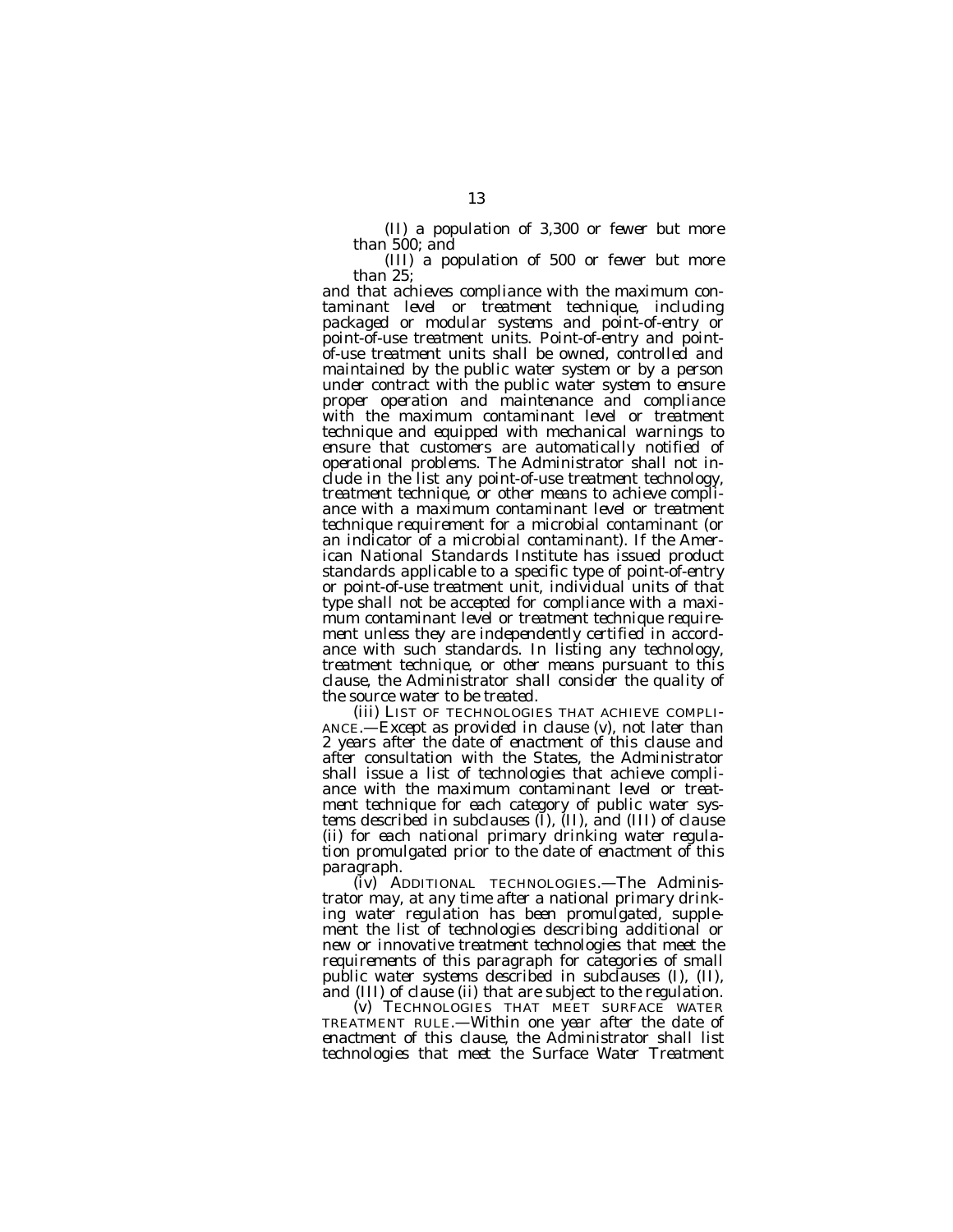*(II) a population of 3,300 or fewer but more than 500; and*

*(III) a population of 500 or fewer but more than 25;*

*and that achieves compliance with the maximum contaminant level or treatment technique, including packaged or modular systems and point-of-entry or point-of-use treatment units. Point-of-entry and point-of-use treatment units shall be owned, controlled and maintained by the public water system or by a person under contract with the public water system to ensure proper operation and maintenance and compliance with the maximum contaminant level or treatment technique and equipped with mechanical warnings to ensure that customers are automatically notified of operational problems. The Administrator shall not include in the list any point-of-use treatment technology, treatment technique, or other means to achieve compliance with a maximum contaminant level or treatment technique requirement for a microbial contaminant (or an indicator of a microbial contaminant). If the American National Standards Institute has issued product standards applicable to a specific type of point-of-entry or point-of-use treatment unit, individual units of that type shall not be accepted for compliance with a maximum contaminant level or treatment technique requirement unless they are independently certified in accordance with such standards. In listing any technology, treatment technique, or other means pursuant to this clause, the Administrator shall consider the quality of the source water to be treated.*

*(iii) LIST OF TECHNOLOGIES THAT ACHIEVE COMPLIANCE.—Except as provided in clause (v), not later than 2 years after the date of enactment of this clause and after consultation with the States, the Administrator shall issue a list of technologies that achieve compliance with the maximum contaminant level or treatment technique for each category of public water systems described in subclauses (I), (II), and (III) of clause (ii) for each national primary drinking water regulation promulgated prior to the date of enactment of this paragraph.*

*(iv) ADDITIONAL TECHNOLOGIES.—The Administrator may, at any time after a national primary drinking water regulation has been promulgated, supplement the list of technologies describing additional or new or innovative treatment technologies that meet the requirements of this paragraph for categories of small public water systems described in subclauses (I), (II), and (III) of clause (ii) that are subject to the regulation.*

*(v) TECHNOLOGIES THAT MEET SURFACE WATER TREATMENT RULE.—Within one year after the date of enactment of this clause, the Administrator shall list technologies that meet the Surface Water Treatment*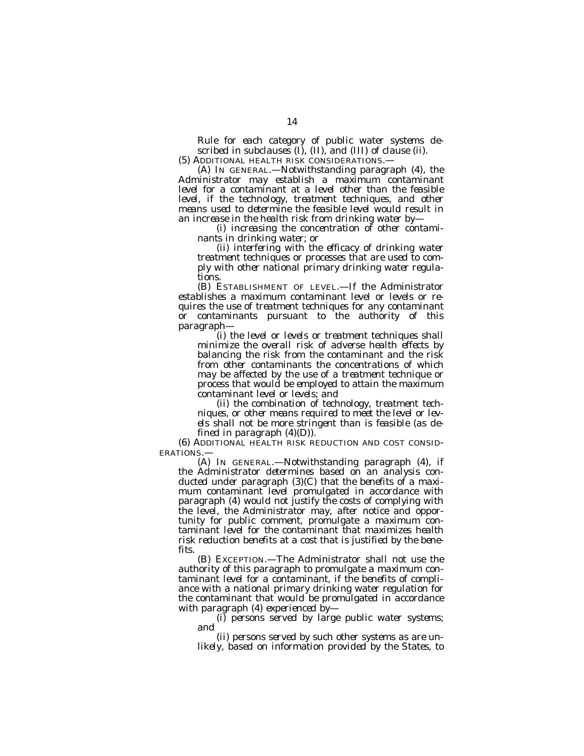*Rule for each category of public water systems described in subclauses (I), (II), and (III) of clause (ii).*

*(5) ADDITIONAL HEALTH RISK CONSIDERATIONS.—*

*(A) IN GENERAL.—Notwithstanding paragraph (4), the Administrator may establish a maximum contaminant level for a contaminant at a level other than the feasible level, if the technology, treatment techniques, and other means used to determine the feasible level would result in an increase in the health risk from drinking water by—*

*(i) increasing the concentration of other contaminants in drinking water; or*

*(ii) interfering with the efficacy of drinking water treatment techniques or processes that are used to comply with other national primary drinking water regulations.*

*(B) ESTABLISHMENT OF LEVEL.—If the Administrator establishes a maximum contaminant level or levels or requires the use of treatment techniques for any contaminant or contaminants pursuant to the authority of this paragraph—*

*(i) the level or levels or treatment techniques shall minimize the overall risk of adverse health effects by balancing the risk from the contaminant and the risk from other contaminants the concentrations of which may be affected by the use of a treatment technique or process that would be employed to attain the maximum contaminant level or levels; and*

*(ii) the combination of technology, treatment techniques, or other means required to meet the level or levels shall not be more stringent than is feasible (as defined in paragraph (4)(D)).*

*(6) ADDITIONAL HEALTH RISK REDUCTION AND COST CONSIDERATIONS.—*

*(A) IN GENERAL.—Notwithstanding paragraph (4), if the Administrator determines based on an analysis conducted under paragraph (3)(C) that the benefits of a maximum contaminant level promulgated in accordance with paragraph (4) would not justify the costs of complying with the level, the Administrator may, after notice and opportunity for public comment, promulgate a maximum contaminant level for the contaminant that maximizes health risk reduction benefits at a cost that is justified by the benefits.*

*(B) EXCEPTION.—The Administrator shall not use the authority of this paragraph to promulgate a maximum contaminant level for a contaminant, if the benefits of compliance with a national primary drinking water regulation for the contaminant that would be promulgated in accordance with paragraph (4) experienced by—*

*(i) persons served by large public water systems; and*

*(ii) persons served by such other systems as are unlikely, based on information provided by the States, to*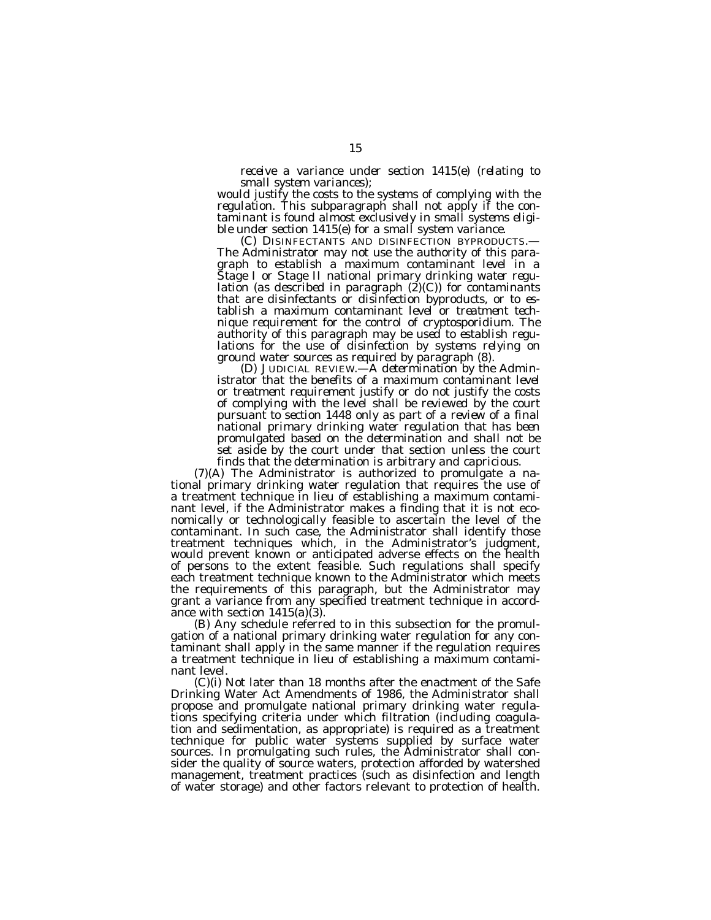*receive a variance under section 1415(e) (relating to small system variances);*

*would justify the costs to the systems of complying with the regulation. This subparagraph shall not apply if the contaminant is found almost exclusively in small systems eligible under section 1415(e) for a small system variance.*

*(C) DISINFECTANTS AND DISINFECTION BYPRODUCTS.—The Administrator may not use the authority of this paragraph to establish a maximum contaminant level in a Stage I or Stage II national primary drinking water regulation (as described in paragraph (2)(C)) for contaminants that are disinfectants or disinfection byproducts, or to establish a maximum contaminant level or treatment technique requirement for the control of cryptosporidium. The authority of this paragraph may be used to establish regulations for the use of disinfection by systems relying on ground water sources as required by paragraph (8).*

*(D) JUDICIAL REVIEW.—A determination by the Administrator that the benefits of a maximum contaminant level or treatment requirement justify or do not justify the costs of complying with the level shall be reviewed by the court pursuant to section 1448 only as part of a review of a final national primary drinking water regulation that has been promulgated based on the determination and shall not be set aside by the court under that section unless the court finds that the determination is arbitrary and capricious.*

(7)(A) The Administrator is authorized to promulgate a national primary drinking water regulation that requires the use of a treatment technique in lieu of establishing a maximum contaminant level, if the Administrator makes a finding that it is not economically or technologically feasible to ascertain the level of the contaminant. In such case, the Administrator shall identify those treatment techniques which, in the Administrator's judgment, would prevent known or anticipated adverse effects on the health of persons to the extent feasible. Such regulations shall specify each treatment technique known to the Administrator which meets the requirements of this paragraph, but the Administrator may grant a variance from any specified treatment technique in accordance with section 1415(a)(3).

(B) Any schedule referred to in this subsection for the promulgation of a national primary drinking water regulation for any contaminant shall apply in the same manner if the regulation requires a treatment technique in lieu of establishing a maximum contaminant level.

(C)(i) Not later than 18 months after the enactment of the Safe Drinking Water Act Amendments of 1986, the Administrator shall propose and promulgate national primary drinking water regulations specifying criteria under which filtration (including coagulation and sedimentation, as appropriate) is required as a treatment technique for public water systems supplied by surface water sources. In promulgating such rules, the Administrator shall consider the quality of source waters, protection afforded by watershed management, treatment practices (such as disinfection and length of water storage) and other factors relevant to protection of health.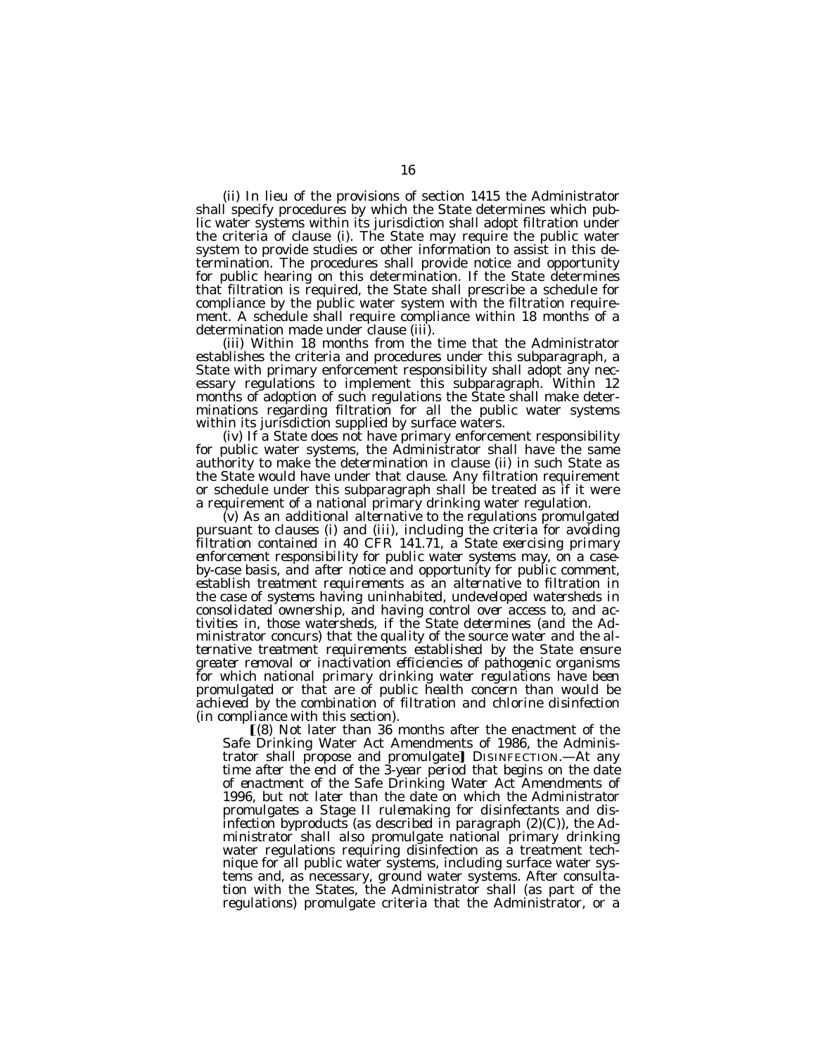(ii) In lieu of the provisions of section 1415 the Administrator shall specify procedures by which the State determines which public water systems within its jurisdiction shall adopt filtration under the criteria of clause (i). The State may require the public water system to provide studies or other information to assist in this determination. The procedures shall provide notice and opportunity for public hearing on this determination. If the State determines that filtration is required, the State shall prescribe a schedule for compliance by the public water system with the filtration requirement. A schedule shall require compliance within 18 months of a determination made under clause (iii).

(iii) Within 18 months from the time that the Administrator establishes the criteria and procedures under this subparagraph, a State with primary enforcement responsibility shall adopt any necessary regulations to implement this subparagraph. Within 12 months of adoption of such regulations the State shall make determinations regarding filtration for all the public water systems within its jurisdiction supplied by surface waters.

(iv) If a State does not have primary enforcement responsibility for public water systems, the Administrator shall have the same authority to make the determination in clause (ii) in such State as the State would have under that clause. Any filtration requirement or schedule under this subparagraph shall be treated as if it were a requirement of a national primary drinking water regulation.

*(v) As an additional alternative to the regulations promulgated pursuant to clauses (i) and (iii), including the criteria for avoiding filtration contained in 40 CFR 141.71, a State exercising primary enforcement responsibility for public water systems may, on a case-by-case basis, and after notice and opportunity for public comment, establish treatment requirements as an alternative to filtration in the case of systems having uninhabited, undeveloped watersheds in consolidated ownership, and having control over access to, and activities in, those watersheds, if the State determines (and the Administrator concurs) that the quality of the source water and the alternative treatment requirements established by the State ensure greater removal or inactivation efficiencies of pathogenic organisms for which national primary drinking water regulations have been promulgated or that are of public health concern than would be achieved by the combination of filtration and chlorine disinfection (in compliance with this section).*

[(8) Not later than 36 months after the enactment of the Safe Drinking Water Act Amendments of 1986, the Administrator shall propose and promulgate] DISINFECTION.—*At any time after the end of the 3-year period that begins on the date of enactment of the Safe Drinking Water Act Amendments of 1996, but not later than the date on which the Administrator promulgates a Stage II rulemaking for disinfectants and disinfection byproducts (as described in paragraph (2)(C)), the Administrator shall also promulgate* national primary drinking water regulations requiring disinfection as a treatment technique for all public water systems, *including surface water systems and, as necessary, ground water systems*. After consultation with the States, the Administrator shall (as part of the regulations) promulgate criteria that the Administrator, or a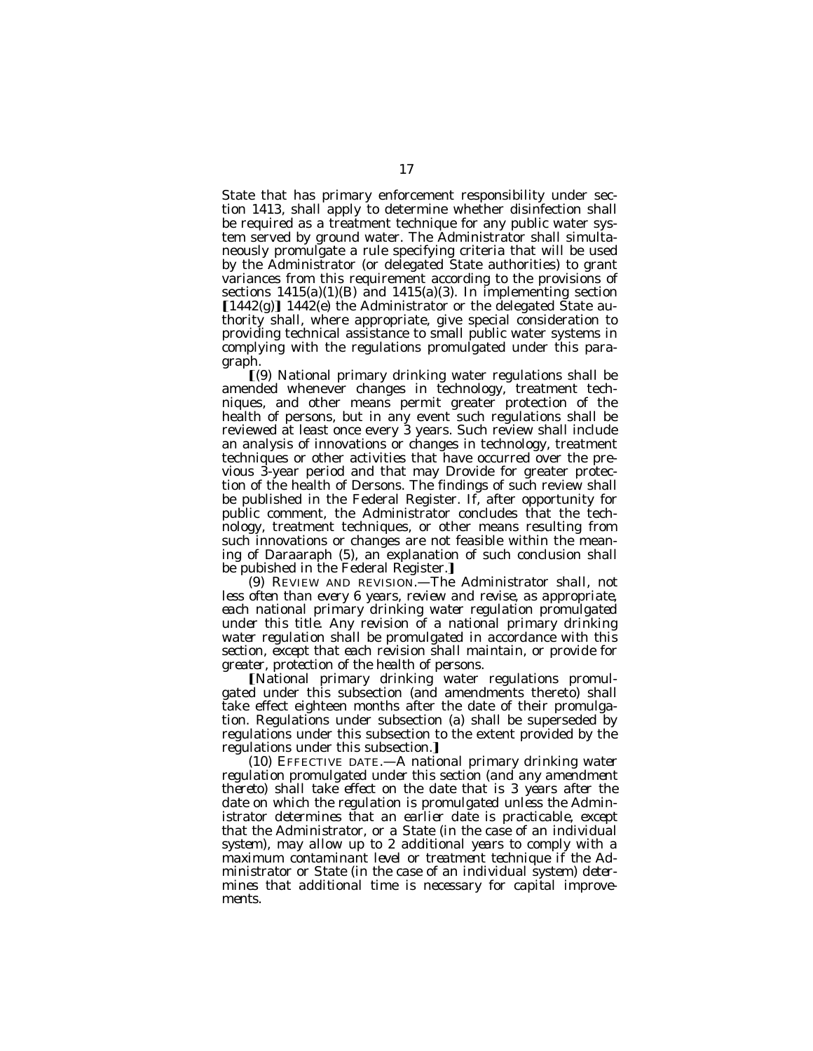State that has primary enforcement responsibility under section 1413, shall apply to determine whether disinfection shall be required as a treatment technique for any public water system served by ground water. The Administrator shall simultaneously promulgate a rule specifying criteria that will be used by the Administrator (or delegated State authorities) to grant variances from this requirement according to the provisions of sections 1415(a)(1)(B) and 1415(a)(3). In implementing section [1442(g)] *1442(e)* the Administrator or the delegated State authority shall, where appropriate, give special consideration to providing technical assistance to small public water systems in complying with the regulations promulgated under this paragraph.

[(9) National primary drinking water regulations shall be amended whenever changes in technology, treatment techniques, and other means permit greater protection of the health of persons, but in any event such regulations shall be reviewed at least once every 3 years. Such review shall include an analysis of innovations or changes in technology, treatment techniques or other activities that have occurred over the previous 3-year period and that may Drovide for greater protection of the health of Dersons. The findings of such review shall be published in the Federal Register. If, after opportunity for public comment, the Administrator concludes that the technology, treatment techniques, or other means resulting from such innovations or changes are not feasible within the meaning of Daraaraph (5), an explanation of such conclusion shall be pubished in the Federal Register.]

*(9) REVIEW AND REVISION.—The Administrator shall, not less often than every 6 years, review and revise, as appropriate, each national primary drinking water regulation promulgated under this title. Any revision of a national primary drinking water regulation shall be promulgated in accordance with this section, except that each revision shall maintain, or provide for greater, protection of the health of persons.*

[National primary drinking water regulations promulgated under this subsection (and amendments thereto) shall take effect eighteen months after the date of their promulgation. Regulations under subsection (a) shall be superseded by regulations under this subsection to the extent provided by the regulations under this subsection.]

*(10) EFFECTIVE DATE.—A national primary drinking water regulation promulgated under this section (and any amendment thereto) shall take effect on the date that is 3 years after the date on which the regulation is promulgated unless the Administrator determines that an earlier date is practicable, except that the Administrator, or a State (in the case of an individual system), may allow up to 2 additional years to comply with a maximum contaminant level or treatment technique if the Administrator or State (in the case of an individual system) determines that additional time is necessary for capital improvements.*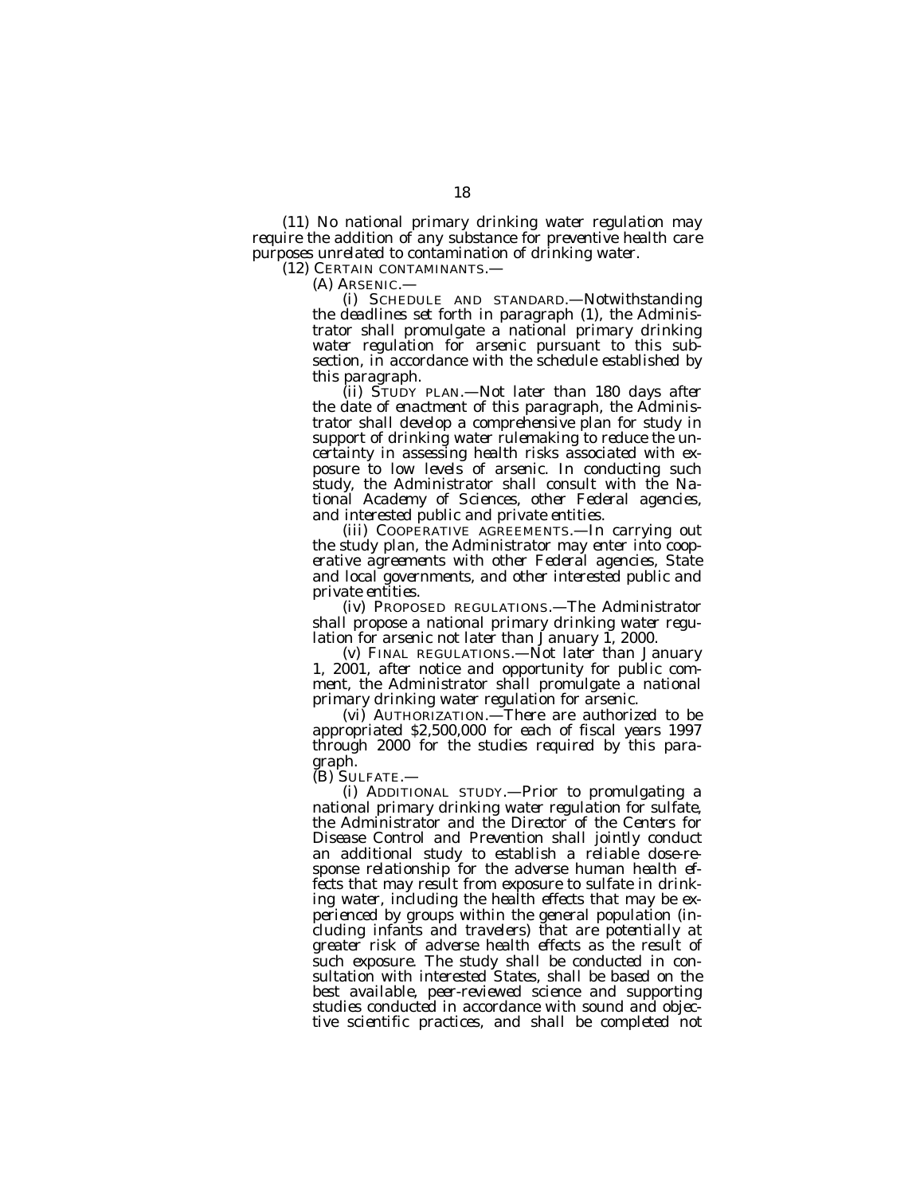(11) No national primary drinking water regulation may require the addition of any substance for preventive health care purposes unrelated to contamination of drinking water.

(12) CERTAIN CONTAMINANTS.—

(A) ARSENIC.—

(i) SCHEDULE AND STANDARD.—Notwithstanding the deadlines set forth in paragraph (1), the Administrator shall promulgate a national primary drinking water regulation for arsenic pursuant to this subsection, in accordance with the schedule established by this paragraph.

(ii) STUDY PLAN.—Not later than 180 days after the date of enactment of this paragraph, the Administrator shall develop a comprehensive plan for study in support of drinking water rulemaking to reduce the uncertainty in assessing health risks associated with exposure to low levels of arsenic. In conducting such study, the Administrator shall consult with the National Academy of Sciences, other Federal agencies, and interested public and private entities.

(iii) COOPERATIVE AGREEMENTS.—In carrying out the study plan, the Administrator may enter into cooperative agreements with other Federal agencies, State and local governments, and other interested public and private entities.

(iv) PROPOSED REGULATIONS.—The Administrator shall propose a national primary drinking water regulation for arsenic not later than January 1, 2000.

(v) FINAL REGULATIONS.—Not later than January 1, 2001, after notice and opportunity for public comment, the Administrator shall promulgate a national primary drinking water regulation for arsenic.

(vi) AUTHORIZATION.—There are authorized to be appropriated $2,500,000 for each of fiscal years 1997 through 2000 for the studies required by this paragraph.

(B) SULFATE.—

(i) ADDITIONAL STUDY.—Prior to promulgating a national primary drinking water regulation for sulfate, the Administrator and the Director of the Centers for Disease Control and Prevention shall jointly conduct an additional study to establish a reliable dose-response relationship for the adverse human health effects that may result from exposure to sulfate in drinking water, including the health effects that may be experienced by groups within the general population (including infants and travelers) that are potentially at greater risk of adverse health effects as the result of such exposure. The study shall be conducted in consultation with interested States, shall be based on the best available, peer-reviewed science and supporting studies conducted in accordance with sound and objective scientific practices, and shall be completed not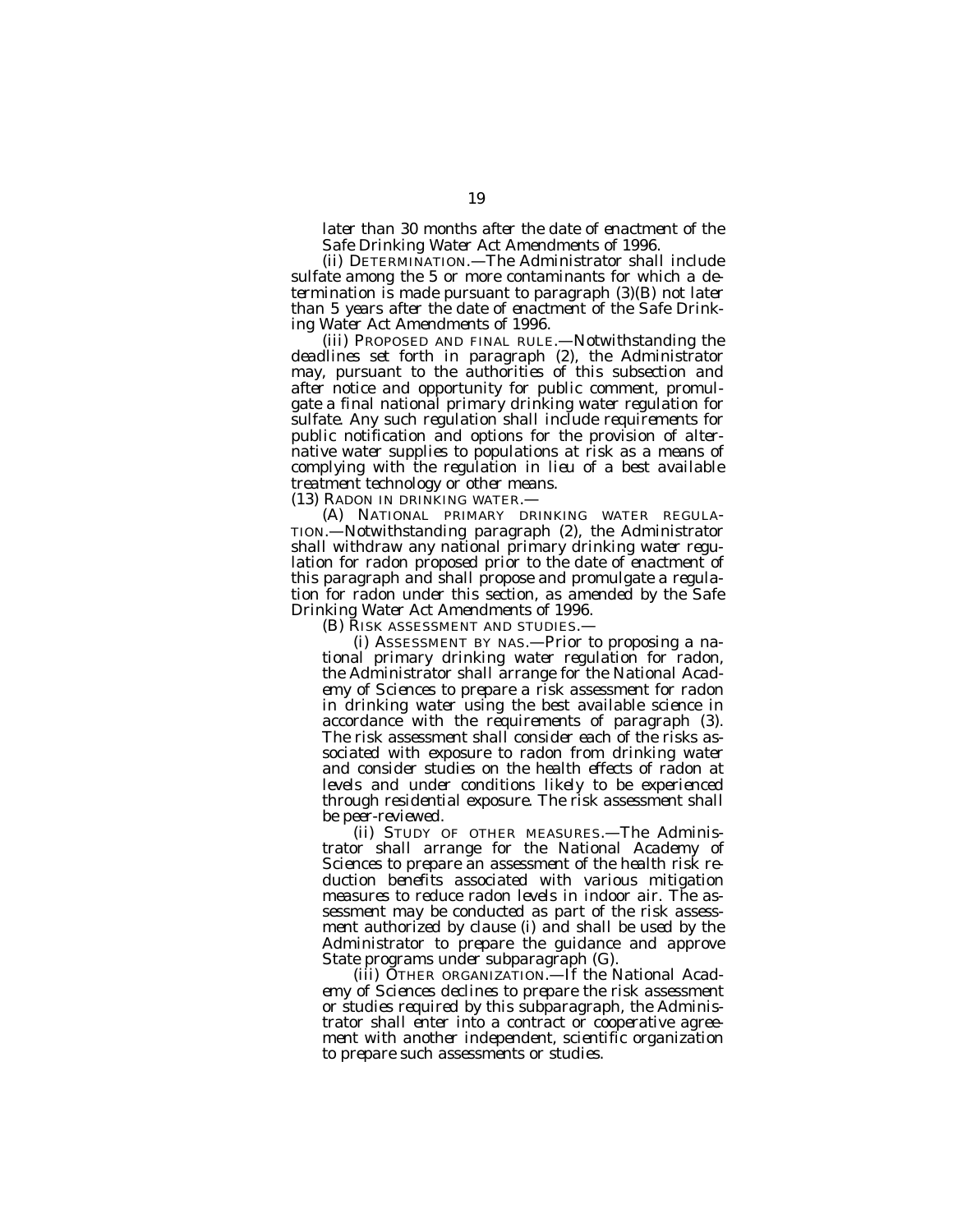later than 30 months after the date of enactment of the Safe Drinking Water Act Amendments of 1996.

(ii) DETERMINATION.—The Administrator shall include sulfate among the 5 or more contaminants for which a determination is made pursuant to paragraph (3)(B) not later than 5 years after the date of enactment of the Safe Drinking Water Act Amendments of 1996.

(iii) PROPOSED AND FINAL RULE.—Notwithstanding the deadlines set forth in paragraph (2), the Administrator may, pursuant to the authorities of this subsection and after notice and opportunity for public comment, promulgate a final national primary drinking water regulation for sulfate. Any such regulation shall include requirements for public notification and options for the provision of alternative water supplies to populations at risk as a means of complying with the regulation in lieu of a best available treatment technology or other means.

(13) RADON IN DRINKING WATER.—

(A) NATIONAL PRIMARY DRINKING WATER REGULATION.—Notwithstanding paragraph (2), the Administrator shall withdraw any national primary drinking water regulation for radon proposed prior to the date of enactment of this paragraph and shall propose and promulgate a regulation for radon under this section, as amended by the Safe Drinking Water Act Amendments of 1996.

(B) RISK ASSESSMENT AND STUDIES.—

(i) ASSESSMENT BY NAS.—Prior to proposing a national primary drinking water regulation for radon, the Administrator shall arrange for the National Academy of Sciences to prepare a risk assessment for radon in drinking water using the best available science in accordance with the requirements of paragraph (3). The risk assessment shall consider each of the risks associated with exposure to radon from drinking water and consider studies on the health effects of radon at levels and under conditions likely to be experienced through residential exposure. The risk assessment shall be peer-reviewed.

(ii) STUDY OF OTHER MEASURES.—The Administrator shall arrange for the National Academy of Sciences to prepare an assessment of the health risk reduction benefits associated with various mitigation measures to reduce radon levels in indoor air. The assessment may be conducted as part of the risk assessment authorized by clause (i) and shall be used by the Administrator to prepare the guidance and approve State programs under subparagraph (G).

(iii) OTHER ORGANIZATION.—If the National Academy of Sciences declines to prepare the risk assessment or studies required by this subparagraph, the Administrator shall enter into a contract or cooperative agreement with another independent, scientific organization to prepare such assessments or studies.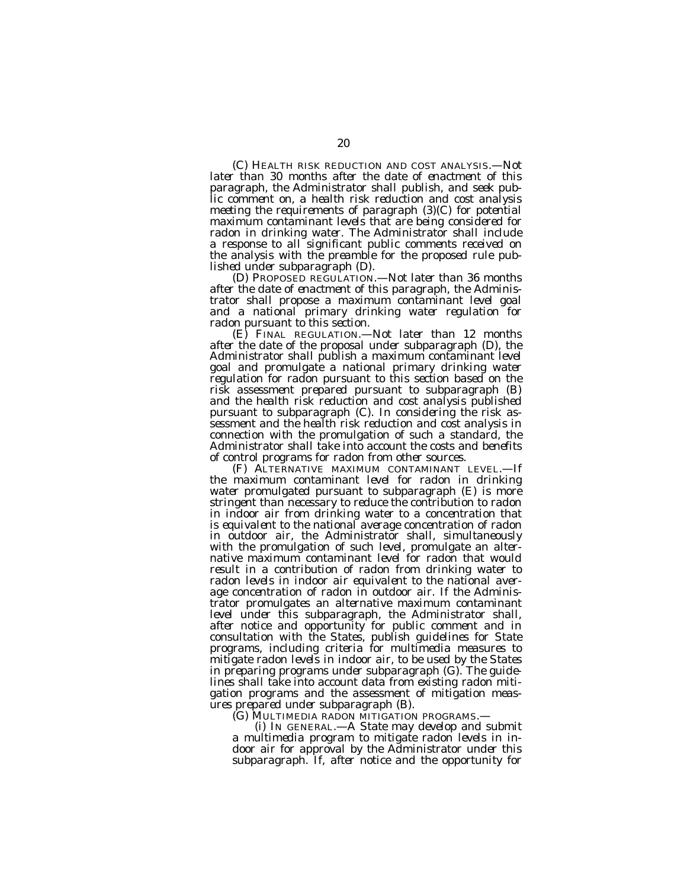(C) HEALTH RISK REDUCTION AND COST ANALYSIS.—Not later than 30 months after the date of enactment of this paragraph, the Administrator shall publish, and seek public comment on, a health risk reduction and cost analysis meeting the requirements of paragraph (3)(C) for potential maximum contaminant levels that are being considered for radon in drinking water. The Administrator shall include a response to all significant public comments received on the analysis with the preamble for the proposed rule published under subparagraph (D).

(D) PROPOSED REGULATION.—Not later than 36 months after the date of enactment of this paragraph, the Administrator shall propose a maximum contaminant level goal and a national primary drinking water regulation for radon pursuant to this section.

(E) FINAL REGULATION.—Not later than 12 months after the date of the proposal under subparagraph (D), the Administrator shall publish a maximum contaminant level goal and promulgate a national primary drinking water regulation for radon pursuant to this section based on the risk assessment prepared pursuant to subparagraph (B) and the health risk reduction and cost analysis published pursuant to subparagraph (C). In considering the risk assessment and the health risk reduction and cost analysis in connection with the promulgation of such a standard, the Administrator shall take into account the costs and benefits of control programs for radon from other sources.

(F) ALTERNATIVE MAXIMUM CONTAMINANT LEVEL.—If the maximum contaminant level for radon in drinking water promulgated pursuant to subparagraph (E) is more stringent than necessary to reduce the contribution to radon in indoor air from drinking water to a concentration that is equivalent to the national average concentration of radon in outdoor air, the Administrator shall, simultaneously with the promulgation of such level, promulgate an alternative maximum contaminant level for radon that would result in a contribution of radon from drinking water to radon levels in indoor air equivalent to the national average concentration of radon in outdoor air. If the Administrator promulgates an alternative maximum contaminant level under this subparagraph, the Administrator shall, after notice and opportunity for public comment and in consultation with the States, publish guidelines for State programs, including criteria for multimedia measures to mitigate radon levels in indoor air, to be used by the States in preparing programs under subparagraph (G). The guidelines shall take into account data from existing radon mitigation programs and the assessment of mitigation measures prepared under subparagraph (B).

(G) MULTIMEDIA RADON MITIGATION PROGRAMS.—

(i) IN GENERAL.—A State may develop and submit a multimedia program to mitigate radon levels in indoor air for approval by the Administrator under this subparagraph. If, after notice and the opportunity for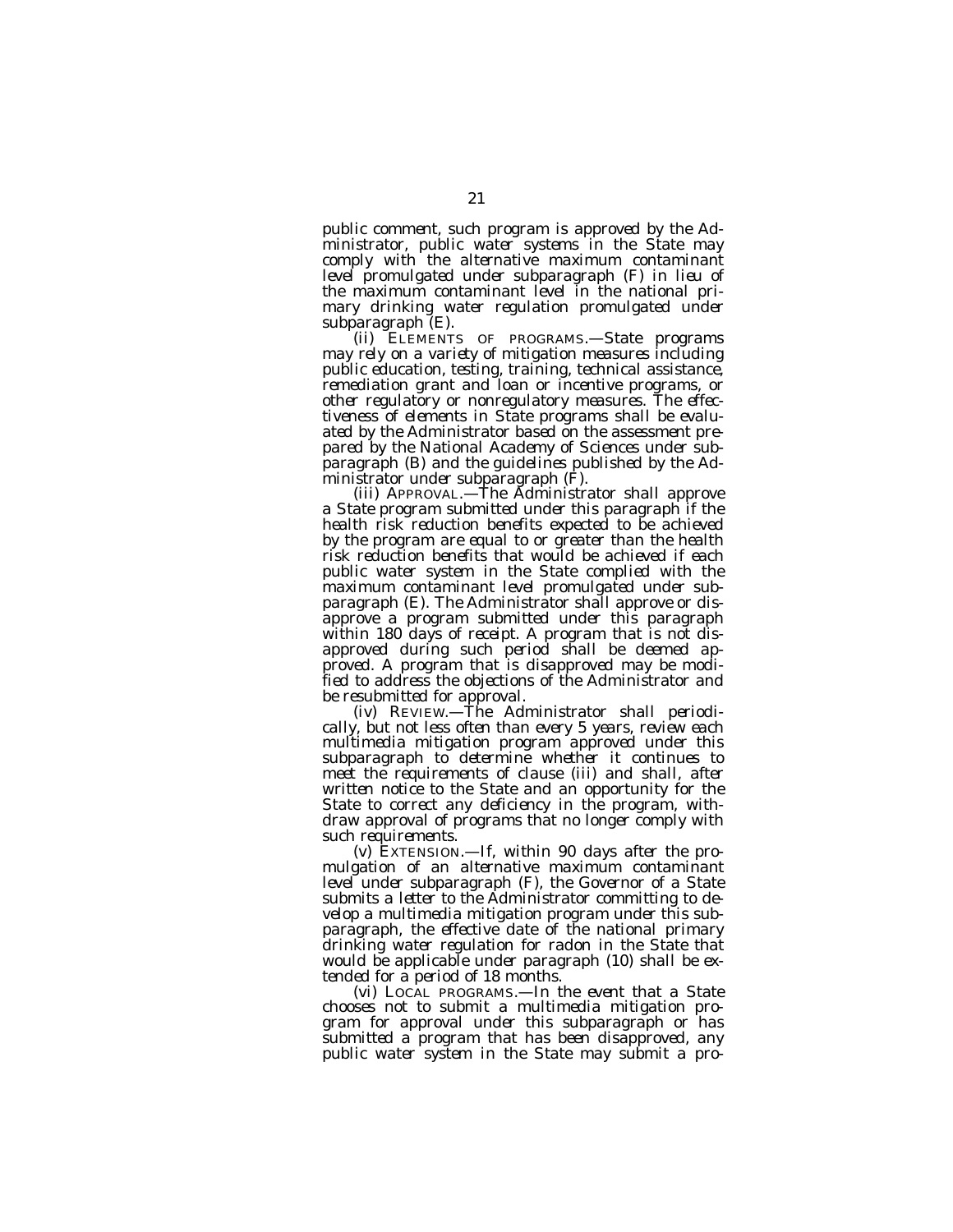public comment, such program is approved by the Administrator, public water systems in the State may comply with the alternative maximum contaminant level promulgated under subparagraph (F) in lieu of the maximum contaminant level in the national primary drinking water regulation promulgated under subparagraph (E).

(ii) ELEMENTS OF PROGRAMS.—State programs may rely on a variety of mitigation measures including public education, testing, training, technical assistance, remediation grant and loan or incentive programs, or other regulatory or nonregulatory measures. The effectiveness of elements in State programs shall be evaluated by the Administrator based on the assessment prepared by the National Academy of Sciences under subparagraph (B) and the guidelines published by the Administrator under subparagraph (F).

(iii) APPROVAL.—The Administrator shall approve a State program submitted under this paragraph if the health risk reduction benefits expected to be achieved by the program are equal to or greater than the health risk reduction benefits that would be achieved if each public water system in the State complied with the maximum contaminant level promulgated under subparagraph (E). The Administrator shall approve or disapprove a program submitted under this paragraph within 180 days of receipt. A program that is not disapproved during such period shall be deemed approved. A program that is disapproved may be modified to address the objections of the Administrator and be resubmitted for approval.

(iv) REVIEW.—The Administrator shall periodically, but not less often than every 5 years, review each multimedia mitigation program approved under this subparagraph to determine whether it continues to meet the requirements of clause (iii) and shall, after written notice to the State and an opportunity for the State to correct any deficiency in the program, withdraw approval of programs that no longer comply with such requirements.

(v) EXTENSION.—If, within 90 days after the promulgation of an alternative maximum contaminant level under subparagraph (F), the Governor of a State submits a letter to the Administrator committing to develop a multimedia mitigation program under this subparagraph, the effective date of the national primary drinking water regulation for radon in the State that would be applicable under paragraph (10) shall be extended for a period of 18 months.

(vi) LOCAL PROGRAMS.—In the event that a State chooses not to submit a multimedia mitigation program for approval under this subparagraph or has submitted a program that has been disapproved, any public water system in the State may submit a pro-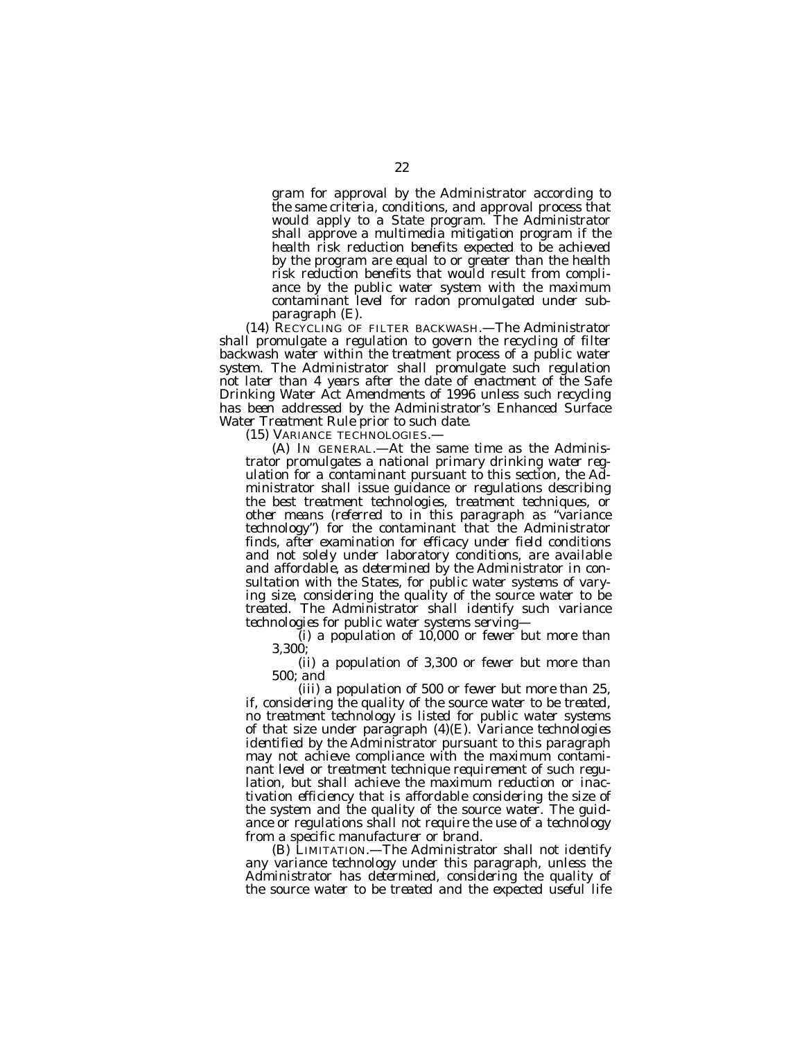gram for approval by the Administrator according to the same criteria, conditions, and approval process that would apply to a State program. The Administrator shall approve a multimedia mitigation program if the health risk reduction benefits expected to be achieved by the program are equal to or greater than the health risk reduction benefits that would result from compliance by the public water system with the maximum contaminant level for radon promulgated under subparagraph (E).

(14) RECYCLING OF FILTER BACKWASH.—The Administrator shall promulgate a regulation to govern the recycling of filter backwash water within the treatment process of a public water system. The Administrator shall promulgate such regulation not later than 4 years after the date of enactment of the Safe Drinking Water Act Amendments of 1996 unless such recycling has been addressed by the Administrator's Enhanced Surface Water Treatment Rule prior to such date.

(15) VARIANCE TECHNOLOGIES.—

(A) IN GENERAL.—At the same time as the Administrator promulgates a national primary drinking water regulation for a contaminant pursuant to this section, the Administrator shall issue guidance or regulations describing the best treatment technologies, treatment techniques, or other means (referred to in this paragraph as "variance technology") for the contaminant that the Administrator finds, after examination for efficacy under field conditions and not solely under laboratory conditions, are available and affordable, as determined by the Administrator in consultation with the States, for public water systems of varying size, considering the quality of the source water to be treated. The Administrator shall identify such variance technologies for public water systems serving—

(i) a population of 10,000 or fewer but more than 3,300;

(ii) a population of 3,300 or fewer but more than 500; and

(iii) a population of 500 or fewer but more than 25,

if, considering the quality of the source water to be treated, no treatment technology is listed for public water systems of that size under paragraph (4)(E). Variance technologies identified by the Administrator pursuant to this paragraph may not achieve compliance with the maximum contaminant level or treatment technique requirement of such regulation, but shall achieve the maximum reduction or inactivation efficiency that is affordable considering the size of the system and the quality of the source water. The guidance or regulations shall not require the use of a technology from a specific manufacturer or brand.

(B) LIMITATION.—The Administrator shall not identify any variance technology under this paragraph, unless the Administrator has determined, considering the quality of the source water to be treated and the expected useful life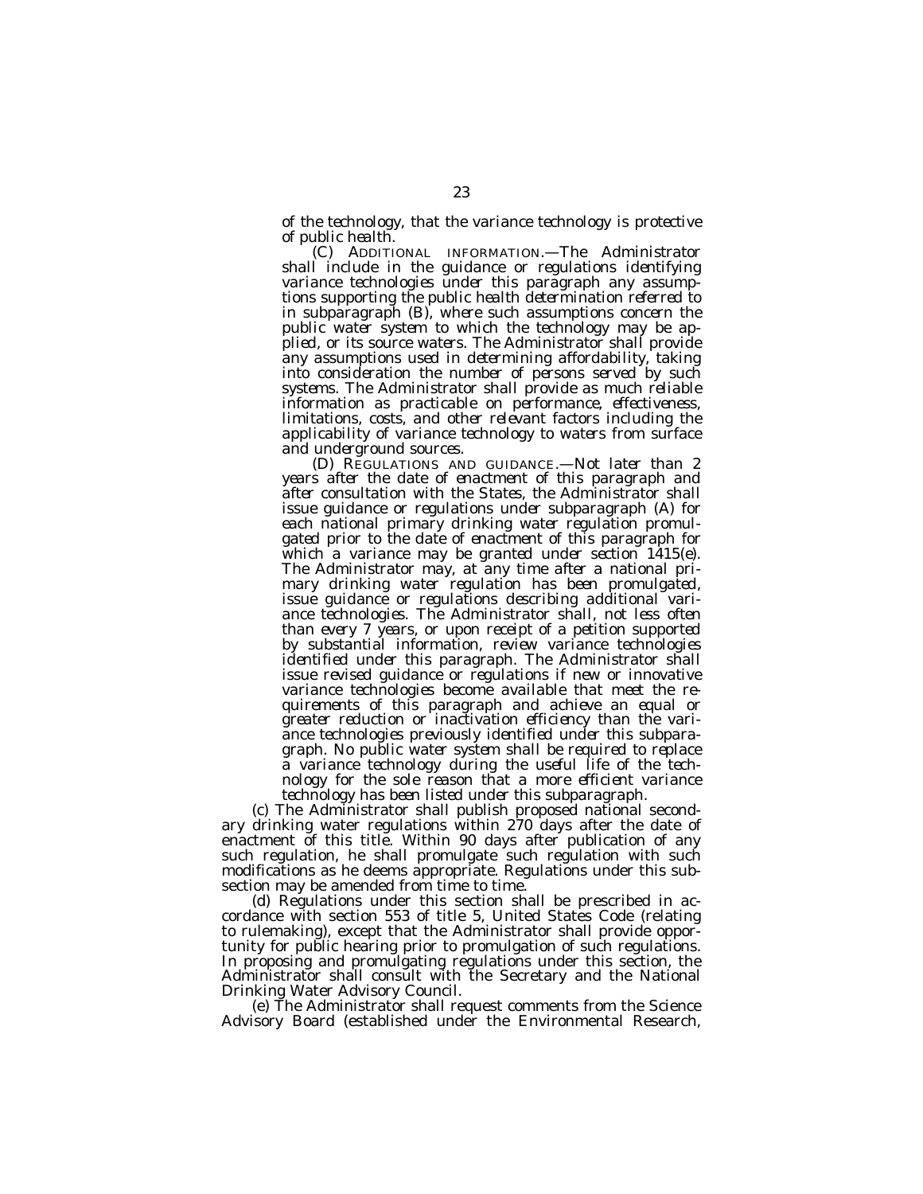of the technology, that the variance technology is protective of public health.

(C) ADDITIONAL INFORMATION.—The Administrator shall include in the guidance or regulations identifying variance technologies under this paragraph any assumptions supporting the public health determination referred to in subparagraph (B), where such assumptions concern the public water system to which the technology may be applied, or its source waters. The Administrator shall provide any assumptions used in determining affordability, taking into consideration the number of persons served by such systems. The Administrator shall provide as much reliable information as practicable on performance, effectiveness, limitations, costs, and other relevant factors including the applicability of variance technology to waters from surface and underground sources.

(D) REGULATIONS AND GUIDANCE.—Not later than 2 years after the date of enactment of this paragraph and after consultation with the States, the Administrator shall issue guidance or regulations under subparagraph (A) for each national primary drinking water regulation promulgated prior to the date of enactment of this paragraph for which a variance may be granted under section 1415(e). The Administrator may, at any time after a national primary drinking water regulation has been promulgated, issue guidance or regulations describing additional variance technologies. The Administrator shall, not less often than every 7 years, or upon receipt of a petition supported by substantial information, review variance technologies identified under this paragraph. The Administrator shall issue revised guidance or regulations if new or innovative variance technologies become available that meet the requirements of this paragraph and achieve an equal or greater reduction or inactivation efficiency than the variance technologies previously identified under this subparagraph. No public water system shall be required to replace a variance technology during the useful life of the technology for the sole reason that a more efficient variance technology has been listed under this subparagraph.

(c) The Administrator shall publish proposed national secondary drinking water regulations within 270 days after the date of enactment of this title. Within 90 days after publication of any such regulation, he shall promulgate such regulation with such modifications as he deems appropriate. Regulations under this subsection may be amended from time to time.

(d) Regulations under this section shall be prescribed in accordance with section 553 of title 5, United States Code (relating to rulemaking), except that the Administrator shall provide opportunity for public hearing prior to promulgation of such regulations. In proposing and promulgating regulations under this section, the Administrator shall consult with the Secretary and the National Drinking Water Advisory Council.

(e) The Administrator shall request comments from the Science Advisory Board (established under the Environmental Research,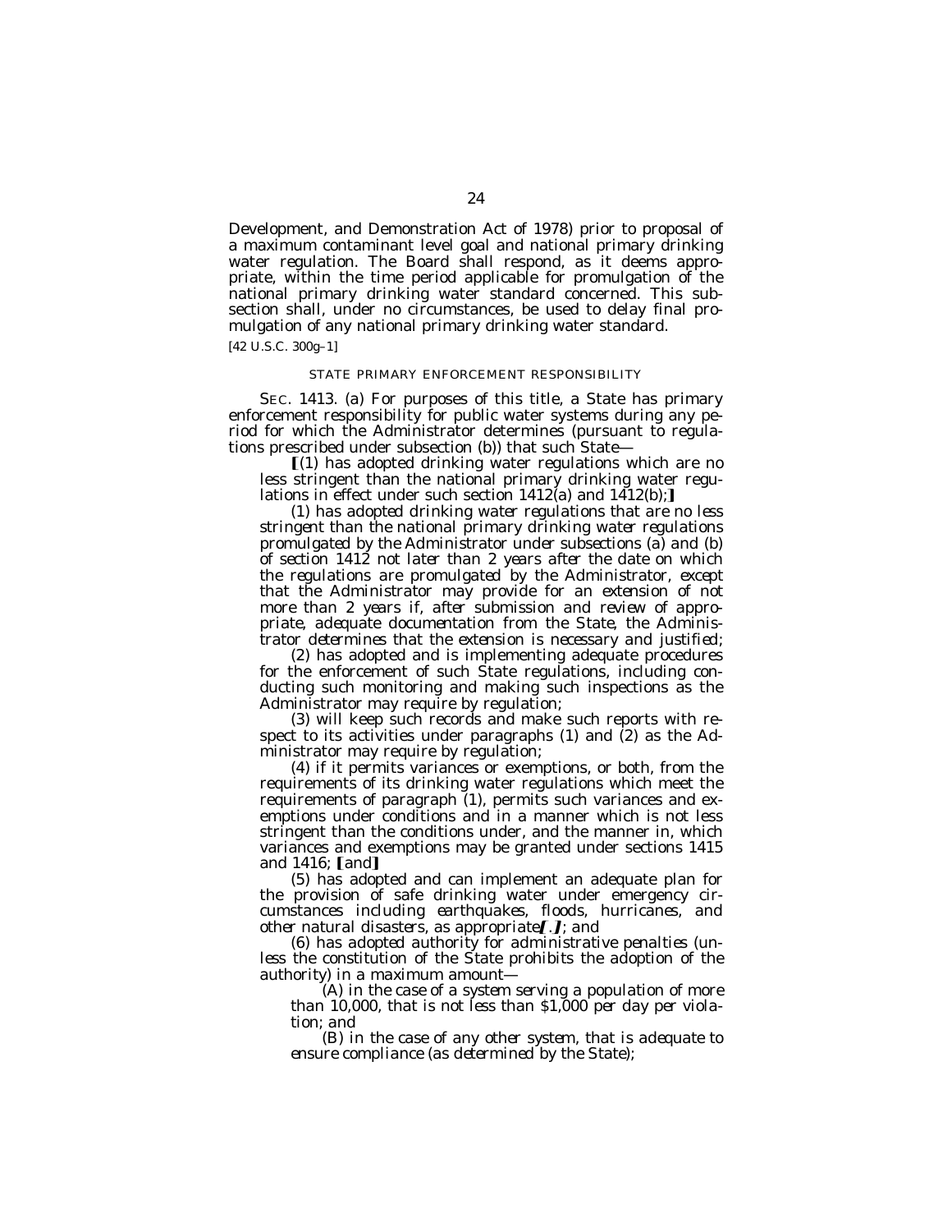Development, and Demonstration Act of 1978) prior to proposal of a maximum contaminant level goal and national primary drinking water regulation. The Board shall respond, as it deems appropriate, within the time period applicable for promulgation of the national primary drinking water standard concerned. This subsection shall, under no circumstances, be used to delay final promulgation of any national primary drinking water standard.

[42 U.S.C. 300g–1]

STATE PRIMARY ENFORCEMENT RESPONSIBILITY

SEC. 1413. (a) For purposes of this title, a State has primary enforcement responsibility for public water systems during any period for which the Administrator determines (pursuant to regulations prescribed under subsection (b)) that such State—

[(1) has adopted drinking water regulations which are no less stringent than the national primary drinking water regulations in effect under such section 1412(a) and 1412(b);]

*(1) has adopted drinking water regulations that are no less stringent than the national primary drinking water regulations promulgated by the Administrator under subsections (a) and (b) of section 1412 not later than 2 years after the date on which the regulations are promulgated by the Administrator, except that the Administrator may provide for an extension of not more than 2 years if, after submission and review of appropriate, adequate documentation from the State, the Administrator determines that the extension is necessary and justified;*

(2) has adopted and is implementing adequate procedures for the enforcement of such State regulations, including conducting such monitoring and making such inspections as the Administrator may require by regulation;

(3) will keep such records and make such reports with respect to its activities under paragraphs (1) and (2) as the Administrator may require by regulation;

(4) if it permits variances or exemptions, or both, from the requirements of its drinking water regulations which meet the requirements of paragraph (1), permits such variances and exemptions under conditions and in a manner which is not less stringent than the conditions under, and the manner in, which variances and exemptions may be granted under sections 1415 and 1416; [and]

(5) has adopted and can implement an adequate plan for the provision of safe drinking water under emergency circumstances *including earthquakes, floods, hurricanes, and other natural disasters, as appropriate*[.]*; and*

*(6) has adopted authority for administrative penalties (unless the constitution of the State prohibits the adoption of the authority) in a maximum amount—*

*(A) in the case of a system serving a population of more than 10,000, that is not less than $1,000 per day per violation; and*

*(B) in the case of any other system, that is adequate to ensure compliance (as determined by the State);*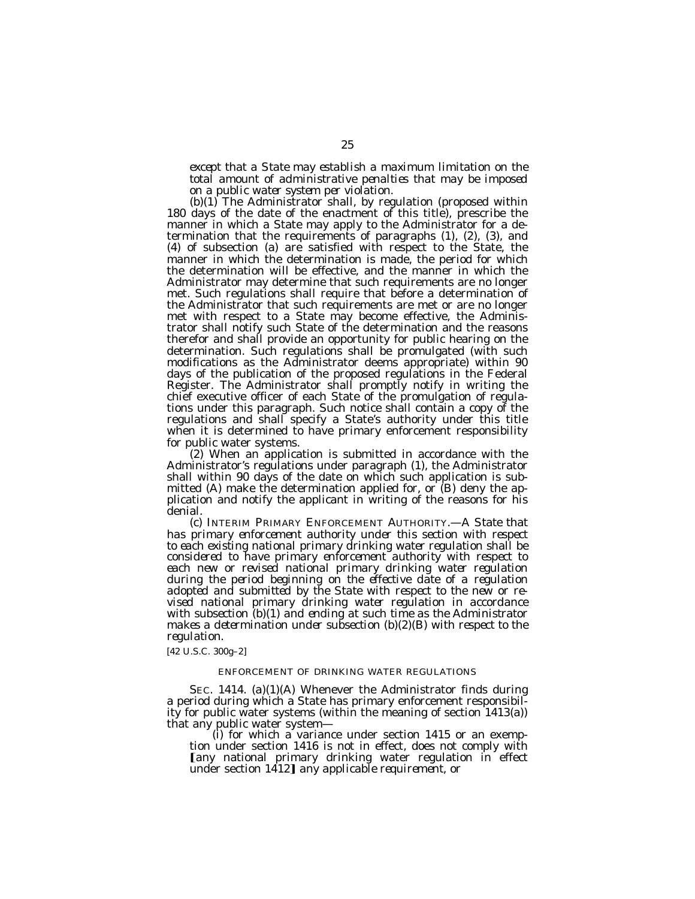*except that a State may establish a maximum limitation on the total amount of administrative penalties that may be imposed on a public water system per violation.*

(b)(1) The Administrator shall, by regulation (proposed within 180 days of the date of the enactment of this title), prescribe the manner in which a State may apply to the Administrator for a determination that the requirements of paragraphs (1), (2), (3), and (4) of subsection (a) are satisfied with respect to the State, the manner in which the determination is made, the period for which the determination will be effective, and the manner in which the Administrator may determine that such requirements are no longer met. Such regulations shall require that before a determination of the Administrator that such requirements are met or are no longer met with respect to a State may become effective, the Administrator shall notify such State of the determination and the reasons therefor and shall provide an opportunity for public hearing on the determination. Such regulations shall be promulgated (with such modifications as the Administrator deems appropriate) within 90 days of the publication of the proposed regulations in the Federal Register. The Administrator shall promptly notify in writing the chief executive officer of each State of the promulgation of regulations under this paragraph. Such notice shall contain a copy of the regulations and shall specify a State's authority under this title when it is determined to have primary enforcement responsibility for public water systems.

(2) When an application is submitted in accordance with the Administrator's regulations under paragraph (1), the Administrator shall within 90 days of the date on which such application is submitted (A) make the determination applied for, or (B) deny the application and notify the applicant in writing of the reasons for his denial.

*(c) INTERIM PRIMARY ENFORCEMENT AUTHORITY.—A State that has primary enforcement authority under this section with respect to each existing national primary drinking water regulation shall be considered to have primary enforcement authority with respect to each new or revised national primary drinking water regulation during the period beginning on the effective date of a regulation adopted and submitted by the State with respect to the new or revised national primary drinking water regulation in accordance with subsection (b)(1) and ending at such time as the Administrator makes a determination under subsection (b)(2)(B) with respect to the regulation.*

[42 U.S.C. 300g–2]

ENFORCEMENT OF DRINKING WATER REGULATIONS

SEC. 1414. (a)(1)(A) Whenever the Administrator finds during a period during which a State has primary enforcement responsibility for public water systems (within the meaning of section 1413(a)) that any public water system—

(i) for which a variance under section 1415 or an exemption under section 1416 is not in effect, does not comply with 【any national primary drinking water regulation in effect under section 1412】 *any applicable requirement*, or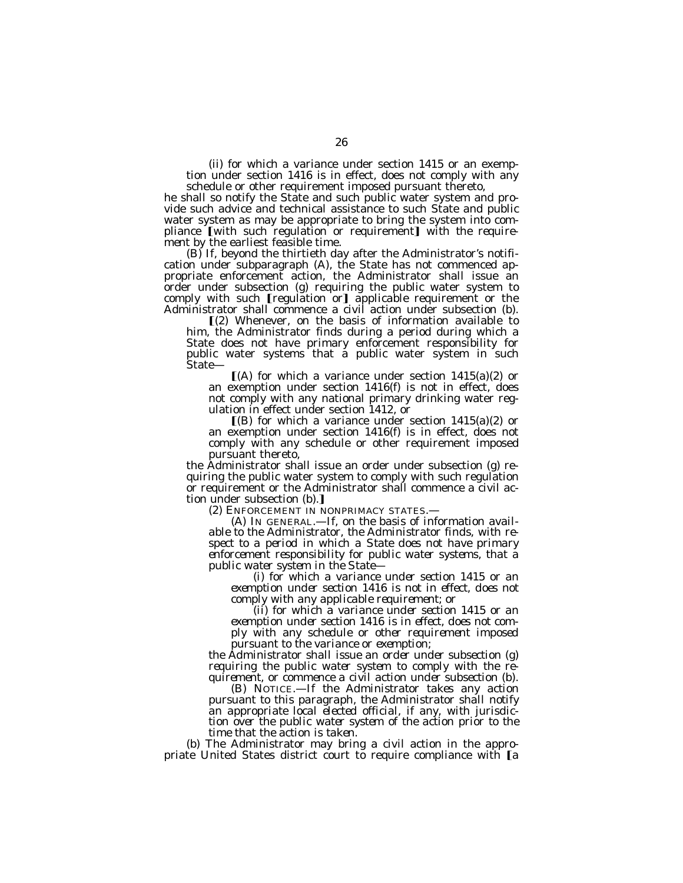(ii) for which a variance under section 1415 or an exemption under section 1416 is in effect, does not comply with any schedule or other requirement imposed pursuant thereto,

he shall so notify the State and such public water system and provide such advice and technical assistance to such State and public water system as may be appropriate to bring the system into compliance ⟦with such regulation or requirement⟧ *with the requirement* by the earliest feasible time.

(B) If, beyond the thirtieth day after the Administrator's notification under subparagraph (A), the State has not commenced appropriate enforcement action, the Administrator shall issue an order under subsection (g) requiring the public water system to comply with such ⟦regulation or⟧ *applicable* requirement or the Administrator shall commence a civil action under subsection (b).

⟦(2) Whenever, on the basis of information available to him, the Administrator finds during a period during which a State does not have primary enforcement responsibility for public water systems that a public water system in such State—

⟦(A) for which a variance under section 1415(a)(2) or an exemption under section 1416(f) is not in effect, does not comply with any national primary drinking water regulation in effect under section 1412, or

⟦(B) for which a variance under section 1415(a)(2) or an exemption under section 1416(f) is in effect, does not comply with any schedule or other requirement imposed pursuant thereto,

the Administrator shall issue an order under subsection (g) requiring the public water system to comply with such regulation or requirement or the Administrator shall commence a civil action under subsection (b).⟧

*(2) ENFORCEMENT IN NONPRIMACY STATES.—*

*(A) IN GENERAL.—If, on the basis of information available to the Administrator, the Administrator finds, with respect to a period in which a State does not have primary enforcement responsibility for public water systems, that a public water system in the State—*

*(i) for which a variance under section 1415 or an exemption under section 1416 is not in effect, does not comply with any applicable requirement; or*

*(ii) for which a variance under section 1415 or an exemption under section 1416 is in effect, does not comply with any schedule or other requirement imposed pursuant to the variance or exemption;*

*the Administrator shall issue an order under subsection (g) requiring the public water system to comply with the requirement, or commence a civil action under subsection (b).*

*(B) NOTICE.—If the Administrator takes any action pursuant to this paragraph, the Administrator shall notify an appropriate local elected official, if any, with jurisdiction over the public water system of the action prior to the time that the action is taken.*

(b) The Administrator may bring a civil action in the appropriate United States district court to require compliance with ⟦a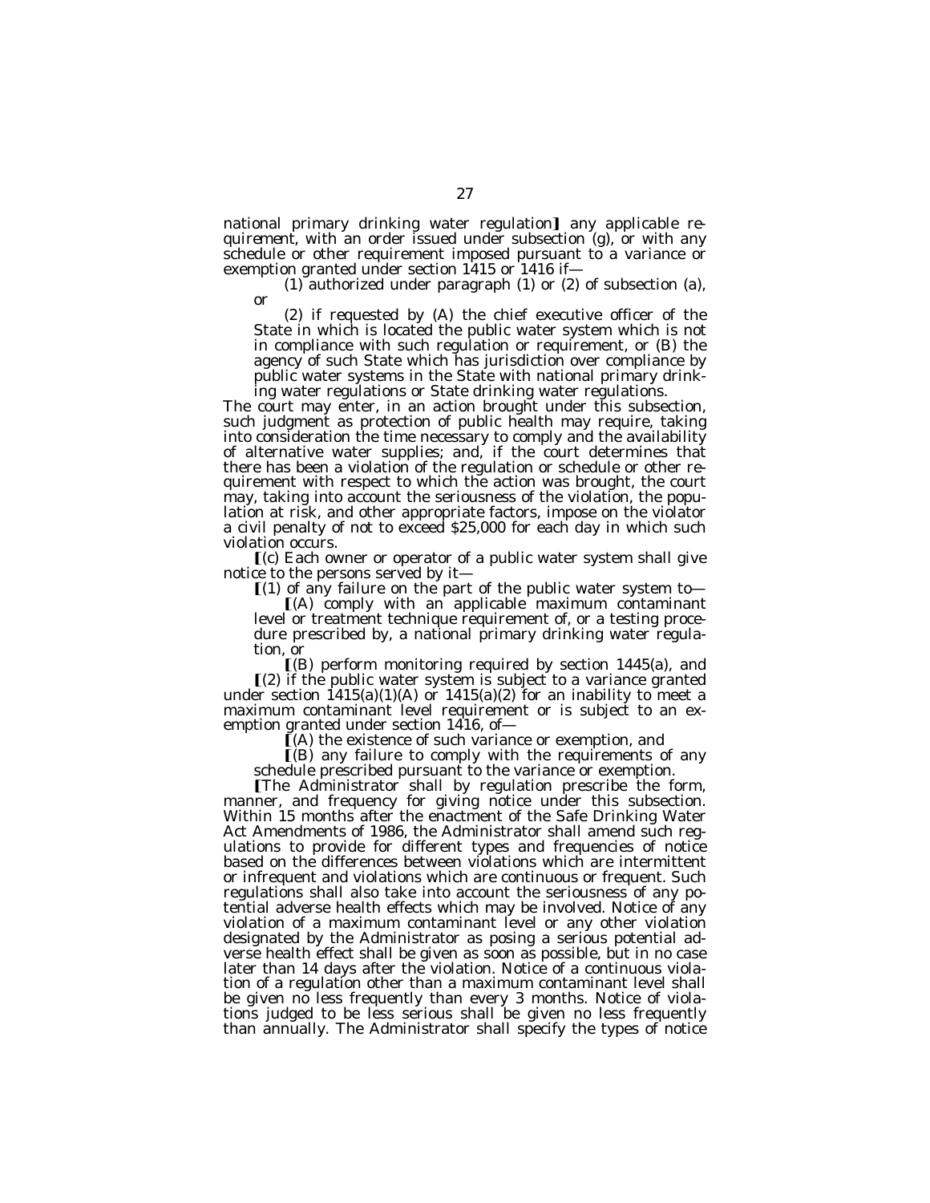national primary drinking water regulation】 *any applicable requirement*, with an order issued under subsection (g), or with any schedule or other requirement imposed pursuant to a variance or exemption granted under section 1415 or 1416 if—

(1) authorized under paragraph (1) or (2) of subsection (a), or

(2) if requested by (A) the chief executive officer of the State in which is located the public water system which is not in compliance with such regulation or requirement, or (B) the agency of such State which has jurisdiction over compliance by public water systems in the State with national primary drinking water regulations or State drinking water regulations.

The court may enter, in an action brought under this subsection, such judgment as protection of public health may require, taking into consideration the time necessary to comply and the availability of alternative water supplies; and, if the court determines that there has been a violation of the regulation or schedule or other requirement with respect to which the action was brought, the court may, taking into account the seriousness of the violation, the population at risk, and other appropriate factors, impose on the violator a civil penalty of not to exceed $25,000 for each day in which such violation occurs.

【(c) Each owner or operator of a public water system shall give notice to the persons served by it—

【(1) of any failure on the part of the public water system to—

【(A) comply with an applicable maximum contaminant level or treatment technique requirement of, or a testing procedure prescribed by, a national primary drinking water regulation, or

【(B) perform monitoring required by section 1445(a), and

【(2) if the public water system is subject to a variance granted under section 1415(a)(1)(A) or 1415(a)(2) for an inability to meet a maximum contaminant level requirement or is subject to an exemption granted under section 1416, of—

【(A) the existence of such variance or exemption, and

【(B) any failure to comply with the requirements of any schedule prescribed pursuant to the variance or exemption.

【The Administrator shall by regulation prescribe the form, manner, and frequency for giving notice under this subsection. Within 15 months after the enactment of the Safe Drinking Water Act Amendments of 1986, the Administrator shall amend such regulations to provide for different types and frequencies of notice based on the differences between violations which are intermittent or infrequent and violations which are continuous or frequent. Such regulations shall also take into account the seriousness of any potential adverse health effects which may be involved. Notice of any violation of a maximum contaminant level or any other violation designated by the Administrator as posing a serious potential adverse health effect shall be given as soon as possible, but in no case later than 14 days after the violation. Notice of a continuous violation of a regulation other than a maximum contaminant level shall be given no less frequently than every 3 months. Notice of violations judged to be less serious shall be given no less frequently than annually. The Administrator shall specify the types of notice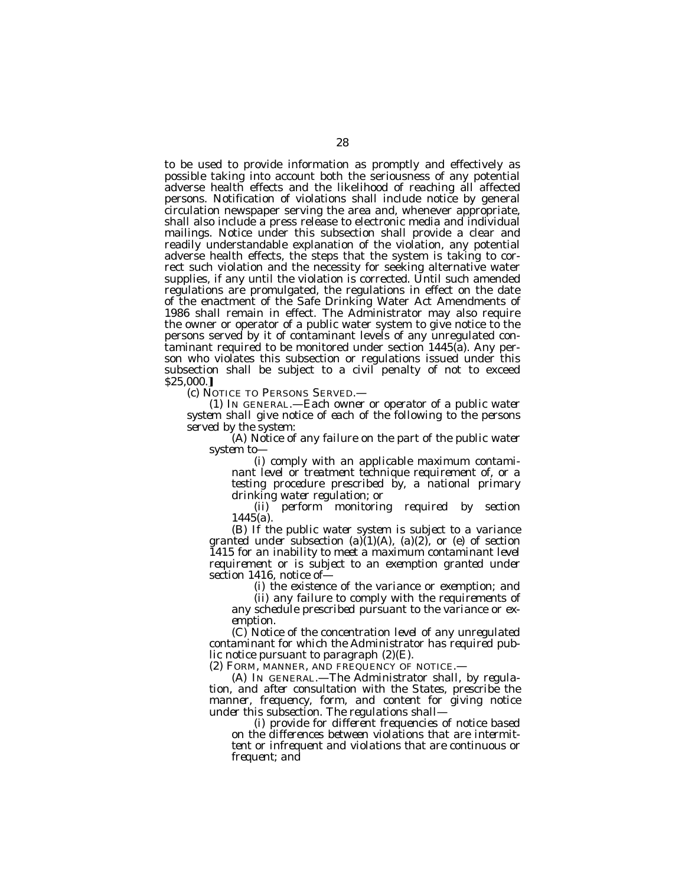to be used to provide information as promptly and effectively as possible taking into account both the seriousness of any potential adverse health effects and the likelihood of reaching all affected persons. Notification of violations shall include notice by general circulation newspaper serving the area and, whenever appropriate, shall also include a press release to electronic media and individual mailings. Notice under this subsection shall provide a clear and readily understandable explanation of the violation, any potential adverse health effects, the steps that the system is taking to correct such violation and the necessity for seeking alternative water supplies, if any until the violation is corrected. Until such amended regulations are promulgated, the regulations in effect on the date of the enactment of the Safe Drinking Water Act Amendments of 1986 shall remain in effect. The Administrator may also require the owner or operator of a public water system to give notice to the persons served by it of contaminant levels of any unregulated contaminant required to be monitored under section 1445(a). Any person who violates this subsection or regulations issued under this subsection shall be subject to a civil penalty of not to exceed $25,000.]

*(c) NOTICE TO PERSONS SERVED.—*

*(1) IN GENERAL.—Each owner or operator of a public water system shall give notice of each of the following to the persons served by the system:*

*(A) Notice of any failure on the part of the public water system to—*

*(i) comply with an applicable maximum contaminant level or treatment technique requirement of, or a testing procedure prescribed by, a national primary drinking water regulation; or*

*(ii) perform monitoring required by section 1445(a).*

*(B) If the public water system is subject to a variance granted under subsection (a)(1)(A), (a)(2), or (e) of section 1415 for an inability to meet a maximum contaminant level requirement or is subject to an exemption granted under section 1416, notice of—*

*(i) the existence of the variance or exemption; and*

*(ii) any failure to comply with the requirements of any schedule prescribed pursuant to the variance or exemption.*

*(C) Notice of the concentration level of any unregulated contaminant for which the Administrator has required public notice pursuant to paragraph (2)(E).*

*(2) FORM, MANNER, AND FREQUENCY OF NOTICE.—*

*(A) IN GENERAL.—The Administrator shall, by regulation, and after consultation with the States, prescribe the manner, frequency, form, and content for giving notice under this subsection. The regulations shall—*

*(i) provide for different frequencies of notice based on the differences between violations that are intermittent or infrequent and violations that are continuous or frequent; and*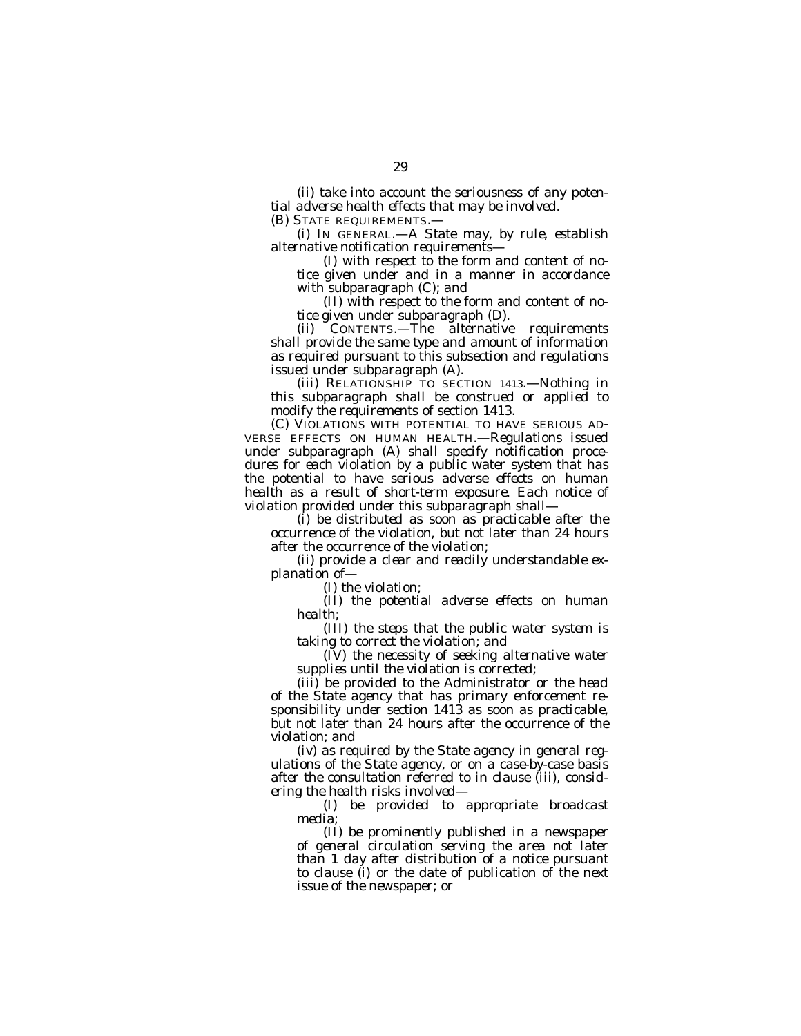*(ii) take into account the seriousness of any potential adverse health effects that may be involved.*

*(B) STATE REQUIREMENTS.—*

*(i) IN GENERAL.—A State may, by rule, establish alternative notification requirements—*

*(I) with respect to the form and content of notice given under and in a manner in accordance with subparagraph (C); and*

*(II) with respect to the form and content of notice given under subparagraph (D).*

*(ii) CONTENTS.—The alternative requirements shall provide the same type and amount of information as required pursuant to this subsection and regulations issued under subparagraph (A).*

*(iii) RELATIONSHIP TO SECTION 1413.—Nothing in this subparagraph shall be construed or applied to modify the requirements of section 1413.*

*(C) VIOLATIONS WITH POTENTIAL TO HAVE SERIOUS ADVERSE EFFECTS ON HUMAN HEALTH.—Regulations issued under subparagraph (A) shall specify notification procedures for each violation by a public water system that has the potential to have serious adverse effects on human health as a result of short-term exposure. Each notice of violation provided under this subparagraph shall—*

*(i) be distributed as soon as practicable after the occurrence of the violation, but not later than 24 hours after the occurrence of the violation;*

*(ii) provide a clear and readily understandable explanation of—*

*(I) the violation;*

*(II) the potential adverse effects on human health;*

*(III) the steps that the public water system is taking to correct the violation; and*

*(IV) the necessity of seeking alternative water supplies until the violation is corrected;*

*(iii) be provided to the Administrator or the head of the State agency that has primary enforcement responsibility under section 1413 as soon as practicable, but not later than 24 hours after the occurrence of the violation; and*

*(iv) as required by the State agency in general regulations of the State agency, or on a case-by-case basis after the consultation referred to in clause (iii), considering the health risks involved—*

*(I) be provided to appropriate broadcast media;*

*(II) be prominently published in a newspaper of general circulation serving the area not later than 1 day after distribution of a notice pursuant to clause (i) or the date of publication of the next issue of the newspaper; or*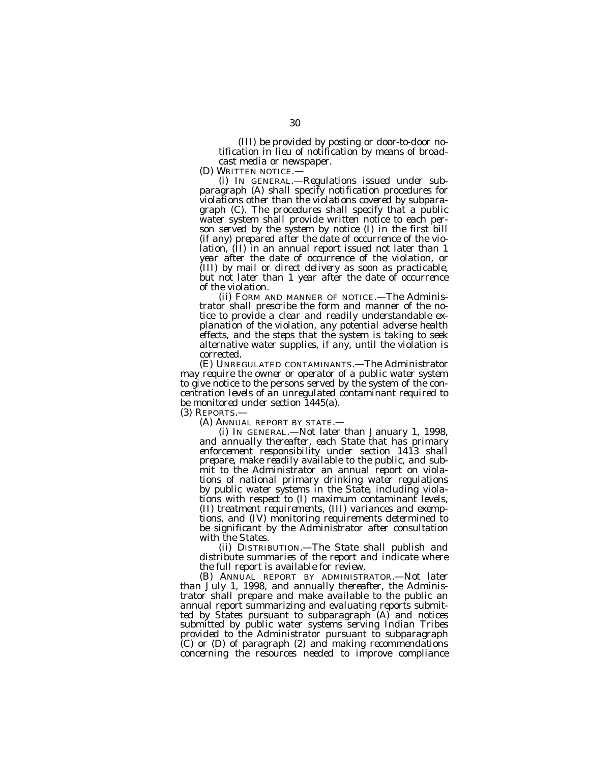(III) be provided by posting or door-to-door notification in lieu of notification by means of broadcast media or newspaper.

(D) WRITTEN NOTICE.—

(i) IN GENERAL.—Regulations issued under subparagraph (A) shall specify notification procedures for violations other than the violations covered by subparagraph (C). The procedures shall specify that a public water system shall provide written notice to each person served by the system by notice (I) in the first bill (if any) prepared after the date of occurrence of the violation, (II) in an annual report issued not later than 1 year after the date of occurrence of the violation, or (III) by mail or direct delivery as soon as practicable, but not later than 1 year after the date of occurrence of the violation.

(ii) FORM AND MANNER OF NOTICE.—The Administrator shall prescribe the form and manner of the notice to provide a clear and readily understandable explanation of the violation, any potential adverse health effects, and the steps that the system is taking to seek alternative water supplies, if any, until the violation is corrected.

(E) UNREGULATED CONTAMINANTS.—The Administrator may require the owner or operator of a public water system to give notice to the persons served by the system of the concentration levels of an unregulated contaminant required to be monitored under section 1445(a).

(3) REPORTS.—

(A) ANNUAL REPORT BY STATE.—

(i) IN GENERAL.—Not later than January 1, 1998, and annually thereafter, each State that has primary enforcement responsibility under section 1413 shall prepare, make readily available to the public, and submit to the Administrator an annual report on violations of national primary drinking water regulations by public water systems in the State, including violations with respect to (I) maximum contaminant levels, (II) treatment requirements, (III) variances and exemptions, and (IV) monitoring requirements determined to be significant by the Administrator after consultation with the States.

(ii) DISTRIBUTION.—The State shall publish and distribute summaries of the report and indicate where the full report is available for review.

(B) ANNUAL REPORT BY ADMINISTRATOR.—Not later than July 1, 1998, and annually thereafter, the Administrator shall prepare and make available to the public an annual report summarizing and evaluating reports submitted by States pursuant to subparagraph (A) and notices submitted by public water systems serving Indian Tribes provided to the Administrator pursuant to subparagraph (C) or (D) of paragraph (2) and making recommendations concerning the resources needed to improve compliance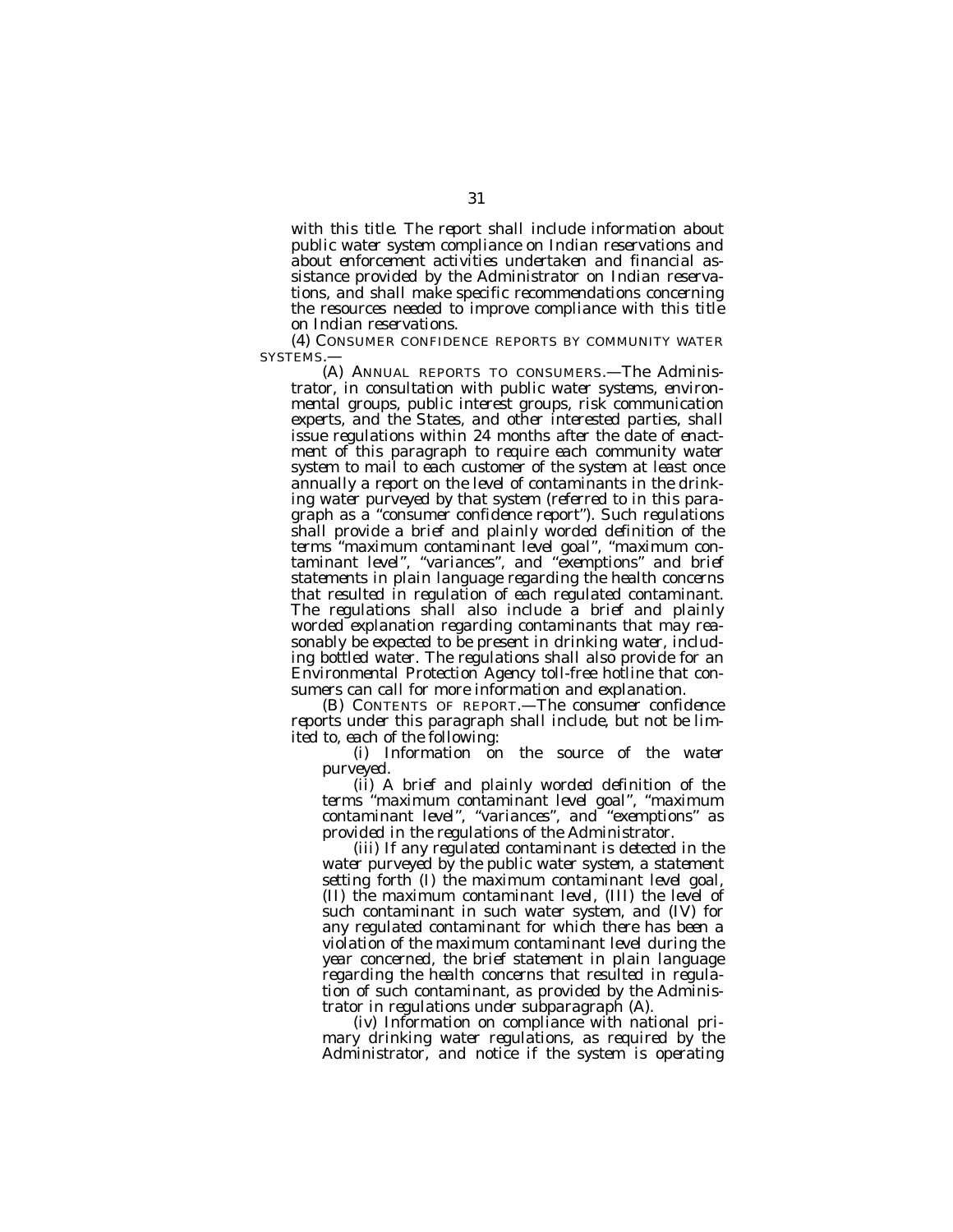*with this title. The report shall include information about public water system compliance on Indian reservations and about enforcement activities undertaken and financial assistance provided by the Administrator on Indian reservations, and shall make specific recommendations concerning the resources needed to improve compliance with this title on Indian reservations.*

*(4) CONSUMER CONFIDENCE REPORTS BY COMMUNITY WATER SYSTEMS.—*

*(A) ANNUAL REPORTS TO CONSUMERS.—The Administrator, in consultation with public water systems, environmental groups, public interest groups, risk communication experts, and the States, and other interested parties, shall issue regulations within 24 months after the date of enactment of this paragraph to require each community water system to mail to each customer of the system at least once annually a report on the level of contaminants in the drinking water purveyed by that system (referred to in this paragraph as a "consumer confidence report"). Such regulations shall provide a brief and plainly worded definition of the terms "maximum contaminant level goal", "maximum contaminant level", "variances", and "exemptions" and brief statements in plain language regarding the health concerns that resulted in regulation of each regulated contaminant. The regulations shall also include a brief and plainly worded explanation regarding contaminants that may reasonably be expected to be present in drinking water, including bottled water. The regulations shall also provide for an Environmental Protection Agency toll-free hotline that consumers can call for more information and explanation.*

*(B) CONTENTS OF REPORT.—The consumer confidence reports under this paragraph shall include, but not be limited to, each of the following:*

*(i) Information on the source of the water purveyed.*

*(ii) A brief and plainly worded definition of the terms "maximum contaminant level goal", "maximum contaminant level", "variances", and "exemptions" as provided in the regulations of the Administrator.*

*(iii) If any regulated contaminant is detected in the water purveyed by the public water system, a statement setting forth (I) the maximum contaminant level goal, (II) the maximum contaminant level, (III) the level of such contaminant in such water system, and (IV) for any regulated contaminant for which there has been a violation of the maximum contaminant level during the year concerned, the brief statement in plain language regarding the health concerns that resulted in regulation of such contaminant, as provided by the Administrator in regulations under subparagraph (A).*

*(iv) Information on compliance with national primary drinking water regulations, as required by the Administrator, and notice if the system is operating*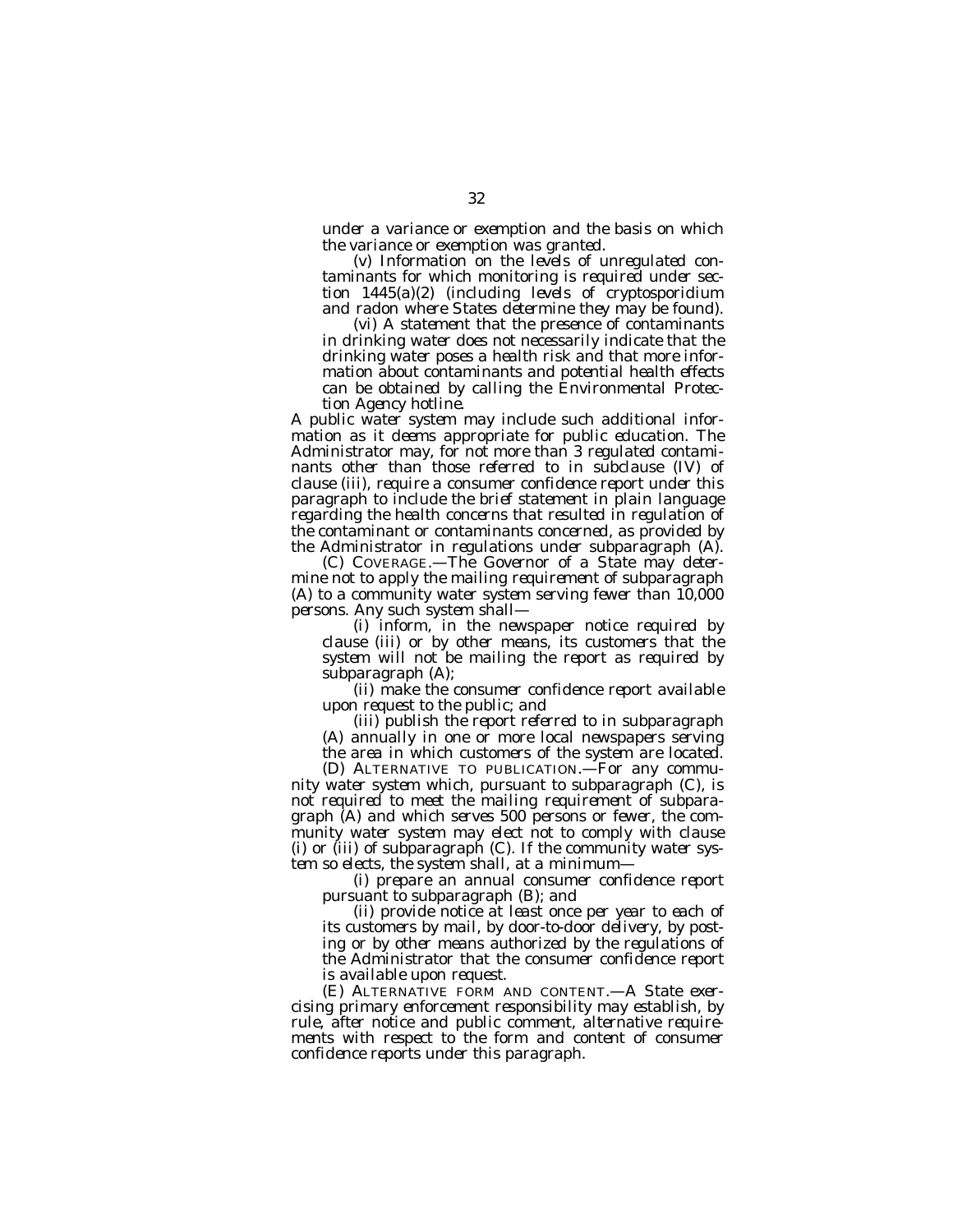*under a variance or exemption and the basis on which the variance or exemption was granted.*

*(v) Information on the levels of unregulated contaminants for which monitoring is required under section 1445(a)(2) (including levels of cryptosporidium and radon where States determine they may be found).*

*(vi) A statement that the presence of contaminants in drinking water does not necessarily indicate that the drinking water poses a health risk and that more information about contaminants and potential health effects can be obtained by calling the Environmental Protection Agency hotline.*

*A public water system may include such additional information as it deems appropriate for public education. The Administrator may, for not more than 3 regulated contaminants other than those referred to in subclause (IV) of clause (iii), require a consumer confidence report under this paragraph to include the brief statement in plain language regarding the health concerns that resulted in regulation of the contaminant or contaminants concerned, as provided by the Administrator in regulations under subparagraph (A).*

*(C) COVERAGE.—The Governor of a State may determine not to apply the mailing requirement of subparagraph (A) to a community water system serving fewer than 10,000 persons. Any such system shall—*

*(i) inform, in the newspaper notice required by clause (iii) or by other means, its customers that the system will not be mailing the report as required by subparagraph (A);*

*(ii) make the consumer confidence report available upon request to the public; and*

*(iii) publish the report referred to in subparagraph (A) annually in one or more local newspapers serving the area in which customers of the system are located.*

*(D) ALTERNATIVE TO PUBLICATION.—For any community water system which, pursuant to subparagraph (C), is not required to meet the mailing requirement of subparagraph (A) and which serves 500 persons or fewer, the community water system may elect not to comply with clause (i) or (iii) of subparagraph (C). If the community water system so elects, the system shall, at a minimum—*

*(i) prepare an annual consumer confidence report pursuant to subparagraph (B); and*

*(ii) provide notice at least once per year to each of its customers by mail, by door-to-door delivery, by posting or by other means authorized by the regulations of the Administrator that the consumer confidence report is available upon request.*

*(E) ALTERNATIVE FORM AND CONTENT.—A State exercising primary enforcement responsibility may establish, by rule, after notice and public comment, alternative requirements with respect to the form and content of consumer confidence reports under this paragraph.*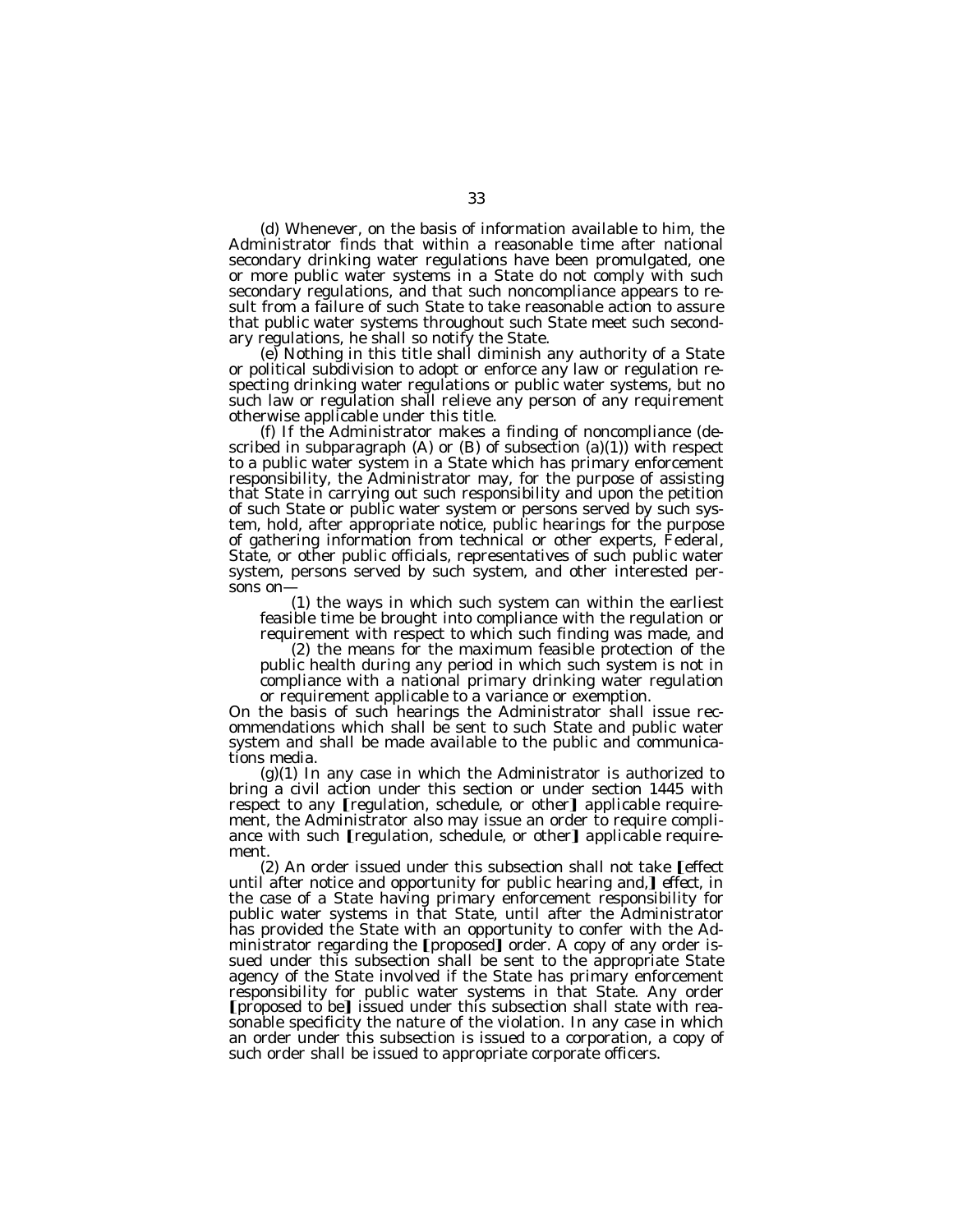(d) Whenever, on the basis of information available to him, the Administrator finds that within a reasonable time after national secondary drinking water regulations have been promulgated, one or more public water systems in a State do not comply with such secondary regulations, and that such noncompliance appears to result from a failure of such State to take reasonable action to assure that public water systems throughout such State meet such secondary regulations, he shall so notify the State.

(e) Nothing in this title shall diminish any authority of a State or political subdivision to adopt or enforce any law or regulation respecting drinking water regulations or public water systems, but no such law or regulation shall relieve any person of any requirement otherwise applicable under this title.

(f) If the Administrator makes a finding of noncompliance (described in subparagraph (A) or (B) of subsection (a)(1)) with respect to a public water system in a State which has primary enforcement responsibility, the Administrator may, for the purpose of assisting that State in carrying out such responsibility and upon the petition of such State or public water system or persons served by such system, hold, after appropriate notice, public hearings for the purpose of gathering information from technical or other experts, Federal, State, or other public officials, representatives of such public water system, persons served by such system, and other interested persons on—

(1) the ways in which such system can within the earliest feasible time be brought into compliance with the regulation or requirement with respect to which such finding was made, and

(2) the means for the maximum feasible protection of the public health during any period in which such system is not in compliance with a national primary drinking water regulation or requirement applicable to a variance or exemption.

On the basis of such hearings the Administrator shall issue recommendations which shall be sent to such State and public water system and shall be made available to the public and communications media.

(g)(1) In any case in which the Administrator is authorized to bring a civil action under this section or under section 1445 with respect to any [regulation, schedule, or other] applicable requirement, the Administrator also may issue an order to require compliance with such [regulation, schedule, or other] applicable requirement.

(2) An order issued under this subsection shall not take [effect until after notice and opportunity for public hearing and,] *effect*, in the case of a State having primary enforcement responsibility for public water systems in that State, until after the Administrator has provided the State with an opportunity to confer with the Administrator regarding the [proposed] order. A copy of any order issued under this subsection shall be sent to the appropriate State agency of the State involved if the State has primary enforcement responsibility for public water systems in that State. Any order [proposed to be] issued under this subsection shall state with reasonable specificity the nature of the violation. In any case in which an order under this subsection is issued to a corporation, a copy of such order shall be issued to appropriate corporate officers.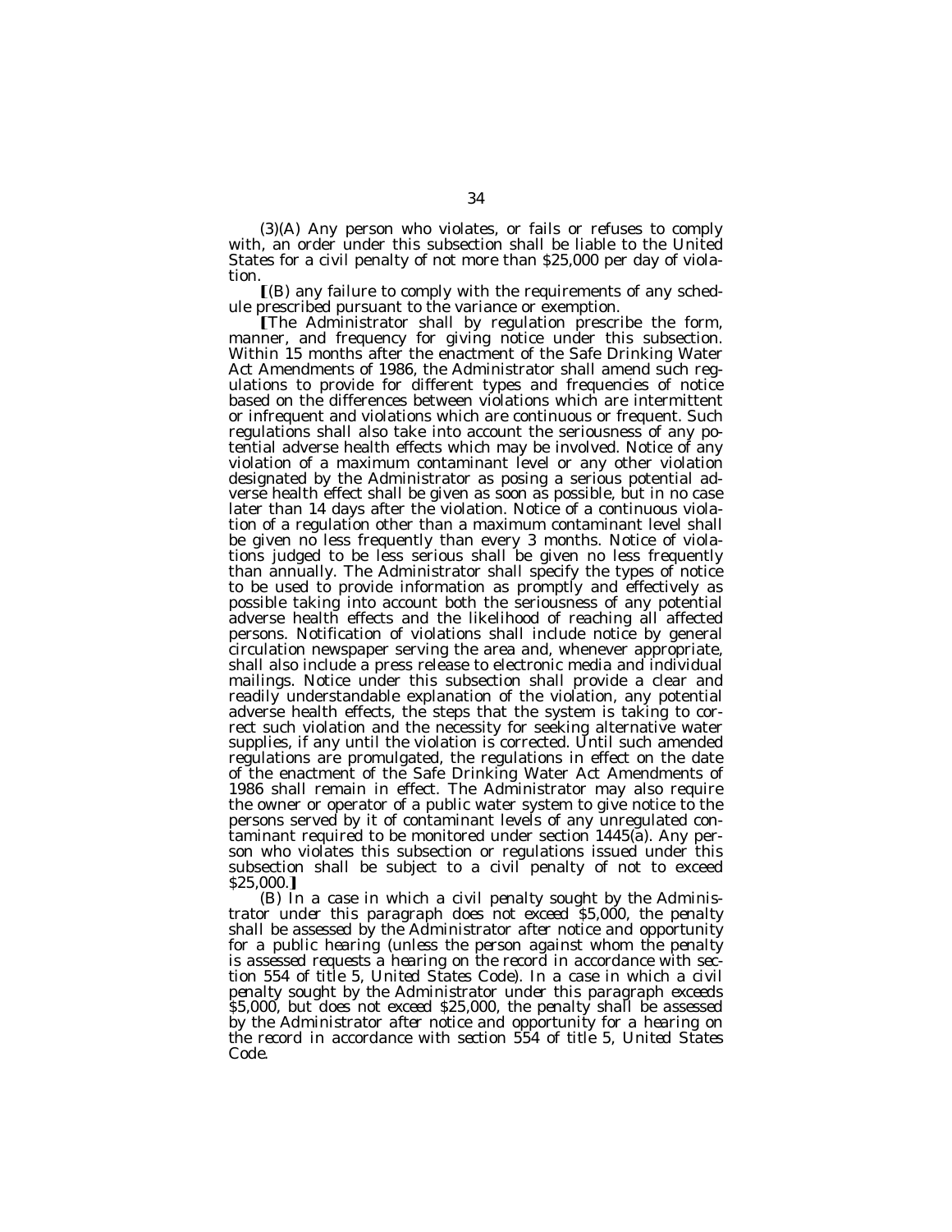(3)(A) Any person who violates, or fails or refuses to comply with, an order under this subsection shall be liable to the United States for a civil penalty of not more than $25,000 per day of violation.

[(B) any failure to comply with the requirements of any schedule prescribed pursuant to the variance or exemption.

[The Administrator shall by regulation prescribe the form, manner, and frequency for giving notice under this subsection. Within 15 months after the enactment of the Safe Drinking Water Act Amendments of 1986, the Administrator shall amend such regulations to provide for different types and frequencies of notice based on the differences between violations which are intermittent or infrequent and violations which are continuous or frequent. Such regulations shall also take into account the seriousness of any potential adverse health effects which may be involved. Notice of any violation of a maximum contaminant level or any other violation designated by the Administrator as posing a serious potential adverse health effect shall be given as soon as possible, but in no case later than 14 days after the violation. Notice of a continuous violation of a regulation other than a maximum contaminant level shall be given no less frequently than every 3 months. Notice of violations judged to be less serious shall be given no less frequently than annually. The Administrator shall specify the types of notice to be used to provide information as promptly and effectively as possible taking into account both the seriousness of any potential adverse health effects and the likelihood of reaching all affected persons. Notification of violations shall include notice by general circulation newspaper serving the area and, whenever appropriate, shall also include a press release to electronic media and individual mailings. Notice under this subsection shall provide a clear and readily understandable explanation of the violation, any potential adverse health effects, the steps that the system is taking to correct such violation and the necessity for seeking alternative water supplies, if any until the violation is corrected. Until such amended regulations are promulgated, the regulations in effect on the date of the enactment of the Safe Drinking Water Act Amendments of 1986 shall remain in effect. The Administrator may also require the owner or operator of a public water system to give notice to the persons served by it of contaminant levels of any unregulated contaminant required to be monitored under section 1445(a). Any person who violates this subsection or regulations issued under this subsection shall be subject to a civil penalty of not to exceed $25,000.]

*(B) In a case in which a civil penalty sought by the Administrator under this paragraph does not exceed $5,000, the penalty shall be assessed by the Administrator after notice and opportunity for a public hearing (unless the person against whom the penalty is assessed requests a hearing on the record in accordance with section 554 of title 5, United States Code). In a case in which a civil penalty sought by the Administrator under this paragraph exceeds $5,000, but does not exceed $25,000, the penalty shall be assessed by the Administrator after notice and opportunity for a hearing on the record in accordance with section 554 of title 5, United States Code.*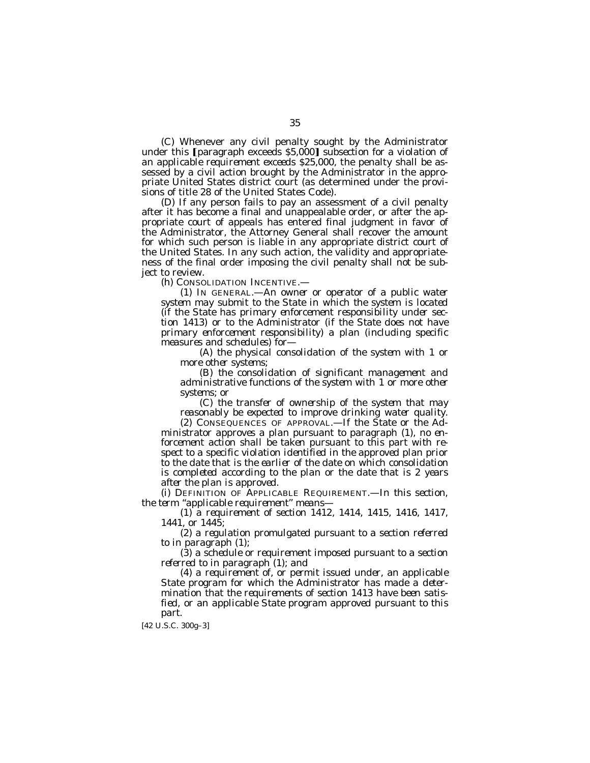(C) Whenever any civil penalty sought by the Administrator under this [paragraph exceeds $5,000] *subsection for a violation of an applicable requirement exceeds $25,000*, the penalty shall be assessed by a civil action brought by the Administrator in the appropriate United States district court (as determined under the provisions of title 28 of the United States Code).

(D) If any person fails to pay an assessment of a civil penalty after it has become a final and unappealable order, or after the appropriate court of appeals has entered final judgment in favor of the Administrator, the Attorney General shall recover the amount for which such person is liable in any appropriate district court of the United States. In any such action, the validity and appropriateness of the final order imposing the civil penalty shall not be subject to review.

*(h) CONSOLIDATION INCENTIVE.—*

*(1) IN GENERAL.—An owner or operator of a public water system may submit to the State in which the system is located (if the State has primary enforcement responsibility under section 1413) or to the Administrator (if the State does not have primary enforcement responsibility) a plan (including specific measures and schedules) for—*

*(A) the physical consolidation of the system with 1 or more other systems;*

*(B) the consolidation of significant management and administrative functions of the system with 1 or more other systems; or*

*(C) the transfer of ownership of the system that may reasonably be expected to improve drinking water quality.*

*(2) CONSEQUENCES OF APPROVAL.—If the State or the Administrator approves a plan pursuant to paragraph (1), no enforcement action shall be taken pursuant to this part with respect to a specific violation identified in the approved plan prior to the date that is the earlier of the date on which consolidation is completed according to the plan or the date that is 2 years after the plan is approved.*

*(i) DEFINITION OF APPLICABLE REQUIREMENT.—In this section, the term "applicable requirement" means—*

*(1) a requirement of section 1412, 1414, 1415, 1416, 1417, 1441, or 1445;*

*(2) a regulation promulgated pursuant to a section referred to in paragraph (1);*

*(3) a schedule or requirement imposed pursuant to a section referred to in paragraph (1); and*

*(4) a requirement of, or permit issued under, an applicable State program for which the Administrator has made a determination that the requirements of section 1413 have been satisfied, or an applicable State program approved pursuant to this part.*

[42 U.S.C. 300g–3]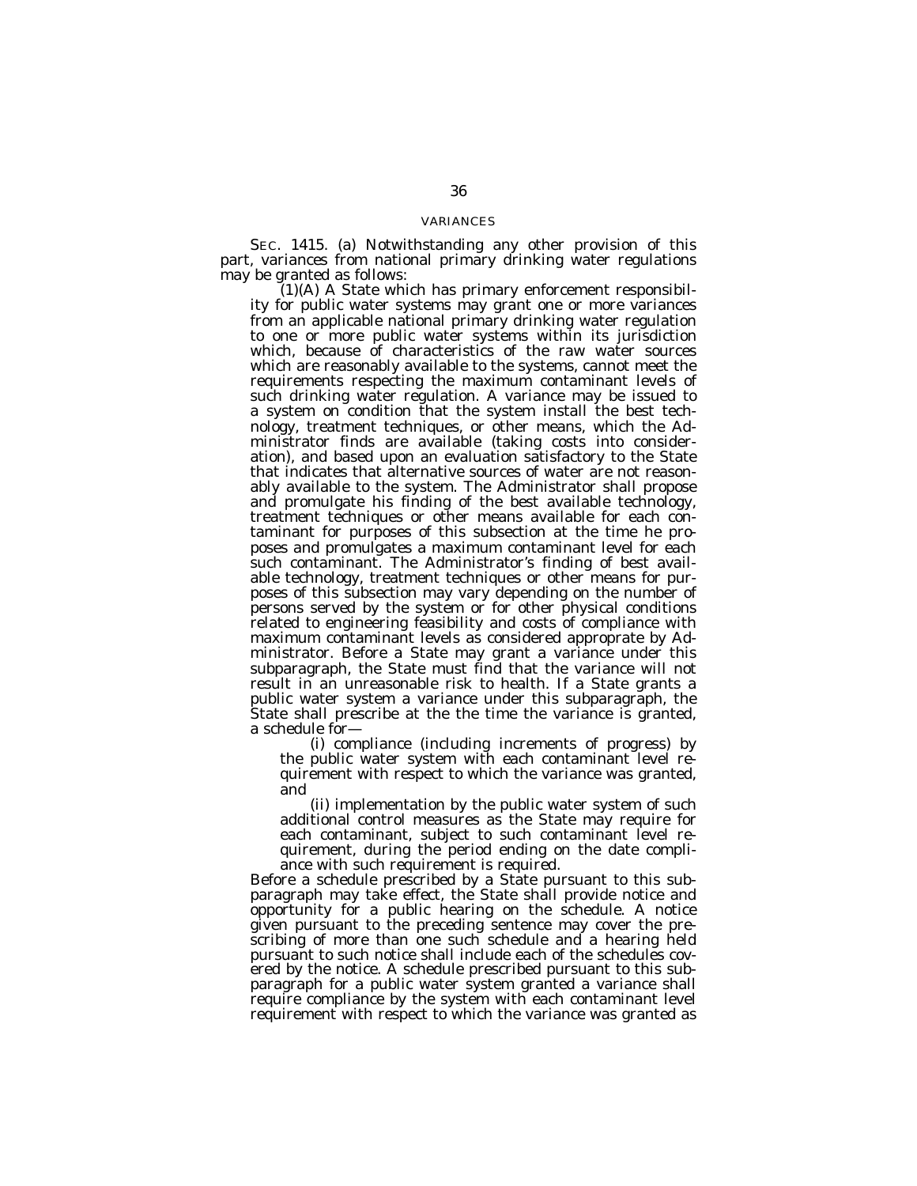## VARIANCES

SEC. 1415. (a) Notwithstanding any other provision of this part, variances from national primary drinking water regulations may be granted as follows:

(1)(A) A State which has primary enforcement responsibility for public water systems may grant one or more variances from an applicable national primary drinking water regulation to one or more public water systems within its jurisdiction which, because of characteristics of the raw water sources which are reasonably available to the systems, cannot meet the requirements respecting the maximum contaminant levels of such drinking water regulation. A variance may be issued to a system on condition that the system install the best technology, treatment techniques, or other means, which the Administrator finds are available (taking costs into consideration), and based upon an evaluation satisfactory to the State that indicates that alternative sources of water are not reasonably available to the system. The Administrator shall propose and promulgate his finding of the best available technology, treatment techniques or other means available for each contaminant for purposes of this subsection at the time he proposes and promulgates a maximum contaminant level for each such contaminant. The Administrator's finding of best available technology, treatment techniques or other means for purposes of this subsection may vary depending on the number of persons served by the system or for other physical conditions related to engineering feasibility and costs of compliance with maximum contaminant levels as considered approprate by Administrator. Before a State may grant a variance under this subparagraph, the State must find that the variance will not result in an unreasonable risk to health. If a State grants a public water system a variance under this subparagraph, the State shall prescribe at the the time the variance is granted, a schedule for—

(i) compliance (including increments of progress) by the public water system with each contaminant level requirement with respect to which the variance was granted, and

(ii) implementation by the public water system of such additional control measures as the State may require for each contaminant, subject to such contaminant level requirement, during the period ending on the date compliance with such requirement is required.

Before a schedule prescribed by a State pursuant to this subparagraph may take effect, the State shall provide notice and opportunity for a public hearing on the schedule. A notice given pursuant to the preceding sentence may cover the prescribing of more than one such schedule and a hearing held pursuant to such notice shall include each of the schedules covered by the notice. A schedule prescribed pursuant to this subparagraph for a public water system granted a variance shall require compliance by the system with each contaminant level requirement with respect to which the variance was granted as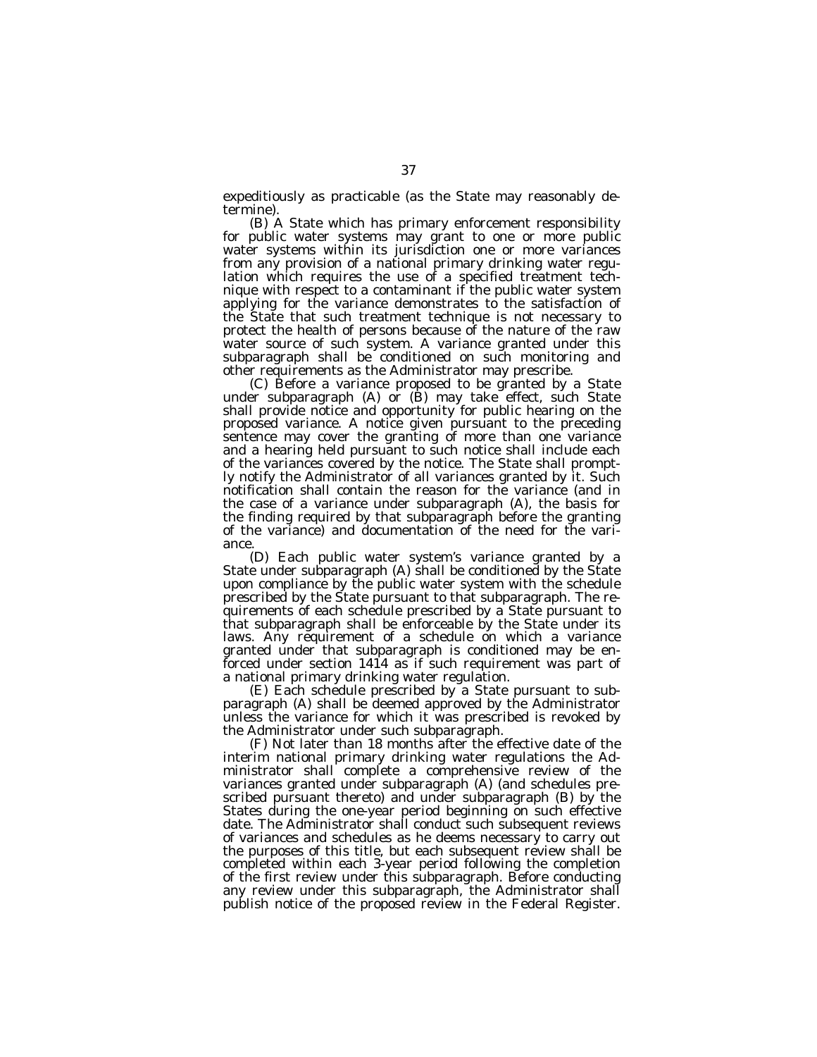expeditiously as practicable (as the State may reasonably determine).

(B) A State which has primary enforcement responsibility for public water systems may grant to one or more public water systems within its jurisdiction one or more variances from any provision of a national primary drinking water regulation which requires the use of a specified treatment technique with respect to a contaminant if the public water system applying for the variance demonstrates to the satisfaction of the State that such treatment technique is not necessary to protect the health of persons because of the nature of the raw water source of such system. A variance granted under this subparagraph shall be conditioned on such monitoring and other requirements as the Administrator may prescribe.

(C) Before a variance proposed to be granted by a State under subparagraph (A) or (B) may take effect, such State shall provide notice and opportunity for public hearing on the proposed variance. A notice given pursuant to the preceding sentence may cover the granting of more than one variance and a hearing held pursuant to such notice shall include each of the variances covered by the notice. The State shall promptly notify the Administrator of all variances granted by it. Such notification shall contain the reason for the variance (and in the case of a variance under subparagraph (A), the basis for the finding required by that subparagraph before the granting of the variance) and documentation of the need for the variance.

(D) Each public water system's variance granted by a State under subparagraph (A) shall be conditioned by the State upon compliance by the public water system with the schedule prescribed by the State pursuant to that subparagraph. The requirements of each schedule prescribed by a State pursuant to that subparagraph shall be enforceable by the State under its laws. Any requirement of a schedule on which a variance granted under that subparagraph is conditioned may be enforced under section 1414 as if such requirement was part of a national primary drinking water regulation.

(E) Each schedule prescribed by a State pursuant to subparagraph (A) shall be deemed approved by the Administrator unless the variance for which it was prescribed is revoked by the Administrator under such subparagraph.

(F) Not later than 18 months after the effective date of the interim national primary drinking water regulations the Administrator shall complete a comprehensive review of the variances granted under subparagraph (A) (and schedules prescribed pursuant thereto) and under subparagraph (B) by the States during the one-year period beginning on such effective date. The Administrator shall conduct such subsequent reviews of variances and schedules as he deems necessary to carry out the purposes of this title, but each subsequent review shall be completed within each 3-year period following the completion of the first review under this subparagraph. Before conducting any review under this subparagraph, the Administrator shall publish notice of the proposed review in the Federal Register.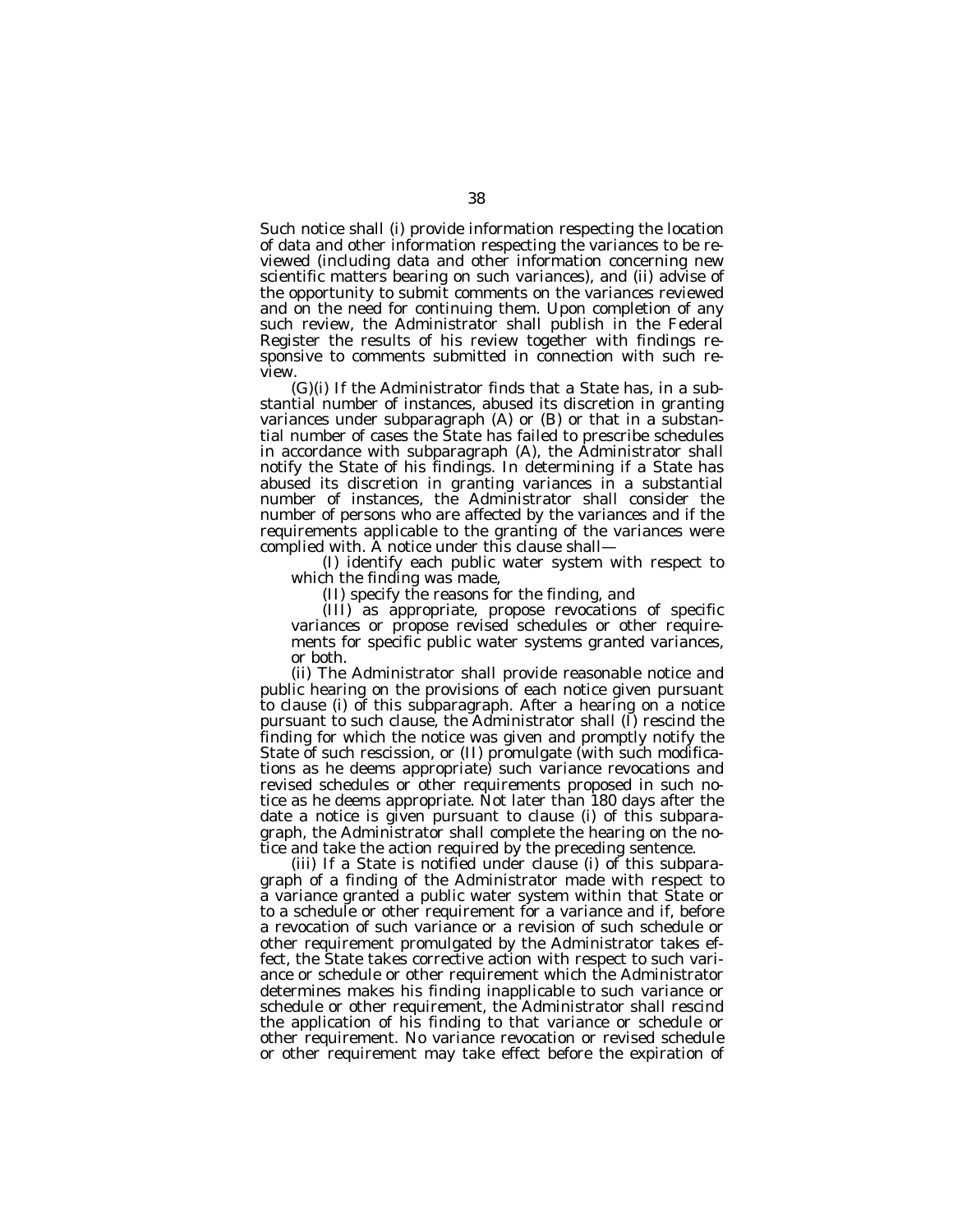Such notice shall (i) provide information respecting the location of data and other information respecting the variances to be reviewed (including data and other information concerning new scientific matters bearing on such variances), and (ii) advise of the opportunity to submit comments on the variances reviewed and on the need for continuing them. Upon completion of any such review, the Administrator shall publish in the Federal Register the results of his review together with findings responsive to comments submitted in connection with such review.

(G)(i) If the Administrator finds that a State has, in a substantial number of instances, abused its discretion in granting variances under subparagraph (A) or (B) or that in a substantial number of cases the State has failed to prescribe schedules in accordance with subparagraph (A), the Administrator shall notify the State of his findings. In determining if a State has abused its discretion in granting variances in a substantial number of instances, the Administrator shall consider the number of persons who are affected by the variances and if the requirements applicable to the granting of the variances were complied with. A notice under this clause shall—

(I) identify each public water system with respect to which the finding was made,

(II) specify the reasons for the finding, and

(III) as appropriate, propose revocations of specific variances or propose revised schedules or other requirements for specific public water systems granted variances, or both.

(ii) The Administrator shall provide reasonable notice and public hearing on the provisions of each notice given pursuant to clause (i) of this subparagraph. After a hearing on a notice pursuant to such clause, the Administrator shall (I) rescind the finding for which the notice was given and promptly notify the State of such rescission, or (II) promulgate (with such modifications as he deems appropriate) such variance revocations and revised schedules or other requirements proposed in such notice as he deems appropriate. Not later than 180 days after the date a notice is given pursuant to clause (i) of this subparagraph, the Administrator shall complete the hearing on the notice and take the action required by the preceding sentence.

(iii) If a State is notified under clause (i) of this subparagraph of a finding of the Administrator made with respect to a variance granted a public water system within that State or to a schedule or other requirement for a variance and if, before a revocation of such variance or a revision of such schedule or other requirement promulgated by the Administrator takes effect, the State takes corrective action with respect to such variance or schedule or other requirement which the Administrator determines makes his finding inapplicable to such variance or schedule or other requirement, the Administrator shall rescind the application of his finding to that variance or schedule or other requirement. No variance revocation or revised schedule or other requirement may take effect before the expiration of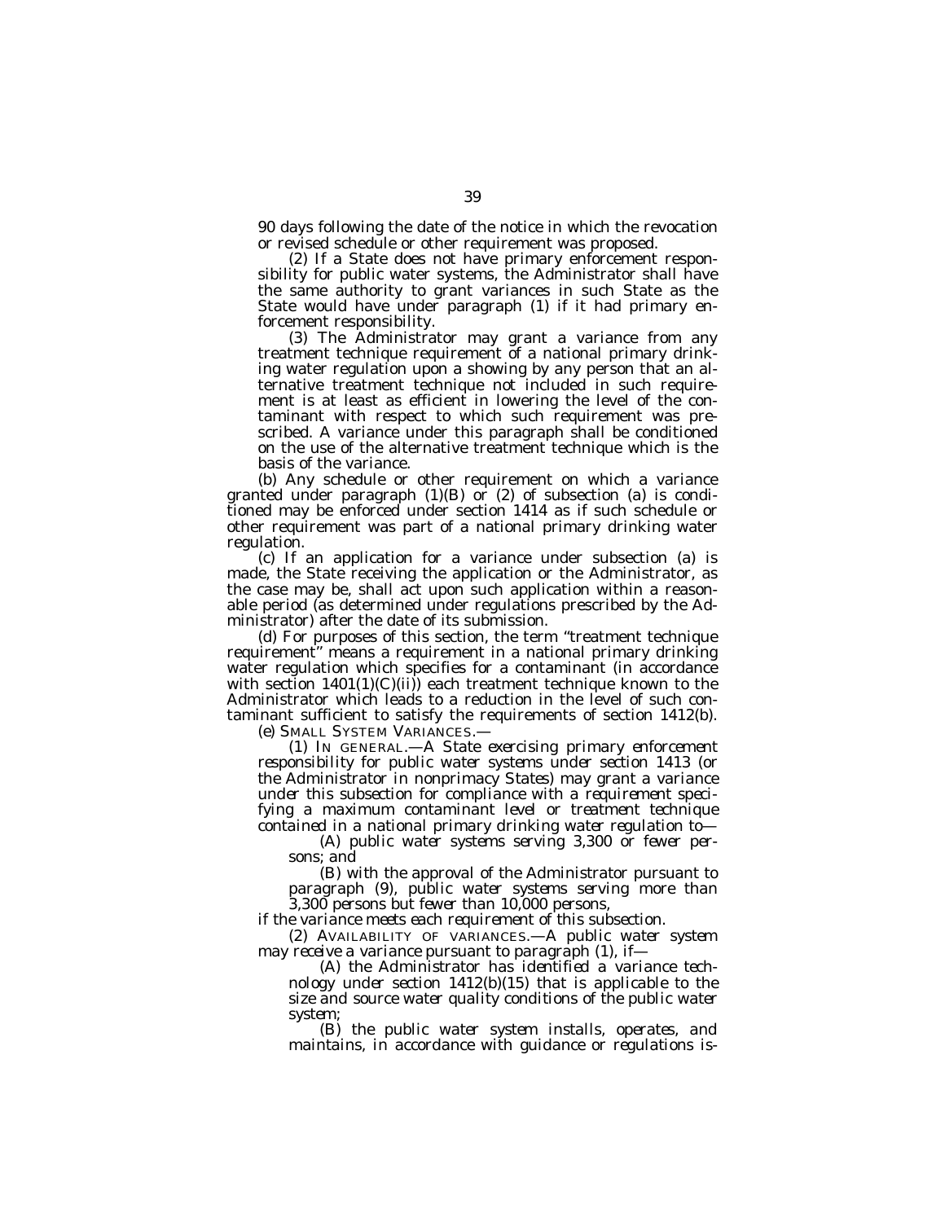90 days following the date of the notice in which the revocation or revised schedule or other requirement was proposed.

(2) If a State does not have primary enforcement responsibility for public water systems, the Administrator shall have the same authority to grant variances in such State as the State would have under paragraph (1) if it had primary enforcement responsibility.

(3) The Administrator may grant a variance from any treatment technique requirement of a national primary drinking water regulation upon a showing by any person that an alternative treatment technique not included in such requirement is at least as efficient in lowering the level of the contaminant with respect to which such requirement was prescribed. A variance under this paragraph shall be conditioned on the use of the alternative treatment technique which is the basis of the variance.

(b) Any schedule or other requirement on which a variance granted under paragraph (1)(B) or (2) of subsection (a) is conditioned may be enforced under section 1414 as if such schedule or other requirement was part of a national primary drinking water regulation.

(c) If an application for a variance under subsection (a) is made, the State receiving the application or the Administrator, as the case may be, shall act upon such application within a reasonable period (as determined under regulations prescribed by the Administrator) after the date of its submission.

(d) For purposes of this section, the term "treatment technique requirement" means a requirement in a national primary drinking water regulation which specifies for a contaminant (in accordance with section 1401(1)(C)(ii)) each treatment technique known to the Administrator which leads to a reduction in the level of such contaminant sufficient to satisfy the requirements of section 1412(b).

*(e) SMALL SYSTEM VARIANCES.—*

*(1) IN GENERAL.—A State exercising primary enforcement responsibility for public water systems under section 1413 (or the Administrator in nonprimacy States) may grant a variance under this subsection for compliance with a requirement specifying a maximum contaminant level or treatment technique contained in a national primary drinking water regulation to—*

*(A) public water systems serving 3,300 or fewer persons; and*

*(B) with the approval of the Administrator pursuant to paragraph (9), public water systems serving more than 3,300 persons but fewer than 10,000 persons,*

*if the variance meets each requirement of this subsection.*

*(2) AVAILABILITY OF VARIANCES.—A public water system may receive a variance pursuant to paragraph (1), if—*

*(A) the Administrator has identified a variance technology under section 1412(b)(15) that is applicable to the size and source water quality conditions of the public water system;*

*(B) the public water system installs, operates, and maintains, in accordance with guidance or regulations is-*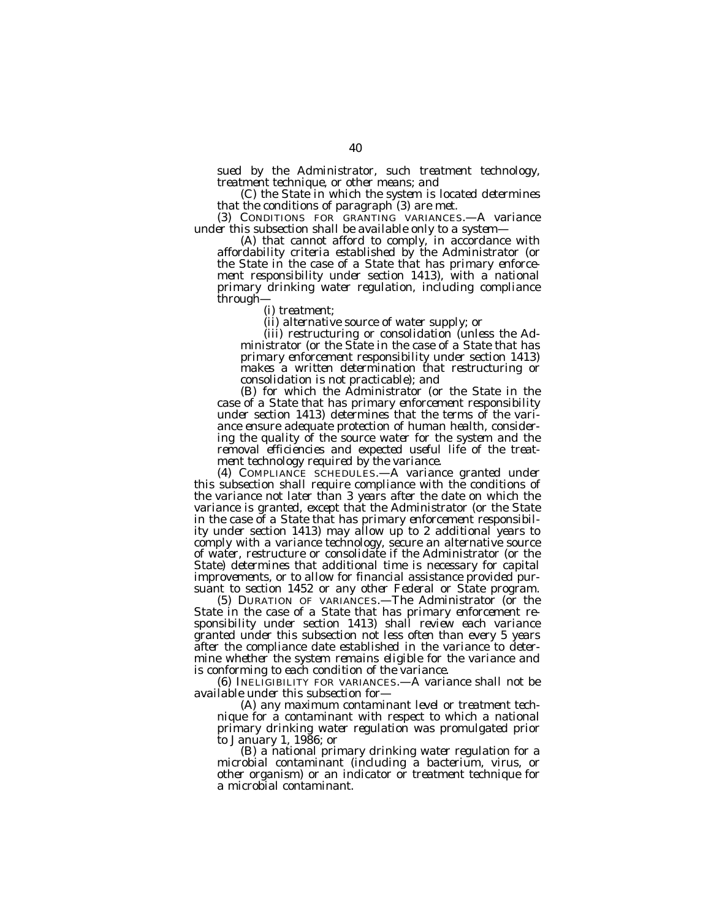*sued by the Administrator, such treatment technology, treatment technique, or other means; and*

*(C) the State in which the system is located determines that the conditions of paragraph (3) are met.*

*(3) CONDITIONS FOR GRANTING VARIANCES.—A variance under this subsection shall be available only to a system—*

*(A) that cannot afford to comply, in accordance with affordability criteria established by the Administrator (or the State in the case of a State that has primary enforcement responsibility under section 1413), with a national primary drinking water regulation, including compliance through—*

*(i) treatment;*

*(ii) alternative source of water supply; or*

*(iii) restructuring or consolidation (unless the Administrator (or the State in the case of a State that has primary enforcement responsibility under section 1413) makes a written determination that restructuring or consolidation is not practicable); and*

*(B) for which the Administrator (or the State in the case of a State that has primary enforcement responsibility under section 1413) determines that the terms of the variance ensure adequate protection of human health, considering the quality of the source water for the system and the removal efficiencies and expected useful life of the treatment technology required by the variance.*

*(4) COMPLIANCE SCHEDULES.—A variance granted under this subsection shall require compliance with the conditions of the variance not later than 3 years after the date on which the variance is granted, except that the Administrator (or the State in the case of a State that has primary enforcement responsibility under section 1413) may allow up to 2 additional years to comply with a variance technology, secure an alternative source of water, restructure or consolidate if the Administrator (or the State) determines that additional time is necessary for capital improvements, or to allow for financial assistance provided pursuant to section 1452 or any other Federal or State program.*

*(5) DURATION OF VARIANCES.—The Administrator (or the State in the case of a State that has primary enforcement responsibility under section 1413) shall review each variance granted under this subsection not less often than every 5 years after the compliance date established in the variance to determine whether the system remains eligible for the variance and is conforming to each condition of the variance.*

*(6) INELIGIBILITY FOR VARIANCES.—A variance shall not be available under this subsection for—*

*(A) any maximum contaminant level or treatment technique for a contaminant with respect to which a national primary drinking water regulation was promulgated prior to January 1, 1986; or*

*(B) a national primary drinking water regulation for a microbial contaminant (including a bacterium, virus, or other organism) or an indicator or treatment technique for a microbial contaminant.*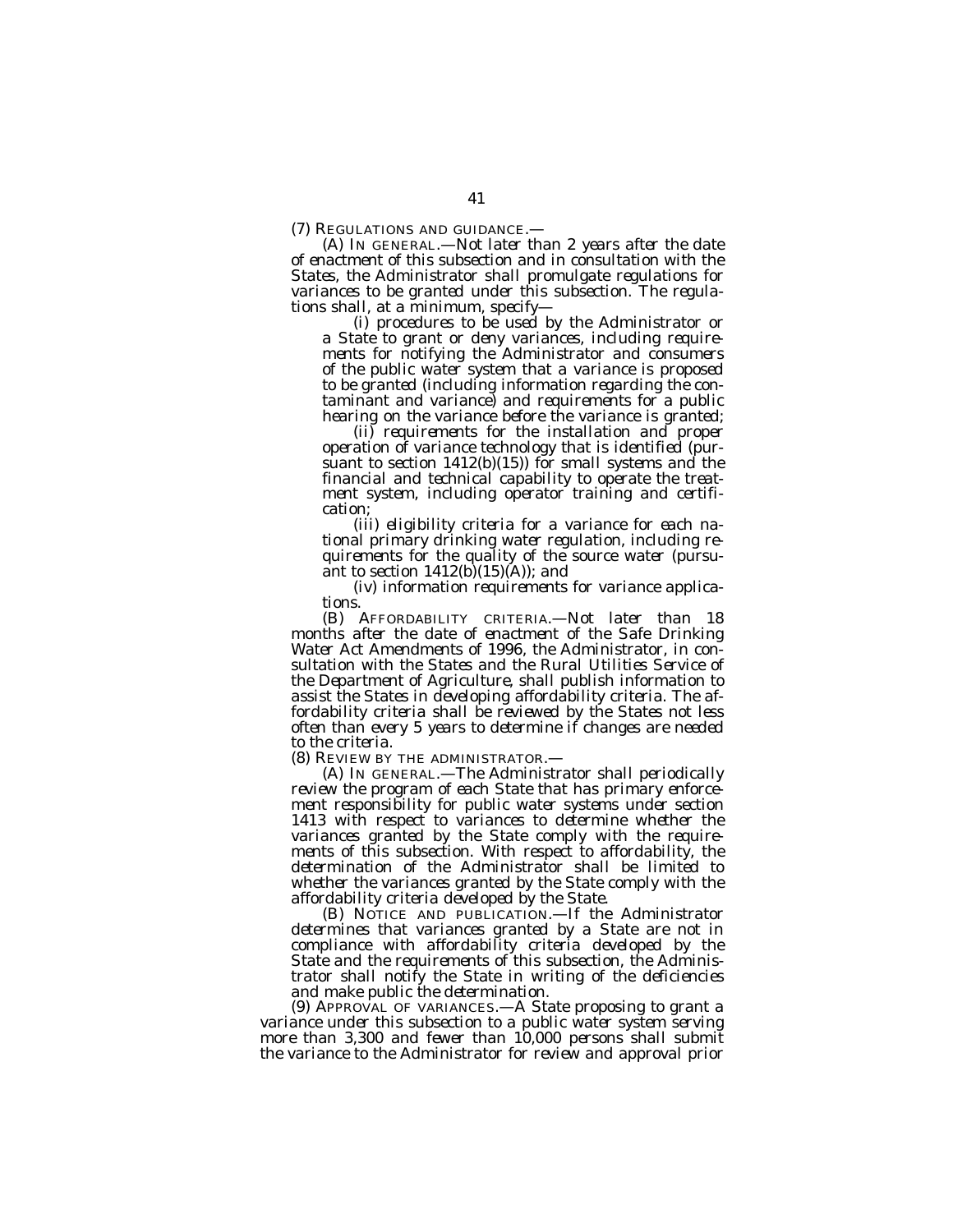(7) REGULATIONS AND GUIDANCE.—

*(A) IN GENERAL.—Not later than 2 years after the date of enactment of this subsection and in consultation with the States, the Administrator shall promulgate regulations for variances to be granted under this subsection. The regulations shall, at a minimum, specify—*

*(i) procedures to be used by the Administrator or a State to grant or deny variances, including requirements for notifying the Administrator and consumers of the public water system that a variance is proposed to be granted (including information regarding the contaminant and variance) and requirements for a public hearing on the variance before the variance is granted;*

*(ii) requirements for the installation and proper operation of variance technology that is identified (pursuant to section 1412(b)(15)) for small systems and the financial and technical capability to operate the treatment system, including operator training and certification;*

*(iii) eligibility criteria for a variance for each national primary drinking water regulation, including requirements for the quality of the source water (pursuant to section 1412(b)(15)(A)); and*

*(iv) information requirements for variance applications.*

*(B) AFFORDABILITY CRITERIA.—Not later than 18 months after the date of enactment of the Safe Drinking Water Act Amendments of 1996, the Administrator, in consultation with the States and the Rural Utilities Service of the Department of Agriculture, shall publish information to assist the States in developing affordability criteria. The affordability criteria shall be reviewed by the States not less often than every 5 years to determine if changes are needed to the criteria.*

*(8) REVIEW BY THE ADMINISTRATOR.—*

*(A) IN GENERAL.—The Administrator shall periodically review the program of each State that has primary enforcement responsibility for public water systems under section 1413 with respect to variances to determine whether the variances granted by the State comply with the requirements of this subsection. With respect to affordability, the determination of the Administrator shall be limited to whether the variances granted by the State comply with the affordability criteria developed by the State.*

*(B) NOTICE AND PUBLICATION.—If the Administrator determines that variances granted by a State are not in compliance with affordability criteria developed by the State and the requirements of this subsection, the Administrator shall notify the State in writing of the deficiencies and make public the determination.*

*(9) APPROVAL OF VARIANCES.—A State proposing to grant a variance under this subsection to a public water system serving more than 3,300 and fewer than 10,000 persons shall submit the variance to the Administrator for review and approval prior*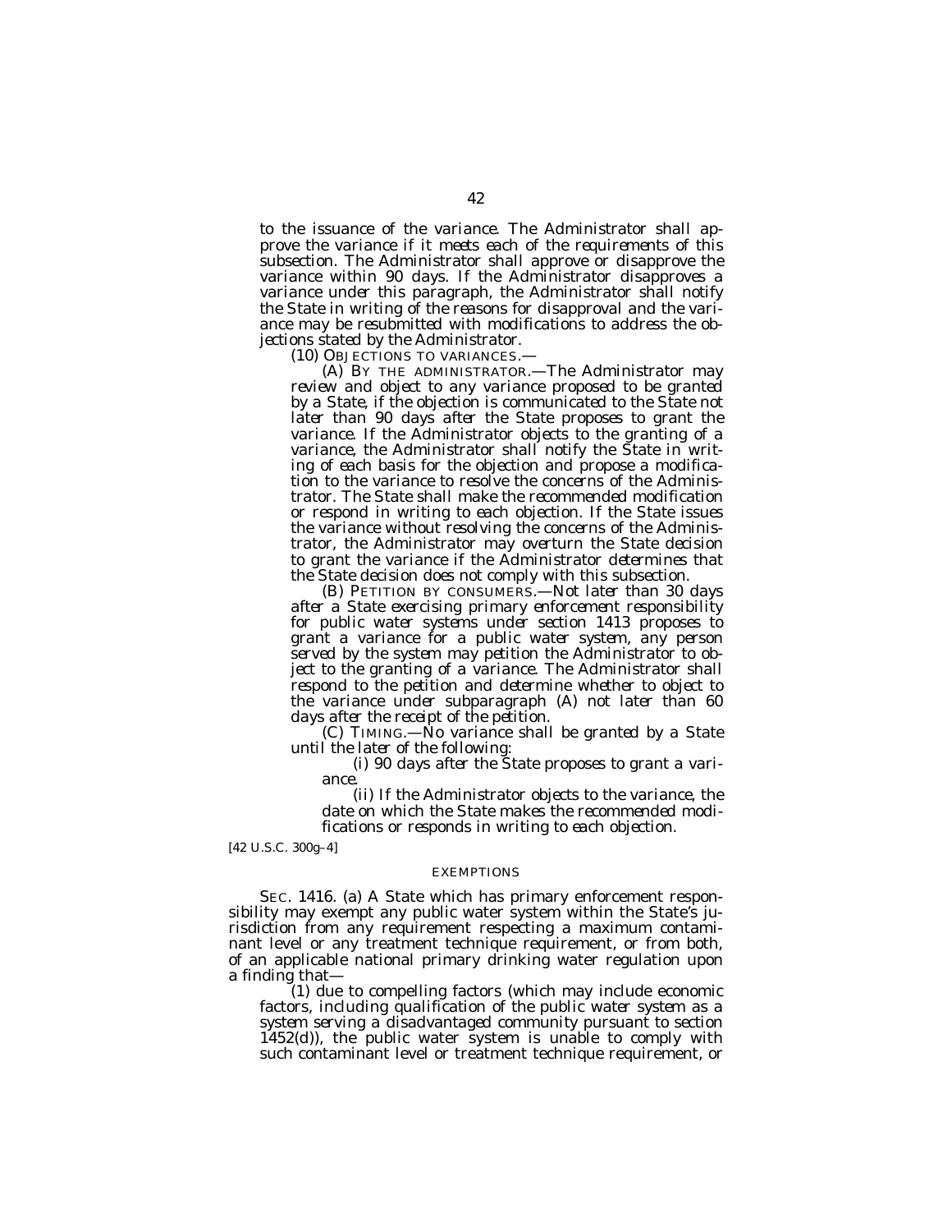to the issuance of the variance. The Administrator shall approve the variance if it meets each of the requirements of this subsection. The Administrator shall approve or disapprove the variance within 90 days. If the Administrator disapproves a variance under this paragraph, the Administrator shall notify the State in writing of the reasons for disapproval and the variance may be resubmitted with modifications to address the objections stated by the Administrator.

(10) OBJECTIONS TO VARIANCES.—

(A) BY THE ADMINISTRATOR.—The Administrator may review and object to any variance proposed to be granted by a State, if the objection is communicated to the State not later than 90 days after the State proposes to grant the variance. If the Administrator objects to the granting of a variance, the Administrator shall notify the State in writing of each basis for the objection and propose a modification to the variance to resolve the concerns of the Administrator. The State shall make the recommended modification or respond in writing to each objection. If the State issues the variance without resolving the concerns of the Administrator, the Administrator may overturn the State decision to grant the variance if the Administrator determines that the State decision does not comply with this subsection.

(B) PETITION BY CONSUMERS.—Not later than 30 days after a State exercising primary enforcement responsibility for public water systems under section 1413 proposes to grant a variance for a public water system, any person served by the system may petition the Administrator to object to the granting of a variance. The Administrator shall respond to the petition and determine whether to object to the variance under subparagraph (A) not later than 60 days after the receipt of the petition.

(C) TIMING.—No variance shall be granted by a State until the later of the following:

(i) 90 days after the State proposes to grant a variance.

(ii) If the Administrator objects to the variance, the date on which the State makes the recommended modifications or responds in writing to each objection.

[42 U.S.C. 300g–4]

EXEMPTIONS

SEC. 1416. (a) A State which has primary enforcement responsibility may exempt any public water system within the State's jurisdiction from any requirement respecting a maximum contaminant level or any treatment technique requirement, or from both, of an applicable national primary drinking water regulation upon a finding that—

(1) due to compelling factors (which may include economic factors, including qualification of the public water system as a system serving a disadvantaged community pursuant to section 1452(d)), the public water system is unable to comply with such contaminant level or treatment technique requirement, or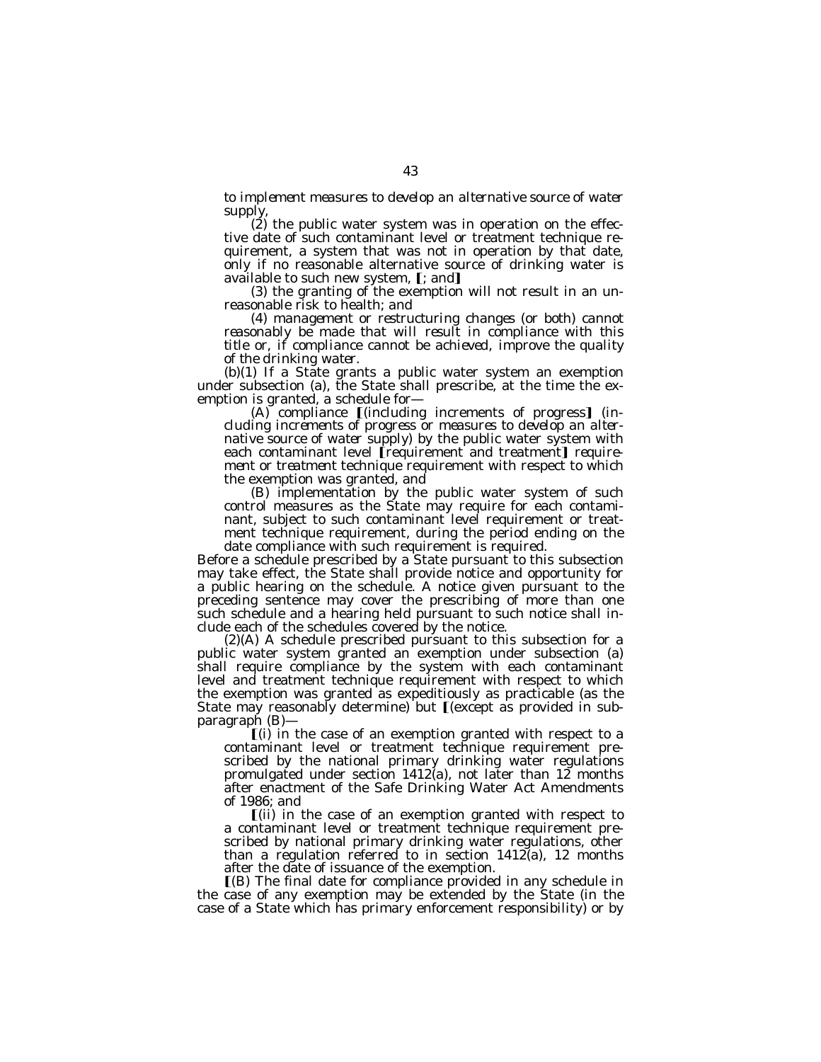*to implement measures to develop an alternative source of water supply,*

(2) the public water system was in operation on the effective date of such contaminant level or treatment technique requirement, a system that was not in operation by that date, only if no reasonable alternative source of drinking water is available to such new system, [; and]

(3) the granting of the exemption will not result in an unreasonable risk to health; and

*(4) management or restructuring changes (or both) cannot reasonably be made that will result in compliance with this title or, if compliance cannot be achieved, improve the quality of the drinking water.*

(b)(1) If a State grants a public water system an exemption under subsection (a), the State shall prescribe, at the time the exemption is granted, a schedule for—

(A) compliance [(including increments of progress] *(including increments of progress or measures to develop an alternative source of water supply)* by the public water system with each contaminant level [requirement and treatment] *requirement or treatment* technique requirement with respect to which the exemption was granted, and

(B) implementation by the public water system of such control measures as the State may require for each contaminant, subject to such contaminant level requirement or treatment technique requirement, during the period ending on the date compliance with such requirement is required.

Before a schedule prescribed by a State pursuant to this subsection may take effect, the State shall provide notice and opportunity for a public hearing on the schedule. A notice given pursuant to the preceding sentence may cover the prescribing of more than one such schedule and a hearing held pursuant to such notice shall include each of the schedules covered by the notice.

(2)(A) A schedule prescribed pursuant to this subsection for a public water system granted an exemption under subsection (a) shall require compliance by the system with each contaminant level and treatment technique requirement with respect to which the exemption was granted as expeditiously as practicable (as the State may reasonably determine) but [(except as provided in subparagraph (B)—

[(i) in the case of an exemption granted with respect to a contaminant level or treatment technique requirement prescribed by the national primary drinking water regulations promulgated under section 1412(a), not later than 12 months after enactment of the Safe Drinking Water Act Amendments of 1986; and

[(ii) in the case of an exemption granted with respect to a contaminant level or treatment technique requirement prescribed by national primary drinking water regulations, other than a regulation referred to in section 1412(a), 12 months after the date of issuance of the exemption.

[(B) The final date for compliance provided in any schedule in the case of any exemption may be extended by the State (in the case of a State which has primary enforcement responsibility) or by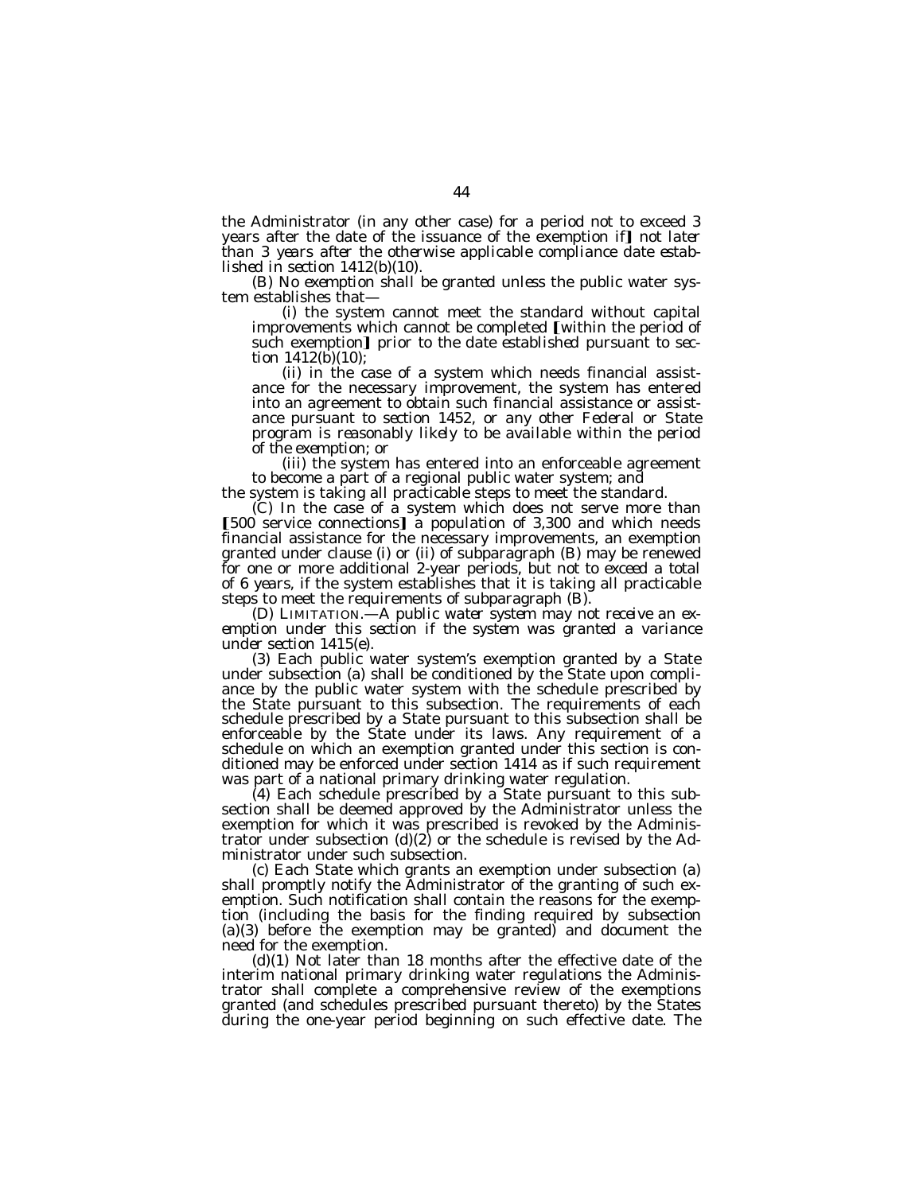the Administrator (in any other case) for a period not to exceed 3 years after the date of the issuance of the exemption if】 *not later than 3 years after the otherwise applicable compliance date established in section 1412(b)(10).*

(B) No exemption shall be granted unless the public water system establishes that—

(i) the system cannot meet the standard without capital improvements which cannot be completed 【within the period of such exemption】 *prior to the date established pursuant to section 1412(b)(10)*;

(ii) in the case of a system which needs financial assistance for the necessary improvement, the system has entered into an agreement to obtain such financial assistance *or assistance pursuant to section 1452, or any other Federal or State program is reasonably likely to be available within the period of the exemption*; or

(iii) the system has entered into an enforceable agreement to become a part of a regional public water system; and

the system is taking all practicable steps to meet the standard.

(C) In the case of a system which does not serve more than 【500 service connections】 *a population of 3,300* and which needs financial assistance for the necessary improvements, an exemption granted under clause (i) or (ii) of subparagraph (B) may be renewed for one or more additional 2-year periods, *but not to exceed a total of 6 years*, if the system establishes that it is taking all practicable steps to meet the requirements of subparagraph (B).

*(D) LIMITATION.—A public water system may not receive an exemption under this section if the system was granted a variance under section 1415(e).*

(3) Each public water system's exemption granted by a State under subsection (a) shall be conditioned by the State upon compliance by the public water system with the schedule prescribed by the State pursuant to this subsection. The requirements of each schedule prescribed by a State pursuant to this subsection shall be enforceable by the State under its laws. Any requirement of a schedule on which an exemption granted under this section is conditioned may be enforced under section 1414 as if such requirement was part of a national primary drinking water regulation.

(4) Each schedule prescribed by a State pursuant to this subsection shall be deemed approved by the Administrator unless the exemption for which it was prescribed is revoked by the Administrator under subsection (d)(2) or the schedule is revised by the Administrator under such subsection.

(c) Each State which grants an exemption under subsection (a) shall promptly notify the Administrator of the granting of such exemption. Such notification shall contain the reasons for the exemption (including the basis for the finding required by subsection (a)(3) before the exemption may be granted) and document the need for the exemption.

(d)(1) Not later than 18 months after the effective date of the interim national primary drinking water regulations the Administrator shall complete a comprehensive review of the exemptions granted (and schedules prescribed pursuant thereto) by the States during the one-year period beginning on such effective date. The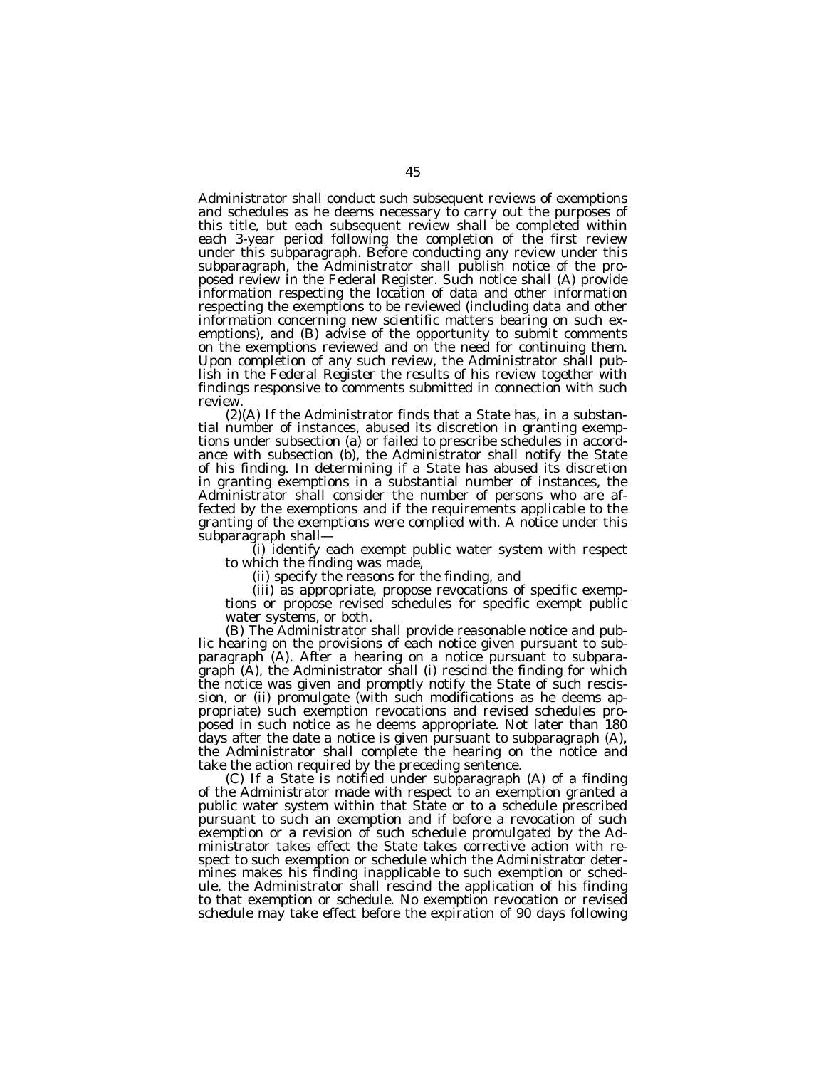Administrator shall conduct such subsequent reviews of exemptions and schedules as he deems necessary to carry out the purposes of this title, but each subsequent review shall be completed within each 3-year period following the completion of the first review under this subparagraph. Before conducting any review under this subparagraph, the Administrator shall publish notice of the proposed review in the Federal Register. Such notice shall (A) provide information respecting the location of data and other information respecting the exemptions to be reviewed (including data and other information concerning new scientific matters bearing on such exemptions), and (B) advise of the opportunity to submit comments on the exemptions reviewed and on the need for continuing them. Upon completion of any such review, the Administrator shall publish in the Federal Register the results of his review together with findings responsive to comments submitted in connection with such review.

(2)(A) If the Administrator finds that a State has, in a substantial number of instances, abused its discretion in granting exemptions under subsection (a) or failed to prescribe schedules in accordance with subsection (b), the Administrator shall notify the State of his finding. In determining if a State has abused its discretion in granting exemptions in a substantial number of instances, the Administrator shall consider the number of persons who are affected by the exemptions and if the requirements applicable to the granting of the exemptions were complied with. A notice under this subparagraph shall—

(i) identify each exempt public water system with respect to which the finding was made,

(ii) specify the reasons for the finding, and

(iii) as appropriate, propose revocations of specific exemptions or propose revised schedules for specific exempt public water systems, or both.

(B) The Administrator shall provide reasonable notice and public hearing on the provisions of each notice given pursuant to subparagraph (A). After a hearing on a notice pursuant to subparagraph (A), the Administrator shall (i) rescind the finding for which the notice was given and promptly notify the State of such rescission, or (ii) promulgate (with such modifications as he deems appropriate) such exemption revocations and revised schedules proposed in such notice as he deems appropriate. Not later than 180 days after the date a notice is given pursuant to subparagraph (A), the Administrator shall complete the hearing on the notice and take the action required by the preceding sentence.

(C) If a State is notified under subparagraph (A) of a finding of the Administrator made with respect to an exemption granted a public water system within that State or to a schedule prescribed pursuant to such an exemption and if before a revocation of such exemption or a revision of such schedule promulgated by the Administrator takes effect the State takes corrective action with respect to such exemption or schedule which the Administrator determines makes his finding inapplicable to such exemption or schedule, the Administrator shall rescind the application of his finding to that exemption or schedule. No exemption revocation or revised schedule may take effect before the expiration of 90 days following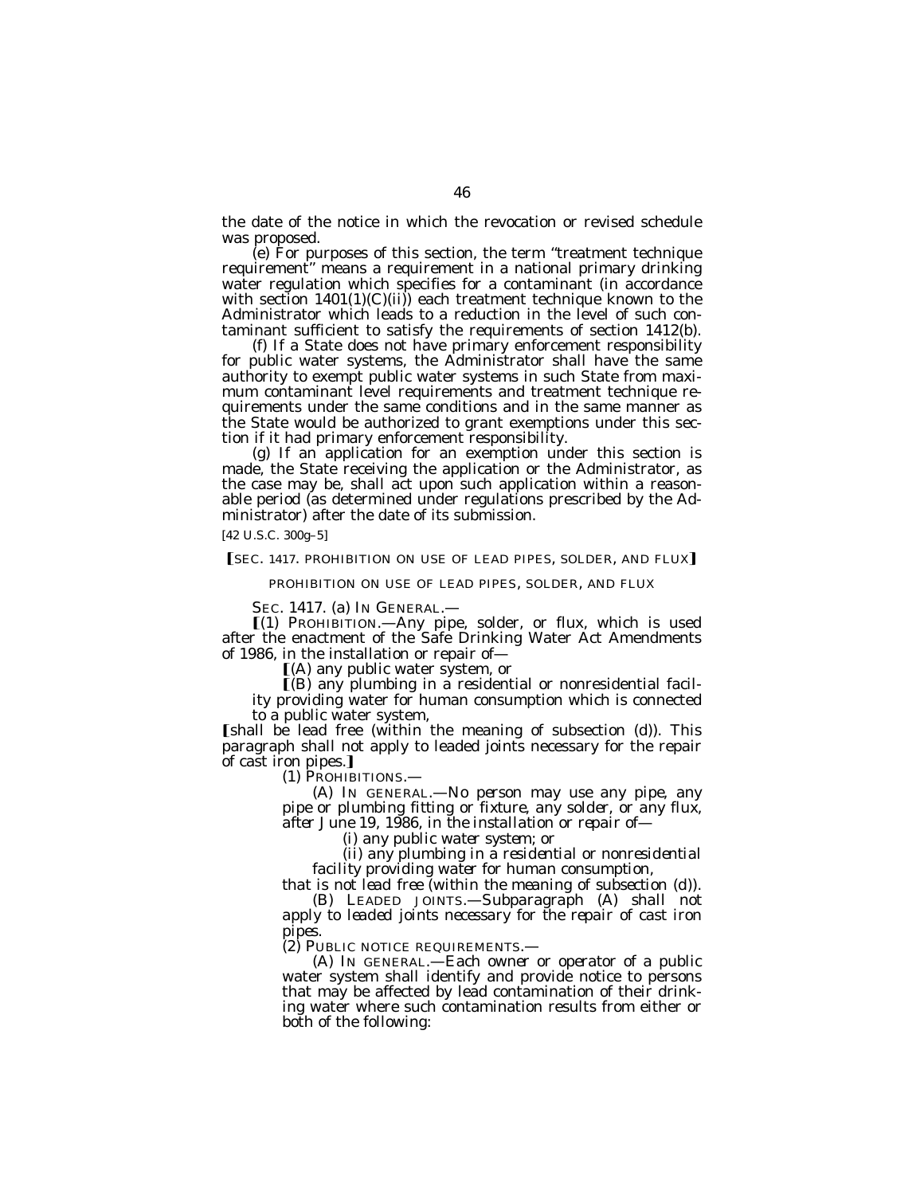the date of the notice in which the revocation or revised schedule was proposed.

(e) For purposes of this section, the term "treatment technique requirement" means a requirement in a national primary drinking water regulation which specifies for a contaminant (in accordance with section 1401(1)(C)(ii)) each treatment technique known to the Administrator which leads to a reduction in the level of such contaminant sufficient to satisfy the requirements of section 1412(b).

(f) If a State does not have primary enforcement responsibility for public water systems, the Administrator shall have the same authority to exempt public water systems in such State from maximum contaminant level requirements and treatment technique requirements under the same conditions and in the same manner as the State would be authorized to grant exemptions under this section if it had primary enforcement responsibility.

(g) If an application for an exemption under this section is made, the State receiving the application or the Administrator, as the case may be, shall act upon such application within a reasonable period (as determined under regulations prescribed by the Administrator) after the date of its submission.

[42 U.S.C. 300g–5]

【SEC. 1417. PROHIBITION ON USE OF LEAD PIPES, SOLDER, AND FLUX】

PROHIBITION ON USE OF LEAD PIPES, SOLDER, AND FLUX

SEC. 1417. (a) IN GENERAL.—

【(1) PROHIBITION.—Any pipe, solder, or flux, which is used after the enactment of the Safe Drinking Water Act Amendments of 1986, in the installation or repair of—

【(A) any public water system, or

【(B) any plumbing in a residential or nonresidential facility providing water for human consumption which is connected to a public water system,

【shall be lead free (within the meaning of subsection (d)). This paragraph shall not apply to leaded joints necessary for the repair of cast iron pipes.】

(1) PROHIBITIONS.—

*(A) IN GENERAL.—No person may use any pipe, any pipe or plumbing fitting or fixture, any solder, or any flux, after June 19, 1986, in the installation or repair of—*

*(i) any public water system; or*

*(ii) any plumbing in a residential or nonresidential facility providing water for human consumption,*

*that is not lead free (within the meaning of subsection (d)).*

*(B) LEADED JOINTS.—Subparagraph (A) shall not apply to leaded joints necessary for the repair of cast iron pipes.*

(2) PUBLIC NOTICE REQUIREMENTS.—

(A) IN GENERAL.—Each owner or operator of a public water system shall identify and provide notice to persons that may be affected by lead contamination of their drinking water where such contamination results from either or both of the following: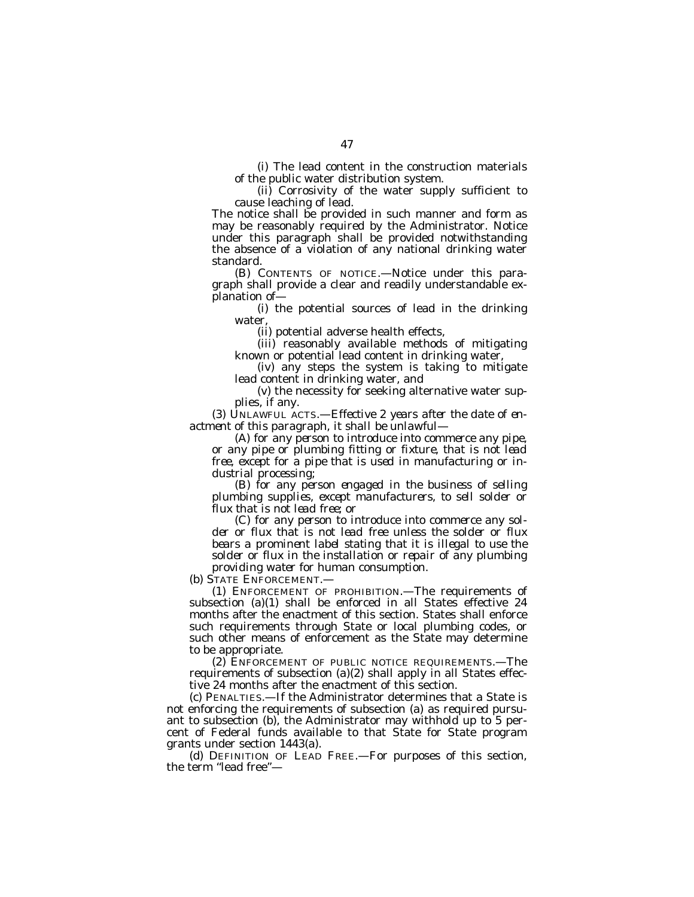(i) The lead content in the construction materials of the public water distribution system.

(ii) Corrosivity of the water supply sufficient to cause leaching of lead.

The notice shall be provided in such manner and form as may be reasonably required by the Administrator. Notice under this paragraph shall be provided notwithstanding the absence of a violation of any national drinking water standard.

(B) CONTENTS OF NOTICE.—Notice under this paragraph shall provide a clear and readily understandable explanation of—

(i) the potential sources of lead in the drinking water,

(ii) potential adverse health effects,

(iii) reasonably available methods of mitigating known or potential lead content in drinking water,

(iv) any steps the system is taking to mitigate lead content in drinking water, and

(v) the necessity for seeking alternative water supplies, if any.

*(3) UNLAWFUL ACTS.—Effective 2 years after the date of enactment of this paragraph, it shall be unlawful—*

*(A) for any person to introduce into commerce any pipe, or any pipe or plumbing fitting or fixture, that is not lead free, except for a pipe that is used in manufacturing or industrial processing;*

*(B) for any person engaged in the business of selling plumbing supplies, except manufacturers, to sell solder or flux that is not lead free; or*

*(C) for any person to introduce into commerce any solder or flux that is not lead free unless the solder or flux bears a prominent label stating that it is illegal to use the solder or flux in the installation or repair of any plumbing providing water for human consumption.*

(b) STATE ENFORCEMENT.—

(1) ENFORCEMENT OF PROHIBITION.—The requirements of subsection (a)(1) shall be enforced in all States effective 24 months after the enactment of this section. States shall enforce such requirements through State or local plumbing codes, or such other means of enforcement as the State may determine to be appropriate.

(2) ENFORCEMENT OF PUBLIC NOTICE REQUIREMENTS.—The requirements of subsection (a)(2) shall apply in all States effective 24 months after the enactment of this section.

(c) PENALTIES.—If the Administrator determines that a State is not enforcing the requirements of subsection (a) as required pursuant to subsection (b), the Administrator may withhold up to 5 percent of Federal funds available to that State for State program grants under section 1443(a).

(d) DEFINITION OF LEAD FREE.—For purposes of this section, the term "lead free"—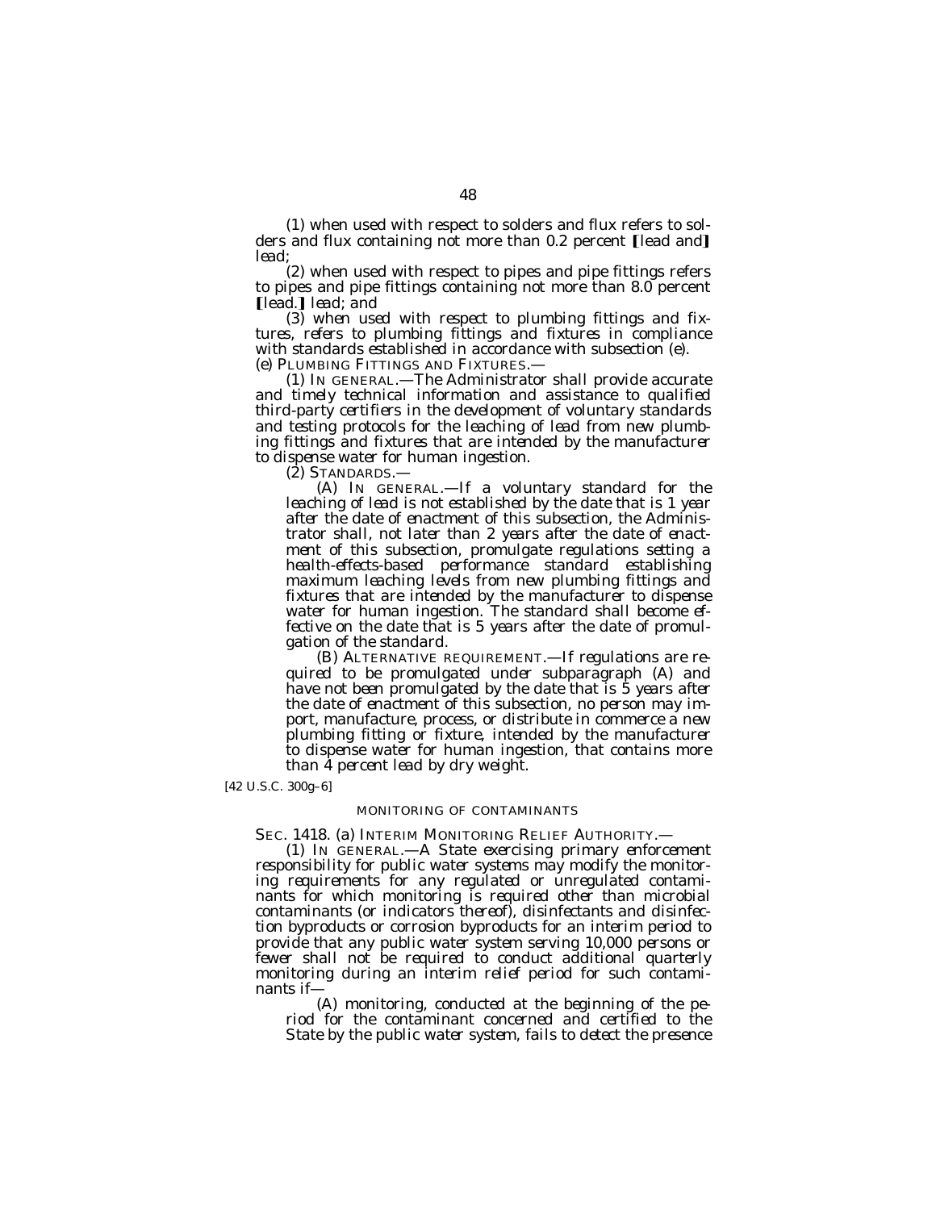(1) when used with respect to solders and flux refers to solders and flux containing not more than 0.2 percent [lead and] *lead;*

(2) when used with respect to pipes and pipe fittings refers to pipes and pipe fittings containing not more than 8.0 percent [lead.] *lead; and*

*(3) when used with respect to plumbing fittings and fixtures, refers to plumbing fittings and fixtures in compliance with standards established in accordance with subsection (e).*

*(e) PLUMBING FITTINGS AND FIXTURES.—*

*(1) IN GENERAL.—The Administrator shall provide accurate and timely technical information and assistance to qualified third-party certifiers in the development of voluntary standards and testing protocols for the leaching of lead from new plumbing fittings and fixtures that are intended by the manufacturer to dispense water for human ingestion.*

*(2) STANDARDS.—*

*(A) IN GENERAL.—If a voluntary standard for the leaching of lead is not established by the date that is 1 year after the date of enactment of this subsection, the Administrator shall, not later than 2 years after the date of enactment of this subsection, promulgate regulations setting a health-effects-based performance standard establishing maximum leaching levels from new plumbing fittings and fixtures that are intended by the manufacturer to dispense water for human ingestion. The standard shall become effective on the date that is 5 years after the date of promulgation of the standard.*

*(B) ALTERNATIVE REQUIREMENT.—If regulations are required to be promulgated under subparagraph (A) and have not been promulgated by the date that is 5 years after the date of enactment of this subsection, no person may import, manufacture, process, or distribute in commerce a new plumbing fitting or fixture, intended by the manufacturer to dispense water for human ingestion, that contains more than 4 percent lead by dry weight.*

[42 U.S.C. 300g–6]

*MONITORING OF CONTAMINANTS*

*SEC. 1418. (a) INTERIM MONITORING RELIEF AUTHORITY.—*

*(1) IN GENERAL.—A State exercising primary enforcement responsibility for public water systems may modify the monitoring requirements for any regulated or unregulated contaminants for which monitoring is required other than microbial contaminants (or indicators thereof), disinfectants and disinfection byproducts or corrosion byproducts for an interim period to provide that any public water system serving 10,000 persons or fewer shall not be required to conduct additional quarterly monitoring during an interim relief period for such contaminants if—*

*(A) monitoring, conducted at the beginning of the period for the contaminant concerned and certified to the State by the public water system, fails to detect the presence*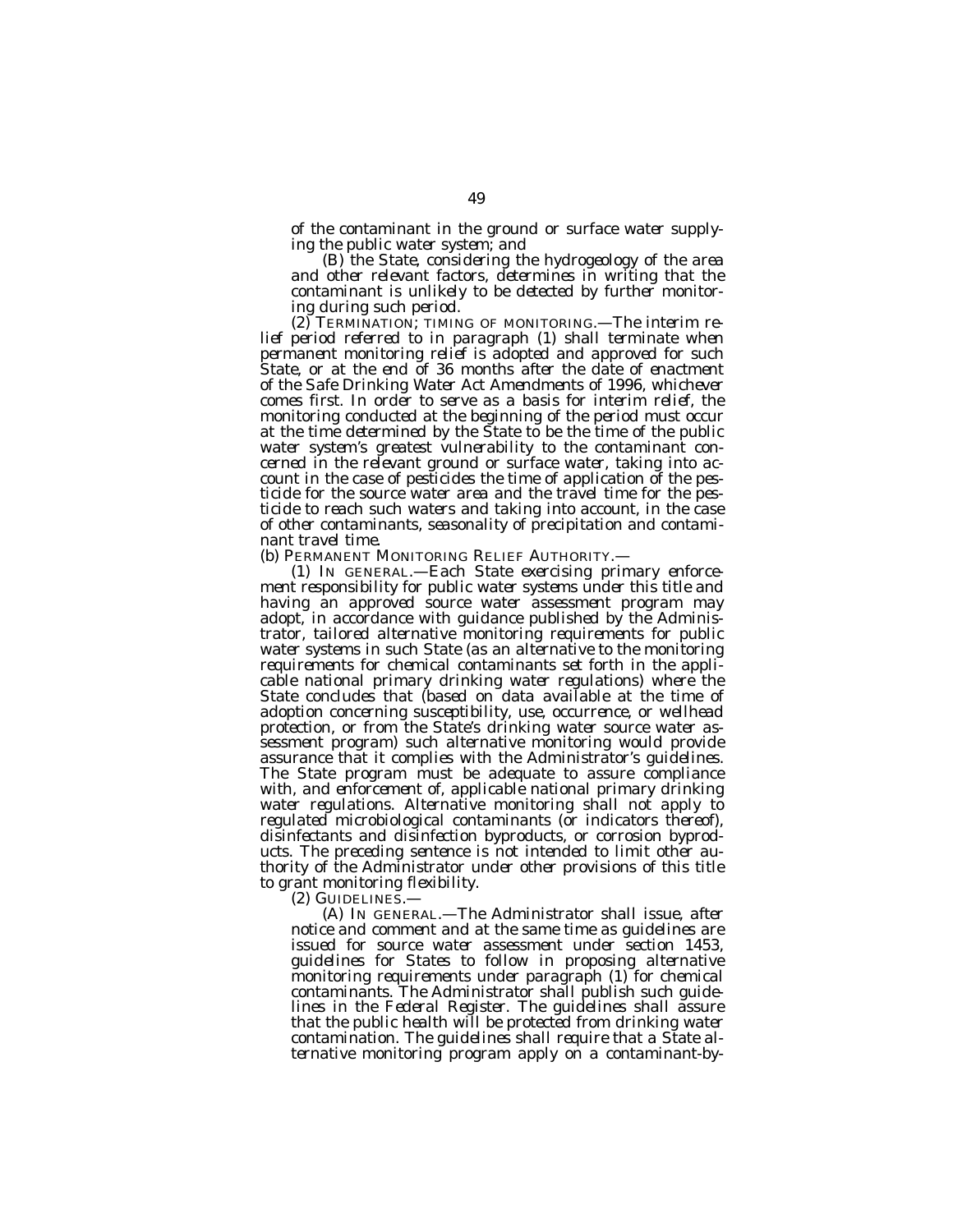of the contaminant in the ground or surface water supplying the public water system; and

(B) the State, considering the hydrogeology of the area and other relevant factors, determines in writing that the contaminant is unlikely to be detected by further monitoring during such period.

(2) TERMINATION; TIMING OF MONITORING.—The interim relief period referred to in paragraph (1) shall terminate when permanent monitoring relief is adopted and approved for such State, or at the end of 36 months after the date of enactment of the Safe Drinking Water Act Amendments of 1996, whichever comes first. In order to serve as a basis for interim relief, the monitoring conducted at the beginning of the period must occur at the time determined by the State to be the time of the public water system's greatest vulnerability to the contaminant concerned in the relevant ground or surface water, taking into account in the case of pesticides the time of application of the pesticide for the source water area and the travel time for the pesticide to reach such waters and taking into account, in the case of other contaminants, seasonality of precipitation and contaminant travel time.

(b) PERMANENT MONITORING RELIEF AUTHORITY.—

(1) IN GENERAL.—Each State exercising primary enforcement responsibility for public water systems under this title and having an approved source water assessment program may adopt, in accordance with guidance published by the Administrator, tailored alternative monitoring requirements for public water systems in such State (as an alternative to the monitoring requirements for chemical contaminants set forth in the applicable national primary drinking water regulations) where the State concludes that (based on data available at the time of adoption concerning susceptibility, use, occurrence, or wellhead protection, or from the State's drinking water source water assessment program) such alternative monitoring would provide assurance that it complies with the Administrator's guidelines. The State program must be adequate to assure compliance with, and enforcement of, applicable national primary drinking water regulations. Alternative monitoring shall not apply to regulated microbiological contaminants (or indicators thereof), disinfectants and disinfection byproducts, or corrosion byproducts. The preceding sentence is not intended to limit other authority of the Administrator under other provisions of this title to grant monitoring flexibility.

(2) GUIDELINES.—

(A) IN GENERAL.—The Administrator shall issue, after notice and comment and at the same time as guidelines are issued for source water assessment under section 1453, guidelines for States to follow in proposing alternative monitoring requirements under paragraph (1) for chemical contaminants. The Administrator shall publish such guidelines in the Federal Register. The guidelines shall assure that the public health will be protected from drinking water contamination. The guidelines shall require that a State alternative monitoring program apply on a contaminant-by-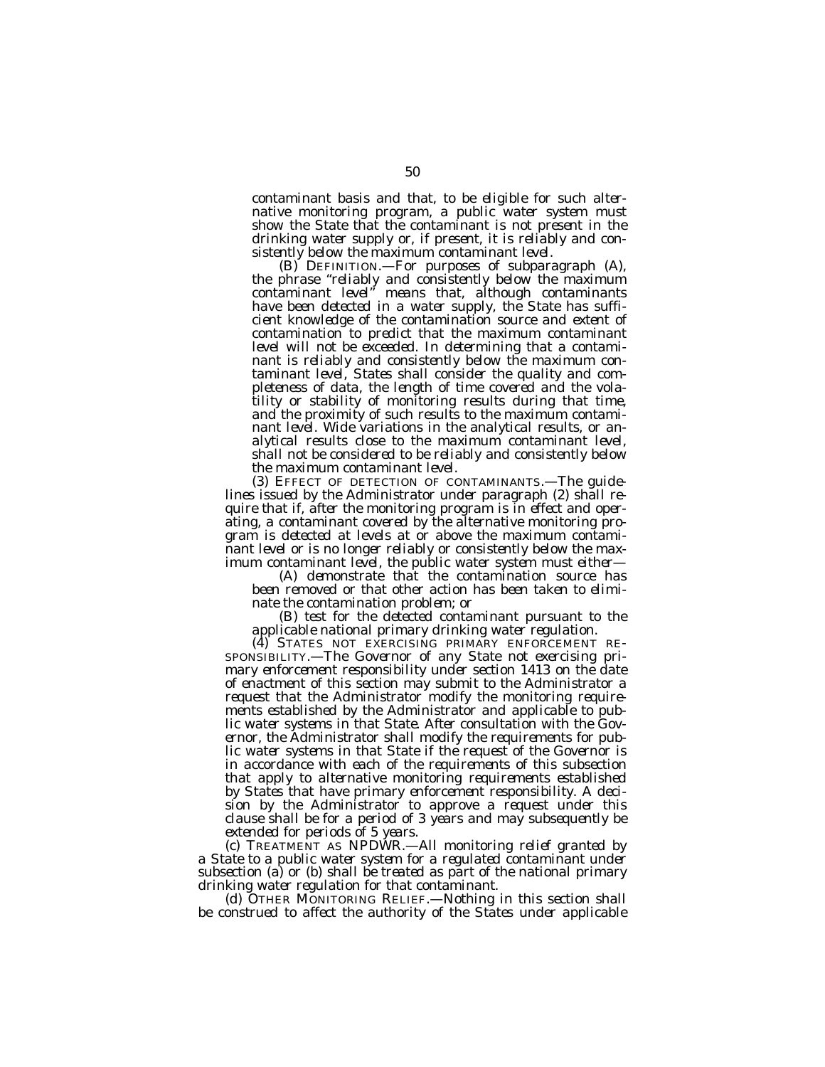contaminant basis and that, to be eligible for such alternative monitoring program, a public water system must show the State that the contaminant is not present in the drinking water supply or, if present, it is reliably and consistently below the maximum contaminant level.

(B) DEFINITION.—For purposes of subparagraph (A), the phrase "reliably and consistently below the maximum contaminant level" means that, although contaminants have been detected in a water supply, the State has sufficient knowledge of the contamination source and extent of contamination to predict that the maximum contaminant level will not be exceeded. In determining that a contaminant is reliably and consistently below the maximum contaminant level, States shall consider the quality and completeness of data, the length of time covered and the volatility or stability of monitoring results during that time, and the proximity of such results to the maximum contaminant level. Wide variations in the analytical results, or analytical results close to the maximum contaminant level, shall not be considered to be reliably and consistently below the maximum contaminant level.

(3) EFFECT OF DETECTION OF CONTAMINANTS.—The guidelines issued by the Administrator under paragraph (2) shall require that if, after the monitoring program is in effect and operating, a contaminant covered by the alternative monitoring program is detected at levels at or above the maximum contaminant level or is no longer reliably or consistently below the maximum contaminant level, the public water system must either—

(A) demonstrate that the contamination source has been removed or that other action has been taken to eliminate the contamination problem; or

(B) test for the detected contaminant pursuant to the applicable national primary drinking water regulation.

(4) STATES NOT EXERCISING PRIMARY ENFORCEMENT RESPONSIBILITY.—The Governor of any State not exercising primary enforcement responsibility under section 1413 on the date of enactment of this section may submit to the Administrator a request that the Administrator modify the monitoring requirements established by the Administrator and applicable to public water systems in that State. After consultation with the Governor, the Administrator shall modify the requirements for public water systems in that State if the request of the Governor is in accordance with each of the requirements of this subsection that apply to alternative monitoring requirements established by States that have primary enforcement responsibility. A decision by the Administrator to approve a request under this clause shall be for a period of 3 years and may subsequently be extended for periods of 5 years.

(c) TREATMENT AS NPDWR.—All monitoring relief granted by a State to a public water system for a regulated contaminant under subsection (a) or (b) shall be treated as part of the national primary drinking water regulation for that contaminant.

(d) OTHER MONITORING RELIEF.—Nothing in this section shall be construed to affect the authority of the States under applicable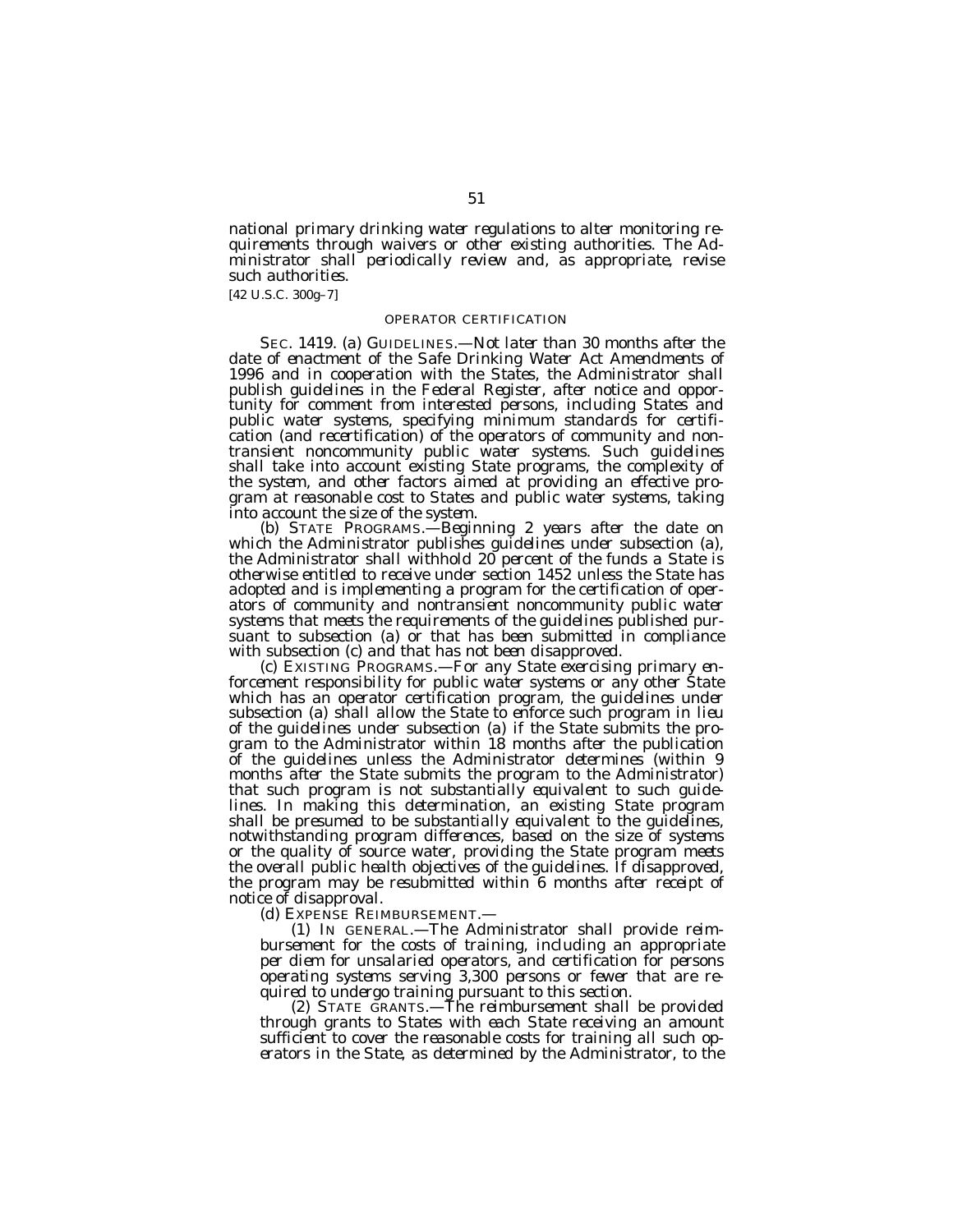*national primary drinking water regulations to alter monitoring requirements through waivers or other existing authorities. The Administrator shall periodically review and, as appropriate, revise such authorities.*

[42 U.S.C. 300g–7]

OPERATOR CERTIFICATION

SEC. 1419. (a) GUIDELINES.—*Not later than 30 months after the date of enactment of the Safe Drinking Water Act Amendments of 1996 and in cooperation with the States, the Administrator shall publish guidelines in the Federal Register, after notice and opportunity for comment from interested persons, including States and public water systems, specifying minimum standards for certification (and recertification) of the operators of community and nontransient noncommunity public water systems. Such guidelines shall take into account existing State programs, the complexity of the system, and other factors aimed at providing an effective program at reasonable cost to States and public water systems, taking into account the size of the system.*

(b) STATE PROGRAMS.—*Beginning 2 years after the date on which the Administrator publishes guidelines under subsection (a), the Administrator shall withhold 20 percent of the funds a State is otherwise entitled to receive under section 1452 unless the State has adopted and is implementing a program for the certification of operators of community and nontransient noncommunity public water systems that meets the requirements of the guidelines published pursuant to subsection (a) or that has been submitted in compliance with subsection (c) and that has not been disapproved.*

(c) EXISTING PROGRAMS.—*For any State exercising primary enforcement responsibility for public water systems or any other State which has an operator certification program, the guidelines under subsection (a) shall allow the State to enforce such program in lieu of the guidelines under subsection (a) if the State submits the program to the Administrator within 18 months after the publication of the guidelines unless the Administrator determines (within 9 months after the State submits the program to the Administrator) that such program is not substantially equivalent to such guidelines. In making this determination, an existing State program shall be presumed to be substantially equivalent to the guidelines, notwithstanding program differences, based on the size of systems or the quality of source water, providing the State program meets the overall public health objectives of the guidelines. If disapproved, the program may be resubmitted within 6 months after receipt of notice of disapproval.*

(d) EXPENSE REIMBURSEMENT.—

(1) IN GENERAL.—*The Administrator shall provide reimbursement for the costs of training, including an appropriate per diem for unsalaried operators, and certification for persons operating systems serving 3,300 persons or fewer that are required to undergo training pursuant to this section.*

(2) STATE GRANTS.—*The reimbursement shall be provided through grants to States with each State receiving an amount sufficient to cover the reasonable costs for training all such operators in the State, as determined by the Administrator, to the*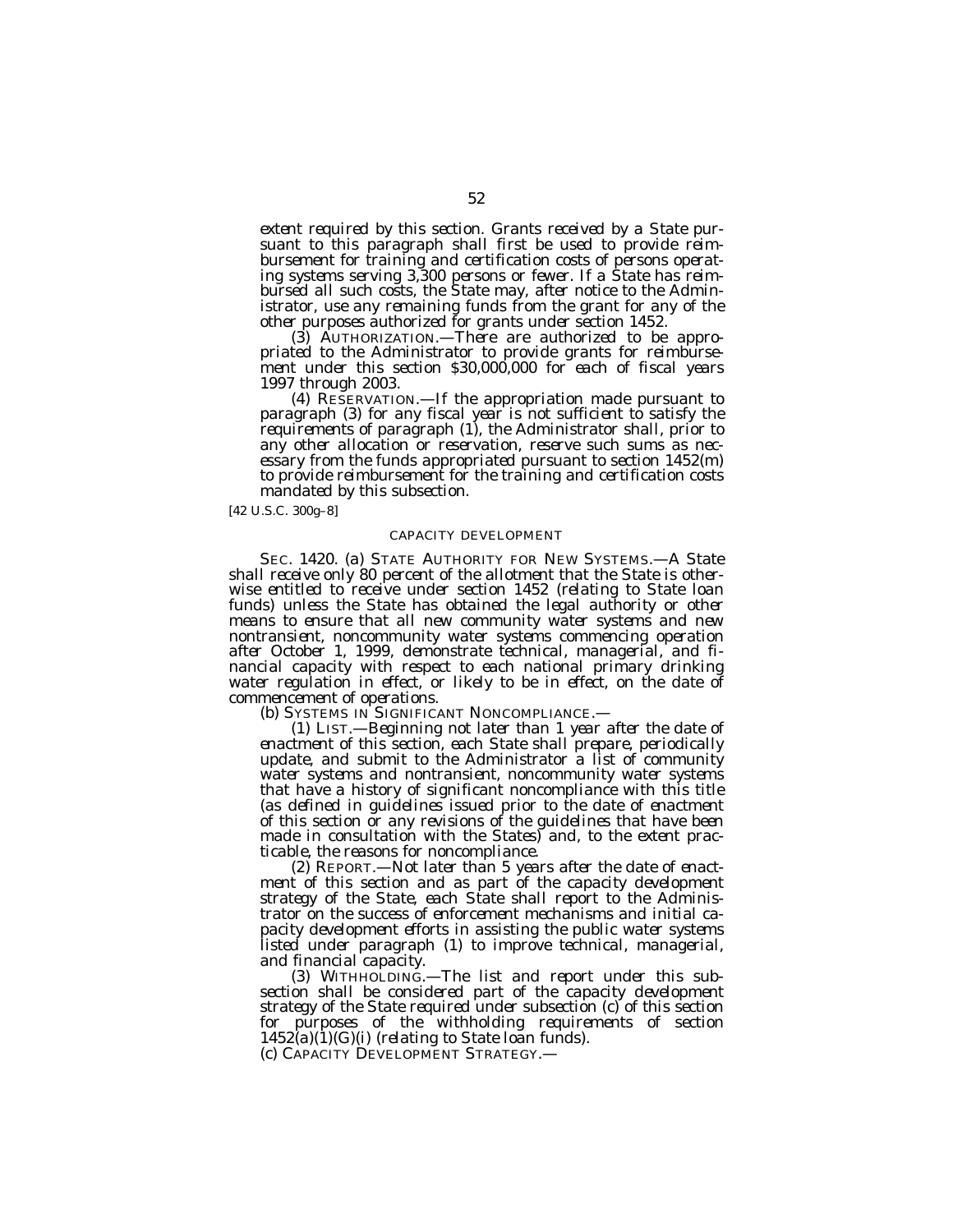extent required by this section. Grants received by a State pursuant to this paragraph shall first be used to provide reimbursement for training and certification costs of persons operating systems serving 3,300 persons or fewer. If a State has reimbursed all such costs, the State may, after notice to the Administrator, use any remaining funds from the grant for any of the other purposes authorized for grants under section 1452.

(3) AUTHORIZATION.—There are authorized to be appropriated to the Administrator to provide grants for reimbursement under this section $30,000,000 for each of fiscal years 1997 through 2003.

(4) RESERVATION.—If the appropriation made pursuant to paragraph (3) for any fiscal year is not sufficient to satisfy the requirements of paragraph (1), the Administrator shall, prior to any other allocation or reservation, reserve such sums as necessary from the funds appropriated pursuant to section 1452(m) to provide reimbursement for the training and certification costs mandated by this subsection.

[42 U.S.C. 300g–8]

CAPACITY DEVELOPMENT

SEC. 1420. (a) STATE AUTHORITY FOR NEW SYSTEMS.—A State shall receive only 80 percent of the allotment that the State is otherwise entitled to receive under section 1452 (relating to State loan funds) unless the State has obtained the legal authority or other means to ensure that all new community water systems and new nontransient, noncommunity water systems commencing operation after October 1, 1999, demonstrate technical, managerial, and financial capacity with respect to each national primary drinking water regulation in effect, or likely to be in effect, on the date of commencement of operations.

(b) SYSTEMS IN SIGNIFICANT NONCOMPLIANCE.—

(1) LIST.—Beginning not later than 1 year after the date of enactment of this section, each State shall prepare, periodically update, and submit to the Administrator a list of community water systems and nontransient, noncommunity water systems that have a history of significant noncompliance with this title (as defined in guidelines issued prior to the date of enactment of this section or any revisions of the guidelines that have been made in consultation with the States) and, to the extent practicable, the reasons for noncompliance.

(2) REPORT.—Not later than 5 years after the date of enactment of this section and as part of the capacity development strategy of the State, each State shall report to the Administrator on the success of enforcement mechanisms and initial capacity development efforts in assisting the public water systems listed under paragraph (1) to improve technical, managerial, and financial capacity.

(3) WITHHOLDING.—The list and report under this subsection shall be considered part of the capacity development strategy of the State required under subsection (c) of this section for purposes of the withholding requirements of section 1452(a)(1)(G)(i) (relating to State loan funds).

(c) CAPACITY DEVELOPMENT STRATEGY.—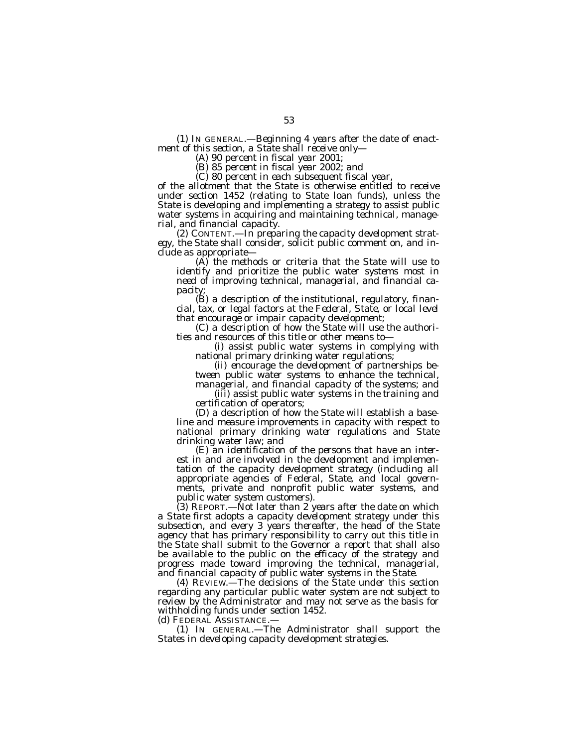(1) IN GENERAL.—*Beginning 4 years after the date of enactment of this section, a State shall receive only—*

*(A) 90 percent in fiscal year 2001;*

*(B) 85 percent in fiscal year 2002; and*

*(C) 80 percent in each subsequent fiscal year,*

*of the allotment that the State is otherwise entitled to receive under section 1452 (relating to State loan funds), unless the State is developing and implementing a strategy to assist public water systems in acquiring and maintaining technical, managerial, and financial capacity.*

*(2) CONTENT.—In preparing the capacity development strategy, the State shall consider, solicit public comment on, and include as appropriate—*

*(A) the methods or criteria that the State will use to identify and prioritize the public water systems most in need of improving technical, managerial, and financial capacity;*

*(B) a description of the institutional, regulatory, financial, tax, or legal factors at the Federal, State, or local level that encourage or impair capacity development;*

*(C) a description of how the State will use the authorities and resources of this title or other means to—*

*(i) assist public water systems in complying with national primary drinking water regulations;*

*(ii) encourage the development of partnerships between public water systems to enhance the technical, managerial, and financial capacity of the systems; and*

*(iii) assist public water systems in the training and certification of operators;*

*(D) a description of how the State will establish a baseline and measure improvements in capacity with respect to national primary drinking water regulations and State drinking water law; and*

*(E) an identification of the persons that have an interest in and are involved in the development and implementation of the capacity development strategy (including all appropriate agencies of Federal, State, and local governments, private and nonprofit public water systems, and public water system customers).*

*(3) REPORT.—Not later than 2 years after the date on which a State first adopts a capacity development strategy under this subsection, and every 3 years thereafter, the head of the State agency that has primary responsibility to carry out this title in the State shall submit to the Governor a report that shall also be available to the public on the efficacy of the strategy and progress made toward improving the technical, managerial, and financial capacity of public water systems in the State.*

*(4) REVIEW.—The decisions of the State under this section regarding any particular public water system are not subject to review by the Administrator and may not serve as the basis for withholding funds under section 1452.*

*(d) FEDERAL ASSISTANCE.—*

*(1) IN GENERAL.—The Administrator shall support the States in developing capacity development strategies.*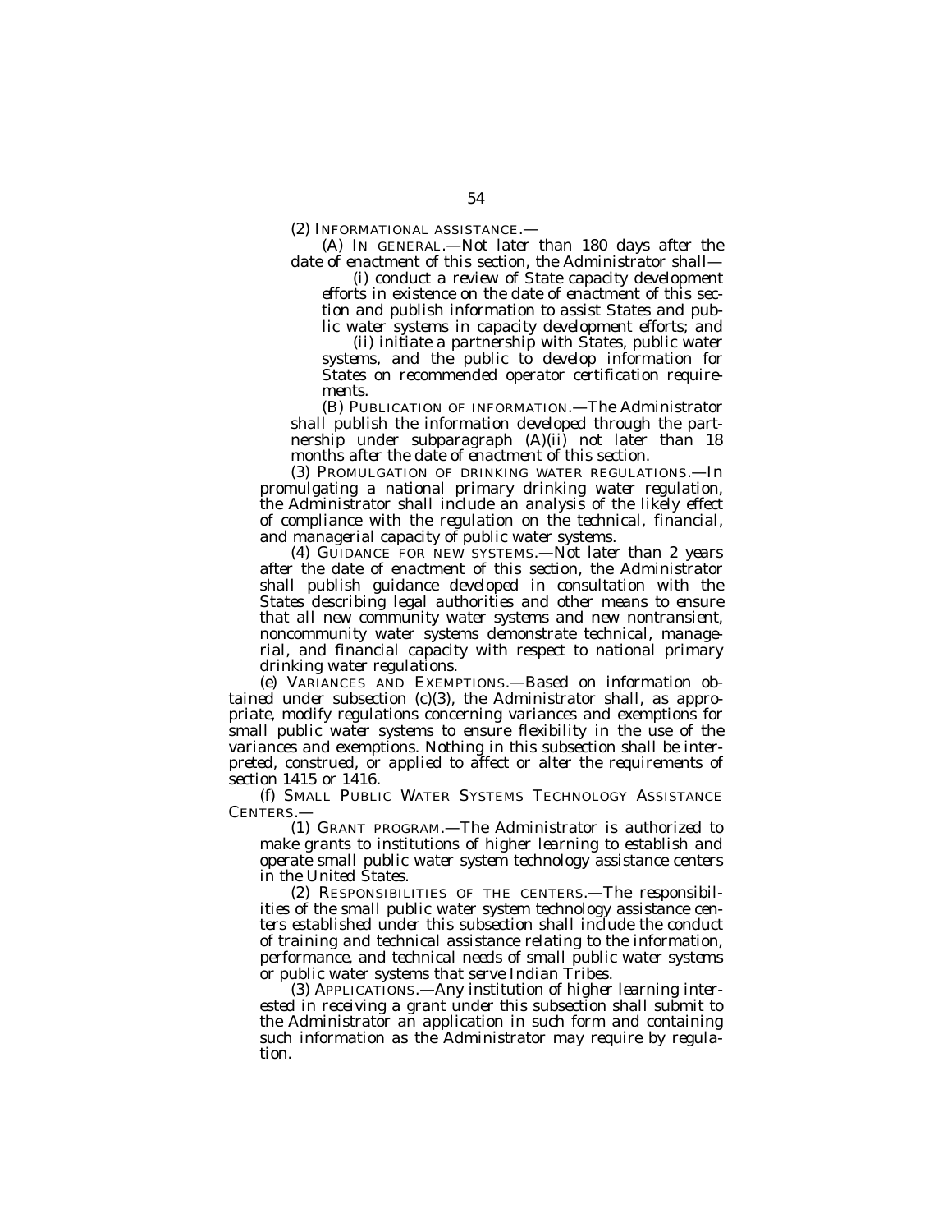(2) INFORMATIONAL ASSISTANCE.—

(A) IN GENERAL.—Not later than 180 days after the date of enactment of this section, the Administrator shall—

(i) conduct a review of State capacity development efforts in existence on the date of enactment of this section and publish information to assist States and public water systems in capacity development efforts; and

(ii) initiate a partnership with States, public water systems, and the public to develop information for States on recommended operator certification requirements.

(B) PUBLICATION OF INFORMATION.—The Administrator shall publish the information developed through the partnership under subparagraph (A)(ii) not later than 18 months after the date of enactment of this section.

(3) PROMULGATION OF DRINKING WATER REGULATIONS.—In promulgating a national primary drinking water regulation, the Administrator shall include an analysis of the likely effect of compliance with the regulation on the technical, financial, and managerial capacity of public water systems.

(4) GUIDANCE FOR NEW SYSTEMS.—Not later than 2 years after the date of enactment of this section, the Administrator shall publish guidance developed in consultation with the States describing legal authorities and other means to ensure that all new community water systems and new nontransient, noncommunity water systems demonstrate technical, managerial, and financial capacity with respect to national primary drinking water regulations.

(e) VARIANCES AND EXEMPTIONS.—Based on information obtained under subsection (c)(3), the Administrator shall, as appropriate, modify regulations concerning variances and exemptions for small public water systems to ensure flexibility in the use of the variances and exemptions. Nothing in this subsection shall be interpreted, construed, or applied to affect or alter the requirements of section 1415 or 1416.

(f) SMALL PUBLIC WATER SYSTEMS TECHNOLOGY ASSISTANCE CENTERS.—

(1) GRANT PROGRAM.—The Administrator is authorized to make grants to institutions of higher learning to establish and operate small public water system technology assistance centers in the United States.

(2) RESPONSIBILITIES OF THE CENTERS.—The responsibilities of the small public water system technology assistance centers established under this subsection shall include the conduct of training and technical assistance relating to the information, performance, and technical needs of small public water systems or public water systems that serve Indian Tribes.

(3) APPLICATIONS.—Any institution of higher learning interested in receiving a grant under this subsection shall submit to the Administrator an application in such form and containing such information as the Administrator may require by regulation.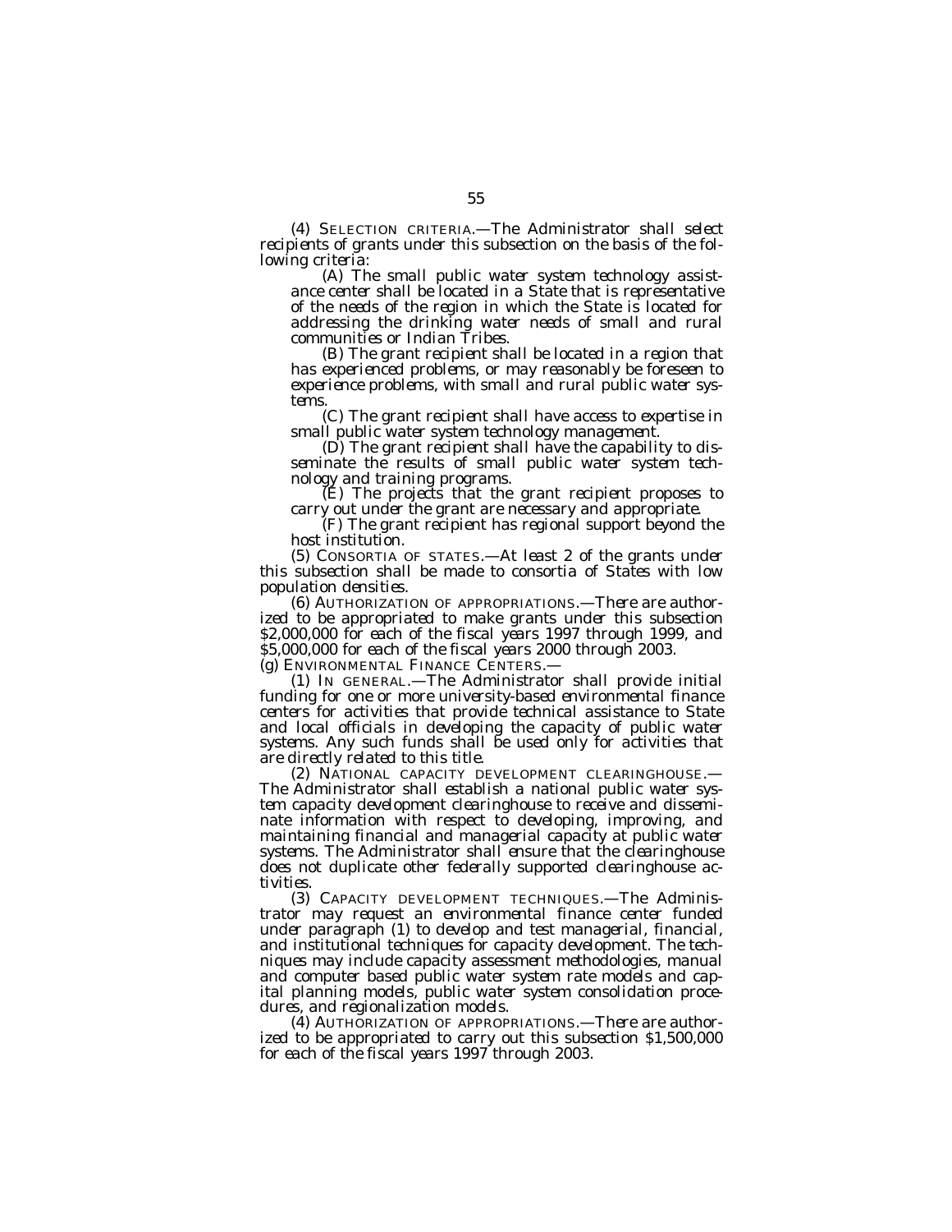(4) SELECTION CRITERIA.—The Administrator shall select recipients of grants under this subsection on the basis of the following criteria:

(A) The small public water system technology assistance center shall be located in a State that is representative of the needs of the region in which the State is located for addressing the drinking water needs of small and rural communities or Indian Tribes.

(B) The grant recipient shall be located in a region that has experienced problems, or may reasonably be foreseen to experience problems, with small and rural public water systems.

(C) The grant recipient shall have access to expertise in small public water system technology management.

(D) The grant recipient shall have the capability to disseminate the results of small public water system technology and training programs.

(E) The projects that the grant recipient proposes to carry out under the grant are necessary and appropriate.

(F) The grant recipient has regional support beyond the host institution.

(5) CONSORTIA OF STATES.—At least 2 of the grants under this subsection shall be made to consortia of States with low population densities.

(6) AUTHORIZATION OF APPROPRIATIONS.—There are authorized to be appropriated to make grants under this subsection $2,000,000 for each of the fiscal years 1997 through 1999, and $5,000,000 for each of the fiscal years 2000 through 2003.

(g) ENVIRONMENTAL FINANCE CENTERS.—

(1) IN GENERAL.—The Administrator shall provide initial funding for one or more university-based environmental finance centers for activities that provide technical assistance to State and local officials in developing the capacity of public water systems. Any such funds shall be used only for activities that are directly related to this title.

(2) NATIONAL CAPACITY DEVELOPMENT CLEARINGHOUSE.—The Administrator shall establish a national public water system capacity development clearinghouse to receive and disseminate information with respect to developing, improving, and maintaining financial and managerial capacity at public water systems. The Administrator shall ensure that the clearinghouse does not duplicate other federally supported clearinghouse activities.

(3) CAPACITY DEVELOPMENT TECHNIQUES.—The Administrator may request an environmental finance center funded under paragraph (1) to develop and test managerial, financial, and institutional techniques for capacity development. The techniques may include capacity assessment methodologies, manual and computer based public water system rate models and capital planning models, public water system consolidation procedures, and regionalization models.

(4) AUTHORIZATION OF APPROPRIATIONS.—There are authorized to be appropriated to carry out this subsection $1,500,000 for each of the fiscal years 1997 through 2003.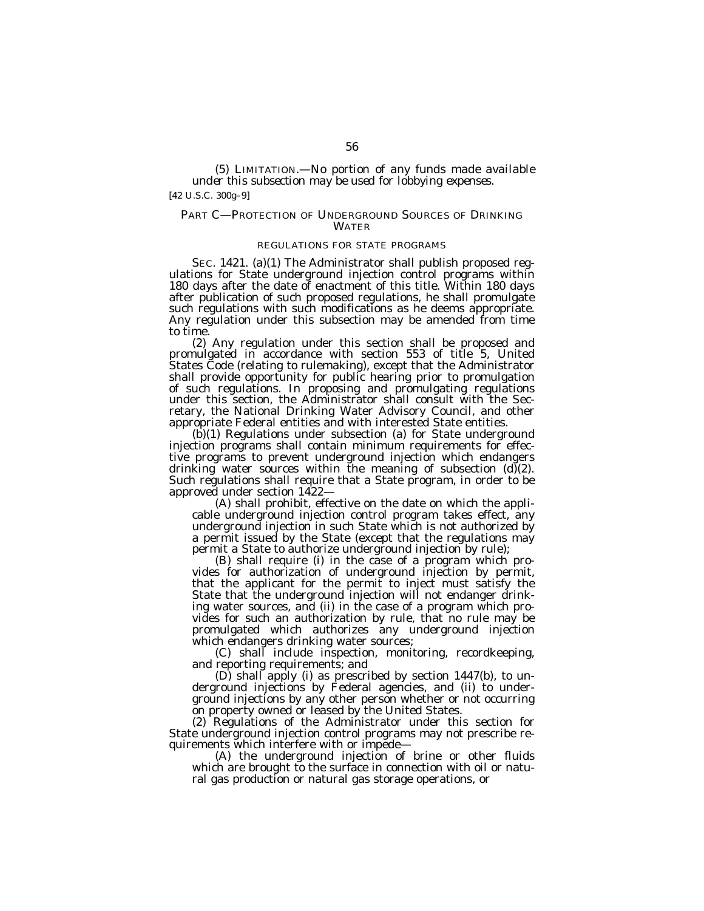*(5) LIMITATION.—No portion of any funds made available under this subsection may be used for lobbying expenses.*

[42 U.S.C. 300g–9]

## PART C—PROTECTION OF UNDERGROUND SOURCES OF DRINKING WATER

### REGULATIONS FOR STATE PROGRAMS

SEC. 1421. (a)(1) The Administrator shall publish proposed regulations for State underground injection control programs within 180 days after the date of enactment of this title. Within 180 days after publication of such proposed regulations, he shall promulgate such regulations with such modifications as he deems appropriate. Any regulation under this subsection may be amended from time to time.

(2) Any regulation under this section shall be proposed and promulgated in accordance with section 553 of title 5, United States Code (relating to rulemaking), except that the Administrator shall provide opportunity for public hearing prior to promulgation of such regulations. In proposing and promulgating regulations under this section, the Administrator shall consult with the Secretary, the National Drinking Water Advisory Council, and other appropriate Federal entities and with interested State entities.

(b)(1) Regulations under subsection (a) for State underground injection programs shall contain minimum requirements for effective programs to prevent underground injection which endangers drinking water sources within the meaning of subsection (d)(2). Such regulations shall require that a State program, in order to be approved under section 1422—

(A) shall prohibit, effective on the date on which the applicable underground injection control program takes effect, any underground injection in such State which is not authorized by a permit issued by the State (except that the regulations may permit a State to authorize underground injection by rule);

(B) shall require (i) in the case of a program which provides for authorization of underground injection by permit, that the applicant for the permit to inject must satisfy the State that the underground injection will not endanger drinking water sources, and (ii) in the case of a program which provides for such an authorization by rule, that no rule may be promulgated which authorizes any underground injection which endangers drinking water sources;

(C) shall include inspection, monitoring, recordkeeping, and reporting requirements; and

(D) shall apply (i) as prescribed by section 1447(b), to underground injections by Federal agencies, and (ii) to underground injections by any other person whether or not occurring on property owned or leased by the United States.

(2) Regulations of the Administrator under this section for State underground injection control programs may not prescribe requirements which interfere with or impede—

(A) the underground injection of brine or other fluids which are brought to the surface in connection with oil or natural gas production or natural gas storage operations, or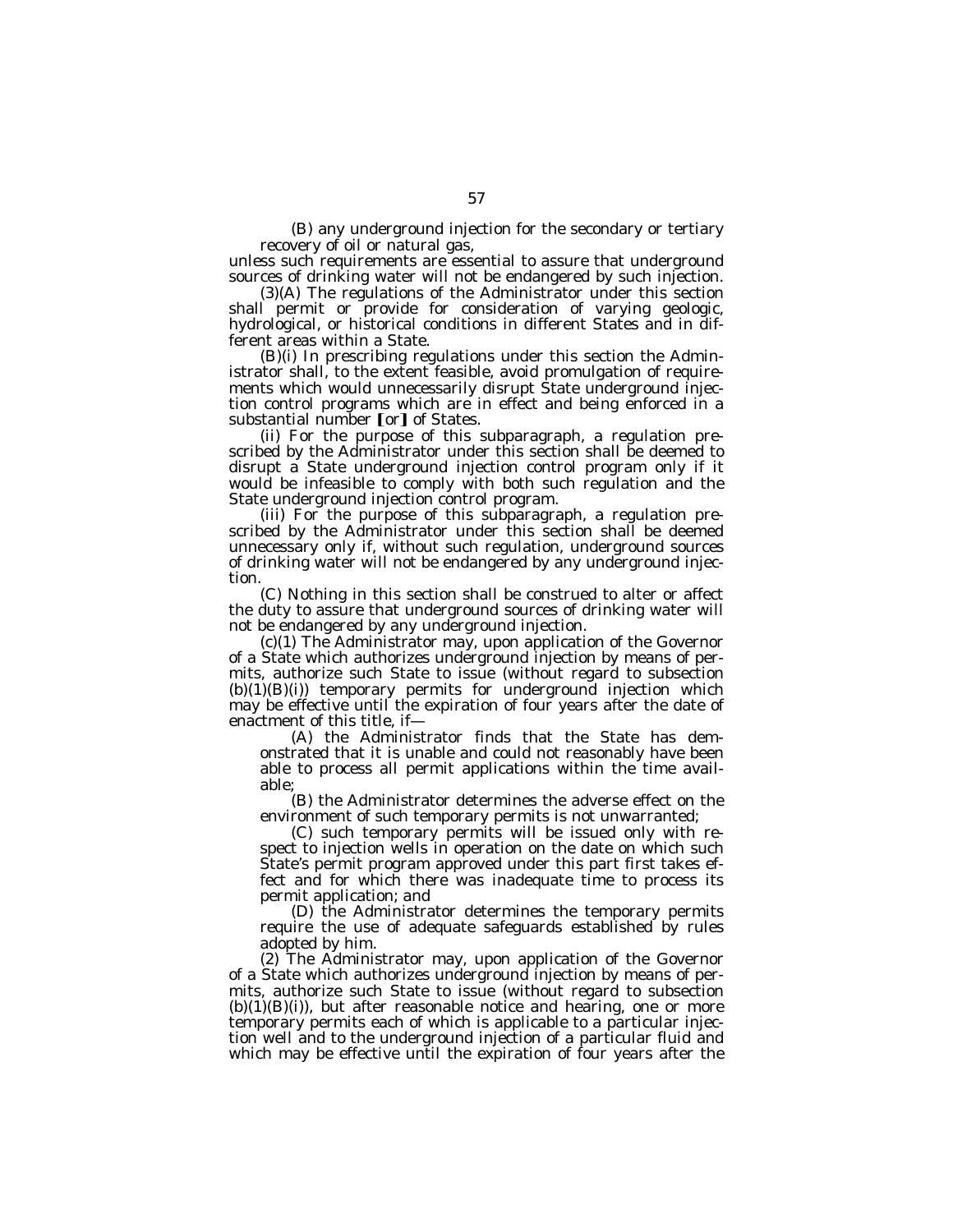(B) any underground injection for the secondary or tertiary recovery of oil or natural gas,

unless such requirements are essential to assure that underground sources of drinking water will not be endangered by such injection.

(3)(A) The regulations of the Administrator under this section shall permit or provide for consideration of varying geologic, hydrological, or historical conditions in different States and in different areas within a State.

(B)(i) In prescribing regulations under this section the Administrator shall, to the extent feasible, avoid promulgation of requirements which would unnecessarily disrupt State underground injection control programs which are in effect and being enforced in a substantial number **[**or**]** of States.

(ii) For the purpose of this subparagraph, a regulation prescribed by the Administrator under this section shall be deemed to disrupt a State underground injection control program only if it would be infeasible to comply with both such regulation and the State underground injection control program.

(iii) For the purpose of this subparagraph, a regulation prescribed by the Administrator under this section shall be deemed unnecessary only if, without such regulation, underground sources of drinking water will not be endangered by any underground injection.

(C) Nothing in this section shall be construed to alter or affect the duty to assure that underground sources of drinking water will not be endangered by any underground injection.

(c)(1) The Administrator may, upon application of the Governor of a State which authorizes underground injection by means of permits, authorize such State to issue (without regard to subsection (b)(1)(B)(i)) temporary permits for underground injection which may be effective until the expiration of four years after the date of enactment of this title, if—

(A) the Administrator finds that the State has demonstrated that it is unable and could not reasonably have been able to process all permit applications within the time available;

(B) the Administrator determines the adverse effect on the environment of such temporary permits is not unwarranted;

(C) such temporary permits will be issued only with respect to injection wells in operation on the date on which such State's permit program approved under this part first takes effect and for which there was inadequate time to process its permit application; and

(D) the Administrator determines the temporary permits require the use of adequate safeguards established by rules adopted by him.

(2) The Administrator may, upon application of the Governor of a State which authorizes underground injection by means of permits, authorize such State to issue (without regard to subsection (b)(1)(B)(i)), but after reasonable notice and hearing, one or more temporary permits each of which is applicable to a particular injection well and to the underground injection of a particular fluid and which may be effective until the expiration of four years after the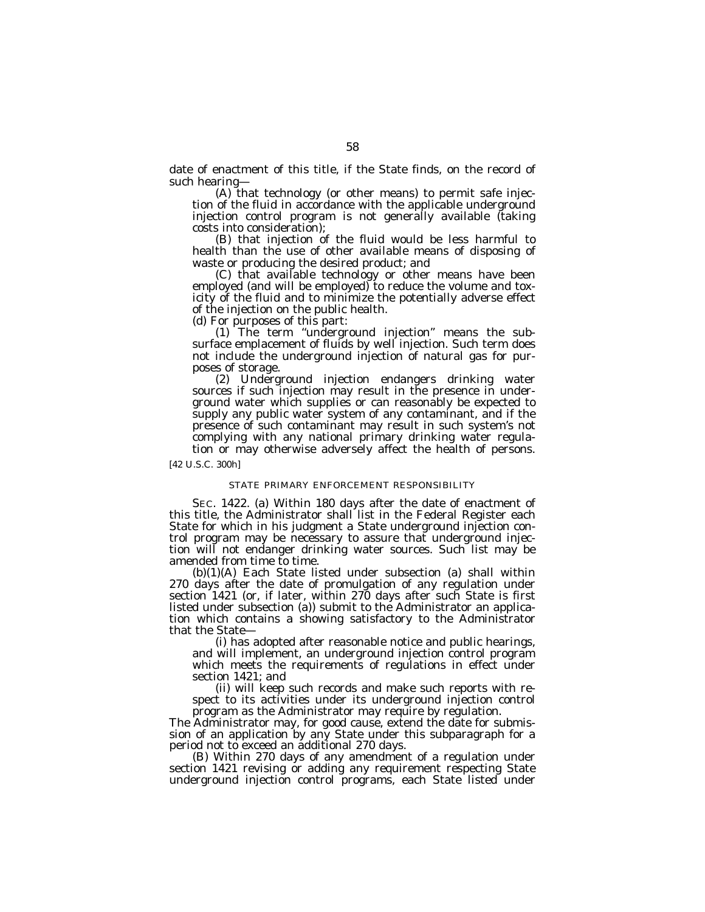date of enactment of this title, if the State finds, on the record of such hearing—

(A) that technology (or other means) to permit safe injection of the fluid in accordance with the applicable underground injection control program is not generally available (taking costs into consideration);

(B) that injection of the fluid would be less harmful to health than the use of other available means of disposing of waste or producing the desired product; and

(C) that available technology or other means have been employed (and will be employed) to reduce the volume and toxicity of the fluid and to minimize the potentially adverse effect of the injection on the public health.

(d) For purposes of this part:

(1) The term "underground injection" means the subsurface emplacement of fluids by well injection. Such term does not include the underground injection of natural gas for purposes of storage.

(2) Underground injection endangers drinking water sources if such injection may result in the presence in underground water which supplies or can reasonably be expected to supply any public water system of any contaminant, and if the presence of such contaminant may result in such system's not complying with any national primary drinking water regulation or may otherwise adversely affect the health of persons.

[42 U.S.C. 300h]

STATE PRIMARY ENFORCEMENT RESPONSIBILITY

SEC. 1422. (a) Within 180 days after the date of enactment of this title, the Administrator shall list in the Federal Register each State for which in his judgment a State underground injection control program may be necessary to assure that underground injection will not endanger drinking water sources. Such list may be amended from time to time.

(b)(1)(A) Each State listed under subsection (a) shall within 270 days after the date of promulgation of any regulation under section 1421 (or, if later, within 270 days after such State is first listed under subsection (a)) submit to the Administrator an application which contains a showing satisfactory to the Administrator that the State—

(i) has adopted after reasonable notice and public hearings, and will implement, an underground injection control program which meets the requirements of regulations in effect under section 1421; and

(ii) will keep such records and make such reports with respect to its activities under its underground injection control program as the Administrator may require by regulation.

The Administrator may, for good cause, extend the date for submission of an application by any State under this subparagraph for a period not to exceed an additional 270 days.

(B) Within 270 days of any amendment of a regulation under section 1421 revising or adding any requirement respecting State underground injection control programs, each State listed under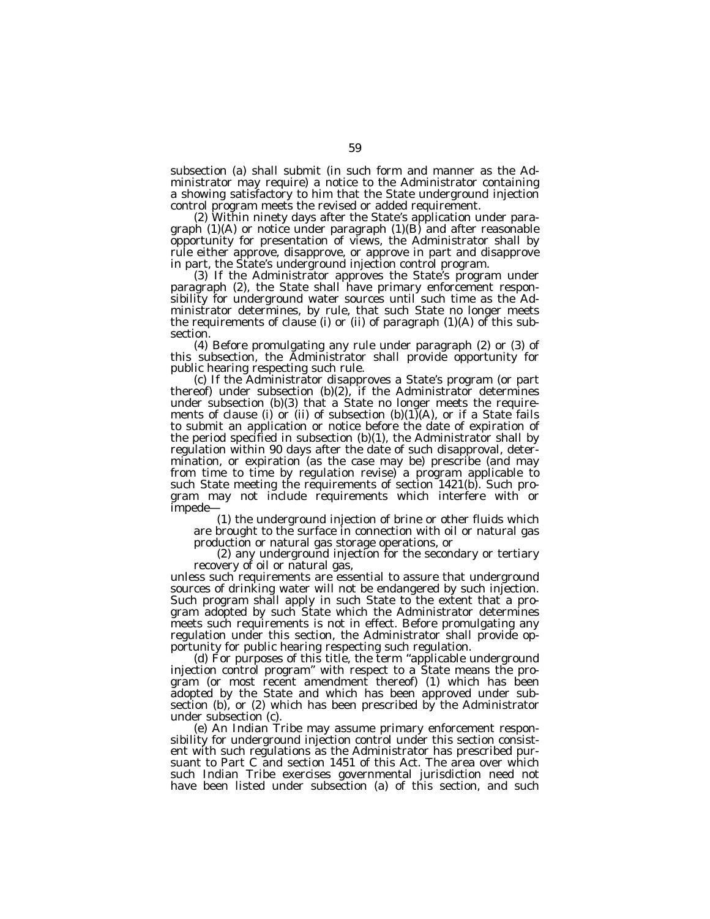subsection (a) shall submit (in such form and manner as the Administrator may require) a notice to the Administrator containing a showing satisfactory to him that the State underground injection control program meets the revised or added requirement.

(2) Within ninety days after the State's application under paragraph (1)(A) or notice under paragraph (1)(B) and after reasonable opportunity for presentation of views, the Administrator shall by rule either approve, disapprove, or approve in part and disapprove in part, the State's underground injection control program.

(3) If the Administrator approves the State's program under paragraph (2), the State shall have primary enforcement responsibility for underground water sources until such time as the Administrator determines, by rule, that such State no longer meets the requirements of clause (i) or (ii) of paragraph (1)(A) of this subsection.

(4) Before promulgating any rule under paragraph (2) or (3) of this subsection, the Administrator shall provide opportunity for public hearing respecting such rule.

(c) If the Administrator disapproves a State's program (or part thereof) under subsection (b)(2), if the Administrator determines under subsection (b)(3) that a State no longer meets the requirements of clause (i) or (ii) of subsection (b)(1)(A), or if a State fails to submit an application or notice before the date of expiration of the period specified in subsection (b)(1), the Administrator shall by regulation within 90 days after the date of such disapproval, determination, or expiration (as the case may be) prescribe (and may from time to time by regulation revise) a program applicable to such State meeting the requirements of section 1421(b). Such program may not include requirements which interfere with or impede—

(1) the underground injection of brine or other fluids which are brought to the surface in connection with oil or natural gas production or natural gas storage operations, or

(2) any underground injection for the secondary or tertiary recovery of oil or natural gas,

unless such requirements are essential to assure that underground sources of drinking water will not be endangered by such injection. Such program shall apply in such State to the extent that a program adopted by such State which the Administrator determines meets such requirements is not in effect. Before promulgating any regulation under this section, the Administrator shall provide opportunity for public hearing respecting such regulation.

(d) For purposes of this title, the term "applicable underground injection control program" with respect to a State means the program (or most recent amendment thereof) (1) which has been adopted by the State and which has been approved under subsection (b), or (2) which has been prescribed by the Administrator under subsection (c).

(e) An Indian Tribe may assume primary enforcement responsibility for underground injection control under this section consistent with such regulations as the Administrator has prescribed pursuant to Part C and section 1451 of this Act. The area over which such Indian Tribe exercises governmental jurisdiction need not have been listed under subsection (a) of this section, and such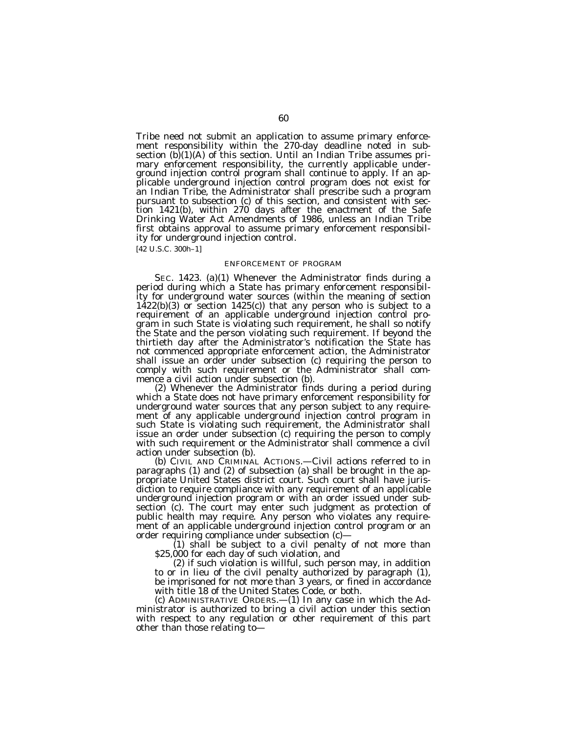Tribe need not submit an application to assume primary enforcement responsibility within the 270-day deadline noted in subsection (b)(1)(A) of this section. Until an Indian Tribe assumes primary enforcement responsibility, the currently applicable underground injection control program shall continue to apply. If an applicable underground injection control program does not exist for an Indian Tribe, the Administrator shall prescribe such a program pursuant to subsection (c) of this section, and consistent with section 1421(b), within 270 days after the enactment of the Safe Drinking Water Act Amendments of 1986, unless an Indian Tribe first obtains approval to assume primary enforcement responsibility for underground injection control.

[42 U.S.C. 300h–1]

ENFORCEMENT OF PROGRAM

SEC. 1423. (a)(1) Whenever the Administrator finds during a period during which a State has primary enforcement responsibility for underground water sources (within the meaning of section 1422(b)(3) or section 1425(c)) that any person who is subject to a requirement of an applicable underground injection control program in such State is violating such requirement, he shall so notify the State and the person violating such requirement. If beyond the thirtieth day after the Administrator's notification the State has not commenced appropriate enforcement action, the Administrator shall issue an order under subsection (c) requiring the person to comply with such requirement or the Administrator shall commence a civil action under subsection (b).

(2) Whenever the Administrator finds during a period during which a State does not have primary enforcement responsibility for underground water sources that any person subject to any requirement of any applicable underground injection control program in such State is violating such requirement, the Administrator shall issue an order under subsection (c) requiring the person to comply with such requirement or the Administrator shall commence a civil action under subsection (b).

(b) CIVIL AND CRIMINAL ACTIONS.—Civil actions referred to in paragraphs (1) and (2) of subsection (a) shall be brought in the appropriate United States district court. Such court shall have jurisdiction to require compliance with any requirement of an applicable underground injection program or with an order issued under subsection (c). The court may enter such judgment as protection of public health may require. Any person who violates any requirement of an applicable underground injection control program or an order requiring compliance under subsection (c)—

(1) shall be subject to a civil penalty of not more than $25,000 for each day of such violation, and

(2) if such violation is willful, such person may, in addition to or in lieu of the civil penalty authorized by paragraph (1), be imprisoned for not more than 3 years, or fined in accordance with title 18 of the United States Code, or both.

(c) ADMINISTRATIVE ORDERS.—(1) In any case in which the Administrator is authorized to bring a civil action under this section with respect to any regulation or other requirement of this part other than those relating to—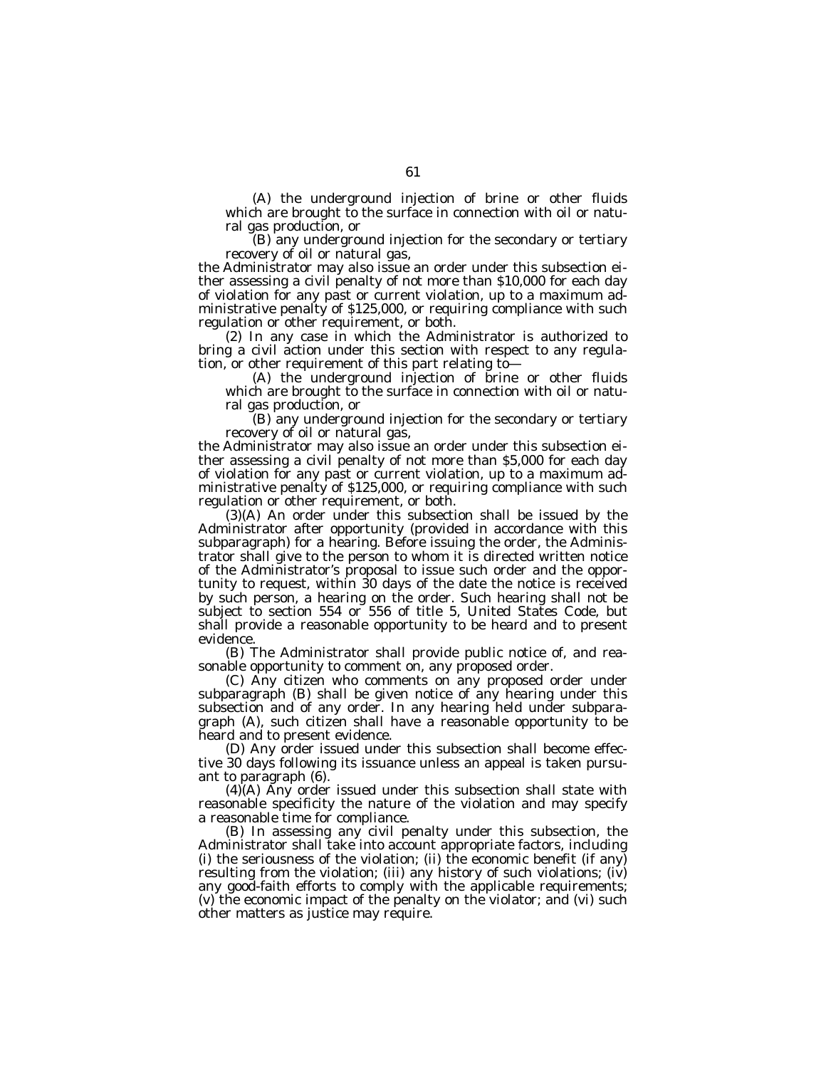(A) the underground injection of brine or other fluids which are brought to the surface in connection with oil or natural gas production, or

(B) any underground injection for the secondary or tertiary recovery of oil or natural gas,

the Administrator may also issue an order under this subsection either assessing a civil penalty of not more than $10,000 for each day of violation for any past or current violation, up to a maximum administrative penalty of $125,000, or requiring compliance with such regulation or other requirement, or both.

(2) In any case in which the Administrator is authorized to bring a civil action under this section with respect to any regulation, or other requirement of this part relating to—

(A) the underground injection of brine or other fluids which are brought to the surface in connection with oil or natural gas production, or

(B) any underground injection for the secondary or tertiary recovery of oil or natural gas,

the Administrator may also issue an order under this subsection either assessing a civil penalty of not more than $5,000 for each day of violation for any past or current violation, up to a maximum administrative penalty of $125,000, or requiring compliance with such regulation or other requirement, or both.

(3)(A) An order under this subsection shall be issued by the Administrator after opportunity (provided in accordance with this subparagraph) for a hearing. Before issuing the order, the Administrator shall give to the person to whom it is directed written notice of the Administrator's proposal to issue such order and the opportunity to request, within 30 days of the date the notice is received by such person, a hearing on the order. Such hearing shall not be subject to section 554 or 556 of title 5, United States Code, but shall provide a reasonable opportunity to be heard and to present evidence.

(B) The Administrator shall provide public notice of, and reasonable opportunity to comment on, any proposed order.

(C) Any citizen who comments on any proposed order under subparagraph (B) shall be given notice of any hearing under this subsection and of any order. In any hearing held under subparagraph (A), such citizen shall have a reasonable opportunity to be heard and to present evidence.

(D) Any order issued under this subsection shall become effective 30 days following its issuance unless an appeal is taken pursuant to paragraph (6).

(4)(A) Any order issued under this subsection shall state with reasonable specificity the nature of the violation and may specify a reasonable time for compliance.

(B) In assessing any civil penalty under this subsection, the Administrator shall take into account appropriate factors, including (i) the seriousness of the violation; (ii) the economic benefit (if any) resulting from the violation; (iii) any history of such violations; (iv) any good-faith efforts to comply with the applicable requirements; (v) the economic impact of the penalty on the violator; and (vi) such other matters as justice may require.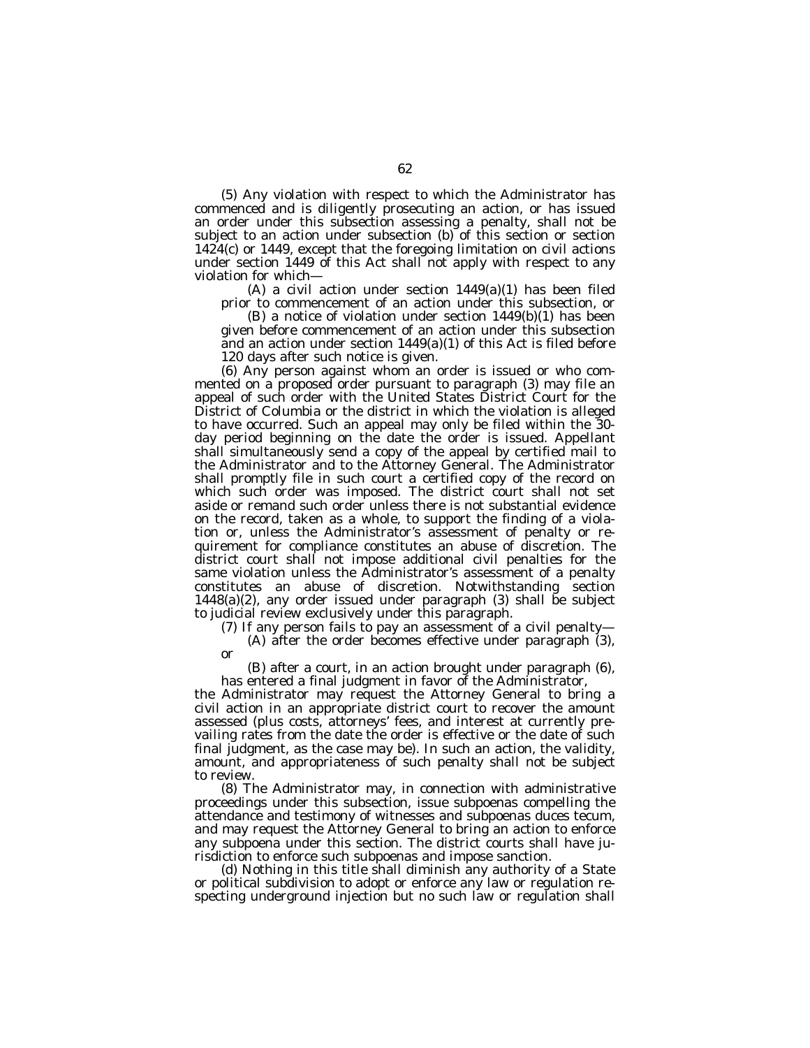(5) Any violation with respect to which the Administrator has commenced and is diligently prosecuting an action, or has issued an order under this subsection assessing a penalty, shall not be subject to an action under subsection (b) of this section or section 1424(c) or 1449, except that the foregoing limitation on civil actions under section 1449 of this Act shall not apply with respect to any violation for which—

(A) a civil action under section 1449(a)(1) has been filed prior to commencement of an action under this subsection, or

(B) a notice of violation under section 1449(b)(1) has been given before commencement of an action under this subsection and an action under section 1449(a)(1) of this Act is filed before 120 days after such notice is given.

(6) Any person against whom an order is issued or who commented on a proposed order pursuant to paragraph (3) may file an appeal of such order with the United States District Court for the District of Columbia or the district in which the violation is alleged to have occurred. Such an appeal may only be filed within the 30-day period beginning on the date the order is issued. Appellant shall simultaneously send a copy of the appeal by certified mail to the Administrator and to the Attorney General. The Administrator shall promptly file in such court a certified copy of the record on which such order was imposed. The district court shall not set aside or remand such order unless there is not substantial evidence on the record, taken as a whole, to support the finding of a violation or, unless the Administrator's assessment of penalty or requirement for compliance constitutes an abuse of discretion. The district court shall not impose additional civil penalties for the same violation unless the Administrator's assessment of a penalty constitutes an abuse of discretion. Notwithstanding section 1448(a)(2), any order issued under paragraph (3) shall be subject to judicial review exclusively under this paragraph.

(7) If any person fails to pay an assessment of a civil penalty—

(A) after the order becomes effective under paragraph (3), or

(B) after a court, in an action brought under paragraph (6), has entered a final judgment in favor of the Administrator,

the Administrator may request the Attorney General to bring a civil action in an appropriate district court to recover the amount assessed (plus costs, attorneys' fees, and interest at currently prevailing rates from the date the order is effective or the date of such final judgment, as the case may be). In such an action, the validity, amount, and appropriateness of such penalty shall not be subject to review.

(8) The Administrator may, in connection with administrative proceedings under this subsection, issue subpoenas compelling the attendance and testimony of witnesses and subpoenas duces tecum, and may request the Attorney General to bring an action to enforce any subpoena under this section. The district courts shall have jurisdiction to enforce such subpoenas and impose sanction.

(d) Nothing in this title shall diminish any authority of a State or political subdivision to adopt or enforce any law or regulation respecting underground injection but no such law or regulation shall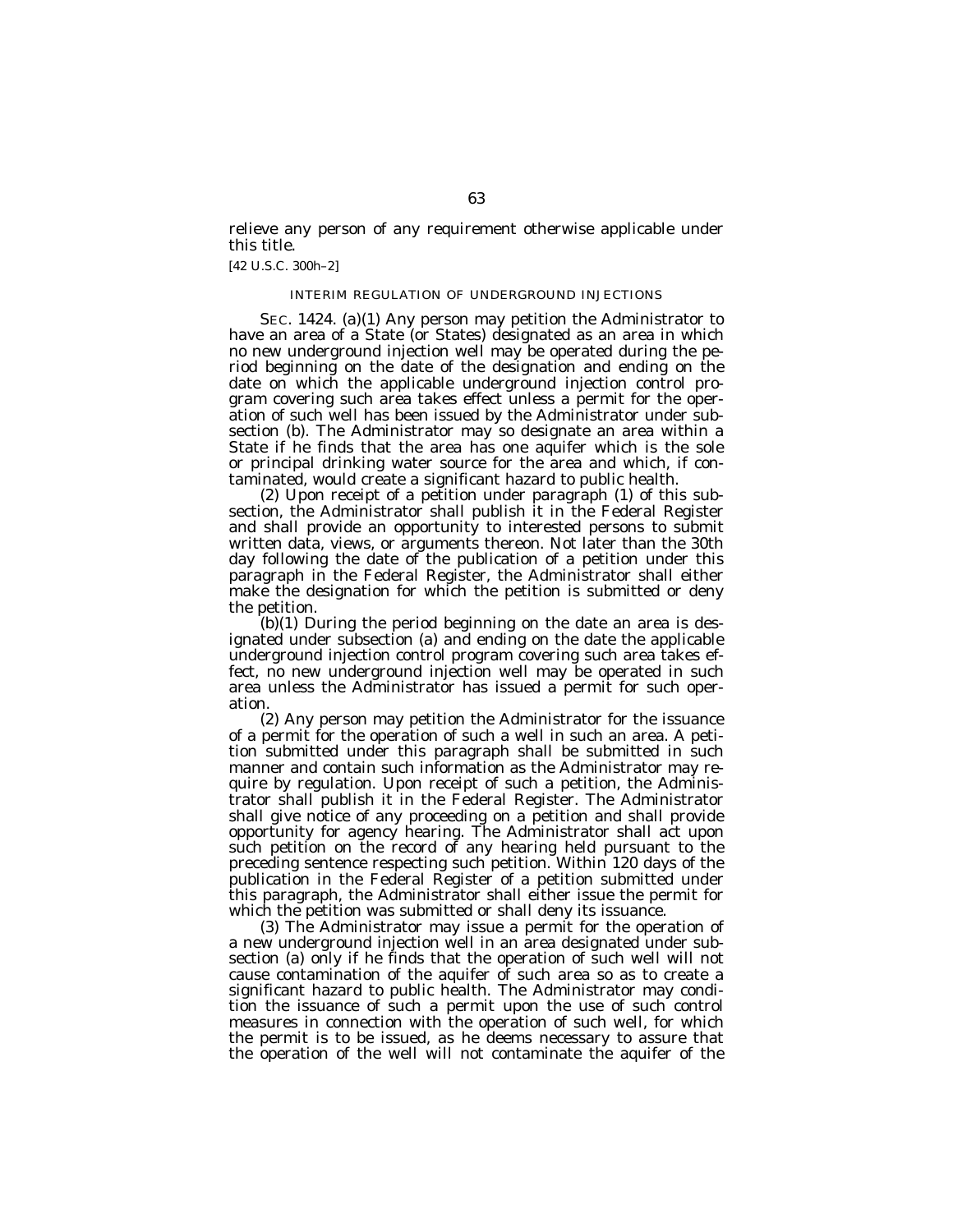relieve any person of any requirement otherwise applicable under this title.

[42 U.S.C. 300h–2]

INTERIM REGULATION OF UNDERGROUND INJECTIONS

SEC. 1424. (a)(1) Any person may petition the Administrator to have an area of a State (or States) designated as an area in which no new underground injection well may be operated during the period beginning on the date of the designation and ending on the date on which the applicable underground injection control program covering such area takes effect unless a permit for the operation of such well has been issued by the Administrator under subsection (b). The Administrator may so designate an area within a State if he finds that the area has one aquifer which is the sole or principal drinking water source for the area and which, if contaminated, would create a significant hazard to public health.

(2) Upon receipt of a petition under paragraph (1) of this subsection, the Administrator shall publish it in the Federal Register and shall provide an opportunity to interested persons to submit written data, views, or arguments thereon. Not later than the 30th day following the date of the publication of a petition under this paragraph in the Federal Register, the Administrator shall either make the designation for which the petition is submitted or deny the petition.

(b)(1) During the period beginning on the date an area is designated under subsection (a) and ending on the date the applicable underground injection control program covering such area takes effect, no new underground injection well may be operated in such area unless the Administrator has issued a permit for such operation.

(2) Any person may petition the Administrator for the issuance of a permit for the operation of such a well in such an area. A petition submitted under this paragraph shall be submitted in such manner and contain such information as the Administrator may require by regulation. Upon receipt of such a petition, the Administrator shall publish it in the Federal Register. The Administrator shall give notice of any proceeding on a petition and shall provide opportunity for agency hearing. The Administrator shall act upon such petition on the record of any hearing held pursuant to the preceding sentence respecting such petition. Within 120 days of the publication in the Federal Register of a petition submitted under this paragraph, the Administrator shall either issue the permit for which the petition was submitted or shall deny its issuance.

(3) The Administrator may issue a permit for the operation of a new underground injection well in an area designated under subsection (a) only if he finds that the operation of such well will not cause contamination of the aquifer of such area so as to create a significant hazard to public health. The Administrator may condition the issuance of such a permit upon the use of such control measures in connection with the operation of such well, for which the permit is to be issued, as he deems necessary to assure that the operation of the well will not contaminate the aquifer of the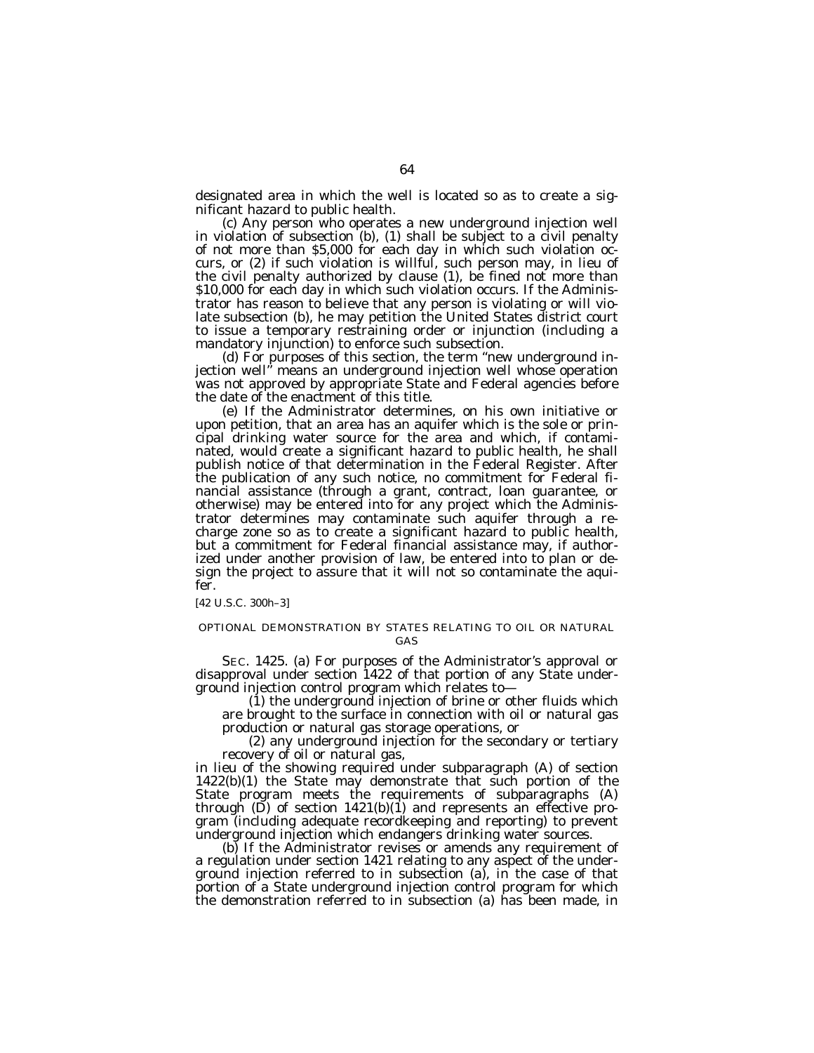designated area in which the well is located so as to create a significant hazard to public health.

(c) Any person who operates a new underground injection well in violation of subsection (b), (1) shall be subject to a civil penalty of not more than $5,000 for each day in which such violation occurs, or (2) if such violation is willful, such person may, in lieu of the civil penalty authorized by clause (1), be fined not more than $10,000 for each day in which such violation occurs. If the Administrator has reason to believe that any person is violating or will violate subsection (b), he may petition the United States district court to issue a temporary restraining order or injunction (including a mandatory injunction) to enforce such subsection.

(d) For purposes of this section, the term "new underground injection well" means an underground injection well whose operation was not approved by appropriate State and Federal agencies before the date of the enactment of this title.

(e) If the Administrator determines, on his own initiative or upon petition, that an area has an aquifer which is the sole or principal drinking water source for the area and which, if contaminated, would create a significant hazard to public health, he shall publish notice of that determination in the Federal Register. After the publication of any such notice, no commitment for Federal financial assistance (through a grant, contract, loan guarantee, or otherwise) may be entered into for any project which the Administrator determines may contaminate such aquifer through a recharge zone so as to create a significant hazard to public health, but a commitment for Federal financial assistance may, if authorized under another provision of law, be entered into to plan or design the project to assure that it will not so contaminate the aquifer.

[42 U.S.C. 300h–3]

OPTIONAL DEMONSTRATION BY STATES RELATING TO OIL OR NATURAL GAS

SEC. 1425. (a) For purposes of the Administrator's approval or disapproval under section 1422 of that portion of any State underground injection control program which relates to—

(1) the underground injection of brine or other fluids which are brought to the surface in connection with oil or natural gas production or natural gas storage operations, or

(2) any underground injection for the secondary or tertiary recovery of oil or natural gas,

in lieu of the showing required under subparagraph (A) of section 1422(b)(1) the State may demonstrate that such portion of the State program meets the requirements of subparagraphs (A) through (D) of section 1421(b)(1) and represents an effective program (including adequate recordkeeping and reporting) to prevent underground injection which endangers drinking water sources.

(b) If the Administrator revises or amends any requirement of a regulation under section 1421 relating to any aspect of the underground injection referred to in subsection (a), in the case of that portion of a State underground injection control program for which the demonstration referred to in subsection (a) has been made, in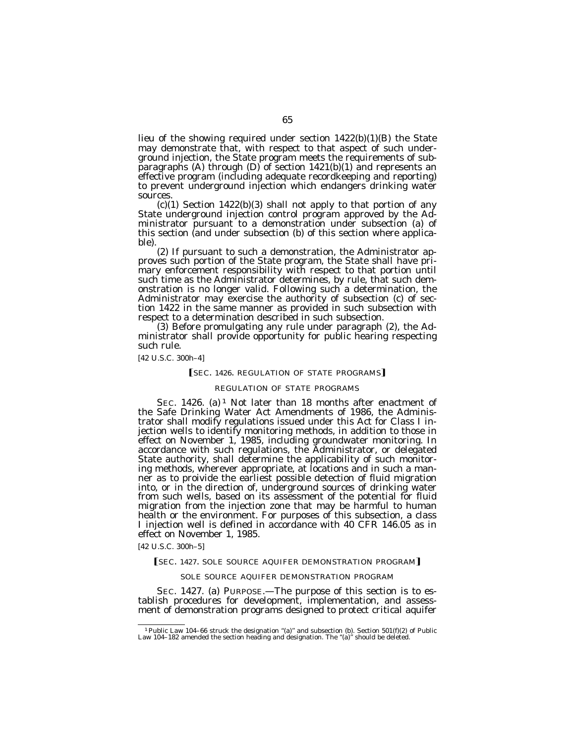lieu of the showing required under section 1422(b)(1)(B) the State may demonstrate that, with respect to that aspect of such underground injection, the State program meets the requirements of subparagraphs (A) through (D) of section 1421(b)(1) and represents an effective program (including adequate recordkeeping and reporting) to prevent underground injection which endangers drinking water sources.

(c)(1) Section 1422(b)(3) shall not apply to that portion of any State underground injection control program approved by the Administrator pursuant to a demonstration under subsection (a) of this section (and under subsection (b) of this section where applicable).

(2) If pursuant to such a demonstration, the Administrator approves such portion of the State program, the State shall have primary enforcement responsibility with respect to that portion until such time as the Administrator determines, by rule, that such demonstration is no longer valid. Following such a determination, the Administrator may exercise the authority of subsection (c) of section 1422 in the same manner as provided in such subsection with respect to a determination described in such subsection.

(3) Before promulgating any rule under paragraph (2), the Administrator shall provide opportunity for public hearing respecting such rule.

[42 U.S.C. 300h–4]

**[SEC. 1426. REGULATION OF STATE PROGRAMS]**

REGULATION OF STATE PROGRAMS

SEC. 1426. (a)[1] Not later than 18 months after enactment of the Safe Drinking Water Act Amendments of 1986, the Administrator shall modify regulations issued under this Act for Class I injection wells to identify monitoring methods, in addition to those in effect on November 1, 1985, including groundwater monitoring. In accordance with such regulations, the Administrator, or delegated State authority, shall determine the applicability of such monitoring methods, wherever appropriate, at locations and in such a manner as to proivide the earliest possible detection of fluid migration into, or in the direction of, underground sources of drinking water from such wells, based on its assessment of the potential for fluid migration from the injection zone that may be harmful to human health or the environment. For purposes of this subsection, a class I injection well is defined in accordance with 40 CFR 146.05 as in effect on November 1, 1985.

[42 U.S.C. 300h–5]

**[SEC. 1427. SOLE SOURCE AQUIFER DEMONSTRATION PROGRAM]**

SOLE SOURCE AQUIFER DEMONSTRATION PROGRAM

SEC. 1427. (a) PURPOSE.—The purpose of this section is to establish procedures for development, implementation, and assessment of demonstration programs designed to protect critical aquifer

[1] Public Law 104–66 struck the designation "(a)" and subsection (b). Section 501(f)(2) of Public Law 104–182 amended the section heading and designation. The "(a)" should be deleted.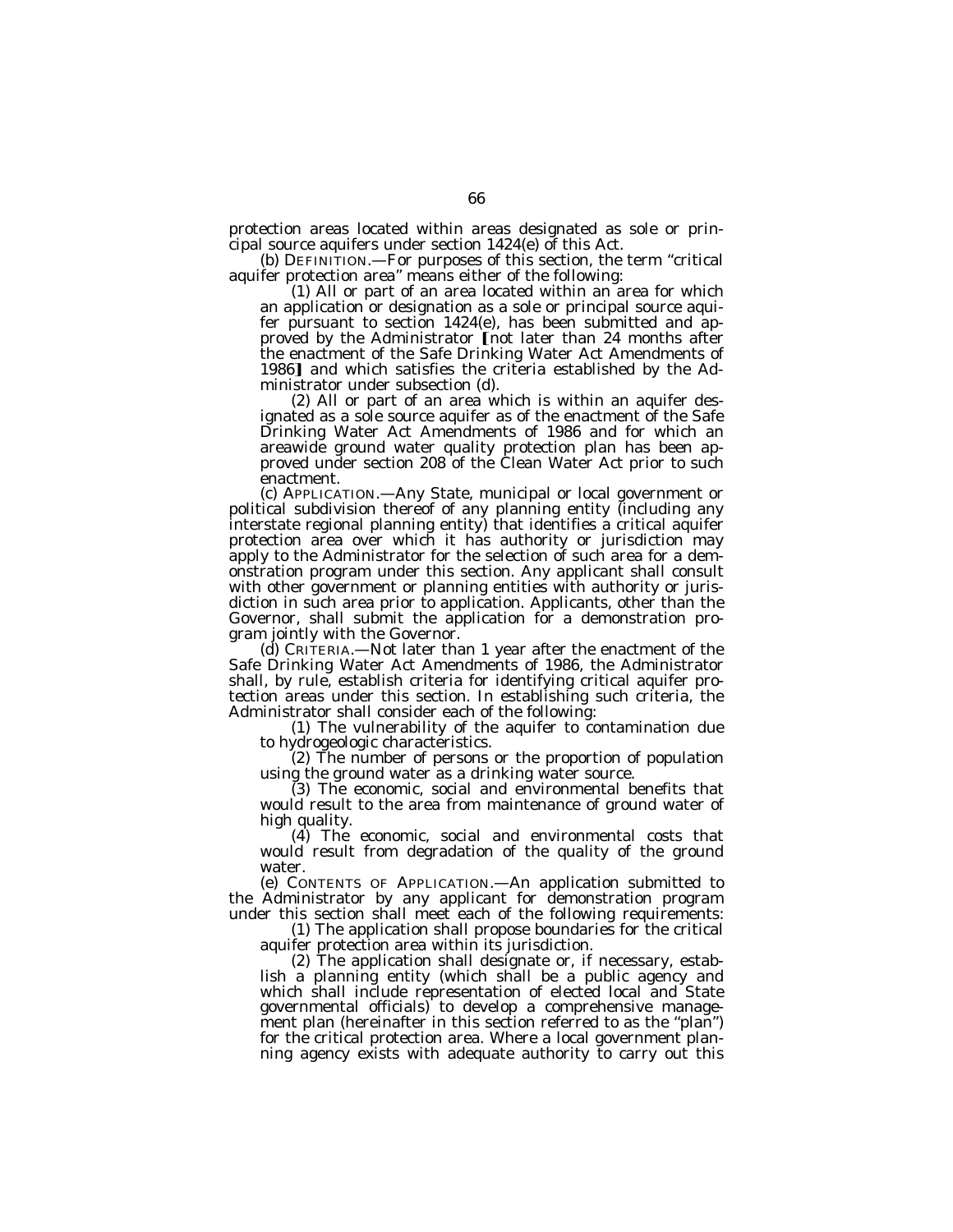protection areas located within areas designated as sole or principal source aquifers under section 1424(e) of this Act.

(b) DEFINITION.—For purposes of this section, the term "critical aquifer protection area" means either of the following:

(1) All or part of an area located within an area for which an application or designation as a sole or principal source aquifer pursuant to section 1424(e), has been submitted and approved by the Administrator [not later than 24 months after the enactment of the Safe Drinking Water Act Amendments of 1986] and which satisfies the criteria established by the Administrator under subsection (d).

(2) All or part of an area which is within an aquifer designated as a sole source aquifer as of the enactment of the Safe Drinking Water Act Amendments of 1986 and for which an areawide ground water quality protection plan has been approved under section 208 of the Clean Water Act prior to such enactment.

(c) APPLICATION.—Any State, municipal or local government or political subdivision thereof of any planning entity (including any interstate regional planning entity) that identifies a critical aquifer protection area over which it has authority or jurisdiction may apply to the Administrator for the selection of such area for a demonstration program under this section. Any applicant shall consult with other government or planning entities with authority or jurisdiction in such area prior to application. Applicants, other than the Governor, shall submit the application for a demonstration program jointly with the Governor.

(d) CRITERIA.—Not later than 1 year after the enactment of the Safe Drinking Water Act Amendments of 1986, the Administrator shall, by rule, establish criteria for identifying critical aquifer protection areas under this section. In establishing such criteria, the Administrator shall consider each of the following:

(1) The vulnerability of the aquifer to contamination due to hydrogeologic characteristics.

(2) The number of persons or the proportion of population using the ground water as a drinking water source.

(3) The economic, social and environmental benefits that would result to the area from maintenance of ground water of high quality.

(4) The economic, social and environmental costs that would result from degradation of the quality of the ground water.

(e) CONTENTS OF APPLICATION.—An application submitted to the Administrator by any applicant for demonstration program under this section shall meet each of the following requirements:

(1) The application shall propose boundaries for the critical aquifer protection area within its jurisdiction.

(2) The application shall designate or, if necessary, establish a planning entity (which shall be a public agency and which shall include representation of elected local and State governmental officials) to develop a comprehensive management plan (hereinafter in this section referred to as the "plan") for the critical protection area. Where a local government planning agency exists with adequate authority to carry out this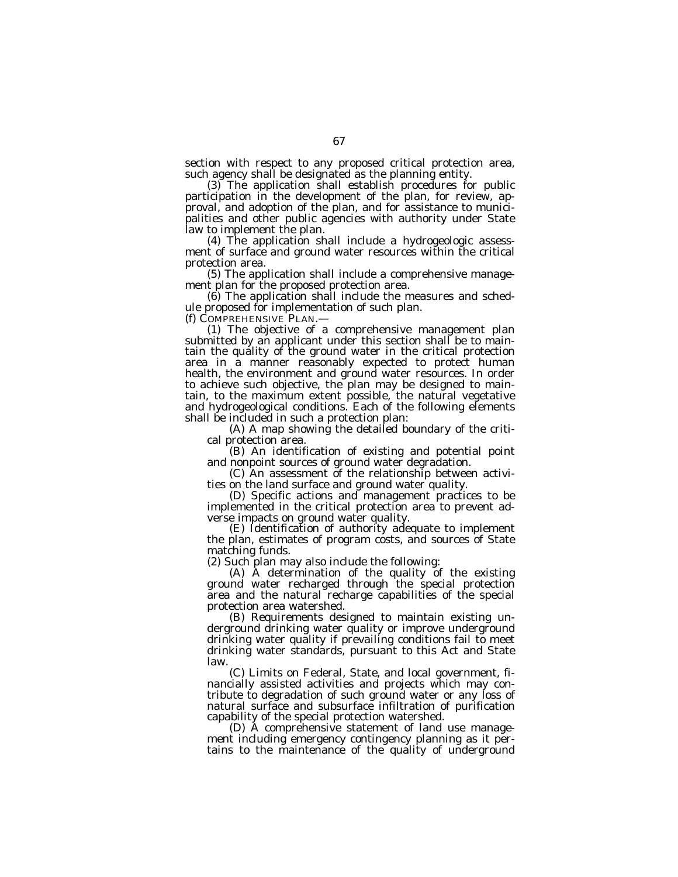section with respect to any proposed critical protection area, such agency shall be designated as the planning entity.

(3) The application shall establish procedures for public participation in the development of the plan, for review, approval, and adoption of the plan, and for assistance to municipalities and other public agencies with authority under State law to implement the plan.

(4) The application shall include a hydrogeologic assessment of surface and ground water resources within the critical protection area.

(5) The application shall include a comprehensive management plan for the proposed protection area.

(6) The application shall include the measures and schedule proposed for implementation of such plan.

(f) COMPREHENSIVE PLAN.—

(1) The objective of a comprehensive management plan submitted by an applicant under this section shall be to maintain the quality of the ground water in the critical protection area in a manner reasonably expected to protect human health, the environment and ground water resources. In order to achieve such objective, the plan may be designed to maintain, to the maximum extent possible, the natural vegetative and hydrogeological conditions. Each of the following elements shall be included in such a protection plan:

(A) A map showing the detailed boundary of the critical protection area.

(B) An identification of existing and potential point and nonpoint sources of ground water degradation.

(C) An assessment of the relationship between activities on the land surface and ground water quality.

(D) Specific actions and management practices to be implemented in the critical protection area to prevent adverse impacts on ground water quality.

(E) Identification of authority adequate to implement the plan, estimates of program costs, and sources of State matching funds.

(2) Such plan may also include the following:

(A) A determination of the quality of the existing ground water recharged through the special protection area and the natural recharge capabilities of the special protection area watershed.

(B) Requirements designed to maintain existing underground drinking water quality or improve underground drinking water quality if prevailing conditions fail to meet drinking water standards, pursuant to this Act and State law.

(C) Limits on Federal, State, and local government, financially assisted activities and projects which may contribute to degradation of such ground water or any loss of natural surface and subsurface infiltration of purification capability of the special protection watershed.

(D) A comprehensive statement of land use management including emergency contingency planning as it pertains to the maintenance of the quality of underground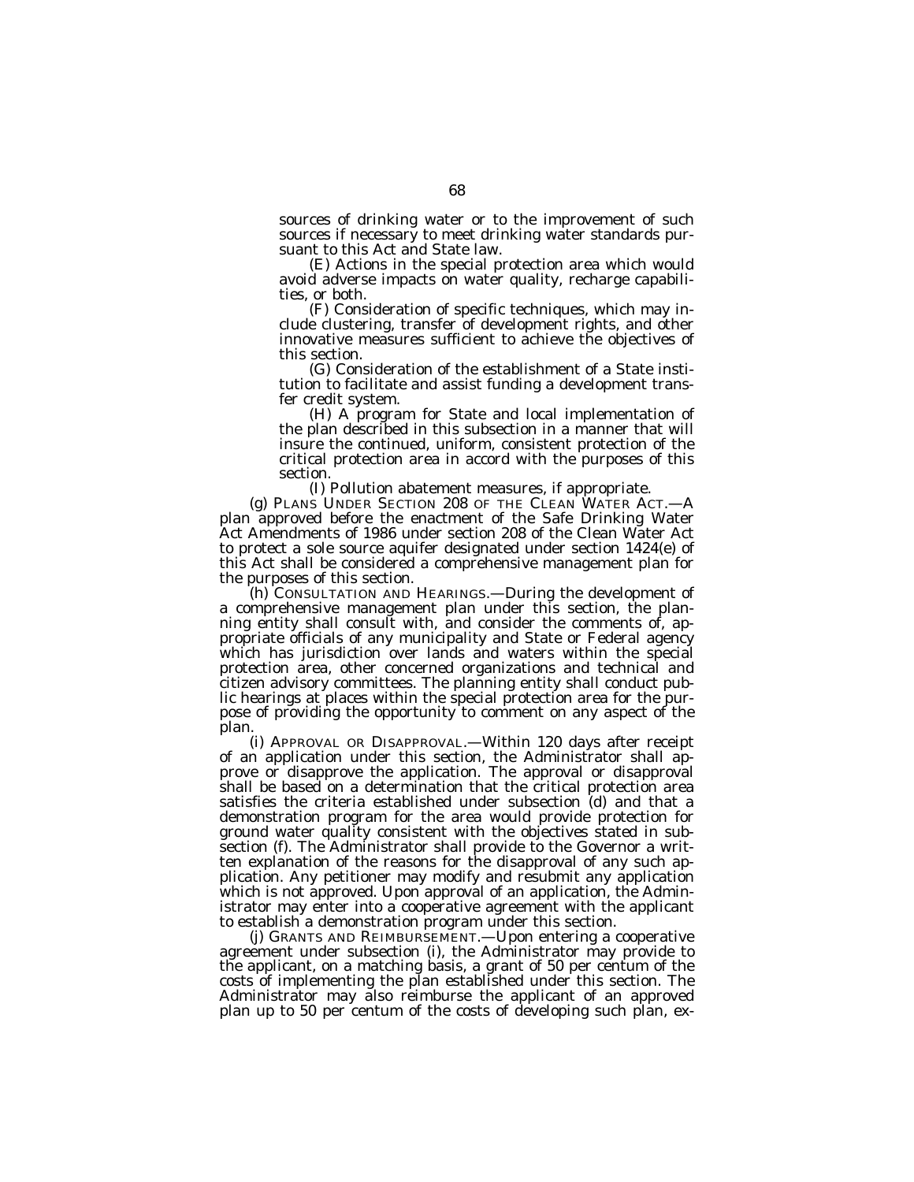sources of drinking water or to the improvement of such sources if necessary to meet drinking water standards pursuant to this Act and State law.

(E) Actions in the special protection area which would avoid adverse impacts on water quality, recharge capabilities, or both.

(F) Consideration of specific techniques, which may include clustering, transfer of development rights, and other innovative measures sufficient to achieve the objectives of this section.

(G) Consideration of the establishment of a State institution to facilitate and assist funding a development transfer credit system.

(H) A program for State and local implementation of the plan described in this subsection in a manner that will insure the continued, uniform, consistent protection of the critical protection area in accord with the purposes of this section.

(I) Pollution abatement measures, if appropriate.

(g) PLANS UNDER SECTION 208 OF THE CLEAN WATER ACT.—A plan approved before the enactment of the Safe Drinking Water Act Amendments of 1986 under section 208 of the Clean Water Act to protect a sole source aquifer designated under section 1424(e) of this Act shall be considered a comprehensive management plan for the purposes of this section.

(h) CONSULTATION AND HEARINGS.—During the development of a comprehensive management plan under this section, the planning entity shall consult with, and consider the comments of, appropriate officials of any municipality and State or Federal agency which has jurisdiction over lands and waters within the special protection area, other concerned organizations and technical and citizen advisory committees. The planning entity shall conduct public hearings at places within the special protection area for the purpose of providing the opportunity to comment on any aspect of the plan.

(i) APPROVAL OR DISAPPROVAL.—Within 120 days after receipt of an application under this section, the Administrator shall approve or disapprove the application. The approval or disapproval shall be based on a determination that the critical protection area satisfies the criteria established under subsection (d) and that a demonstration program for the area would provide protection for ground water quality consistent with the objectives stated in subsection (f). The Administrator shall provide to the Governor a written explanation of the reasons for the disapproval of any such application. Any petitioner may modify and resubmit any application which is not approved. Upon approval of an application, the Administrator may enter into a cooperative agreement with the applicant to establish a demonstration program under this section.

(j) GRANTS AND REIMBURSEMENT.—Upon entering a cooperative agreement under subsection (i), the Administrator may provide to the applicant, on a matching basis, a grant of 50 per centum of the costs of implementing the plan established under this section. The Administrator may also reimburse the applicant of an approved plan up to 50 per centum of the costs of developing such plan, ex-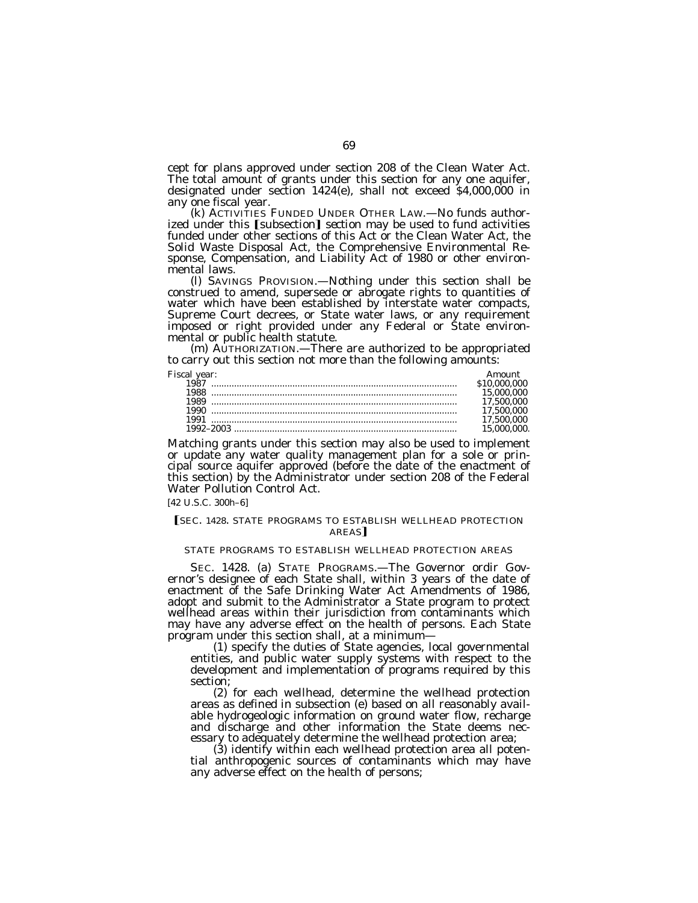cept for plans approved under section 208 of the Clean Water Act. The total amount of grants under this section for any one aquifer, designated under section 1424(e), shall not exceed $4,000,000 in any one fiscal year.

(k) ACTIVITIES FUNDED UNDER OTHER LAW.—No funds authorized under this [subsection] section may be used to fund activities funded under other sections of this Act or the Clean Water Act, the Solid Waste Disposal Act, the Comprehensive Environmental Response, Compensation, and Liability Act of 1980 or other environmental laws.

(l) SAVINGS PROVISION.—Nothing under this section shall be construed to amend, supersede or abrogate rights to quantities of water which have been established by interstate water compacts, Supreme Court decrees, or State water laws, or any requirement imposed or right provided under any Federal or State environmental or public health statute.

(m) AUTHORIZATION.—There are authorized to be appropriated to carry out this section not more than the following amounts:

| Fiscal year: | Amount |
|---|---|
| 1987 | $10,000,000 |
| 1988 | 15,000,000 |
| 1989 | 17,500,000 |
| 1990 | 17,500,000 |
| 1991 | 17,500,000 |
| 1992–2003 | 15,000,000. |

Matching grants under this section may also be used to implement or update any water quality management plan for a sole or principal source aquifer approved (before the date of the enactment of this section) by the Administrator under section 208 of the Federal Water Pollution Control Act.

[42 U.S.C. 300h–6]

[SEC. 1428. STATE PROGRAMS TO ESTABLISH WELLHEAD PROTECTION AREAS]

STATE PROGRAMS TO ESTABLISH WELLHEAD PROTECTION AREAS

SEC. 1428. (a) STATE PROGRAMS.—The Governor ordir Governor's designee of each State shall, within 3 years of the date of enactment of the Safe Drinking Water Act Amendments of 1986, adopt and submit to the Administrator a State program to protect wellhead areas within their jurisdiction from contaminants which may have any adverse effect on the health of persons. Each State program under this section shall, at a minimum—

(1) specify the duties of State agencies, local governmental entities, and public water supply systems with respect to the development and implementation of programs required by this section;

(2) for each wellhead, determine the wellhead protection areas as defined in subsection (e) based on all reasonably available hydrogeologic information on ground water flow, recharge and discharge and other information the State deems necessary to adequately determine the wellhead protection area;

(3) identify within each wellhead protection area all potential anthropogenic sources of contaminants which may have any adverse effect on the health of persons;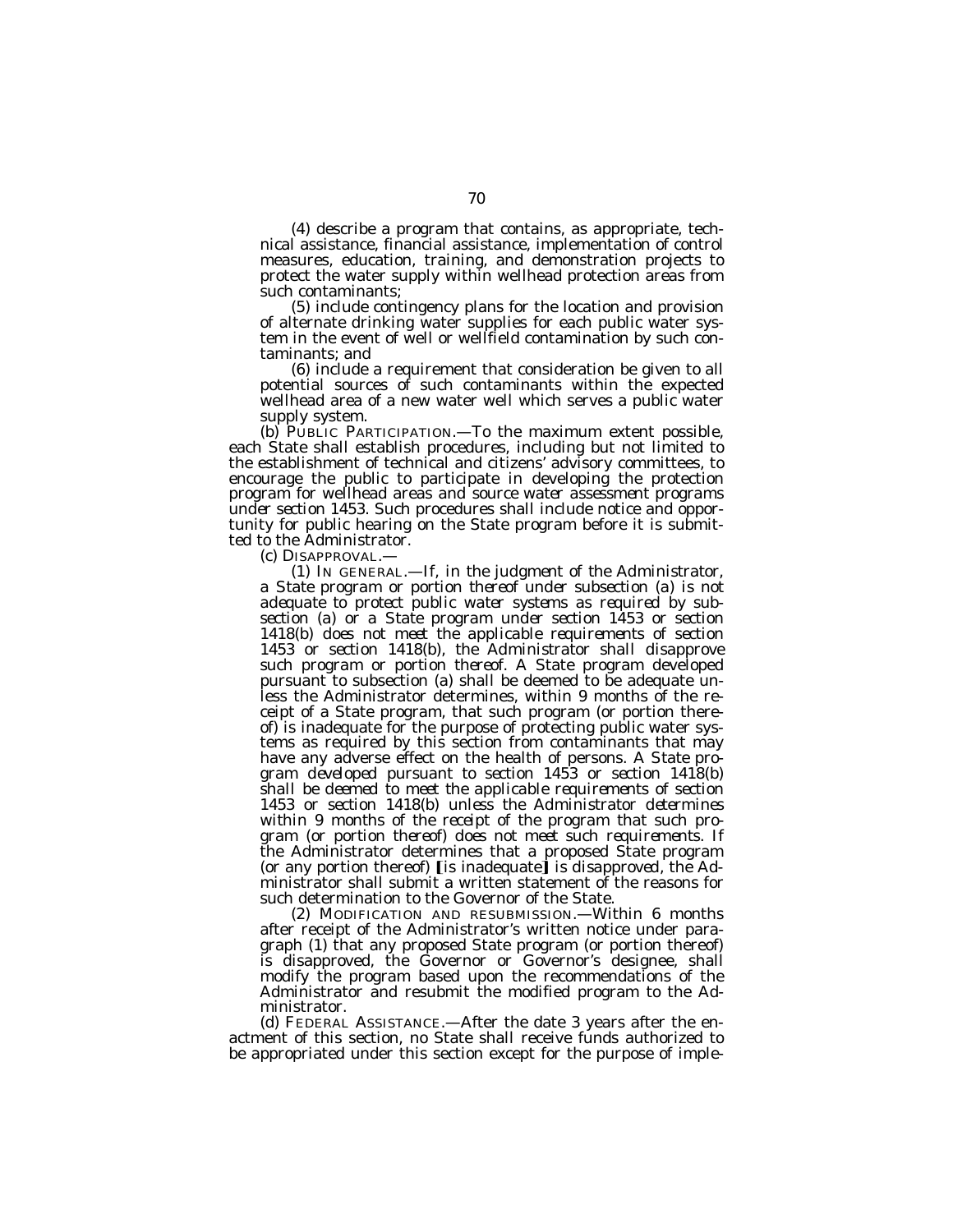(4) describe a program that contains, as appropriate, technical assistance, financial assistance, implementation of control measures, education, training, and demonstration projects to protect the water supply within wellhead protection areas from such contaminants;

(5) include contingency plans for the location and provision of alternate drinking water supplies for each public water system in the event of well or wellfield contamination by such contaminants; and

(6) include a requirement that consideration be given to all potential sources of such contaminants within the expected wellhead area of a new water well which serves a public water supply system.

(b) PUBLIC PARTICIPATION.—To the maximum extent possible, each State shall establish procedures, including but not limited to the establishment of technical and citizens' advisory committees, to encourage the public to participate in developing the protection program for wellhead areas *and source water assessment programs under section 1453*. Such procedures shall include notice and opportunity for public hearing on the State program before it is submitted to the Administrator.

(c) DISAPPROVAL.—

*(1) IN GENERAL.*—*If, in the judgment of the Administrator, a State program or portion thereof under subsection (a) is not adequate to protect public water systems as required by subsection (a) or a State program under section 1453 or section 1418(b) does not meet the applicable requirements of section 1453 or section 1418(b), the Administrator shall disapprove such program or portion thereof.* A State program developed pursuant to subsection (a) shall be deemed to be adequate unless the Administrator determines, within 9 months of the receipt of a State program, that such program (or portion thereof) is inadequate for the purpose of protecting public water systems as required by this section from contaminants that may have any adverse effect on the health of persons. *A State program developed pursuant to section 1453 or section 1418(b) shall be deemed to meet the applicable requirements of section 1453 or section 1418(b) unless the Administrator determines within 9 months of the receipt of the program that such program (or portion thereof) does not meet such requirements.* If the Administrator determines that a proposed State program (or any portion thereof) [is inadequate] *is disapproved*, the Administrator shall submit a written statement of the reasons for such determination to the Governor of the State.

*(2) MODIFICATION AND RESUBMISSION.*—Within 6 months after receipt of the Administrator's written notice under *paragraph (1)* that any proposed State program (or portion thereof) is *disapproved*, the Governor or Governor's designee, shall modify the program based upon the recommendations of the Administrator and resubmit the modified program to the Administrator.

(d) FEDERAL ASSISTANCE.—After the date 3 years after the enactment of this section, no State shall receive funds authorized to be appropriated under this section except for the purpose of imple-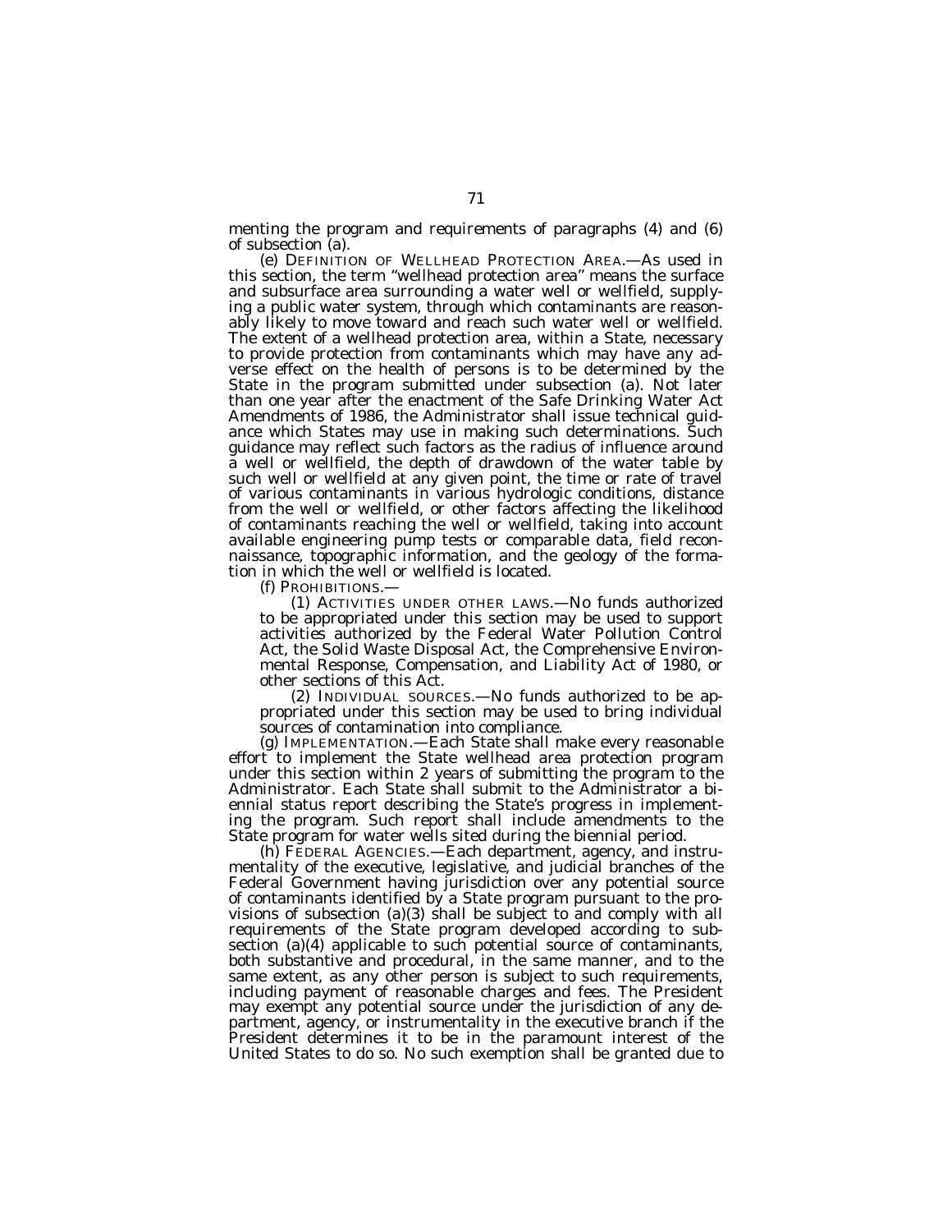menting the program and requirements of paragraphs (4) and (6) of subsection (a).

(e) DEFINITION OF WELLHEAD PROTECTION AREA.—As used in this section, the term "wellhead protection area" means the surface and subsurface area surrounding a water well or wellfield, supplying a public water system, through which contaminants are reasonably likely to move toward and reach such water well or wellfield. The extent of a wellhead protection area, within a State, necessary to provide protection from contaminants which may have any adverse effect on the health of persons is to be determined by the State in the program submitted under subsection (a). Not later than one year after the enactment of the Safe Drinking Water Act Amendments of 1986, the Administrator shall issue technical guidance which States may use in making such determinations. Such guidance may reflect such factors as the radius of influence around a well or wellfield, the depth of drawdown of the water table by such well or wellfield at any given point, the time or rate of travel of various contaminants in various hydrologic conditions, distance from the well or wellfield, or other factors affecting the likelihood of contaminants reaching the well or wellfield, taking into account available engineering pump tests or comparable data, field reconnaissance, topographic information, and the geology of the formation in which the well or wellfield is located.

(f) PROHIBITIONS.—

(1) ACTIVITIES UNDER OTHER LAWS.—No funds authorized to be appropriated under this section may be used to support activities authorized by the Federal Water Pollution Control Act, the Solid Waste Disposal Act, the Comprehensive Environmental Response, Compensation, and Liability Act of 1980, or other sections of this Act.

(2) INDIVIDUAL SOURCES.—No funds authorized to be appropriated under this section may be used to bring individual sources of contamination into compliance.

(g) IMPLEMENTATION.—Each State shall make every reasonable effort to implement the State wellhead area protection program under this section within 2 years of submitting the program to the Administrator. Each State shall submit to the Administrator a biennial status report describing the State's progress in implementing the program. Such report shall include amendments to the State program for water wells sited during the biennial period.

(h) FEDERAL AGENCIES.—Each department, agency, and instrumentality of the executive, legislative, and judicial branches of the Federal Government having jurisdiction over any potential source of contaminants identified by a State program pursuant to the provisions of subsection (a)(3) shall be subject to and comply with all requirements of the State program developed according to subsection (a)(4) applicable to such potential source of contaminants, both substantive and procedural, in the same manner, and to the same extent, as any other person is subject to such requirements, including payment of reasonable charges and fees. The President may exempt any potential source under the jurisdiction of any department, agency, or instrumentality in the executive branch if the President determines it to be in the paramount interest of the United States to do so. No such exemption shall be granted due to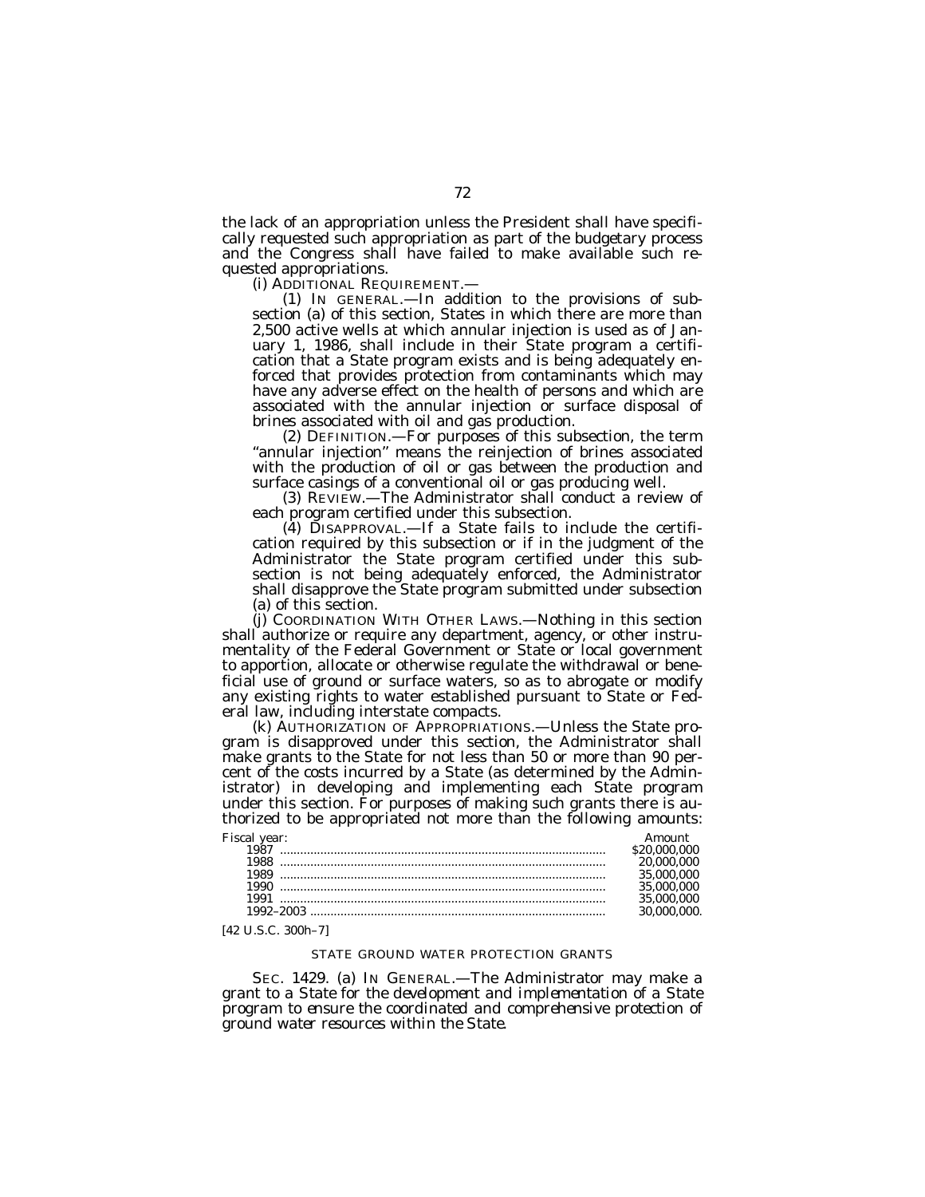the lack of an appropriation unless the President shall have specifically requested such appropriation as part of the budgetary process and the Congress shall have failed to make available such requested appropriations.

(i) ADDITIONAL REQUIREMENT.—

(1) IN GENERAL.—In addition to the provisions of subsection (a) of this section, States in which there are more than 2,500 active wells at which annular injection is used as of January 1, 1986, shall include in their State program a certification that a State program exists and is being adequately enforced that provides protection from contaminants which may have any adverse effect on the health of persons and which are associated with the annular injection or surface disposal of brines associated with oil and gas production.

(2) DEFINITION.—For purposes of this subsection, the term "annular injection" means the reinjection of brines associated with the production of oil or gas between the production and surface casings of a conventional oil or gas producing well.

(3) REVIEW.—The Administrator shall conduct a review of each program certified under this subsection.

(4) DISAPPROVAL.—If a State fails to include the certification required by this subsection or if in the judgment of the Administrator the State program certified under this subsection is not being adequately enforced, the Administrator shall disapprove the State program submitted under subsection (a) of this section.

(j) COORDINATION WITH OTHER LAWS.—Nothing in this section shall authorize or require any department, agency, or other instrumentality of the Federal Government or State or local government to apportion, allocate or otherwise regulate the withdrawal or beneficial use of ground or surface waters, so as to abrogate or modify any existing rights to water established pursuant to State or Federal law, including interstate compacts.

(k) AUTHORIZATION OF APPROPRIATIONS.—Unless the State program is disapproved under this section, the Administrator shall make grants to the State for not less than 50 or more than 90 percent of the costs incurred by a State (as determined by the Administrator) in developing and implementing each State program under this section. For purposes of making such grants there is authorized to be appropriated not more than the following amounts:

| Fiscal year: | Amount |
|---|---|
| 1987 | $20,000,000 |
| 1988 | 20,000,000 |
| 1989 | 35,000,000 |
| 1990 | 35,000,000 |
| 1991 | 35,000,000 |
| 1992–2003 | 30,000,000. |

[42 U.S.C. 300h–7]

STATE GROUND WATER PROTECTION GRANTS

SEC. 1429. (a) IN GENERAL.—*The Administrator may make a grant to a State for the development and implementation of a State program to ensure the coordinated and comprehensive protection of ground water resources within the State.*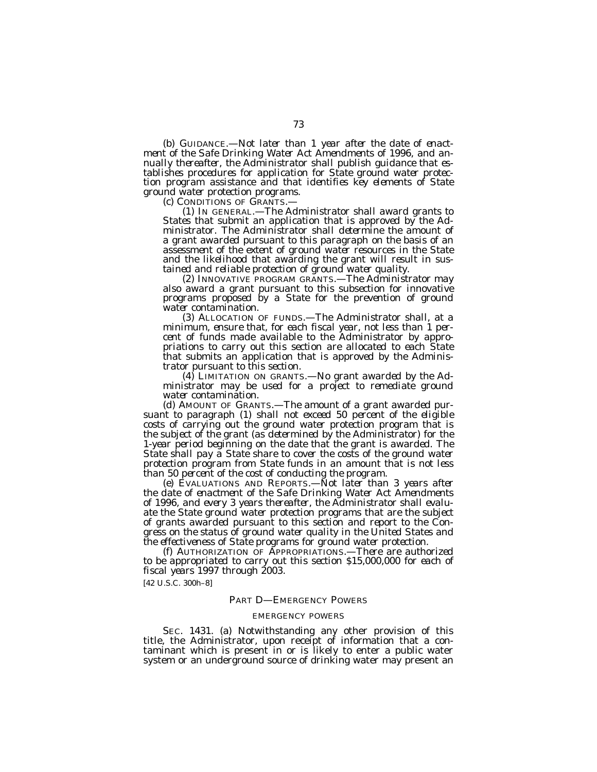(b) GUIDANCE.—Not later than 1 year after the date of enactment of the Safe Drinking Water Act Amendments of 1996, and annually thereafter, the Administrator shall publish guidance that establishes procedures for application for State ground water protection program assistance and that identifies key elements of State ground water protection programs.

(c) CONDITIONS OF GRANTS.—

(1) IN GENERAL.—The Administrator shall award grants to States that submit an application that is approved by the Administrator. The Administrator shall determine the amount of a grant awarded pursuant to this paragraph on the basis of an assessment of the extent of ground water resources in the State and the likelihood that awarding the grant will result in sustained and reliable protection of ground water quality.

(2) INNOVATIVE PROGRAM GRANTS.—The Administrator may also award a grant pursuant to this subsection for innovative programs proposed by a State for the prevention of ground water contamination.

(3) ALLOCATION OF FUNDS.—The Administrator shall, at a minimum, ensure that, for each fiscal year, not less than 1 percent of funds made available to the Administrator by appropriations to carry out this section are allocated to each State that submits an application that is approved by the Administrator pursuant to this section.

(4) LIMITATION ON GRANTS.—No grant awarded by the Administrator may be used for a project to remediate ground water contamination.

(d) AMOUNT OF GRANTS.—The amount of a grant awarded pursuant to paragraph (1) shall not exceed 50 percent of the eligible costs of carrying out the ground water protection program that is the subject of the grant (as determined by the Administrator) for the 1-year period beginning on the date that the grant is awarded. The State shall pay a State share to cover the costs of the ground water protection program from State funds in an amount that is not less than 50 percent of the cost of conducting the program.

(e) EVALUATIONS AND REPORTS.—Not later than 3 years after the date of enactment of the Safe Drinking Water Act Amendments of 1996, and every 3 years thereafter, the Administrator shall evaluate the State ground water protection programs that are the subject of grants awarded pursuant to this section and report to the Congress on the status of ground water quality in the United States and the effectiveness of State programs for ground water protection.

(f) AUTHORIZATION OF APPROPRIATIONS.—There are authorized to be appropriated to carry out this section $15,000,000 for each of fiscal years 1997 through 2003.

[42 U.S.C. 300h–8]

## PART D—EMERGENCY POWERS

### EMERGENCY POWERS

SEC. 1431. (a) Notwithstanding any other provision of this title, the Administrator, upon receipt of information that a contaminant which is present in or is likely to enter a public water system or an underground source of drinking water may present an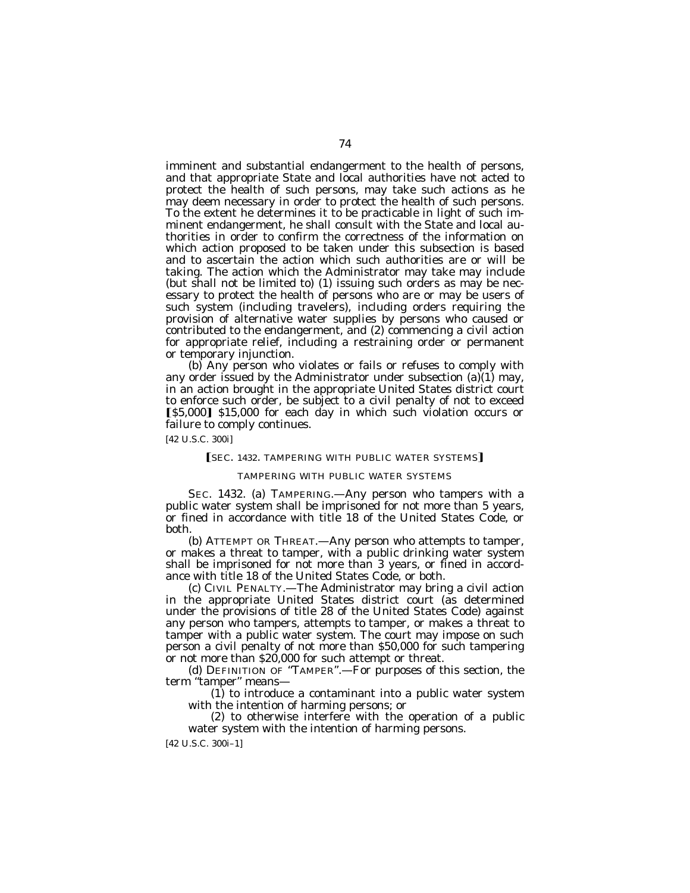imminent and substantial endangerment to the health of persons, and that appropriate State and local authorities have not acted to protect the health of such persons, may take such actions as he may deem necessary in order to protect the health of such persons. To the extent he determines it to be practicable in light of such imminent endangerment, he shall consult with the State and local authorities in order to confirm the correctness of the information on which action proposed to be taken under this subsection is based and to ascertain the action which such authorities are or will be taking. The action which the Administrator may take may include (but shall not be limited to) (1) issuing such orders as may be necessary to protect the health of persons who are or may be users of such system (including travelers), including orders requiring the provision of alternative water supplies by persons who caused or contributed to the endangerment, and (2) commencing a civil action for appropriate relief, including a restraining order or permanent or temporary injunction.

(b) Any person who violates or fails or refuses to comply with any order issued by the Administrator under subsection (a)(1) may, in an action brought in the appropriate United States district court to enforce such order, be subject to a civil penalty of not to exceed ⟦$5,000⟧ $15,000 for each day in which such violation occurs or failure to comply continues.

[42 U.S.C. 300i]

⟦SEC. 1432. TAMPERING WITH PUBLIC WATER SYSTEMS⟧

TAMPERING WITH PUBLIC WATER SYSTEMS

SEC. 1432. (a) TAMPERING.—Any person who tampers with a public water system shall be imprisoned for not more than 5 years, or fined in accordance with title 18 of the United States Code, or both.

(b) ATTEMPT OR THREAT.—Any person who attempts to tamper, or makes a threat to tamper, with a public drinking water system shall be imprisoned for not more than 3 years, or fined in accordance with title 18 of the United States Code, or both.

(c) CIVIL PENALTY.—The Administrator may bring a civil action in the appropriate United States district court (as determined under the provisions of title 28 of the United States Code) against any person who tampers, attempts to tamper, or makes a threat to tamper with a public water system. The court may impose on such person a civil penalty of not more than $50,000 for such tampering or not more than $20,000 for such attempt or threat.

(d) DEFINITION OF "TAMPER".—For purposes of this section, the term "tamper" means—

(1) to introduce a contaminant into a public water system with the intention of harming persons; or

(2) to otherwise interfere with the operation of a public water system with the intention of harming persons.

[42 U.S.C. 300i–1]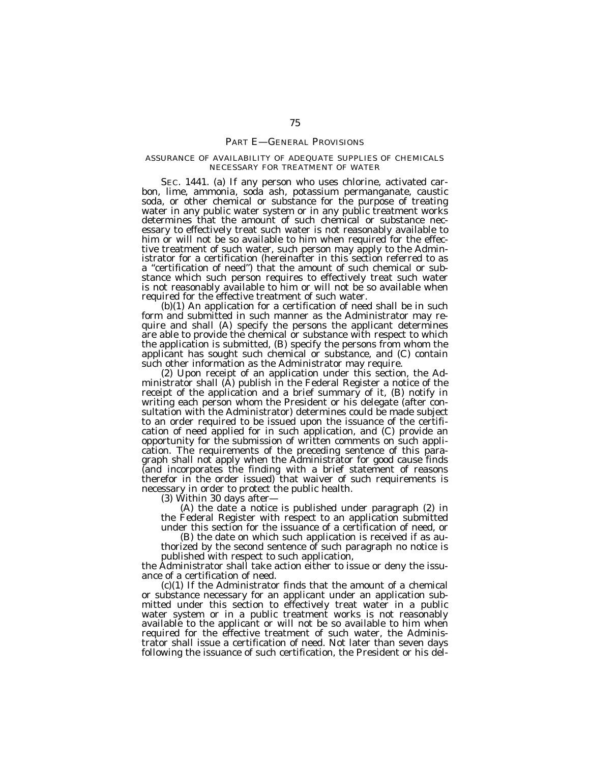## PART E—GENERAL PROVISIONS

### ASSURANCE OF AVAILABILITY OF ADEQUATE SUPPLIES OF CHEMICALS NECESSARY FOR TREATMENT OF WATER

SEC. 1441. (a) If any person who uses chlorine, activated carbon, lime, ammonia, soda ash, potassium permanganate, caustic soda, or other chemical or substance for the purpose of treating water in any public water system or in any public treatment works determines that the amount of such chemical or substance necessary to effectively treat such water is not reasonably available to him or will not be so available to him when required for the effective treatment of such water, such person may apply to the Administrator for a certification (hereinafter in this section referred to as a "certification of need") that the amount of such chemical or substance which such person requires to effectively treat such water is not reasonably available to him or will not be so available when required for the effective treatment of such water.

(b)(1) An application for a certification of need shall be in such form and submitted in such manner as the Administrator may require and shall (A) specify the persons the applicant determines are able to provide the chemical or substance with respect to which the application is submitted, (B) specify the persons from whom the applicant has sought such chemical or substance, and (C) contain such other information as the Administrator may require.

(2) Upon receipt of an application under this section, the Administrator shall (A) publish in the Federal Register a notice of the receipt of the application and a brief summary of it, (B) notify in writing each person whom the President or his delegate (after consultation with the Administrator) determines could be made subject to an order required to be issued upon the issuance of the certification of need applied for in such application, and (C) provide an opportunity for the submission of written comments on such application. The requirements of the preceding sentence of this paragraph shall not apply when the Administrator for good cause finds (and incorporates the finding with a brief statement of reasons therefor in the order issued) that waiver of such requirements is necessary in order to protect the public health.

(3) Within 30 days after—

(A) the date a notice is published under paragraph (2) in the Federal Register with respect to an application submitted under this section for the issuance of a certification of need, or

(B) the date on which such application is received if as authorized by the second sentence of such paragraph no notice is published with respect to such application,

the Administrator shall take action either to issue or deny the issuance of a certification of need.

(c)(1) If the Administrator finds that the amount of a chemical or substance necessary for an applicant under an application submitted under this section to effectively treat water in a public water system or in a public treatment works is not reasonably available to the applicant or will not be so available to him when required for the effective treatment of such water, the Administrator shall issue a certification of need. Not later than seven days following the issuance of such certification, the President or his del-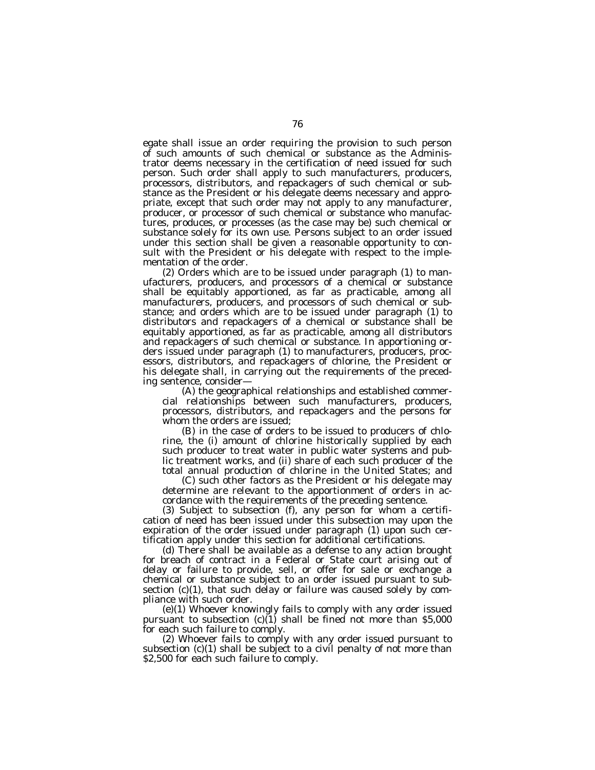egate shall issue an order requiring the provision to such person of such amounts of such chemical or substance as the Administrator deems necessary in the certification of need issued for such person. Such order shall apply to such manufacturers, producers, processors, distributors, and repackagers of such chemical or substance as the President or his delegate deems necessary and appropriate, except that such order may not apply to any manufacturer, producer, or processor of such chemical or substance who manufactures, produces, or processes (as the case may be) such chemical or substance solely for its own use. Persons subject to an order issued under this section shall be given a reasonable opportunity to consult with the President or his delegate with respect to the implementation of the order.

(2) Orders which are to be issued under paragraph (1) to manufacturers, producers, and processors of a chemical or substance shall be equitably apportioned, as far as practicable, among all manufacturers, producers, and processors of such chemical or substance; and orders which are to be issued under paragraph (1) to distributors and repackagers of a chemical or substance shall be equitably apportioned, as far as practicable, among all distributors and repackagers of such chemical or substance. In apportioning orders issued under paragraph (1) to manufacturers, producers, processors, distributors, and repackagers of chlorine, the President or his delegate shall, in carrying out the requirements of the preceding sentence, consider—

(A) the geographical relationships and established commercial relationships between such manufacturers, producers, processors, distributors, and repackagers and the persons for whom the orders are issued;

(B) in the case of orders to be issued to producers of chlorine, the (i) amount of chlorine historically supplied by each such producer to treat water in public water systems and public treatment works, and (ii) share of each such producer of the total annual production of chlorine in the United States; and

(C) such other factors as the President or his delegate may determine are relevant to the apportionment of orders in accordance with the requirements of the preceding sentence.

(3) Subject to subsection (f), any person for whom a certification of need has been issued under this subsection may upon the expiration of the order issued under paragraph (1) upon such certification apply under this section for additional certifications.

(d) There shall be available as a defense to any action brought for breach of contract in a Federal or State court arising out of delay or failure to provide, sell, or offer for sale or exchange a chemical or substance subject to an order issued pursuant to subsection (c)(1), that such delay or failure was caused solely by compliance with such order.

(e)(1) Whoever knowingly fails to comply with any order issued pursuant to subsection (c)(1) shall be fined not more than $5,000 for each such failure to comply.

(2) Whoever fails to comply with any order issued pursuant to subsection (c)(1) shall be subject to a civil penalty of not more than $2,500 for each such failure to comply.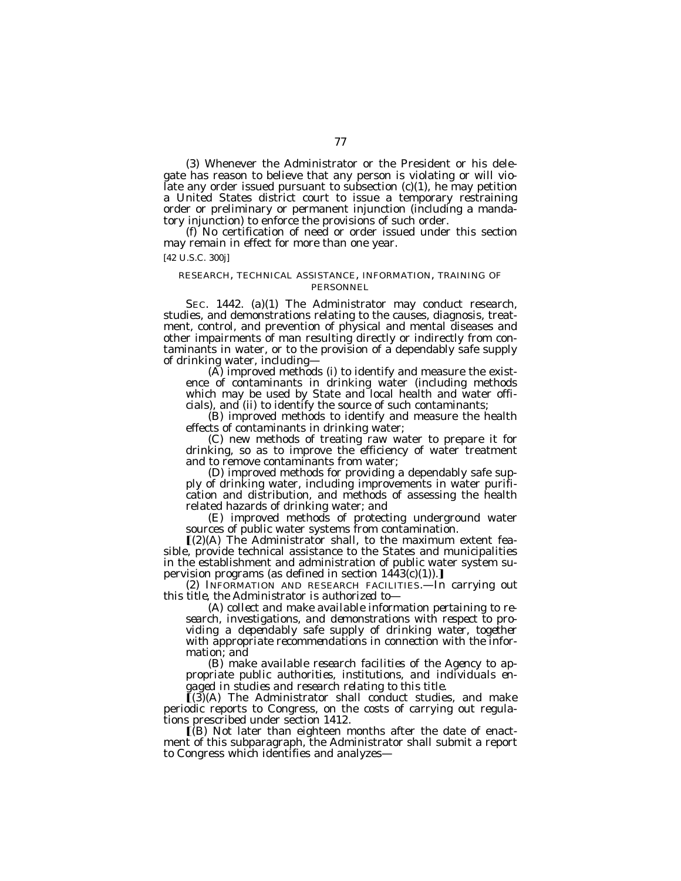(3) Whenever the Administrator or the President or his delegate has reason to believe that any person is violating or will violate any order issued pursuant to subsection (c)(1), he may petition a United States district court to issue a temporary restraining order or preliminary or permanent injunction (including a mandatory injunction) to enforce the provisions of such order.

(f) No certification of need or order issued under this section may remain in effect for more than one year.

[42 U.S.C. 300j]

RESEARCH, TECHNICAL ASSISTANCE, INFORMATION, TRAINING OF PERSONNEL

SEC. 1442. (a)(1) The Administrator may conduct research, studies, and demonstrations relating to the causes, diagnosis, treatment, control, and prevention of physical and mental diseases and other impairments of man resulting directly or indirectly from contaminants in water, or to the provision of a dependably safe supply of drinking water, including—

(A) improved methods (i) to identify and measure the existence of contaminants in drinking water (including methods which may be used by State and local health and water officials), and (ii) to identify the source of such contaminants;

(B) improved methods to identify and measure the health effects of contaminants in drinking water;

(C) new methods of treating raw water to prepare it for drinking, so as to improve the efficiency of water treatment and to remove contaminants from water;

(D) improved methods for providing a dependably safe supply of drinking water, including improvements in water purification and distribution, and methods of assessing the health related hazards of drinking water; and

(E) improved methods of protecting underground water sources of public water systems from contamination.

⟦(2)(A) The Administrator shall, to the maximum extent feasible, provide technical assistance to the States and municipalities in the establishment and administration of public water system supervision programs (as defined in section 1443(c)(1)).⟧

*(2) INFORMATION AND RESEARCH FACILITIES.—In carrying out this title, the Administrator is authorized to—*

*(A) collect and make available information pertaining to research, investigations, and demonstrations with respect to providing a dependably safe supply of drinking water, together with appropriate recommendations in connection with the information; and*

*(B) make available research facilities of the Agency to appropriate public authorities, institutions, and individuals engaged in studies and research relating to this title.*

⟦(3)(A) The Administrator shall conduct studies, and make periodic reports to Congress, on the costs of carrying out regulations prescribed under section 1412.

⟦(B) Not later than eighteen months after the date of enactment of this subparagraph, the Administrator shall submit a report to Congress which identifies and analyzes—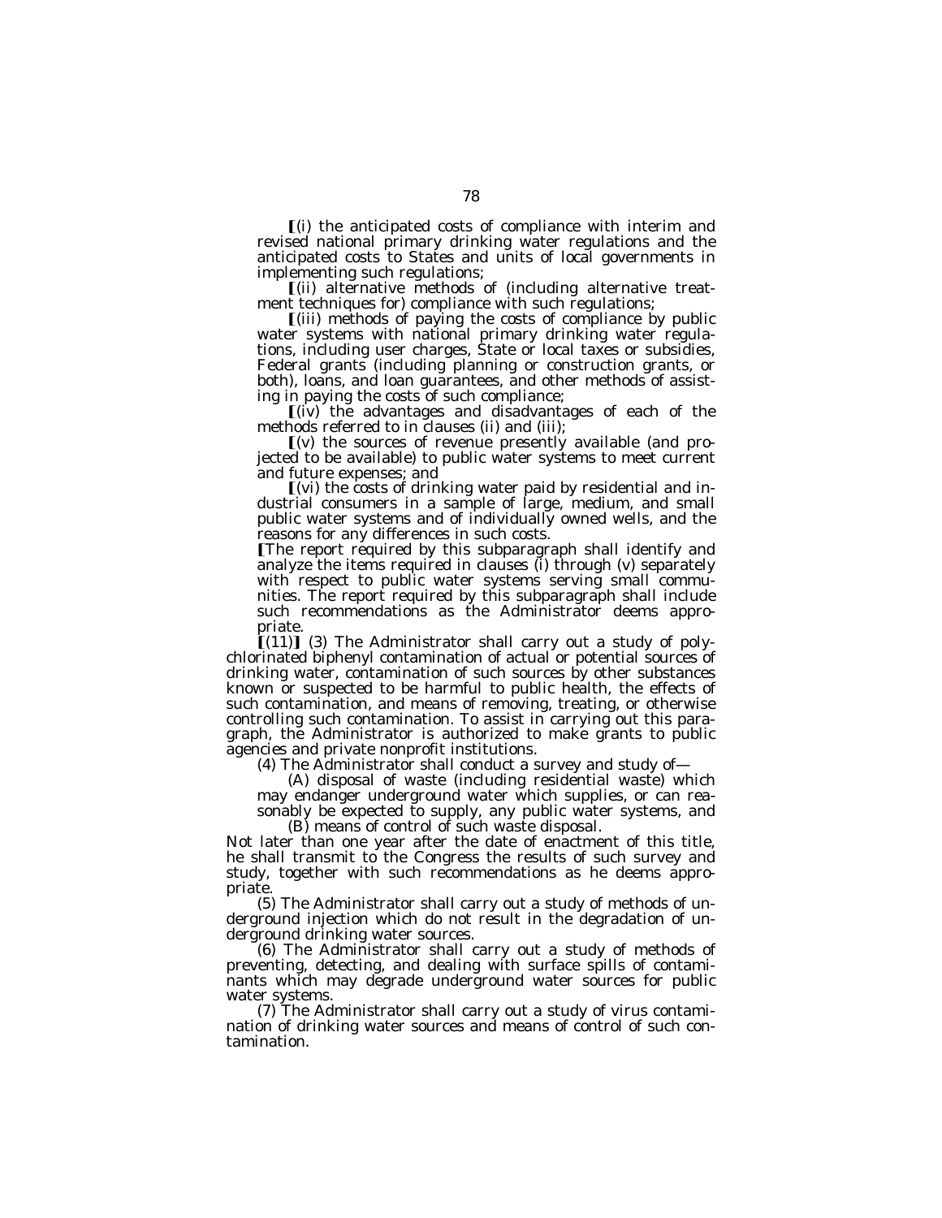[(i) the anticipated costs of compliance with interim and revised national primary drinking water regulations and the anticipated costs to States and units of local governments in implementing such regulations;

[(ii) alternative methods of (including alternative treatment techniques for) compliance with such regulations;

[(iii) methods of paying the costs of compliance by public water systems with national primary drinking water regulations, including user charges, State or local taxes or subsidies, Federal grants (including planning or construction grants, or both), loans, and loan guarantees, and other methods of assisting in paying the costs of such compliance;

[(iv) the advantages and disadvantages of each of the methods referred to in clauses (ii) and (iii);

[(v) the sources of revenue presently available (and projected to be available) to public water systems to meet current and future expenses; and

[(vi) the costs of drinking water paid by residential and industrial consumers in a sample of large, medium, and small public water systems and of individually owned wells, and the reasons for any differences in such costs.

[The report required by this subparagraph shall identify and analyze the items required in clauses (i) through (v) separately with respect to public water systems serving small communities. The report required by this subparagraph shall include such recommendations as the Administrator deems appropriate.

[(11)] (3) The Administrator shall carry out a study of polychlorinated biphenyl contamination of actual or potential sources of drinking water, contamination of such sources by other substances known or suspected to be harmful to public health, the effects of such contamination, and means of removing, treating, or otherwise controlling such contamination. To assist in carrying out this paragraph, the Administrator is authorized to make grants to public agencies and private nonprofit institutions.

(4) The Administrator shall conduct a survey and study of—

(A) disposal of waste (including residential waste) which may endanger underground water which supplies, or can reasonably be expected to supply, any public water systems, and

(B) means of control of such waste disposal.

Not later than one year after the date of enactment of this title, he shall transmit to the Congress the results of such survey and study, together with such recommendations as he deems appropriate.

(5) The Administrator shall carry out a study of methods of underground injection which do not result in the degradation of underground drinking water sources.

(6) The Administrator shall carry out a study of methods of preventing, detecting, and dealing with surface spills of contaminants which may degrade underground water sources for public water systems.

(7) The Administrator shall carry out a study of virus contamination of drinking water sources and means of control of such contamination.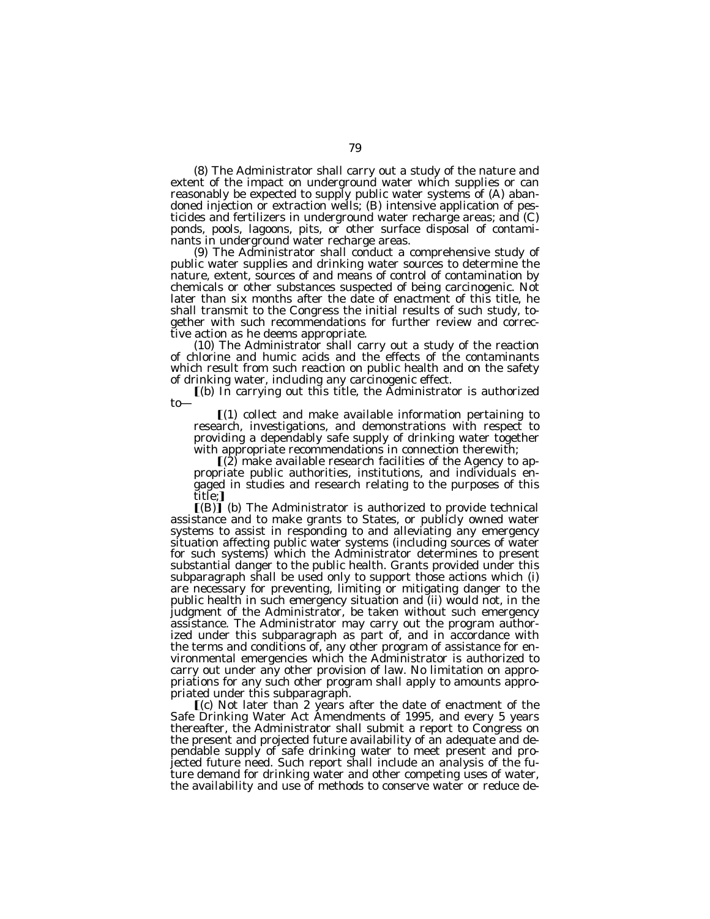(8) The Administrator shall carry out a study of the nature and extent of the impact on underground water which supplies or can reasonably be expected to supply public water systems of (A) abandoned injection or extraction wells; (B) intensive application of pesticides and fertilizers in underground water recharge areas; and (C) ponds, pools, lagoons, pits, or other surface disposal of contaminants in underground water recharge areas.

(9) The Administrator shall conduct a comprehensive study of public water supplies and drinking water sources to determine the nature, extent, sources of and means of control of contamination by chemicals or other substances suspected of being carcinogenic. Not later than six months after the date of enactment of this title, he shall transmit to the Congress the initial results of such study, together with such recommendations for further review and corrective action as he deems appropriate.

(10) The Administrator shall carry out a study of the reaction of chlorine and humic acids and the effects of the contaminants which result from such reaction on public health and on the safety of drinking water, including any carcinogenic effect.

⟦(b) In carrying out this title, the Administrator is authorized to—

⟦(1) collect and make available information pertaining to research, investigations, and demonstrations with respect to providing a dependably safe supply of drinking water together with appropriate recommendations in connection therewith;

⟦(2) make available research facilities of the Agency to appropriate public authorities, institutions, and individuals engaged in studies and research relating to the purposes of this title;⟧

⟦(B)⟧ (b) The Administrator is authorized to provide technical assistance and to make grants to States, or publicly owned water systems to assist in responding to and alleviating any emergency situation affecting public water systems (including sources of water for such systems) which the Administrator determines to present substantial danger to the public health. Grants provided under this subparagraph shall be used only to support those actions which (i) are necessary for preventing, limiting or mitigating danger to the public health in such emergency situation and (ii) would not, in the judgment of the Administrator, be taken without such emergency assistance. The Administrator may carry out the program authorized under this subparagraph as part of, and in accordance with the terms and conditions of, any other program of assistance for environmental emergencies which the Administrator is authorized to carry out under any other provision of law. No limitation on appropriations for any such other program shall apply to amounts appropriated under this subparagraph.

⟦(c) Not later than 2 years after the date of enactment of the Safe Drinking Water Act Amendments of 1995, and every 5 years thereafter, the Administrator shall submit a report to Congress on the present and projected future availability of an adequate and dependable supply of safe drinking water to meet present and projected future need. Such report shall include an analysis of the future demand for drinking water and other competing uses of water, the availability and use of methods to conserve water or reduce de-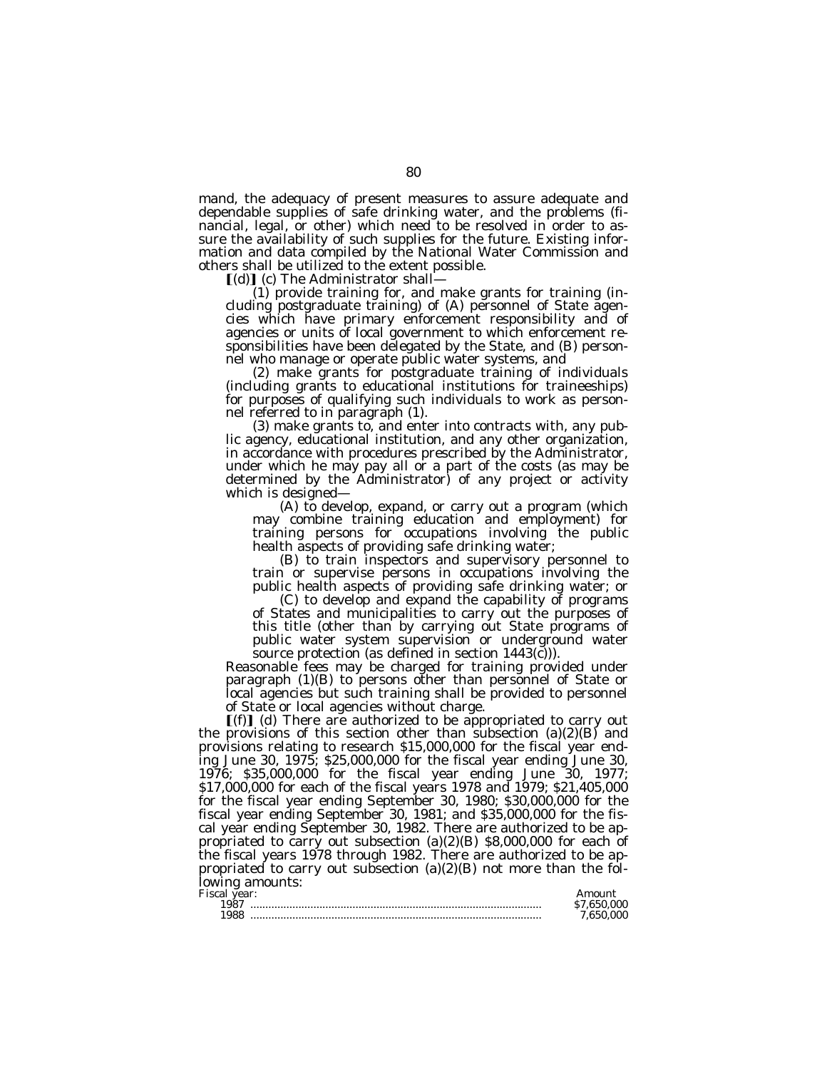mand, the adequacy of present measures to assure adequate and dependable supplies of safe drinking water, and the problems (financial, legal, or other) which need to be resolved in order to assure the availability of such supplies for the future. Existing information and data compiled by the National Water Commission and others shall be utilized to the extent possible.

[(d)] (c) The Administrator shall—

(1) provide training for, and make grants for training (including postgraduate training) of (A) personnel of State agencies which have primary enforcement responsibility and of agencies or units of local government to which enforcement responsibilities have been delegated by the State, and (B) personnel who manage or operate public water systems, and

(2) make grants for postgraduate training of individuals (including grants to educational institutions for traineeships) for purposes of qualifying such individuals to work as personnel referred to in paragraph (1).

(3) make grants to, and enter into contracts with, any public agency, educational institution, and any other organization, in accordance with procedures prescribed by the Administrator, under which he may pay all or a part of the costs (as may be determined by the Administrator) of any project or activity which is designed—

(A) to develop, expand, or carry out a program (which may combine training education and employment) for training persons for occupations involving the public health aspects of providing safe drinking water;

(B) to train inspectors and supervisory personnel to train or supervise persons in occupations involving the public health aspects of providing safe drinking water; or

(C) to develop and expand the capability of programs of States and municipalities to carry out the purposes of this title (other than by carrying out State programs of public water system supervision or underground water source protection (as defined in section 1443(c))).

Reasonable fees may be charged for training provided under paragraph (1)(B) to persons other than personnel of State or local agencies but such training shall be provided to personnel of State or local agencies without charge.

[(f)] (d) There are authorized to be appropriated to carry out the provisions of this section other than subsection (a)(2)(B) and provisions relating to research $15,000,000 for the fiscal year ending June 30, 1975; $25,000,000 for the fiscal year ending June 30, 1976; $35,000,000 for the fiscal year ending June 30, 1977; $17,000,000 for each of the fiscal years 1978 and 1979; $21,405,000 for the fiscal year ending September 30, 1980; $30,000,000 for the fiscal year ending September 30, 1981; and $35,000,000 for the fiscal year ending September 30, 1982. There are authorized to be appropriated to carry out subsection (a)(2)(B) $8,000,000 for each of the fiscal years 1978 through 1982. There are authorized to be appropriated to carry out subsection (a)(2)(B) not more than the following amounts:

| Fiscal year: | Amount |
|---|---|
| 1987 | $7,650,000 |
| 1988 | 7,650,000 |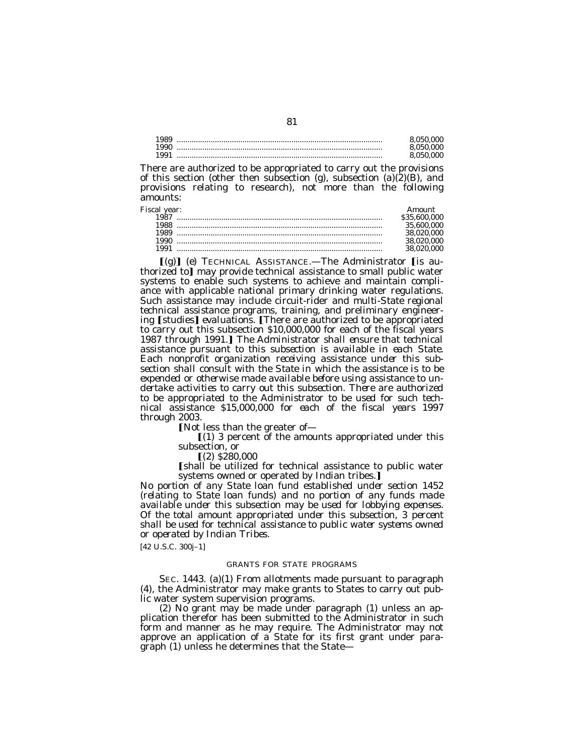| | |
|---|---|
| 1989 | 8,050,000 |
| 1990 | 8,050,000 |
| 1991 | 8,050,000 |

There are authorized to be appropriated to carry out the provisions of this section (other then subsection (g), subsection (a)(2)(B), and provisions relating to research), not more than the following amounts:

| Fiscal year: | Amount |
|---|---|
| 1987 | $35,600,000 |
| 1988 | 35,600,000 |
| 1989 | 38,020,000 |
| 1990 | 38,020,000 |
| 1991 | 38,020,000 |

【(g)】 *(e)* TECHNICAL ASSISTANCE.—The Administrator 【is authorized to】 *may* provide technical assistance to small public water systems to enable such systems to achieve and maintain compliance with applicable national primary drinking water regulations. Such assistance may include circuit-rider *and multi-State regional technical assistance* programs, training, and preliminary engineering 【studies】 *evaluations*. 【There are authorized to be appropriated to carry out this subsection $10,000,000 for each of the fiscal years 1987 through 1991.】 *The Administrator shall ensure that technical assistance pursuant to this subsection is available in each State. Each nonprofit organization receiving assistance under this subsection shall consult with the State in which the assistance is to be expended or otherwise made available before using assistance to undertake activities to carry out this subsection. There are authorized to be appropriated to the Administrator to be used for such technical assistance $15,000,000 for each of the fiscal years 1997 through 2003.*

【Not less than the greater of—

【(1) 3 percent of the amounts appropriated under this subsection, or

【(2) $280,000

【shall be utilized for technical assistance to public water systems owned or operated by Indian tribes.】

*No portion of any State loan fund established under section 1452 (relating to State loan funds) and no portion of any funds made available under this subsection may be used for lobbying expenses. Of the total amount appropriated under this subsection, 3 percent shall be used for technical assistance to public water systems owned or operated by Indian Tribes.*

[42 U.S.C. 300j–1]

GRANTS FOR STATE PROGRAMS

SEC. 1443. (a)(1) From allotments made pursuant to paragraph (4), the Administrator may make grants to States to carry out public water system supervision programs.

(2) No grant may be made under paragraph (1) unless an application therefor has been submitted to the Administrator in such form and manner as he may require. The Administrator may not approve an application of a State for its first grant under paragraph (1) unless he determines that the State—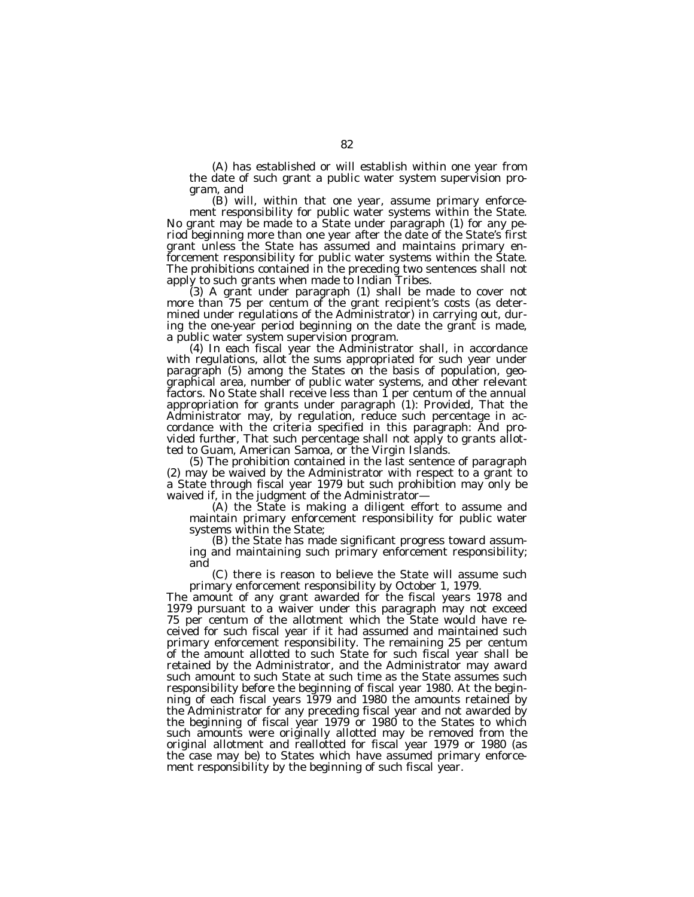(A) has established or will establish within one year from the date of such grant a public water system supervision program, and

(B) will, within that one year, assume primary enforcement responsibility for public water systems within the State.

No grant may be made to a State under paragraph (1) for any period beginning more than one year after the date of the State's first grant unless the State has assumed and maintains primary enforcement responsibility for public water systems within the State. The prohibitions contained in the preceding two sentences shall not apply to such grants when made to Indian Tribes.

(3) A grant under paragraph (1) shall be made to cover not more than 75 per centum of the grant recipient's costs (as determined under regulations of the Administrator) in carrying out, during the one-year period beginning on the date the grant is made, a public water system supervision program.

(4) In each fiscal year the Administrator shall, in accordance with regulations, allot the sums appropriated for such year under paragraph (5) among the States on the basis of population, geographical area, number of public water systems, and other relevant factors. No State shall receive less than 1 per centum of the annual appropriation for grants under paragraph (1): *Provided*, That the Administrator may, by regulation, reduce such percentage in accordance with the criteria specified in this paragraph: *And provided further*, That such percentage shall not apply to grants allotted to Guam, American Samoa, or the Virgin Islands.

(5) The prohibition contained in the last sentence of paragraph (2) may be waived by the Administrator with respect to a grant to a State through fiscal year 1979 but such prohibition may only be waived if, in the judgment of the Administrator—

(A) the State is making a diligent effort to assume and maintain primary enforcement responsibility for public water systems within the State;

(B) the State has made significant progress toward assuming and maintaining such primary enforcement responsibility; and

(C) there is reason to believe the State will assume such primary enforcement responsibility by October 1, 1979.

The amount of any grant awarded for the fiscal years 1978 and 1979 pursuant to a waiver under this paragraph may not exceed 75 per centum of the allotment which the State would have received for such fiscal year if it had assumed and maintained such primary enforcement responsibility. The remaining 25 per centum of the amount allotted to such State for such fiscal year shall be retained by the Administrator, and the Administrator may award such amount to such State at such time as the State assumes such responsibility before the beginning of fiscal year 1980. At the beginning of each fiscal years 1979 and 1980 the amounts retained by the Administrator for any preceding fiscal year and not awarded by the beginning of fiscal year 1979 or 1980 to the States to which such amounts were originally allotted may be removed from the original allotment and reallotted for fiscal year 1979 or 1980 (as the case may be) to States which have assumed primary enforcement responsibility by the beginning of such fiscal year.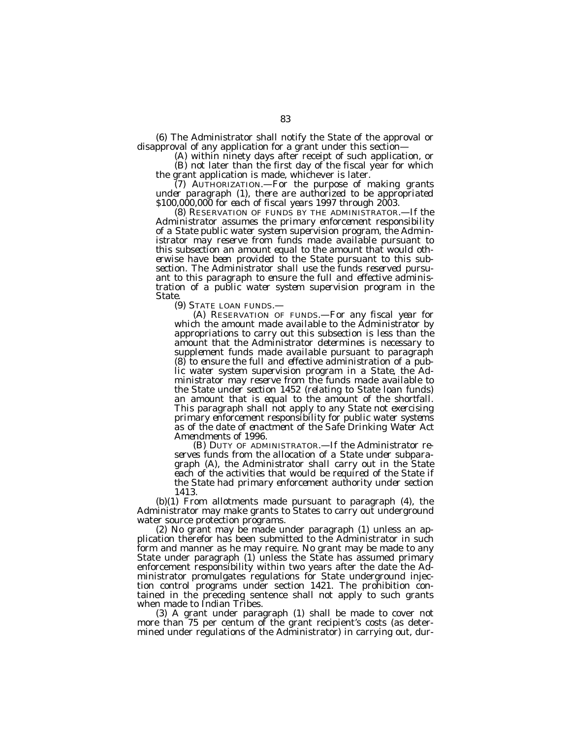(6) The Administrator shall notify the State of the approval or disapproval of any application for a grant under this section—

(A) within ninety days after receipt of such application, or

(B) not later than the first day of the fiscal year for which the grant application is made, whichever is later.

*(7) AUTHORIZATION.—For the purpose of making grants under paragraph (1), there are authorized to be appropriated $100,000,000 for each of fiscal years 1997 through 2003.*

*(8) RESERVATION OF FUNDS BY THE ADMINISTRATOR.—If the Administrator assumes the primary enforcement responsibility of a State public water system supervision program, the Administrator may reserve from funds made available pursuant to this subsection an amount equal to the amount that would otherwise have been provided to the State pursuant to this subsection. The Administrator shall use the funds reserved pursuant to this paragraph to ensure the full and effective administration of a public water system supervision program in the State.*

*(9) STATE LOAN FUNDS.—*

*(A) RESERVATION OF FUNDS.—For any fiscal year for which the amount made available to the Administrator by appropriations to carry out this subsection is less than the amount that the Administrator determines is necessary to supplement funds made available pursuant to paragraph (8) to ensure the full and effective administration of a public water system supervision program in a State, the Administrator may reserve from the funds made available to the State under section 1452 (relating to State loan funds) an amount that is equal to the amount of the shortfall. This paragraph shall not apply to any State not exercising primary enforcement responsibility for public water systems as of the date of enactment of the Safe Drinking Water Act Amendments of 1996.*

*(B) DUTY OF ADMINISTRATOR.—If the Administrator reserves funds from the allocation of a State under subparagraph (A), the Administrator shall carry out in the State each of the activities that would be required of the State if the State had primary enforcement authority under section 1413.*

(b)(1) From allotments made pursuant to paragraph (4), the Administrator may make grants to States to carry out underground water source protection programs.

(2) No grant may be made under paragraph (1) unless an application therefor has been submitted to the Administrator in such form and manner as he may require. No grant may be made to any State under paragraph (1) unless the State has assumed primary enforcement responsibility within two years after the date the Administrator promulgates regulations for State underground injection control programs under section 1421. The prohibition contained in the preceding sentence shall not apply to such grants when made to Indian Tribes.

(3) A grant under paragraph (1) shall be made to cover not more than 75 per centum of the grant recipient's costs (as determined under regulations of the Administrator) in carrying out, dur-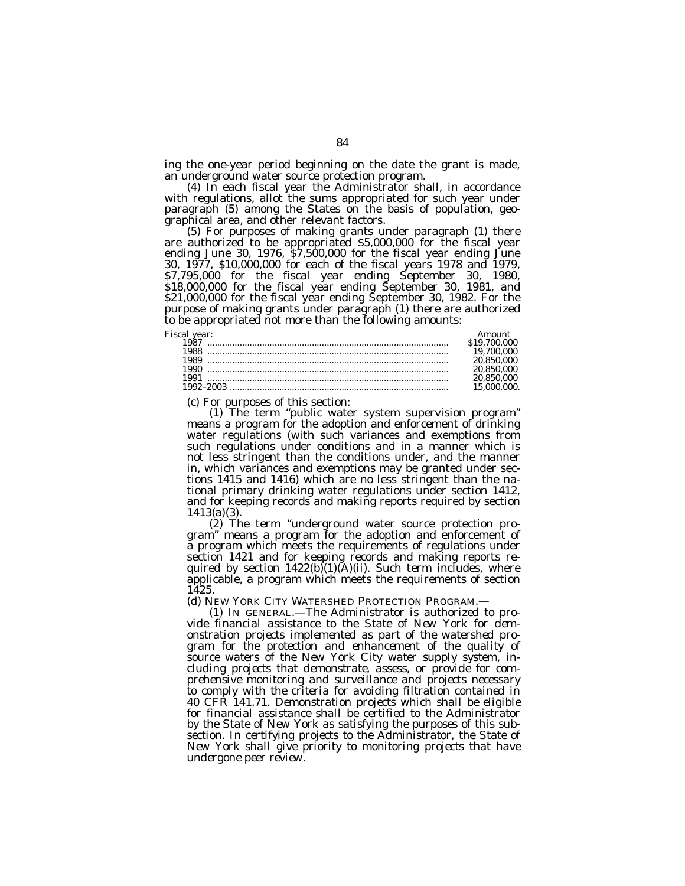ing the one-year period beginning on the date the grant is made, an underground water source protection program.

(4) In each fiscal year the Administrator shall, in accordance with regulations, allot the sums appropriated for such year under paragraph (5) among the States on the basis of population, geographical area, and other relevant factors.

(5) For purposes of making grants under paragraph (1) there are authorized to be appropriated $5,000,000 for the fiscal year ending June 30, 1976, $7,500,000 for the fiscal year ending June 30, 1977, $10,000,000 for each of the fiscal years 1978 and 1979, $7,795,000 for the fiscal year ending September 30, 1980, $18,000,000 for the fiscal year ending September 30, 1981, and $21,000,000 for the fiscal year ending September 30, 1982. For the purpose of making grants under paragraph (1) there are authorized to be appropriated not more than the following amounts:

| Fiscal year: | Amount |
|---|---|
| 1987 | $19,700,000 |
| 1988 | 19,700,000 |
| 1989 | 20,850,000 |
| 1990 | 20,850,000 |
| 1991 | 20,850,000 |
| 1992–2003 | 15,000,000. |

(c) For purposes of this section:

(1) The term "public water system supervision program" means a program for the adoption and enforcement of drinking water regulations (with such variances and exemptions from such regulations under conditions and in a manner which is not less stringent than the conditions under, and the manner in, which variances and exemptions may be granted under sections 1415 and 1416) which are no less stringent than the national primary drinking water regulations under section 1412, and for keeping records and making reports required by section 1413(a)(3).

(2) The term "underground water source protection program" means a program for the adoption and enforcement of a program which meets the requirements of regulations under section 1421 and for keeping records and making reports required by section 1422(b)(1)(A)(ii). Such term includes, where applicable, a program which meets the requirements of section 1425.

(d) NEW YORK CITY WATERSHED PROTECTION PROGRAM.—

(1) IN GENERAL.—The Administrator is authorized to provide financial assistance to the State of New York for demonstration projects implemented as part of the watershed program for the protection and enhancement of the quality of source waters of the New York City water supply system, including projects that demonstrate, assess, or provide for comprehensive monitoring and surveillance and projects necessary to comply with the criteria for avoiding filtration contained in 40 CFR 141.71. Demonstration projects which shall be eligible for financial assistance shall be certified to the Administrator by the State of New York as satisfying the purposes of this subsection. In certifying projects to the Administrator, the State of New York shall give priority to monitoring projects that have undergone peer review.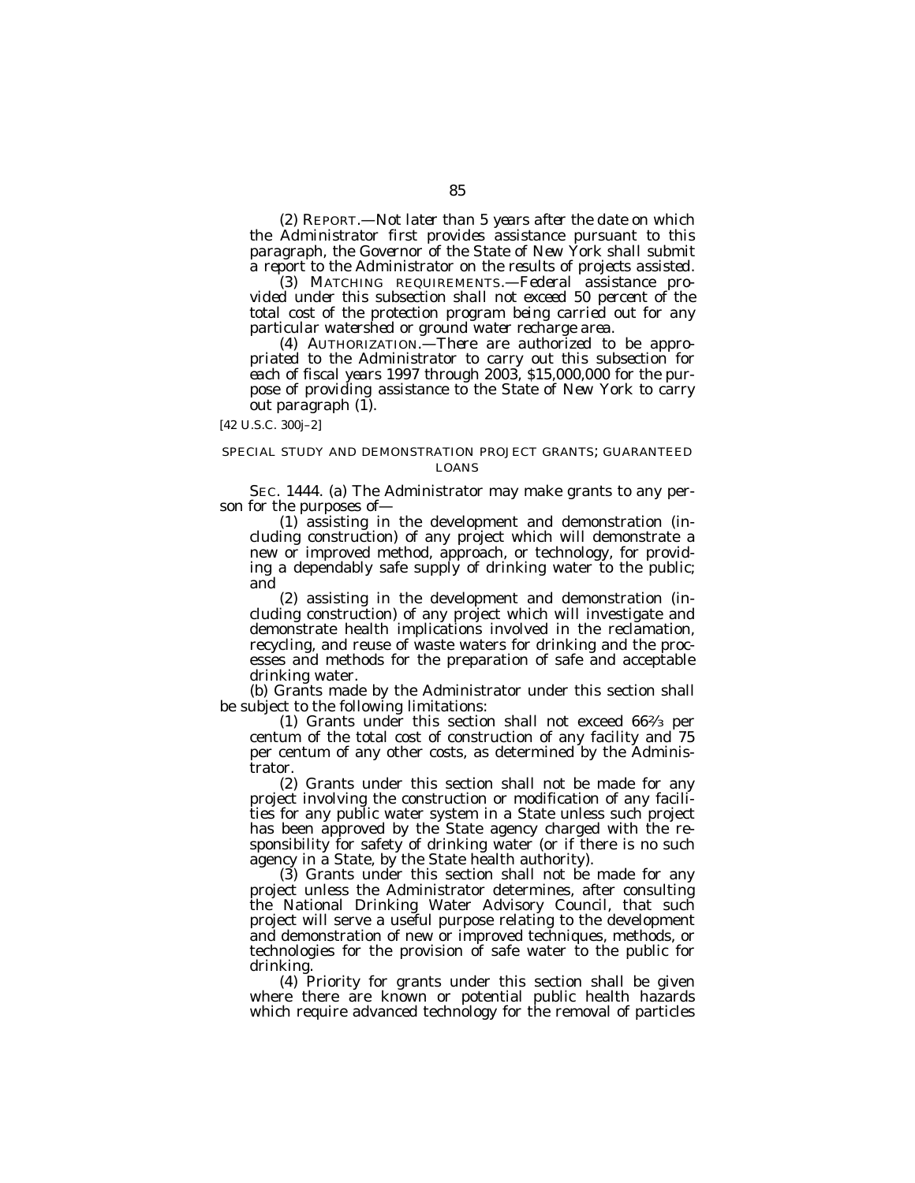(2) REPORT.—*Not later than 5 years after the date on which the Administrator first provides assistance pursuant to this paragraph, the Governor of the State of New York shall submit a report to the Administrator on the results of projects assisted.*

(3) MATCHING REQUIREMENTS.—*Federal assistance provided under this subsection shall not exceed 50 percent of the total cost of the protection program being carried out for any particular watershed or ground water recharge area.*

(4) AUTHORIZATION.—*There are authorized to be appropriated to the Administrator to carry out this subsection for each of fiscal years 1997 through 2003, $15,000,000 for the purpose of providing assistance to the State of New York to carry out paragraph (1).*

[42 U.S.C. 300j–2]

SPECIAL STUDY AND DEMONSTRATION PROJECT GRANTS; GUARANTEED LOANS

SEC. 1444. (a) The Administrator may make grants to any person for the purposes of—

(1) assisting in the development and demonstration (including construction) of any project which will demonstrate a new or improved method, approach, or technology, for providing a dependably safe supply of drinking water to the public; and

(2) assisting in the development and demonstration (including construction) of any project which will investigate and demonstrate health implications involved in the reclamation, recycling, and reuse of waste waters for drinking and the processes and methods for the preparation of safe and acceptable drinking water.

(b) Grants made by the Administrator under this section shall be subject to the following limitations:

(1) Grants under this section shall not exceed 66⅔ per centum of the total cost of construction of any facility and 75 per centum of any other costs, as determined by the Administrator.

(2) Grants under this section shall not be made for any project involving the construction or modification of any facilities for any public water system in a State unless such project has been approved by the State agency charged with the responsibility for safety of drinking water (or if there is no such agency in a State, by the State health authority).

(3) Grants under this section shall not be made for any project unless the Administrator determines, after consulting the National Drinking Water Advisory Council, that such project will serve a useful purpose relating to the development and demonstration of new or improved techniques, methods, or technologies for the provision of safe water to the public for drinking.

(4) Priority for grants under this section shall be given where there are known or potential public health hazards which require advanced technology for the removal of particles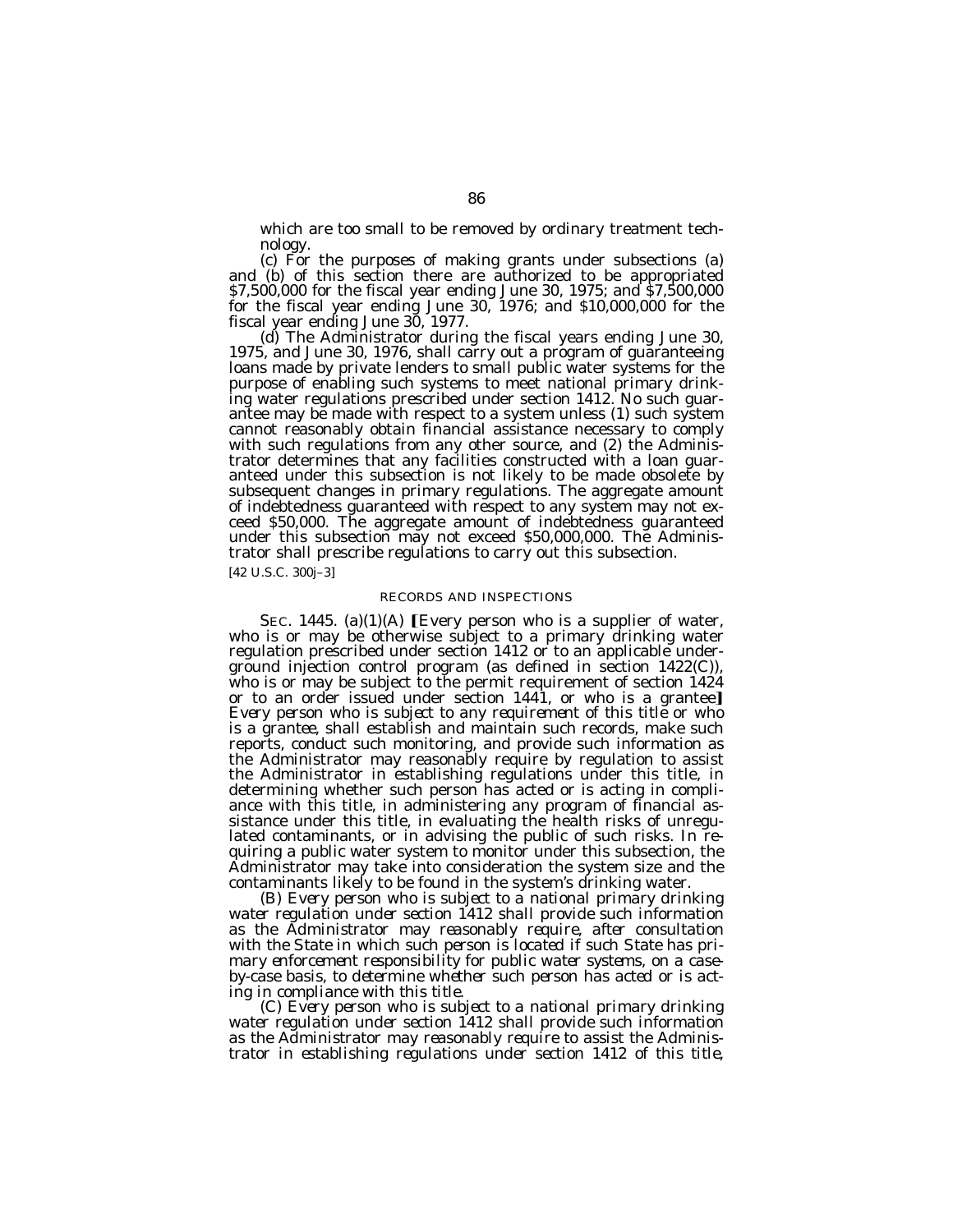which are too small to be removed by ordinary treatment technology.

(c) For the purposes of making grants under subsections (a) and (b) of this section there are authorized to be appropriated $7,500,000 for the fiscal year ending June 30, 1975; and $7,500,000 for the fiscal year ending June 30, 1976; and $10,000,000 for the fiscal year ending June 30, 1977.

(d) The Administrator during the fiscal years ending June 30, 1975, and June 30, 1976, shall carry out a program of guaranteeing loans made by private lenders to small public water systems for the purpose of enabling such systems to meet national primary drinking water regulations prescribed under section 1412. No such guarantee may be made with respect to a system unless (1) such system cannot reasonably obtain financial assistance necessary to comply with such regulations from any other source, and (2) the Administrator determines that any facilities constructed with a loan guaranteed under this subsection is not likely to be made obsolete by subsequent changes in primary regulations. The aggregate amount of indebtedness guaranteed with respect to any system may not exceed $50,000. The aggregate amount of indebtedness guaranteed under this subsection may not exceed $50,000,000. The Administrator shall prescribe regulations to carry out this subsection.

[42 U.S.C. 300j–3]

RECORDS AND INSPECTIONS

SEC. 1445. (a)(1)(A) ⟦Every person who is a supplier of water, who is or may be otherwise subject to a primary drinking water regulation prescribed under section 1412 or to an applicable underground injection control program (as defined in section 1422(C)), who is or may be subject to the permit requirement of section 1424 or to an order issued under section 1441, or who is a grantee⟧ *Every person who is subject to any requirement of this title or who is a grantee*, shall establish and maintain such records, make such reports, conduct such monitoring, and provide such information as the Administrator may reasonably require by regulation to assist the Administrator in establishing regulations under this title, in determining whether such person has acted or is acting in compliance with this title, in administering any program of financial assistance under this title, in evaluating the health risks of unregulated contaminants, or in advising the public of such risks. In requiring a public water system to monitor under this subsection, the Administrator may take into consideration the system size and the contaminants likely to be found in the system's drinking water.

*(B) Every person who is subject to a national primary drinking water regulation under section 1412 shall provide such information as the Administrator may reasonably require, after consultation with the State in which such person is located if such State has primary enforcement responsibility for public water systems, on a case-by-case basis, to determine whether such person has acted or is acting in compliance with this title.*

*(C) Every person who is subject to a national primary drinking water regulation under section 1412 shall provide such information as the Administrator may reasonably require to assist the Administrator in establishing regulations under section 1412 of this title,*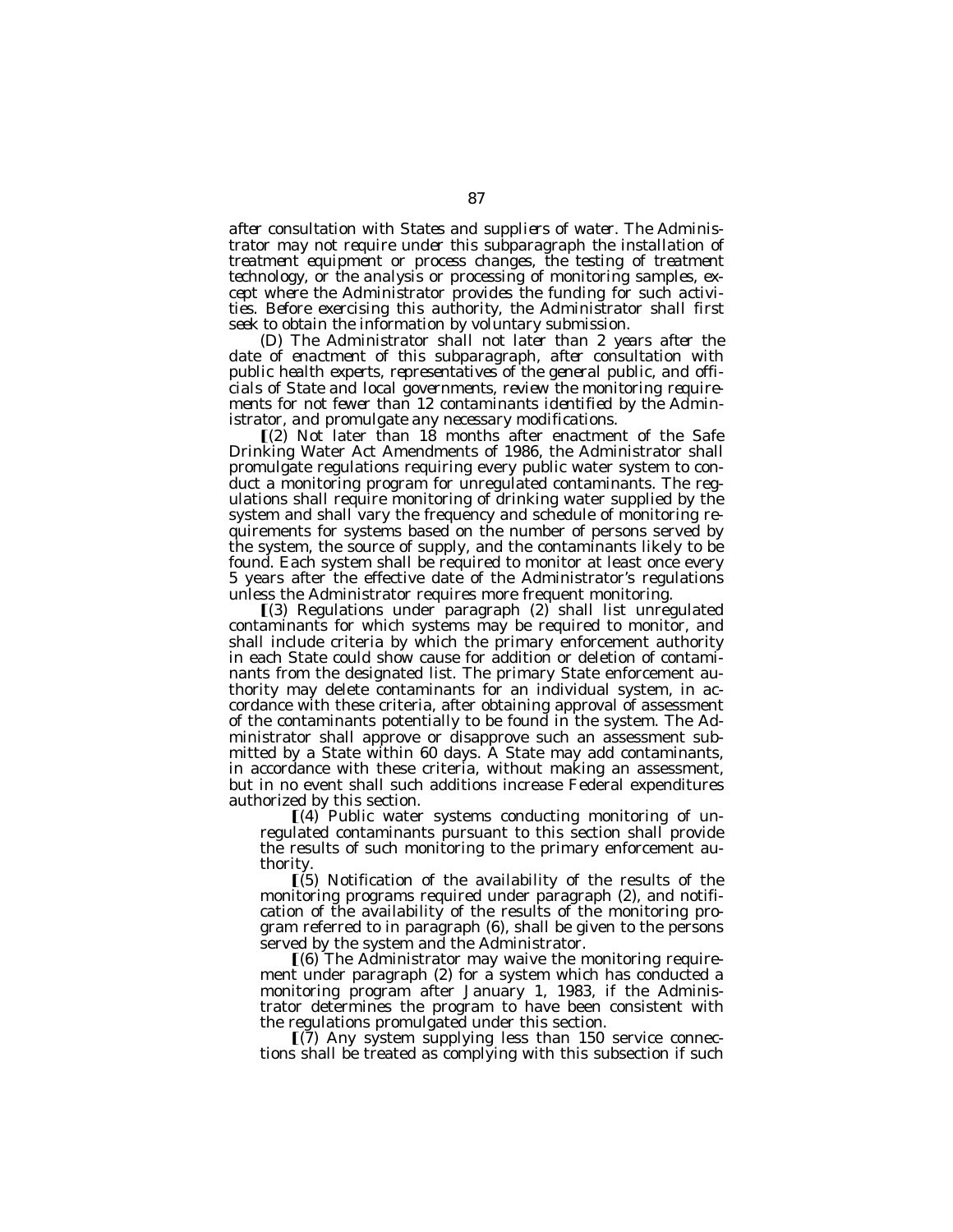*after consultation with States and suppliers of water. The Administrator may not require under this subparagraph the installation of treatment equipment or process changes, the testing of treatment technology, or the analysis or processing of monitoring samples, except where the Administrator provides the funding for such activities. Before exercising this authority, the Administrator shall first seek to obtain the information by voluntary submission.*

*(D) The Administrator shall not later than 2 years after the date of enactment of this subparagraph, after consultation with public health experts, representatives of the general public, and officials of State and local governments, review the monitoring requirements for not fewer than 12 contaminants identified by the Administrator, and promulgate any necessary modifications.*

[(2) Not later than 18 months after enactment of the Safe Drinking Water Act Amendments of 1986, the Administrator shall promulgate regulations requiring every public water system to conduct a monitoring program for unregulated contaminants. The regulations shall require monitoring of drinking water supplied by the system and shall vary the frequency and schedule of monitoring requirements for systems based on the number of persons served by the system, the source of supply, and the contaminants likely to be found. Each system shall be required to monitor at least once every 5 years after the effective date of the Administrator's regulations unless the Administrator requires more frequent monitoring.

[(3) Regulations under paragraph (2) shall list unregulated contaminants for which systems may be required to monitor, and shall include criteria by which the primary enforcement authority in each State could show cause for addition or deletion of contaminants from the designated list. The primary State enforcement authority may delete contaminants for an individual system, in accordance with these criteria, after obtaining approval of assessment of the contaminants potentially to be found in the system. The Administrator shall approve or disapprove such an assessment submitted by a State within 60 days. A State may add contaminants, in accordance with these criteria, without making an assessment, but in no event shall such additions increase Federal expenditures authorized by this section.

[(4) Public water systems conducting monitoring of unregulated contaminants pursuant to this section shall provide the results of such monitoring to the primary enforcement authority.

[(5) Notification of the availability of the results of the monitoring programs required under paragraph (2), and notification of the availability of the results of the monitoring program referred to in paragraph (6), shall be given to the persons served by the system and the Administrator.

[(6) The Administrator may waive the monitoring requirement under paragraph (2) for a system which has conducted a monitoring program after January 1, 1983, if the Administrator determines the program to have been consistent with the regulations promulgated under this section.

[(7) Any system supplying less than 150 service connections shall be treated as complying with this subsection if such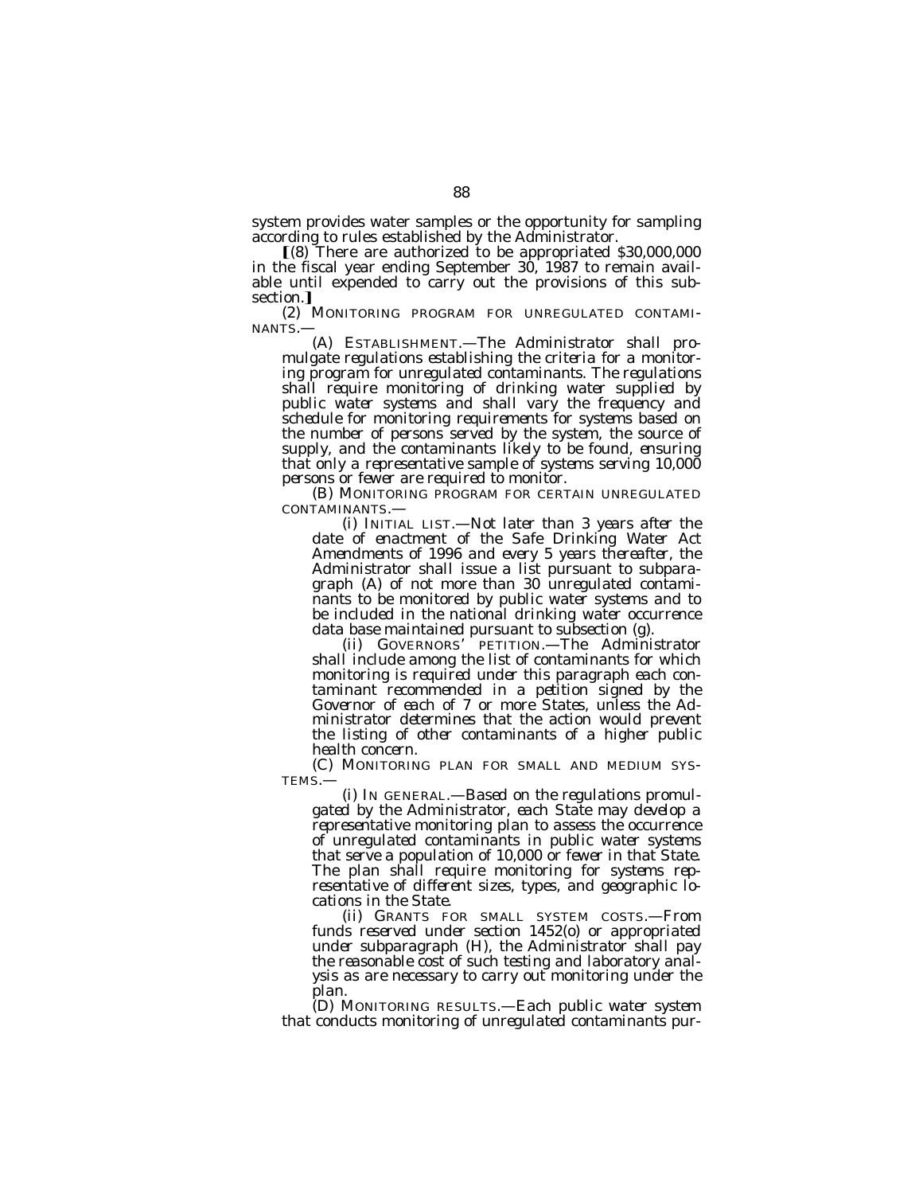system provides water samples or the opportunity for sampling according to rules established by the Administrator.

[(8) There are authorized to be appropriated $30,000,000 in the fiscal year ending September 30, 1987 to remain available until expended to carry out the provisions of this subsection.]

(2) MONITORING PROGRAM FOR UNREGULATED CONTAMINANTS.—

*(A) ESTABLISHMENT.—The Administrator shall promulgate regulations establishing the criteria for a monitoring program for unregulated contaminants. The regulations shall require monitoring of drinking water supplied by public water systems and shall vary the frequency and schedule for monitoring requirements for systems based on the number of persons served by the system, the source of supply, and the contaminants likely to be found, ensuring that only a representative sample of systems serving 10,000 persons or fewer are required to monitor.*

*(B) MONITORING PROGRAM FOR CERTAIN UNREGULATED CONTAMINANTS.—*

*(i) INITIAL LIST.—Not later than 3 years after the date of enactment of the Safe Drinking Water Act Amendments of 1996 and every 5 years thereafter, the Administrator shall issue a list pursuant to subparagraph (A) of not more than 30 unregulated contaminants to be monitored by public water systems and to be included in the national drinking water occurrence data base maintained pursuant to subsection (g).*

*(ii) GOVERNORS' PETITION.—The Administrator shall include among the list of contaminants for which monitoring is required under this paragraph each contaminant recommended in a petition signed by the Governor of each of 7 or more States, unless the Administrator determines that the action would prevent the listing of other contaminants of a higher public health concern.*

*(C) MONITORING PLAN FOR SMALL AND MEDIUM SYSTEMS.—*

*(i) IN GENERAL.—Based on the regulations promulgated by the Administrator, each State may develop a representative monitoring plan to assess the occurrence of unregulated contaminants in public water systems that serve a population of 10,000 or fewer in that State. The plan shall require monitoring for systems representative of different sizes, types, and geographic locations in the State.*

*(ii) GRANTS FOR SMALL SYSTEM COSTS.—From funds reserved under section 1452(o) or appropriated under subparagraph (H), the Administrator shall pay the reasonable cost of such testing and laboratory analysis as are necessary to carry out monitoring under the plan.*

*(D) MONITORING RESULTS.—Each public water system that conducts monitoring of unregulated contaminants pur-*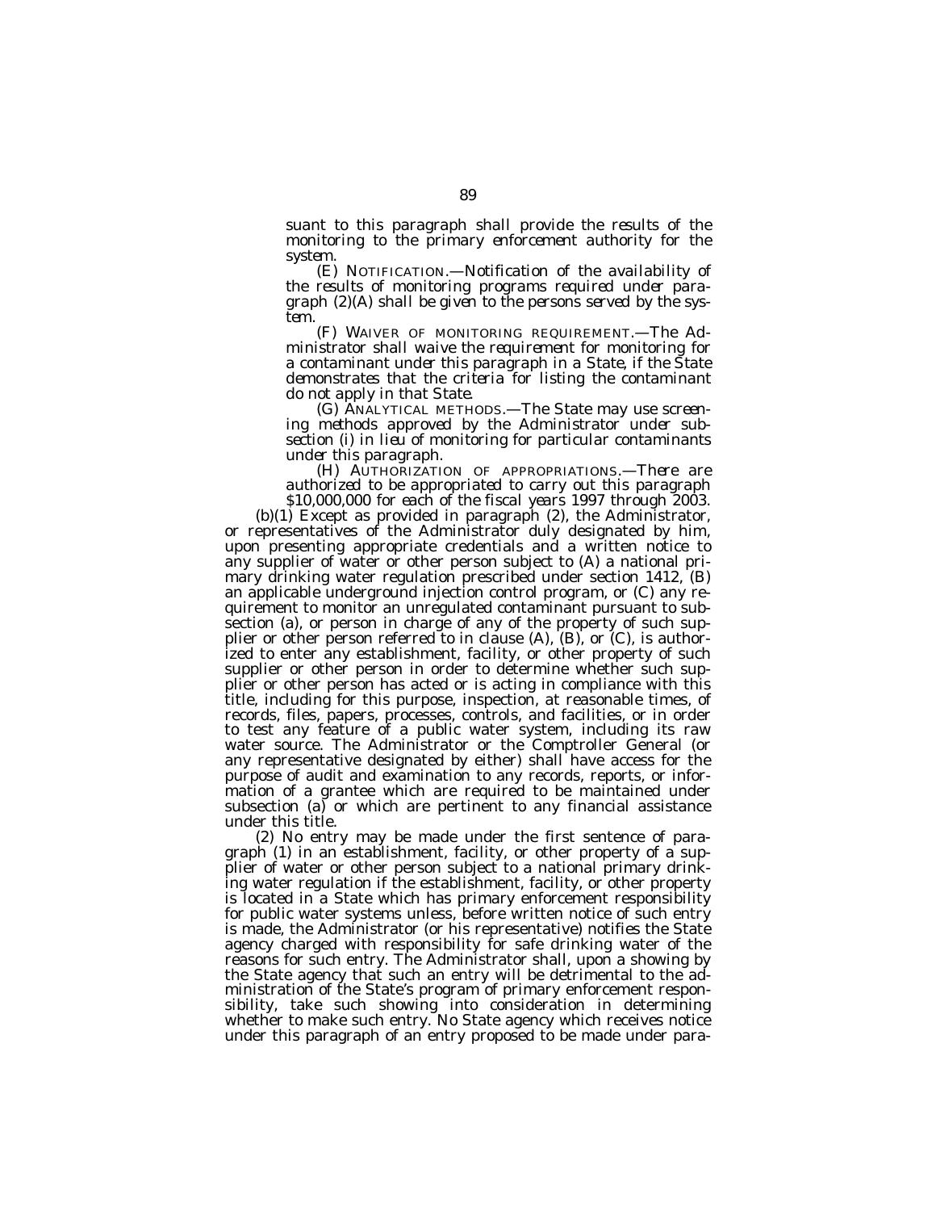*suant to this paragraph shall provide the results of the monitoring to the primary enforcement authority for the system.*

*(E)* NOTIFICATION.—*Notification of the availability of the results of monitoring programs required under paragraph (2)(A) shall be given to the persons served by the system.*

*(F)* WAIVER OF MONITORING REQUIREMENT.—*The Administrator shall waive the requirement for monitoring for a contaminant under this paragraph in a State, if the State demonstrates that the criteria for listing the contaminant do not apply in that State.*

*(G)* ANALYTICAL METHODS.—*The State may use screening methods approved by the Administrator under subsection (i) in lieu of monitoring for particular contaminants under this paragraph.*

*(H)* AUTHORIZATION OF APPROPRIATIONS.—*There are authorized to be appropriated to carry out this paragraph $10,000,000 for each of the fiscal years 1997 through 2003.*

(b)(1) Except as provided in paragraph (2), the Administrator, or representatives of the Administrator duly designated by him, upon presenting appropriate credentials and a written notice to any supplier of water or other person subject to (A) a national primary drinking water regulation prescribed under section 1412, (B) an applicable underground injection control program, or (C) any requirement to monitor an unregulated contaminant pursuant to subsection (a), or person in charge of any of the property of such supplier or other person referred to in clause (A), (B), or (C), is authorized to enter any establishment, facility, or other property of such supplier or other person in order to determine whether such supplier or other person has acted or is acting in compliance with this title, including for this purpose, inspection, at reasonable times, of records, files, papers, processes, controls, and facilities, or in order to test any feature of a public water system, including its raw water source. The Administrator or the Comptroller General (or any representative designated by either) shall have access for the purpose of audit and examination to any records, reports, or information of a grantee which are required to be maintained under subsection (a) or which are pertinent to any financial assistance under this title.

(2) No entry may be made under the first sentence of paragraph (1) in an establishment, facility, or other property of a supplier of water or other person subject to a national primary drinking water regulation if the establishment, facility, or other property is located in a State which has primary enforcement responsibility for public water systems unless, before written notice of such entry is made, the Administrator (or his representative) notifies the State agency charged with responsibility for safe drinking water of the reasons for such entry. The Administrator shall, upon a showing by the State agency that such an entry will be detrimental to the administration of the State's program of primary enforcement responsibility, take such showing into consideration in determining whether to make such entry. No State agency which receives notice under this paragraph of an entry proposed to be made under para-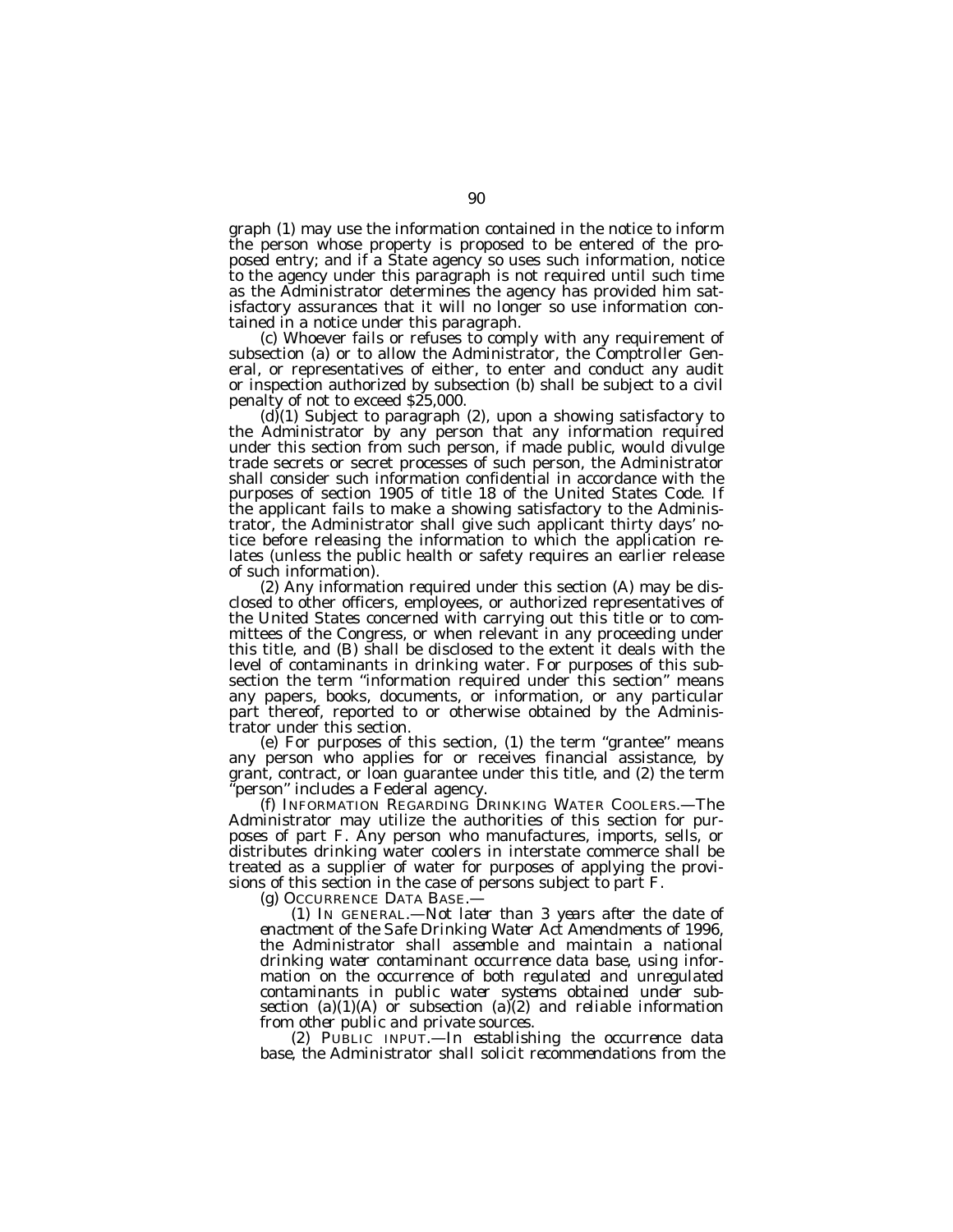graph (1) may use the information contained in the notice to inform the person whose property is proposed to be entered of the proposed entry; and if a State agency so uses such information, notice to the agency under this paragraph is not required until such time as the Administrator determines the agency has provided him satisfactory assurances that it will no longer so use information contained in a notice under this paragraph.

(c) Whoever fails or refuses to comply with any requirement of subsection (a) or to allow the Administrator, the Comptroller General, or representatives of either, to enter and conduct any audit or inspection authorized by subsection (b) shall be subject to a civil penalty of not to exceed $25,000.

(d)(1) Subject to paragraph (2), upon a showing satisfactory to the Administrator by any person that any information required under this section from such person, if made public, would divulge trade secrets or secret processes of such person, the Administrator shall consider such information confidential in accordance with the purposes of section 1905 of title 18 of the United States Code. If the applicant fails to make a showing satisfactory to the Administrator, the Administrator shall give such applicant thirty days' notice before releasing the information to which the application relates (unless the public health or safety requires an earlier release of such information).

(2) Any information required under this section (A) may be disclosed to other officers, employees, or authorized representatives of the United States concerned with carrying out this title or to committees of the Congress, or when relevant in any proceeding under this title, and (B) shall be disclosed to the extent it deals with the level of contaminants in drinking water. For purposes of this subsection the term "information required under this section" means any papers, books, documents, or information, or any particular part thereof, reported to or otherwise obtained by the Administrator under this section.

(e) For purposes of this section, (1) the term "grantee" means any person who applies for or receives financial assistance, by grant, contract, or loan guarantee under this title, and (2) the term "person" includes a Federal agency.

(f) INFORMATION REGARDING DRINKING WATER COOLERS.—The Administrator may utilize the authorities of this section for purposes of part F. Any person who manufactures, imports, sells, or distributes drinking water coolers in interstate commerce shall be treated as a supplier of water for purposes of applying the provisions of this section in the case of persons subject to part F.

*(g) OCCURRENCE DATA BASE.—*

*(1) IN GENERAL.—Not later than 3 years after the date of enactment of the Safe Drinking Water Act Amendments of 1996, the Administrator shall assemble and maintain a national drinking water contaminant occurrence data base, using information on the occurrence of both regulated and unregulated contaminants in public water systems obtained under subsection (a)(1)(A) or subsection (a)(2) and reliable information from other public and private sources.*

*(2) PUBLIC INPUT.—In establishing the occurrence data base, the Administrator shall solicit recommendations from the*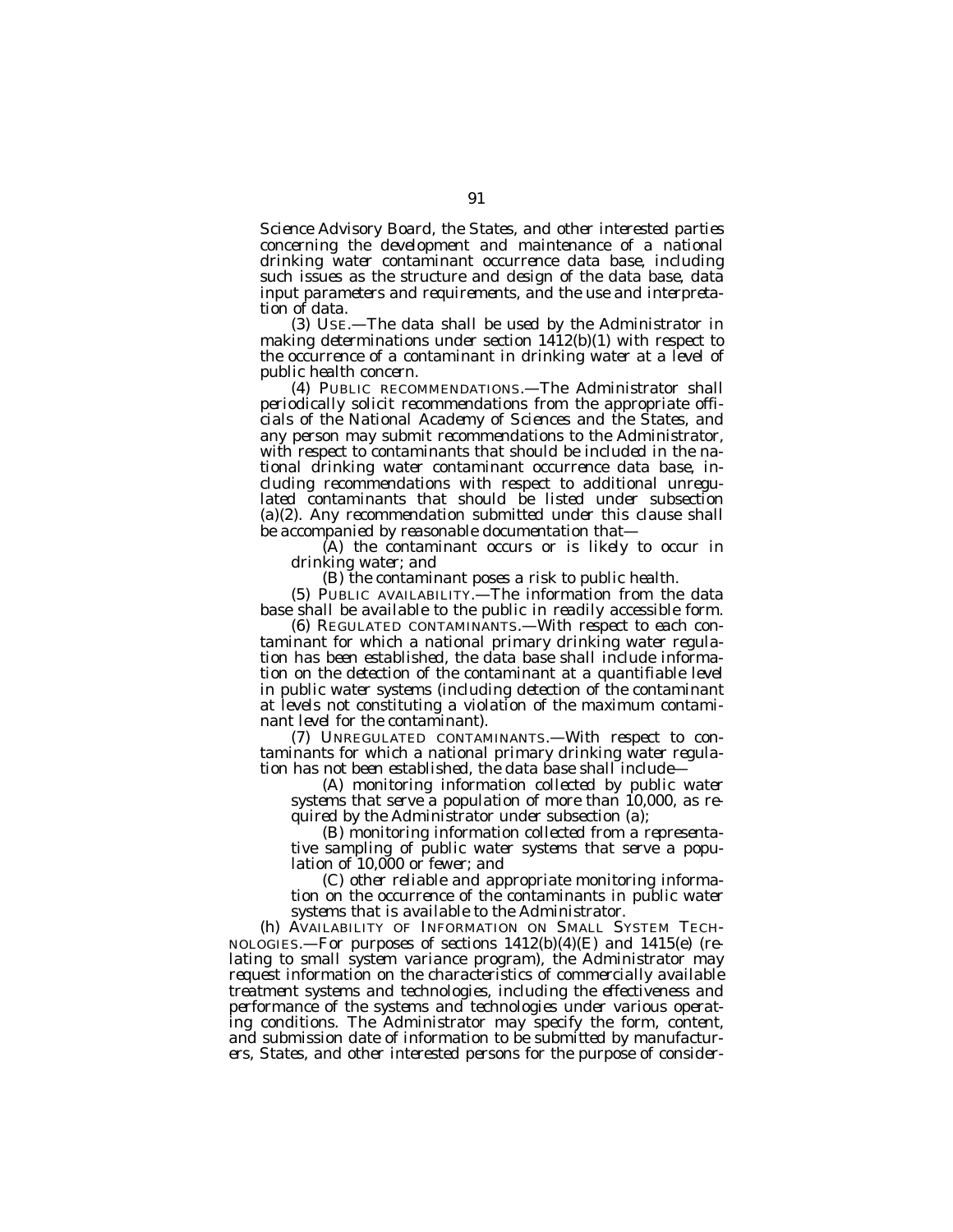Science Advisory Board, the States, and other interested parties concerning the development and maintenance of a national drinking water contaminant occurrence data base, including such issues as the structure and design of the data base, data input parameters and requirements, and the use and interpretation of data.

(3) USE.—The data shall be used by the Administrator in making determinations under section 1412(b)(1) with respect to the occurrence of a contaminant in drinking water at a level of public health concern.

(4) PUBLIC RECOMMENDATIONS.—The Administrator shall periodically solicit recommendations from the appropriate officials of the National Academy of Sciences and the States, and any person may submit recommendations to the Administrator, with respect to contaminants that should be included in the national drinking water contaminant occurrence data base, including recommendations with respect to additional unregulated contaminants that should be listed under subsection (a)(2). Any recommendation submitted under this clause shall be accompanied by reasonable documentation that—

(A) the contaminant occurs or is likely to occur in drinking water; and

(B) the contaminant poses a risk to public health.

(5) PUBLIC AVAILABILITY.—The information from the data base shall be available to the public in readily accessible form.

(6) REGULATED CONTAMINANTS.—With respect to each contaminant for which a national primary drinking water regulation has been established, the data base shall include information on the detection of the contaminant at a quantifiable level in public water systems (including detection of the contaminant at levels not constituting a violation of the maximum contaminant level for the contaminant).

(7) UNREGULATED CONTAMINANTS.—With respect to contaminants for which a national primary drinking water regulation has not been established, the data base shall include—

(A) monitoring information collected by public water systems that serve a population of more than 10,000, as required by the Administrator under subsection (a);

(B) monitoring information collected from a representative sampling of public water systems that serve a population of 10,000 or fewer; and

(C) other reliable and appropriate monitoring information on the occurrence of the contaminants in public water systems that is available to the Administrator.

(h) AVAILABILITY OF INFORMATION ON SMALL SYSTEM TECHNOLOGIES.—For purposes of sections 1412(b)(4)(E) and 1415(e) (relating to small system variance program), the Administrator may request information on the characteristics of commercially available treatment systems and technologies, including the effectiveness and performance of the systems and technologies under various operating conditions. The Administrator may specify the form, content, and submission date of information to be submitted by manufacturers, States, and other interested persons for the purpose of consider-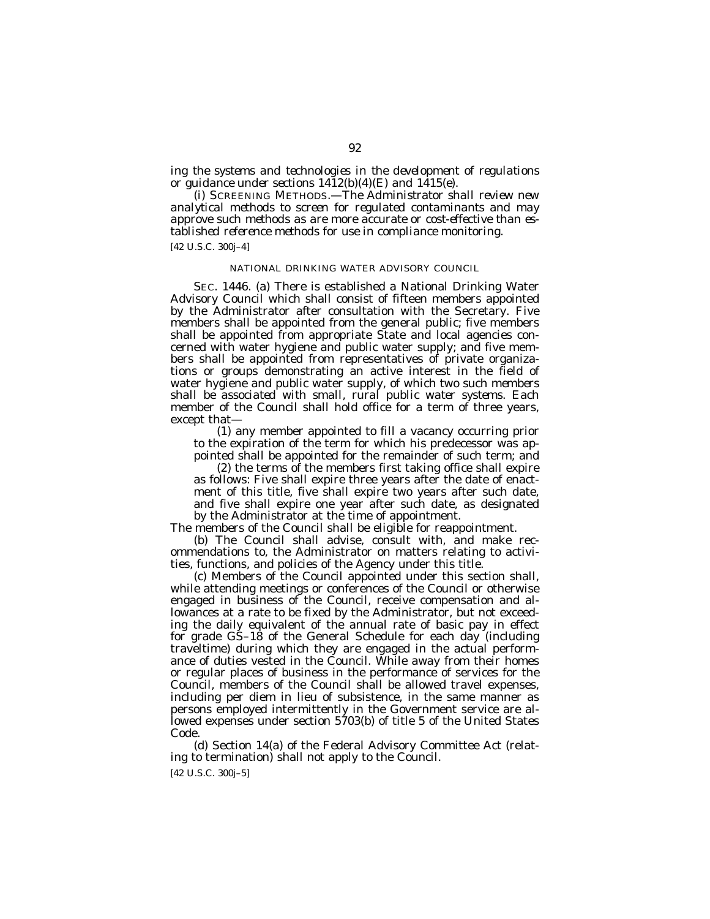*ing the systems and technologies in the development of regulations or guidance under sections 1412(b)(4)(E) and 1415(e).*

*(i) SCREENING METHODS.—The Administrator shall review new analytical methods to screen for regulated contaminants and may approve such methods as are more accurate or cost-effective than established reference methods for use in compliance monitoring.*

[42 U.S.C. 300j–4]

NATIONAL DRINKING WATER ADVISORY COUNCIL

SEC. 1446. (a) There is established a National Drinking Water Advisory Council which shall consist of fifteen members appointed by the Administrator after consultation with the Secretary. Five members shall be appointed from the general public; five members shall be appointed from appropriate State and local agencies concerned with water hygiene and public water supply; and five members shall be appointed from representatives of private organizations or groups demonstrating an active interest in the field of water hygiene and public water supply, *of which two such members shall be associated with small, rural public water systems*. Each member of the Council shall hold office for a term of three years, except that—

(1) any member appointed to fill a vacancy occurring prior to the expiration of the term for which his predecessor was appointed shall be appointed for the remainder of such term; and

(2) the terms of the members first taking office shall expire as follows: Five shall expire three years after the date of enactment of this title, five shall expire two years after such date, and five shall expire one year after such date, as designated by the Administrator at the time of appointment.

The members of the Council shall be eligible for reappointment.

(b) The Council shall advise, consult with, and make recommendations to, the Administrator on matters relating to activities, functions, and policies of the Agency under this title.

(c) Members of the Council appointed under this section shall, while attending meetings or conferences of the Council or otherwise engaged in business of the Council, receive compensation and allowances at a rate to be fixed by the Administrator, but not exceeding the daily equivalent of the annual rate of basic pay in effect for grade GS–18 of the General Schedule for each day (including traveltime) during which they are engaged in the actual performance of duties vested in the Council. While away from their homes or regular places of business in the performance of services for the Council, members of the Council shall be allowed travel expenses, including per diem in lieu of subsistence, in the same manner as persons employed intermittently in the Government service are allowed expenses under section 5703(b) of title 5 of the United States Code.

(d) Section 14(a) of the Federal Advisory Committee Act (relating to termination) shall not apply to the Council.

[42 U.S.C. 300j–5]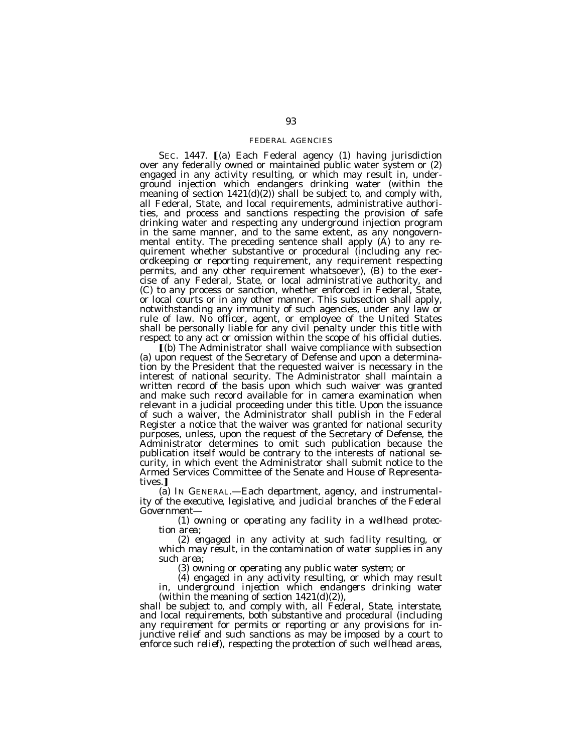FEDERAL AGENCIES

SEC. 1447. [(a) Each Federal agency (1) having jurisdiction over any federally owned or maintained public water system or (2) engaged in any activity resulting, or which may result in, underground injection which endangers drinking water (within the meaning of section 1421(d)(2)) shall be subject to, and comply with, all Federal, State, and local requirements, administrative authorities, and process and sanctions respecting the provision of safe drinking water and respecting any underground injection program in the same manner, and to the same extent, as any nongovernmental entity. The preceding sentence shall apply (A) to any requirement whether substantive or procedural (including any recordkeeping or reporting requirement, any requirement respecting permits, and any other requirement whatsoever), (B) to the exercise of any Federal, State, or local administrative authority, and (C) to any process or sanction, whether enforced in Federal, State, or local courts or in any other manner. This subsection shall apply, notwithstanding any immunity of such agencies, under any law or rule of law. No officer, agent, or employee of the United States shall be personally liable for any civil penalty under this title with respect to any act or omission within the scope of his official duties.

[(b) The Administrator shall waive compliance with subsection (a) upon request of the Secretary of Defense and upon a determination by the President that the requested waiver is necessary in the interest of national security. The Administrator shall maintain a written record of the basis upon which such waiver was granted and make such record available for in camera examination when relevant in a judicial proceeding under this title. Upon the issuance of such a waiver, the Administrator shall publish in the Federal Register a notice that the waiver was granted for national security purposes, unless, upon the request of the Secretary of Defense, the Administrator determines to omit such publication because the publication itself would be contrary to the interests of national security, in which event the Administrator shall submit notice to the Armed Services Committee of the Senate and House of Representatives.]

*(a) IN GENERAL.—Each department, agency, and instrumentality of the executive, legislative, and judicial branches of the Federal Government—*

*(1) owning or operating any facility in a wellhead protection area;*

*(2) engaged in any activity at such facility resulting, or which may result, in the contamination of water supplies in any such area;*

*(3) owning or operating any public water system; or*

*(4) engaged in any activity resulting, or which may result in, underground injection which endangers drinking water (within the meaning of section 1421(d)(2)),*

*shall be subject to, and comply with, all Federal, State, interstate, and local requirements, both substantive and procedural (including any requirement for permits or reporting or any provisions for injunctive relief and such sanctions as may be imposed by a court to enforce such relief), respecting the protection of such wellhead areas,*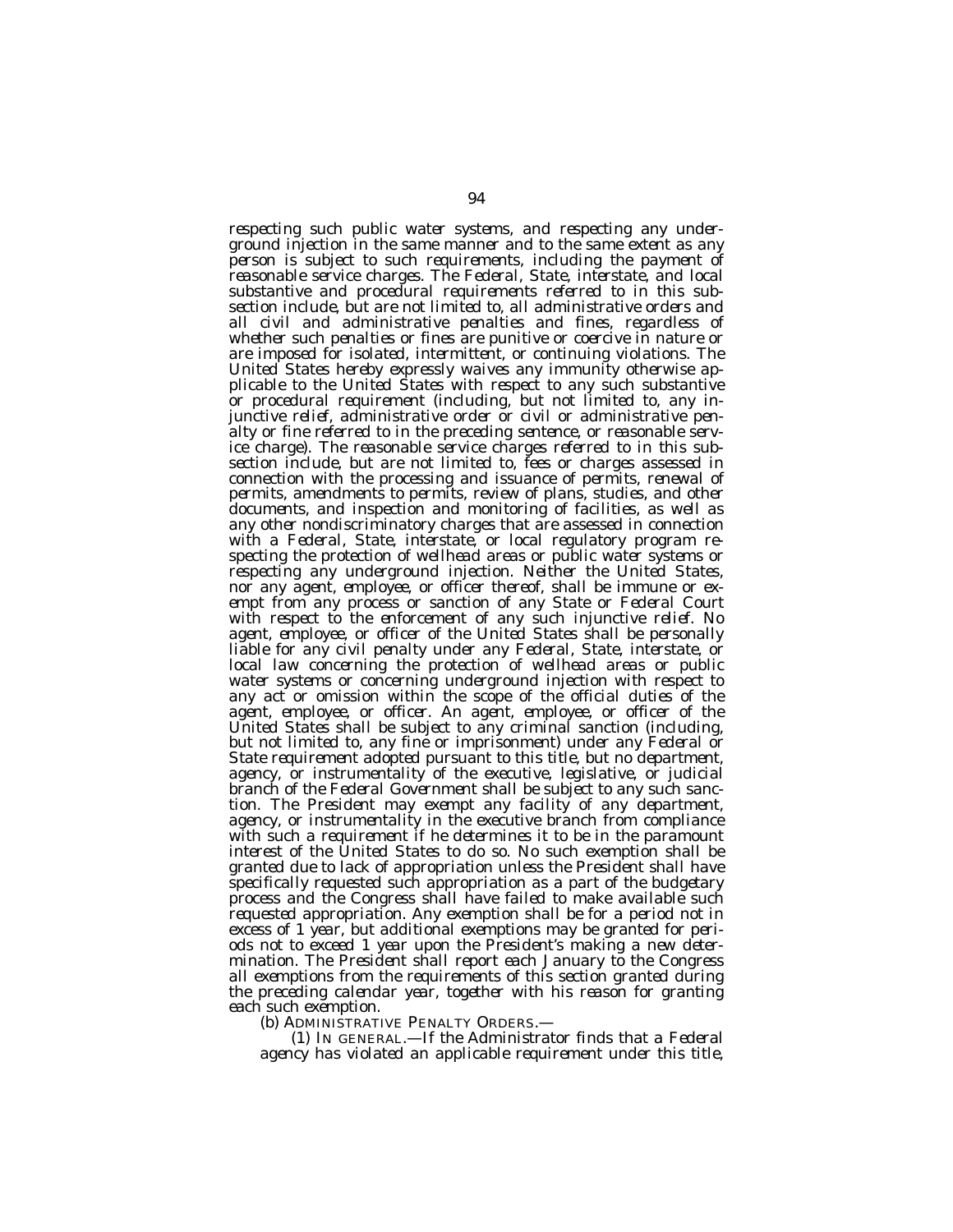*respecting such public water systems, and respecting any underground injection in the same manner and to the same extent as any person is subject to such requirements, including the payment of reasonable service charges. The Federal, State, interstate, and local substantive and procedural requirements referred to in this subsection include, but are not limited to, all administrative orders and all civil and administrative penalties and fines, regardless of whether such penalties or fines are punitive or coercive in nature or are imposed for isolated, intermittent, or continuing violations. The United States hereby expressly waives any immunity otherwise applicable to the United States with respect to any such substantive or procedural requirement (including, but not limited to, any injunctive relief, administrative order or civil or administrative penalty or fine referred to in the preceding sentence, or reasonable service charge). The reasonable service charges referred to in this subsection include, but are not limited to, fees or charges assessed in connection with the processing and issuance of permits, renewal of permits, amendments to permits, review of plans, studies, and other documents, and inspection and monitoring of facilities, as well as any other nondiscriminatory charges that are assessed in connection with a Federal, State, interstate, or local regulatory program respecting the protection of wellhead areas or public water systems or respecting any underground injection. Neither the United States, nor any agent, employee, or officer thereof, shall be immune or exempt from any process or sanction of any State or Federal Court with respect to the enforcement of any such injunctive relief. No agent, employee, or officer of the United States shall be personally liable for any civil penalty under any Federal, State, interstate, or local law concerning the protection of wellhead areas or public water systems or concerning underground injection with respect to any act or omission within the scope of the official duties of the agent, employee, or officer. An agent, employee, or officer of the United States shall be subject to any criminal sanction (including, but not limited to, any fine or imprisonment) under any Federal or State requirement adopted pursuant to this title, but no department, agency, or instrumentality of the executive, legislative, or judicial branch of the Federal Government shall be subject to any such sanction. The President may exempt any facility of any department, agency, or instrumentality in the executive branch from compliance with such a requirement if he determines it to be in the paramount interest of the United States to do so. No such exemption shall be granted due to lack of appropriation unless the President shall have specifically requested such appropriation as a part of the budgetary process and the Congress shall have failed to make available such requested appropriation. Any exemption shall be for a period not in excess of 1 year, but additional exemptions may be granted for periods not to exceed 1 year upon the President's making a new determination. The President shall report each January to the Congress all exemptions from the requirements of this section granted during the preceding calendar year, together with his reason for granting each such exemption.*

*(b) ADMINISTRATIVE PENALTY ORDERS.—*

*(1) IN GENERAL.—If the Administrator finds that a Federal agency has violated an applicable requirement under this title,*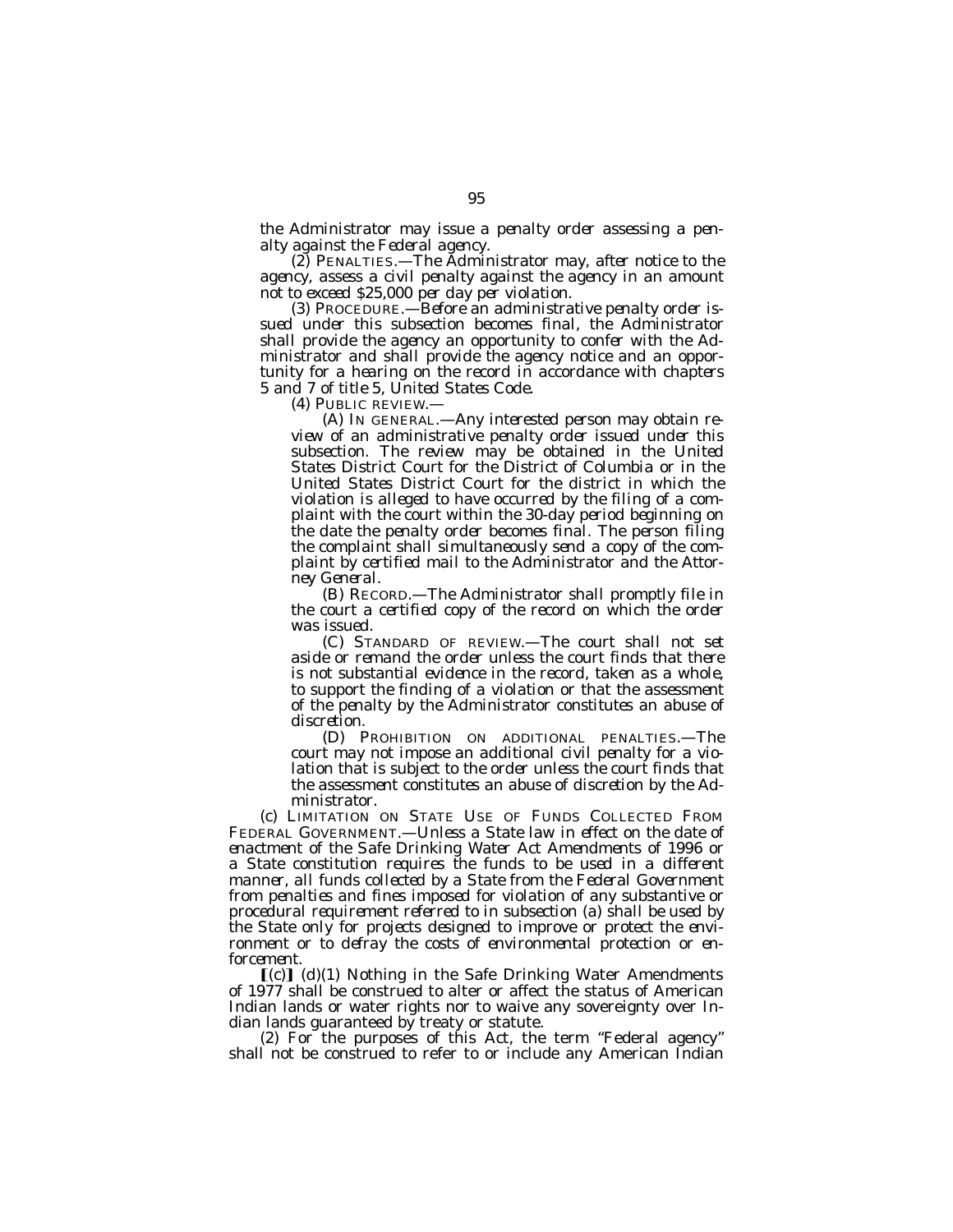*the Administrator may issue a penalty order assessing a penalty against the Federal agency.*

*(2) PENALTIES.—The Administrator may, after notice to the agency, assess a civil penalty against the agency in an amount not to exceed $25,000 per day per violation.*

*(3) PROCEDURE.—Before an administrative penalty order issued under this subsection becomes final, the Administrator shall provide the agency an opportunity to confer with the Administrator and shall provide the agency notice and an opportunity for a hearing on the record in accordance with chapters 5 and 7 of title 5, United States Code.*

*(4) PUBLIC REVIEW.—*

*(A) IN GENERAL.—Any interested person may obtain review of an administrative penalty order issued under this subsection. The review may be obtained in the United States District Court for the District of Columbia or in the United States District Court for the district in which the violation is alleged to have occurred by the filing of a complaint with the court within the 30-day period beginning on the date the penalty order becomes final. The person filing the complaint shall simultaneously send a copy of the complaint by certified mail to the Administrator and the Attorney General.*

*(B) RECORD.—The Administrator shall promptly file in the court a certified copy of the record on which the order was issued.*

*(C) STANDARD OF REVIEW.—The court shall not set aside or remand the order unless the court finds that there is not substantial evidence in the record, taken as a whole, to support the finding of a violation or that the assessment of the penalty by the Administrator constitutes an abuse of discretion.*

*(D) PROHIBITION ON ADDITIONAL PENALTIES.—The court may not impose an additional civil penalty for a violation that is subject to the order unless the court finds that the assessment constitutes an abuse of discretion by the Administrator.*

*(c) LIMITATION ON STATE USE OF FUNDS COLLECTED FROM FEDERAL GOVERNMENT.—Unless a State law in effect on the date of enactment of the Safe Drinking Water Act Amendments of 1996 or a State constitution requires the funds to be used in a different manner, all funds collected by a State from the Federal Government from penalties and fines imposed for violation of any substantive or procedural requirement referred to in subsection (a) shall be used by the State only for projects designed to improve or protect the environment or to defray the costs of environmental protection or enforcement.*

**[**(c)**]** *(d)*(1) Nothing in the Safe Drinking Water Amendments of 1977 shall be construed to alter or affect the status of American Indian lands or water rights nor to waive any sovereignty over Indian lands guaranteed by treaty or statute.

(2) For the purposes of this Act, the term "Federal agency" shall not be construed to refer to or include any American Indian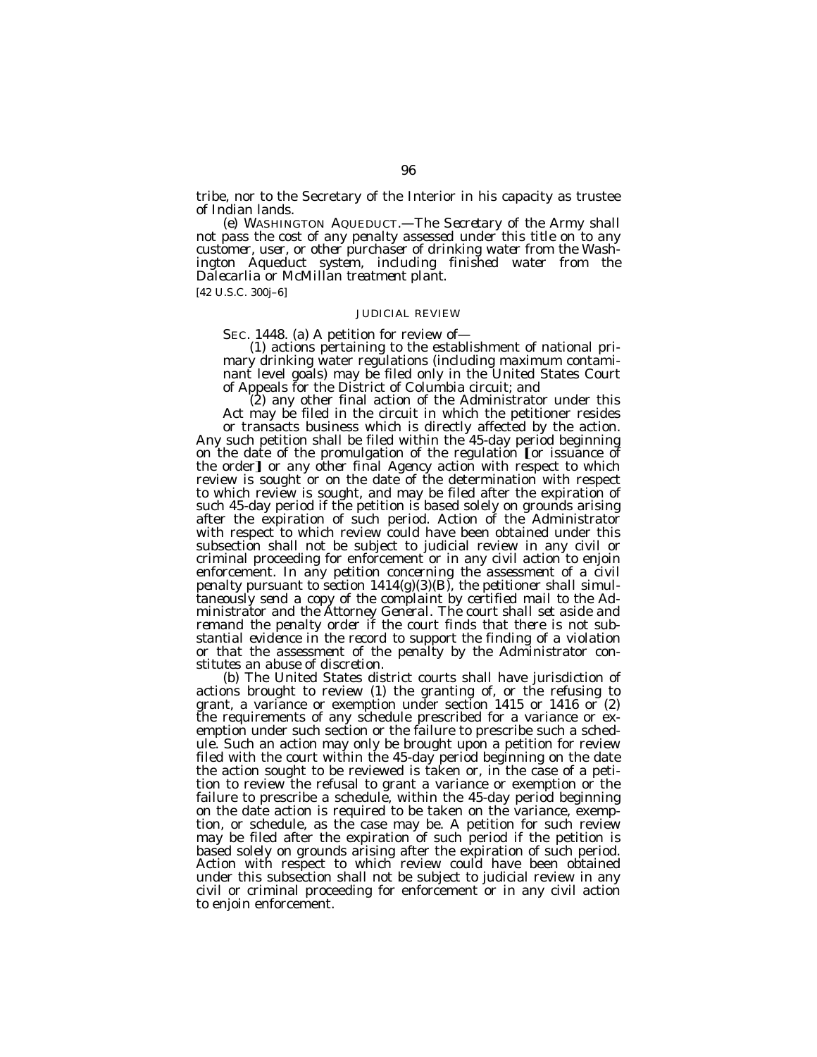tribe, nor to the Secretary of the Interior in his capacity as trustee of Indian lands.

*(e) WASHINGTON AQUEDUCT.—The Secretary of the Army shall not pass the cost of any penalty assessed under this title on to any customer, user, or other purchaser of drinking water from the Washington Aqueduct system, including finished water from the Dalecarlia or McMillan treatment plant.*

[42 U.S.C. 300j–6]

JUDICIAL REVIEW

SEC. 1448. (a) A petition for review of—

(1) actions pertaining to the establishment of national primary drinking water regulations (including maximum contaminant level goals) may be filed only in the United States Court of Appeals for the District of Columbia circuit; and

(2) any other final action of the Administrator under this Act may be filed in the circuit in which the petitioner resides or transacts business which is directly affected by the action.

Any such petition shall be filed within the 45-day period beginning on the date of the promulgation of the regulation [or issuance of the order] *or any other final Agency action* with respect to which review is sought or on the date of the determination with respect to which review is sought, and may be filed after the expiration of such 45-day period if the petition is based solely on grounds arising after the expiration of such period. Action of the Administrator with respect to which review could have been obtained under this subsection shall not be subject to judicial review in any civil or criminal proceeding for enforcement or in any civil action to enjoin enforcement. *In any petition concerning the assessment of a civil penalty pursuant to section 1414(g)(3)(B), the petitioner shall simultaneously send a copy of the complaint by certified mail to the Administrator and the Attorney General. The court shall set aside and remand the penalty order if the court finds that there is not substantial evidence in the record to support the finding of a violation or that the assessment of the penalty by the Administrator constitutes an abuse of discretion.*

(b) The United States district courts shall have jurisdiction of actions brought to review (1) the granting of, or the refusing to grant, a variance or exemption under section 1415 or 1416 or (2) the requirements of any schedule prescribed for a variance or exemption under such section or the failure to prescribe such a schedule. Such an action may only be brought upon a petition for review filed with the court within the 45-day period beginning on the date the action sought to be reviewed is taken or, in the case of a petition to review the refusal to grant a variance or exemption or the failure to prescribe a schedule, within the 45-day period beginning on the date action is required to be taken on the variance, exemption, or schedule, as the case may be. A petition for such review may be filed after the expiration of such period if the petition is based solely on grounds arising after the expiration of such period. Action with respect to which review could have been obtained under this subsection shall not be subject to judicial review in any civil or criminal proceeding for enforcement or in any civil action to enjoin enforcement.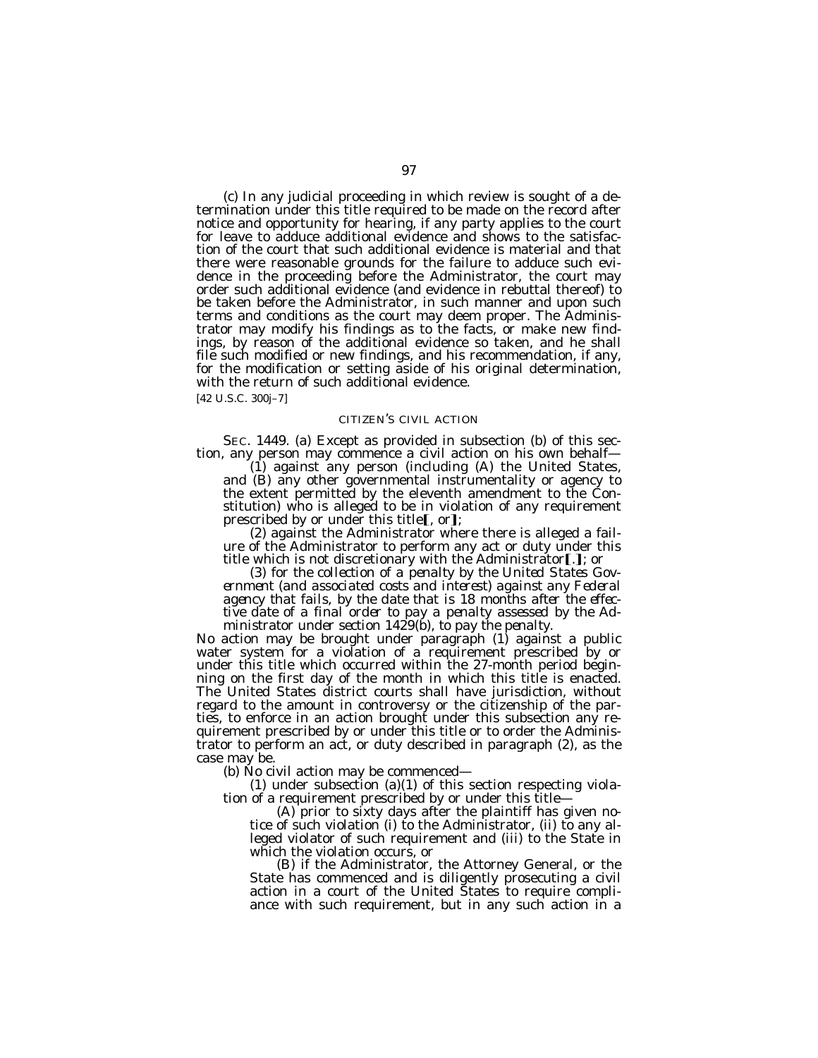(c) In any judicial proceeding in which review is sought of a determination under this title required to be made on the record after notice and opportunity for hearing, if any party applies to the court for leave to adduce additional evidence and shows to the satisfaction of the court that such additional evidence is material and that there were reasonable grounds for the failure to adduce such evidence in the proceeding before the Administrator, the court may order such additional evidence (and evidence in rebuttal thereof) to be taken before the Administrator, in such manner and upon such terms and conditions as the court may deem proper. The Administrator may modify his findings as to the facts, or make new findings, by reason of the additional evidence so taken, and he shall file such modified or new findings, and his recommendation, if any, for the modification or setting aside of his original determination, with the return of such additional evidence.

[42 U.S.C. 300j–7]

CITIZEN'S CIVIL ACTION

SEC. 1449. (a) Except as provided in subsection (b) of this section, any person may commence a civil action on his own behalf—

(1) against any person (including (A) the United States, and (B) any other governmental instrumentality or agency to the extent permitted by the eleventh amendment to the Constitution) who is alleged to be in violation of any requirement prescribed by or under this title**[**, or**]**;

(2) against the Administrator where there is alleged a failure of the Administrator to perform any act or duty under this title which is not discretionary with the Administrator**[**.**]**; or

*(3) for the collection of a penalty by the United States Government (and associated costs and interest) against any Federal agency that fails, by the date that is 18 months after the effective date of a final order to pay a penalty assessed by the Administrator under section 1429(b), to pay the penalty.*

No action may be brought under paragraph (1) against a public water system for a violation of a requirement prescribed by or under this title which occurred within the 27-month period beginning on the first day of the month in which this title is enacted. The United States district courts shall have jurisdiction, without regard to the amount in controversy or the citizenship of the parties, to enforce in an action brought under this subsection any requirement prescribed by or under this title or to order the Administrator to perform an act, or duty described in paragraph (2), as the case may be.

(b) No civil action may be commenced—

(1) under subsection (a)(1) of this section respecting violation of a requirement prescribed by or under this title—

(A) prior to sixty days after the plaintiff has given notice of such violation (i) to the Administrator, (ii) to any alleged violator of such requirement and (iii) to the State in which the violation occurs, or

(B) if the Administrator, the Attorney General, or the State has commenced and is diligently prosecuting a civil action in a court of the United States to require compliance with such requirement, but in any such action in a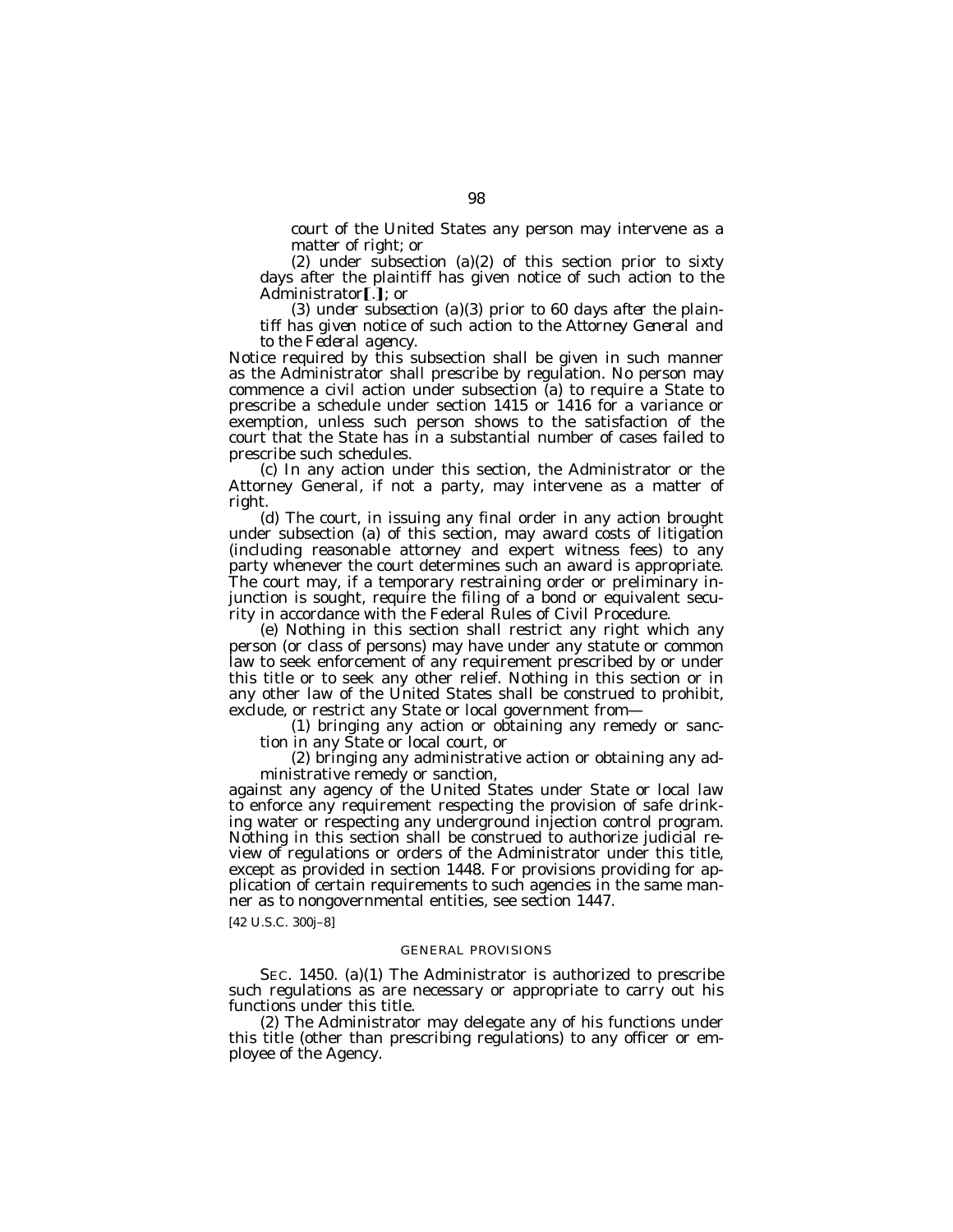court of the United States any person may intervene as a matter of right; or

(2) under subsection (a)(2) of this section prior to sixty days after the plaintiff has given notice of such action to the Administrator**[.]**; or

*(3) under subsection (a)(3) prior to 60 days after the plaintiff has given notice of such action to the Attorney General and to the Federal agency.*

Notice required by this subsection shall be given in such manner as the Administrator shall prescribe by regulation. No person may commence a civil action under subsection (a) to require a State to prescribe a schedule under section 1415 or 1416 for a variance or exemption, unless such person shows to the satisfaction of the court that the State has in a substantial number of cases failed to prescribe such schedules.

(c) In any action under this section, the Administrator or the Attorney General, if not a party, may intervene as a matter of right.

(d) The court, in issuing any final order in any action brought under subsection (a) of this section, may award costs of litigation (including reasonable attorney and expert witness fees) to any party whenever the court determines such an award is appropriate. The court may, if a temporary restraining order or preliminary injunction is sought, require the filing of a bond or equivalent security in accordance with the Federal Rules of Civil Procedure.

(e) Nothing in this section shall restrict any right which any person (or class of persons) may have under any statute or common law to seek enforcement of any requirement prescribed by or under this title or to seek any other relief. Nothing in this section or in any other law of the United States shall be construed to prohibit, exclude, or restrict any State or local government from—

(1) bringing any action or obtaining any remedy or sanction in any State or local court, or

(2) bringing any administrative action or obtaining any administrative remedy or sanction,

against any agency of the United States under State or local law to enforce any requirement respecting the provision of safe drinking water or respecting any underground injection control program. Nothing in this section shall be construed to authorize judicial review of regulations or orders of the Administrator under this title, except as provided in section 1448. For provisions providing for application of certain requirements to such agencies in the same manner as to nongovernmental entities, see section 1447.

[42 U.S.C. 300j–8]

GENERAL PROVISIONS

SEC. 1450. (a)(1) The Administrator is authorized to prescribe such regulations as are necessary or appropriate to carry out his functions under this title.

(2) The Administrator may delegate any of his functions under this title (other than prescribing regulations) to any officer or employee of the Agency.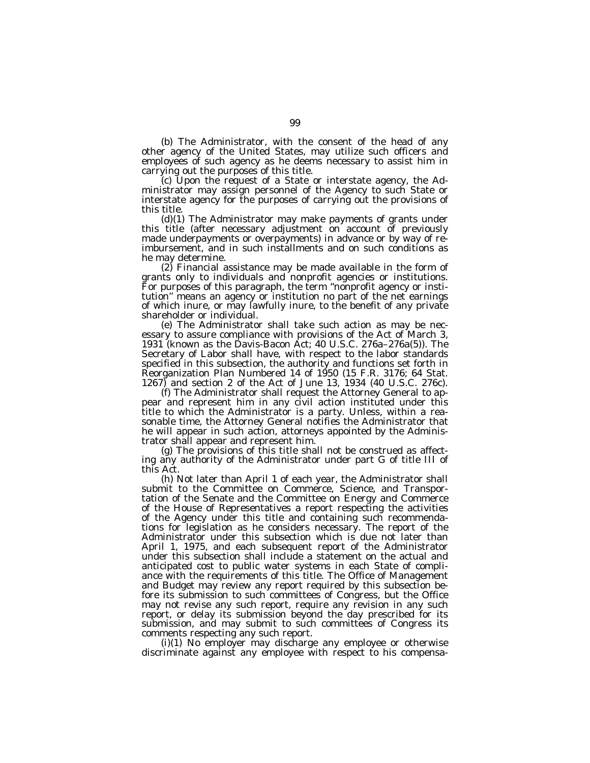(b) The Administrator, with the consent of the head of any other agency of the United States, may utilize such officers and employees of such agency as he deems necessary to assist him in carrying out the purposes of this title.

(c) Upon the request of a State or interstate agency, the Administrator may assign personnel of the Agency to such State or interstate agency for the purposes of carrying out the provisions of this title.

(d)(1) The Administrator may make payments of grants under this title (after necessary adjustment on account of previously made underpayments or overpayments) in advance or by way of reimbursement, and in such installments and on such conditions as he may determine.

(2) Financial assistance may be made available in the form of grants only to individuals and nonprofit agencies or institutions. For purposes of this paragraph, the term "nonprofit agency or institution" means an agency or institution no part of the net earnings of which inure, or may lawfully inure, to the benefit of any private shareholder or individual.

(e) The Administrator shall take such action as may be necessary to assure compliance with provisions of the Act of March 3, 1931 (known as the Davis-Bacon Act; 40 U.S.C. 276a–276a(5)). The Secretary of Labor shall have, with respect to the labor standards specified in this subsection, the authority and functions set forth in Reorganization Plan Numbered 14 of 1950 (15 F.R. 3176; 64 Stat. 1267) and section 2 of the Act of June 13, 1934 (40 U.S.C. 276c).

(f) The Administrator shall request the Attorney General to appear and represent him in any civil action instituted under this title to which the Administrator is a party. Unless, within a reasonable time, the Attorney General notifies the Administrator that he will appear in such action, attorneys appointed by the Administrator shall appear and represent him.

(g) The provisions of this title shall not be construed as affecting any authority of the Administrator under part G of title III of this Act.

(h) Not later than April 1 of each year, the Administrator shall submit to the Committee on Commerce, Science, and Transportation of the Senate and the Committee on Energy and Commerce of the House of Representatives a report respecting the activities of the Agency under this title and containing such recommendations for legislation as he considers necessary. The report of the Administrator under this subsection which is due not later than April 1, 1975, and each subsequent report of the Administrator under this subsection shall include a statement on the actual and anticipated cost to public water systems in each State of compliance with the requirements of this title. The Office of Management and Budget may review any report required by this subsection before its submission to such committees of Congress, but the Office may not revise any such report, require any revision in any such report, or delay its submission beyond the day prescribed for its submission, and may submit to such committees of Congress its comments respecting any such report.

(i)(1) No employer may discharge any employee or otherwise discriminate against any employee with respect to his compensa-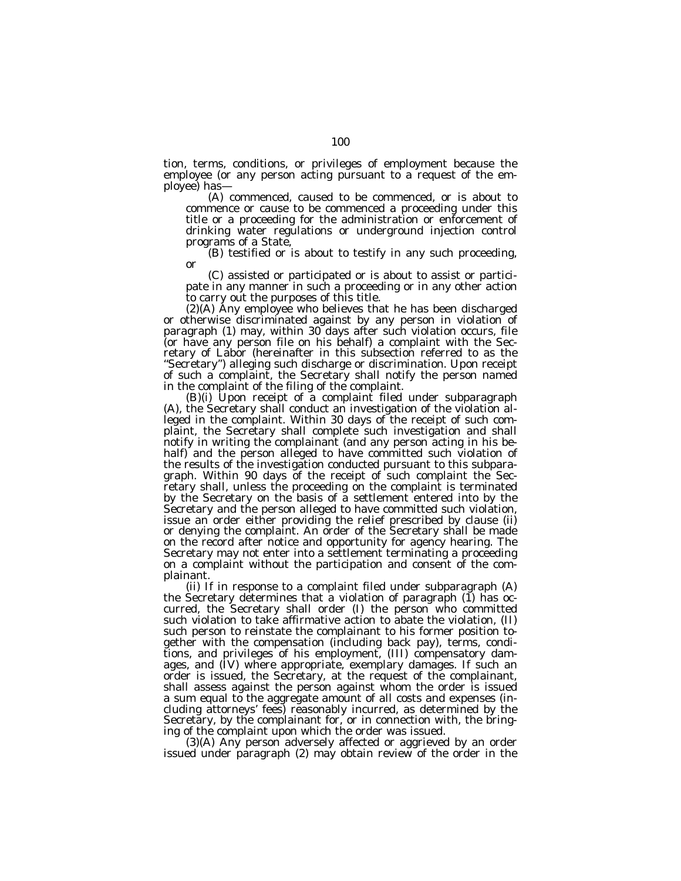tion, terms, conditions, or privileges of employment because the employee (or any person acting pursuant to a request of the employee) has—

(A) commenced, caused to be commenced, or is about to commence or cause to be commenced a proceeding under this title or a proceeding for the administration or enforcement of drinking water regulations or underground injection control programs of a State,

(B) testified or is about to testify in any such proceeding, or

(C) assisted or participated or is about to assist or participate in any manner in such a proceeding or in any other action to carry out the purposes of this title.

(2)(A) Any employee who believes that he has been discharged or otherwise discriminated against by any person in violation of paragraph (1) may, within 30 days after such violation occurs, file (or have any person file on his behalf) a complaint with the Secretary of Labor (hereinafter in this subsection referred to as the "Secretary") alleging such discharge or discrimination. Upon receipt of such a complaint, the Secretary shall notify the person named in the complaint of the filing of the complaint.

(B)(i) Upon receipt of a complaint filed under subparagraph (A), the Secretary shall conduct an investigation of the violation alleged in the complaint. Within 30 days of the receipt of such complaint, the Secretary shall complete such investigation and shall notify in writing the complainant (and any person acting in his behalf) and the person alleged to have committed such violation of the results of the investigation conducted pursuant to this subparagraph. Within 90 days of the receipt of such complaint the Secretary shall, unless the proceeding on the complaint is terminated by the Secretary on the basis of a settlement entered into by the Secretary and the person alleged to have committed such violation, issue an order either providing the relief prescribed by clause (ii) or denying the complaint. An order of the Secretary shall be made on the record after notice and opportunity for agency hearing. The Secretary may not enter into a settlement terminating a proceeding on a complaint without the participation and consent of the complainant.

(ii) If in response to a complaint filed under subparagraph (A) the Secretary determines that a violation of paragraph (1) has occurred, the Secretary shall order (I) the person who committed such violation to take affirmative action to abate the violation, (II) such person to reinstate the complainant to his former position together with the compensation (including back pay), terms, conditions, and privileges of his employment, (III) compensatory damages, and (IV) where appropriate, exemplary damages. If such an order is issued, the Secretary, at the request of the complainant, shall assess against the person against whom the order is issued a sum equal to the aggregate amount of all costs and expenses (including attorneys' fees) reasonably incurred, as determined by the Secretary, by the complainant for, or in connection with, the bringing of the complaint upon which the order was issued.

(3)(A) Any person adversely affected or aggrieved by an order issued under paragraph (2) may obtain review of the order in the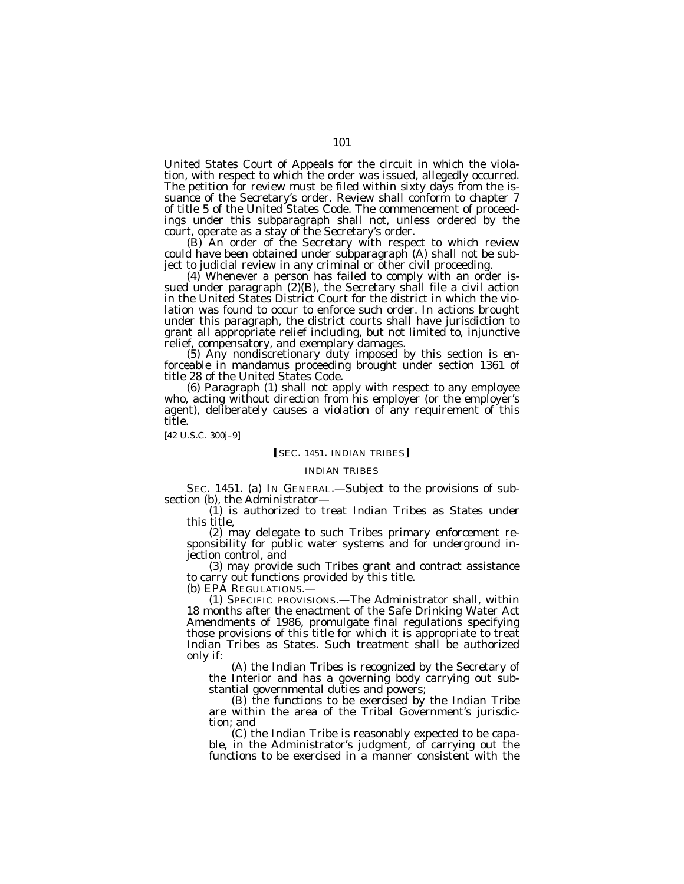United States Court of Appeals for the circuit in which the violation, with respect to which the order was issued, allegedly occurred. The petition for review must be filed within sixty days from the issuance of the Secretary's order. Review shall conform to chapter 7 of title 5 of the United States Code. The commencement of proceedings under this subparagraph shall not, unless ordered by the court, operate as a stay of the Secretary's order.

(B) An order of the Secretary with respect to which review could have been obtained under subparagraph (A) shall not be subject to judicial review in any criminal or other civil proceeding.

(4) Whenever a person has failed to comply with an order issued under paragraph (2)(B), the Secretary shall file a civil action in the United States District Court for the district in which the violation was found to occur to enforce such order. In actions brought under this paragraph, the district courts shall have jurisdiction to grant all appropriate relief including, but not limited to, injunctive relief, compensatory, and exemplary damages.

(5) Any nondiscretionary duty imposed by this section is enforceable in mandamus proceeding brought under section 1361 of title 28 of the United States Code.

(6) Paragraph (1) shall not apply with respect to any employee who, acting without direction from his employer (or the employer's agent), deliberately causes a violation of any requirement of this title.

[42 U.S.C. 300j–9]

**[SEC. 1451. INDIAN TRIBES]**

INDIAN TRIBES

SEC. 1451. (a) IN GENERAL.—Subject to the provisions of subsection (b), the Administrator—

(1) is authorized to treat Indian Tribes as States under this title,

(2) may delegate to such Tribes primary enforcement responsibility for public water systems and for underground injection control, and

(3) may provide such Tribes grant and contract assistance to carry out functions provided by this title.

(b) EPA REGULATIONS.—

(1) SPECIFIC PROVISIONS.—The Administrator shall, within 18 months after the enactment of the Safe Drinking Water Act Amendments of 1986, promulgate final regulations specifying those provisions of this title for which it is appropriate to treat Indian Tribes as States. Such treatment shall be authorized only if:

(A) the Indian Tribes is recognized by the Secretary of the Interior and has a governing body carrying out substantial governmental duties and powers;

(B) the functions to be exercised by the Indian Tribe are within the area of the Tribal Government's jurisdiction; and

(C) the Indian Tribe is reasonably expected to be capable, in the Administrator's judgment, of carrying out the functions to be exercised in a manner consistent with the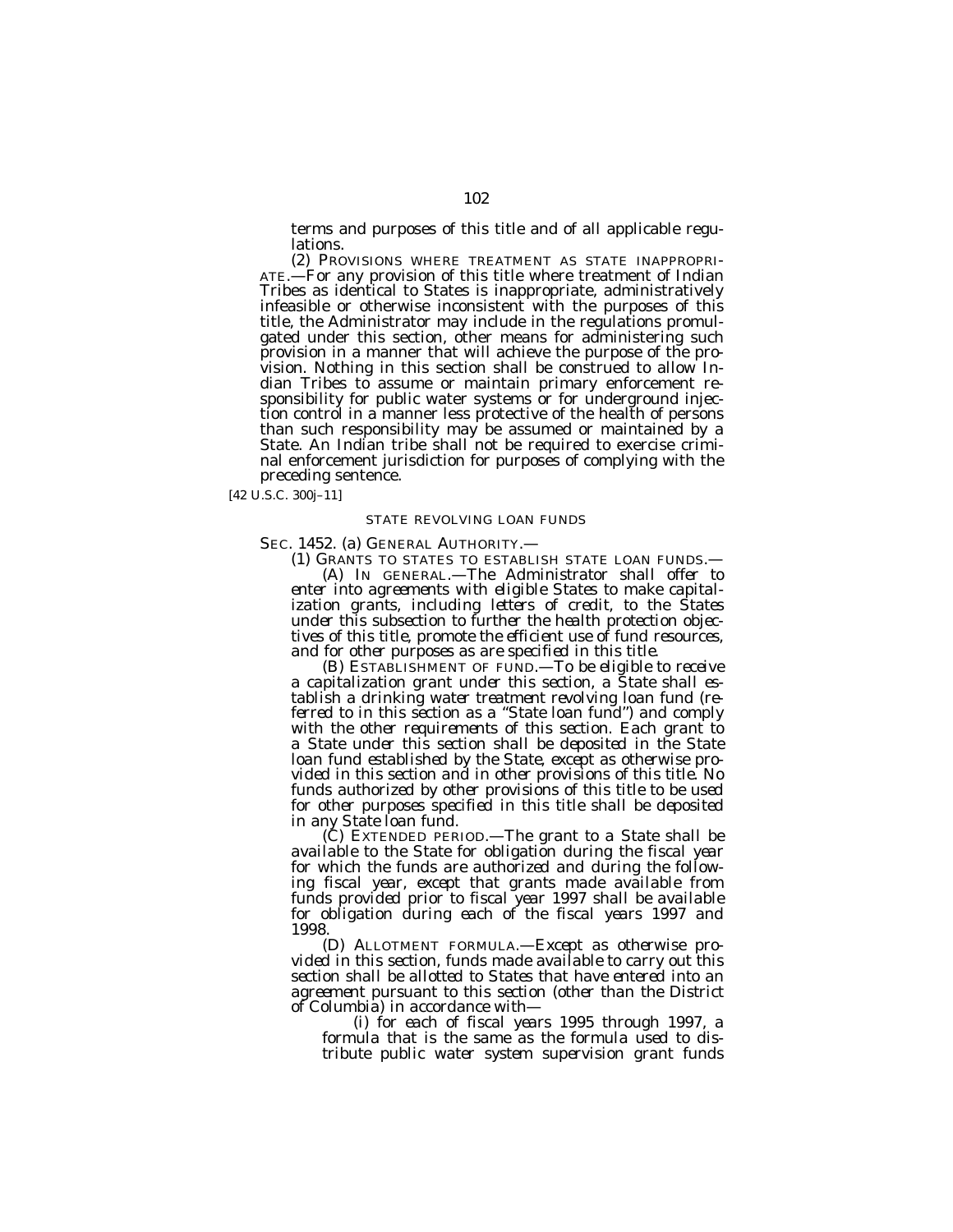terms and purposes of this title and of all applicable regulations.

(2) PROVISIONS WHERE TREATMENT AS STATE INAPPROPRIATE.—For any provision of this title where treatment of Indian Tribes as identical to States is inappropriate, administratively infeasible or otherwise inconsistent with the purposes of this title, the Administrator may include in the regulations promulgated under this section, other means for administering such provision in a manner that will achieve the purpose of the provision. Nothing in this section shall be construed to allow Indian Tribes to assume or maintain primary enforcement responsibility for public water systems or for underground injection control in a manner less protective of the health of persons than such responsibility may be assumed or maintained by a State. An Indian tribe shall not be required to exercise criminal enforcement jurisdiction for purposes of complying with the preceding sentence.

[42 U.S.C. 300j–11]

STATE REVOLVING LOAN FUNDS

SEC. 1452. (a) GENERAL AUTHORITY.—

(1) GRANTS TO STATES TO ESTABLISH STATE LOAN FUNDS.—

(A) IN GENERAL.—The Administrator shall offer to enter into agreements with eligible States to make capitalization grants, including letters of credit, to the States under this subsection to further the health protection objectives of this title, promote the efficient use of fund resources, and for other purposes as are specified in this title.

(B) ESTABLISHMENT OF FUND.—To be eligible to receive a capitalization grant under this section, a State shall establish a drinking water treatment revolving loan fund (referred to in this section as a "State loan fund") and comply with the other requirements of this section. Each grant to a State under this section shall be deposited in the State loan fund established by the State, except as otherwise provided in this section and in other provisions of this title. No funds authorized by other provisions of this title to be used for other purposes specified in this title shall be deposited in any State loan fund.

(C) EXTENDED PERIOD.—The grant to a State shall be available to the State for obligation during the fiscal year for which the funds are authorized and during the following fiscal year, except that grants made available from funds provided prior to fiscal year 1997 shall be available for obligation during each of the fiscal years 1997 and 1998.

(D) ALLOTMENT FORMULA.—Except as otherwise provided in this section, funds made available to carry out this section shall be allotted to States that have entered into an agreement pursuant to this section (other than the District of Columbia) in accordance with—

(i) for each of fiscal years 1995 through 1997, a formula that is the same as the formula used to distribute public water system supervision grant funds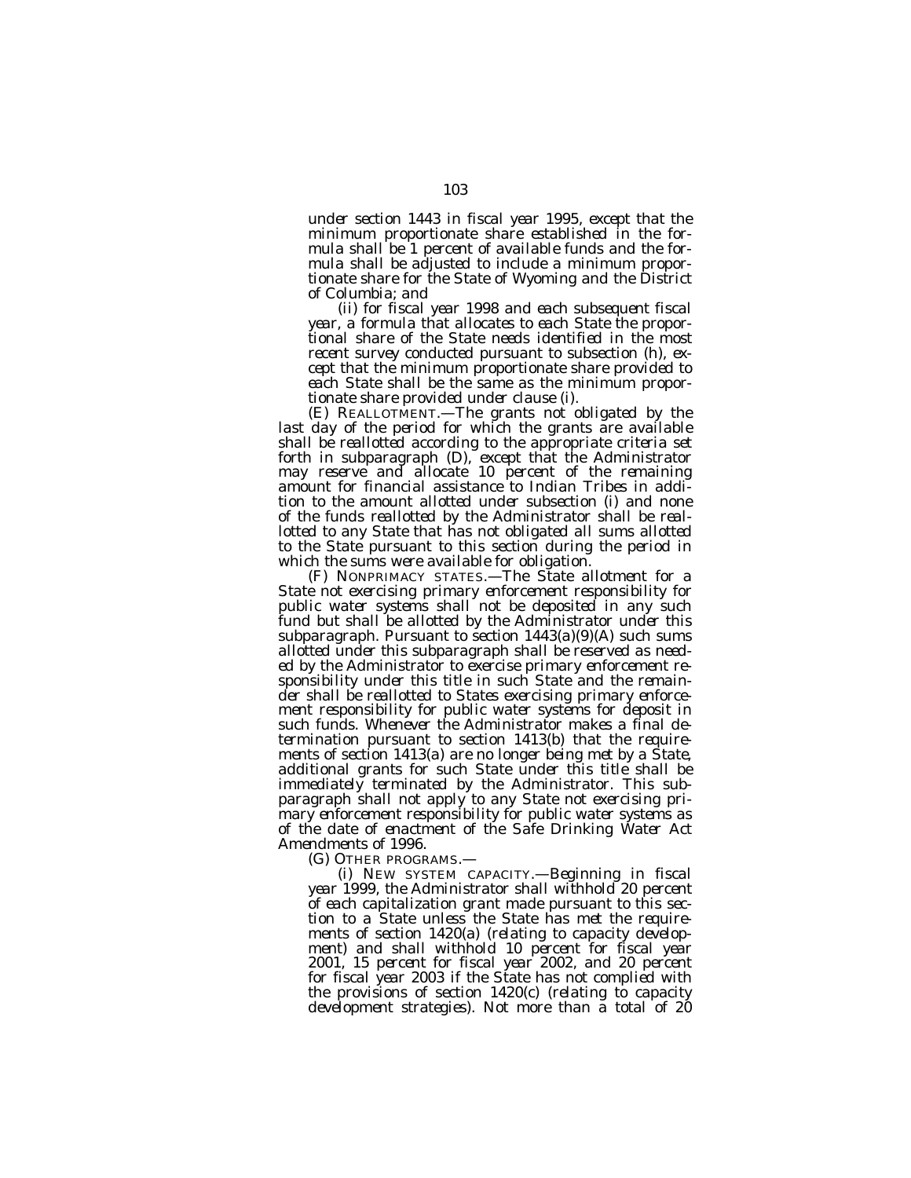*under section 1443 in fiscal year 1995, except that the minimum proportionate share established in the formula shall be 1 percent of available funds and the formula shall be adjusted to include a minimum proportionate share for the State of Wyoming and the District of Columbia; and*

*(ii) for fiscal year 1998 and each subsequent fiscal year, a formula that allocates to each State the proportional share of the State needs identified in the most recent survey conducted pursuant to subsection (h), except that the minimum proportionate share provided to each State shall be the same as the minimum proportionate share provided under clause (i).*

*(E) REALLOTMENT.—The grants not obligated by the last day of the period for which the grants are available shall be reallotted according to the appropriate criteria set forth in subparagraph (D), except that the Administrator may reserve and allocate 10 percent of the remaining amount for financial assistance to Indian Tribes in addition to the amount allotted under subsection (i) and none of the funds reallotted by the Administrator shall be reallotted to any State that has not obligated all sums allotted to the State pursuant to this section during the period in which the sums were available for obligation.*

*(F) NONPRIMACY STATES.—The State allotment for a State not exercising primary enforcement responsibility for public water systems shall not be deposited in any such fund but shall be allotted by the Administrator under this subparagraph. Pursuant to section 1443(a)(9)(A) such sums allotted under this subparagraph shall be reserved as needed by the Administrator to exercise primary enforcement responsibility under this title in such State and the remainder shall be reallotted to States exercising primary enforcement responsibility for public water systems for deposit in such funds. Whenever the Administrator makes a final determination pursuant to section 1413(b) that the requirements of section 1413(a) are no longer being met by a State, additional grants for such State under this title shall be immediately terminated by the Administrator. This subparagraph shall not apply to any State not exercising primary enforcement responsibility for public water systems as of the date of enactment of the Safe Drinking Water Act Amendments of 1996.*

*(G) OTHER PROGRAMS.—*

*(i) NEW SYSTEM CAPACITY.—Beginning in fiscal year 1999, the Administrator shall withhold 20 percent of each capitalization grant made pursuant to this section to a State unless the State has met the requirements of section 1420(a) (relating to capacity development) and shall withhold 10 percent for fiscal year 2001, 15 percent for fiscal year 2002, and 20 percent for fiscal year 2003 if the State has not complied with the provisions of section 1420(c) (relating to capacity development strategies). Not more than a total of 20*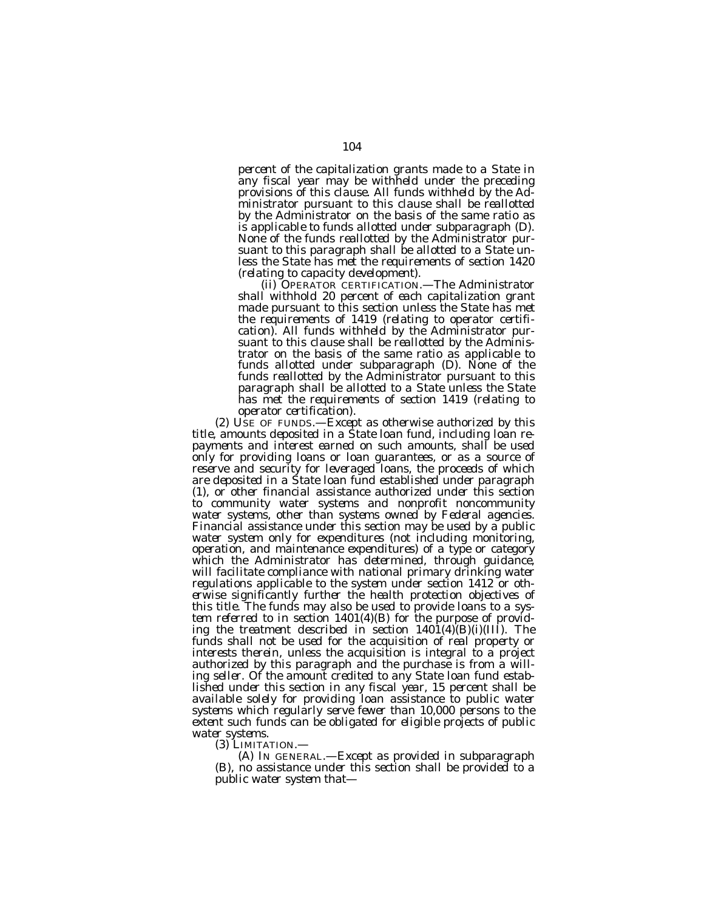*percent of the capitalization grants made to a State in any fiscal year may be withheld under the preceding provisions of this clause. All funds withheld by the Administrator pursuant to this clause shall be reallotted by the Administrator on the basis of the same ratio as is applicable to funds allotted under subparagraph (D). None of the funds reallotted by the Administrator pursuant to this paragraph shall be allotted to a State unless the State has met the requirements of section 1420 (relating to capacity development).*

*(ii) OPERATOR CERTIFICATION.—The Administrator shall withhold 20 percent of each capitalization grant made pursuant to this section unless the State has met the requirements of 1419 (relating to operator certification). All funds withheld by the Administrator pursuant to this clause shall be reallotted by the Administrator on the basis of the same ratio as applicable to funds allotted under subparagraph (D). None of the funds reallotted by the Administrator pursuant to this paragraph shall be allotted to a State unless the State has met the requirements of section 1419 (relating to operator certification).*

*(2) USE OF FUNDS.—Except as otherwise authorized by this title, amounts deposited in a State loan fund, including loan repayments and interest earned on such amounts, shall be used only for providing loans or loan guarantees, or as a source of reserve and security for leveraged loans, the proceeds of which are deposited in a State loan fund established under paragraph (1), or other financial assistance authorized under this section to community water systems and nonprofit noncommunity water systems, other than systems owned by Federal agencies. Financial assistance under this section may be used by a public water system only for expenditures (not including monitoring, operation, and maintenance expenditures) of a type or category which the Administrator has determined, through guidance, will facilitate compliance with national primary drinking water regulations applicable to the system under section 1412 or otherwise significantly further the health protection objectives of this title. The funds may also be used to provide loans to a system referred to in section 1401(4)(B) for the purpose of providing the treatment described in section 1401(4)(B)(i)(III). The funds shall not be used for the acquisition of real property or interests therein, unless the acquisition is integral to a project authorized by this paragraph and the purchase is from a willing seller. Of the amount credited to any State loan fund established under this section in any fiscal year, 15 percent shall be available solely for providing loan assistance to public water systems which regularly serve fewer than 10,000 persons to the extent such funds can be obligated for eligible projects of public water systems.*

*(3) LIMITATION.—*

*(A) IN GENERAL.—Except as provided in subparagraph (B), no assistance under this section shall be provided to a public water system that—*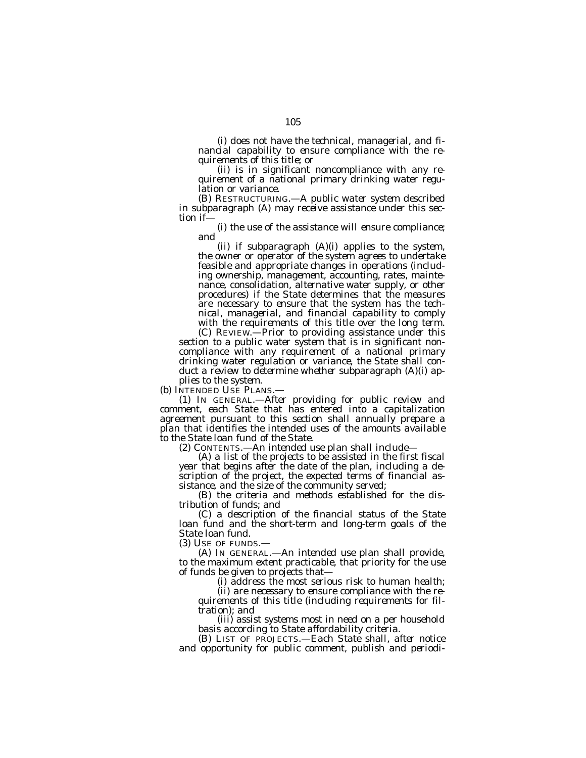(i) does not have the technical, managerial, and financial capability to ensure compliance with the requirements of this title; or

(ii) is in significant noncompliance with any requirement of a national primary drinking water regulation or variance.

(B) RESTRUCTURING.—A public water system described in subparagraph (A) may receive assistance under this section if—

(i) the use of the assistance will ensure compliance; and

(ii) if subparagraph (A)(i) applies to the system, the owner or operator of the system agrees to undertake feasible and appropriate changes in operations (including ownership, management, accounting, rates, maintenance, consolidation, alternative water supply, or other procedures) if the State determines that the measures are necessary to ensure that the system has the technical, managerial, and financial capability to comply with the requirements of this title over the long term.

(C) REVIEW.—Prior to providing assistance under this section to a public water system that is in significant noncompliance with any requirement of a national primary drinking water regulation or variance, the State shall conduct a review to determine whether subparagraph (A)(i) applies to the system.

(b) INTENDED USE PLANS.—

(1) IN GENERAL.—After providing for public review and comment, each State that has entered into a capitalization agreement pursuant to this section shall annually prepare a plan that identifies the intended uses of the amounts available to the State loan fund of the State.

(2) CONTENTS.—An intended use plan shall include—

(A) a list of the projects to be assisted in the first fiscal year that begins after the date of the plan, including a description of the project, the expected terms of financial assistance, and the size of the community served;

(B) the criteria and methods established for the distribution of funds; and

(C) a description of the financial status of the State loan fund and the short-term and long-term goals of the State loan fund.

(3) USE OF FUNDS.—

(A) IN GENERAL.—An intended use plan shall provide, to the maximum extent practicable, that priority for the use of funds be given to projects that—

(i) address the most serious risk to human health;

(ii) are necessary to ensure compliance with the requirements of this title (including requirements for filtration); and

(iii) assist systems most in need on a per household basis according to State affordability criteria.

(B) LIST OF PROJECTS.—Each State shall, after notice and opportunity for public comment, publish and periodi-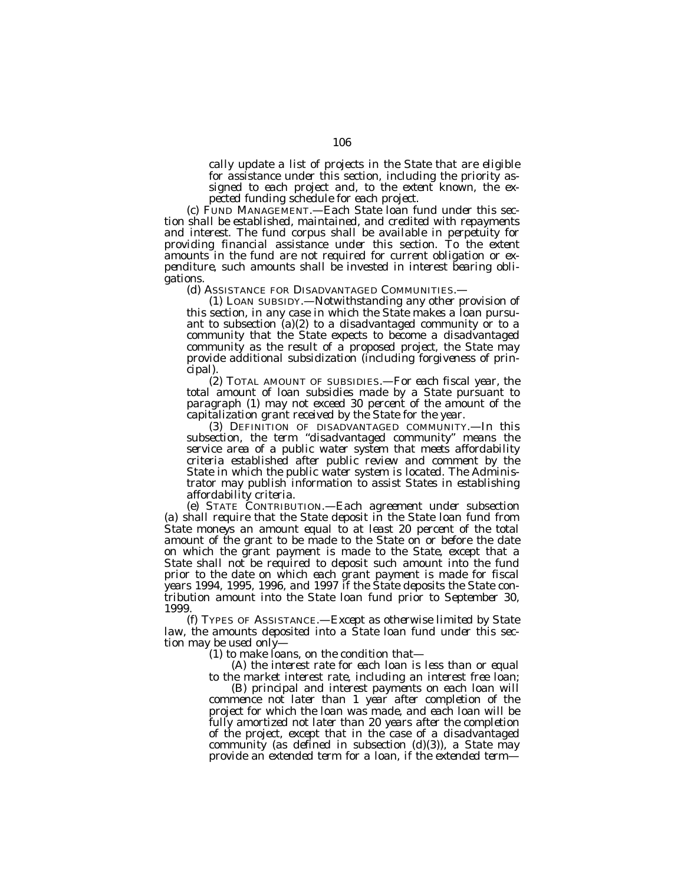*cally update a list of projects in the State that are eligible for assistance under this section, including the priority assigned to each project and, to the extent known, the expected funding schedule for each project.*

*(c) FUND MANAGEMENT.—Each State loan fund under this section shall be established, maintained, and credited with repayments and interest. The fund corpus shall be available in perpetuity for providing financial assistance under this section. To the extent amounts in the fund are not required for current obligation or expenditure, such amounts shall be invested in interest bearing obligations.*

*(d) ASSISTANCE FOR DISADVANTAGED COMMUNITIES.—*

*(1) LOAN SUBSIDY.—Notwithstanding any other provision of this section, in any case in which the State makes a loan pursuant to subsection (a)(2) to a disadvantaged community or to a community that the State expects to become a disadvantaged community as the result of a proposed project, the State may provide additional subsidization (including forgiveness of principal).*

*(2) TOTAL AMOUNT OF SUBSIDIES.—For each fiscal year, the total amount of loan subsidies made by a State pursuant to paragraph (1) may not exceed 30 percent of the amount of the capitalization grant received by the State for the year.*

*(3) DEFINITION OF DISADVANTAGED COMMUNITY.—In this subsection, the term "disadvantaged community" means the service area of a public water system that meets affordability criteria established after public review and comment by the State in which the public water system is located. The Administrator may publish information to assist States in establishing affordability criteria.*

*(e) STATE CONTRIBUTION.—Each agreement under subsection (a) shall require that the State deposit in the State loan fund from State moneys an amount equal to at least 20 percent of the total amount of the grant to be made to the State on or before the date on which the grant payment is made to the State, except that a State shall not be required to deposit such amount into the fund prior to the date on which each grant payment is made for fiscal years 1994, 1995, 1996, and 1997 if the State deposits the State contribution amount into the State loan fund prior to September 30, 1999.*

*(f) TYPES OF ASSISTANCE.—Except as otherwise limited by State law, the amounts deposited into a State loan fund under this section may be used only—*

*(1) to make loans, on the condition that—*

*(A) the interest rate for each loan is less than or equal to the market interest rate, including an interest free loan;*

*(B) principal and interest payments on each loan will commence not later than 1 year after completion of the project for which the loan was made, and each loan will be fully amortized not later than 20 years after the completion of the project, except that in the case of a disadvantaged community (as defined in subsection (d)(3)), a State may provide an extended term for a loan, if the extended term—*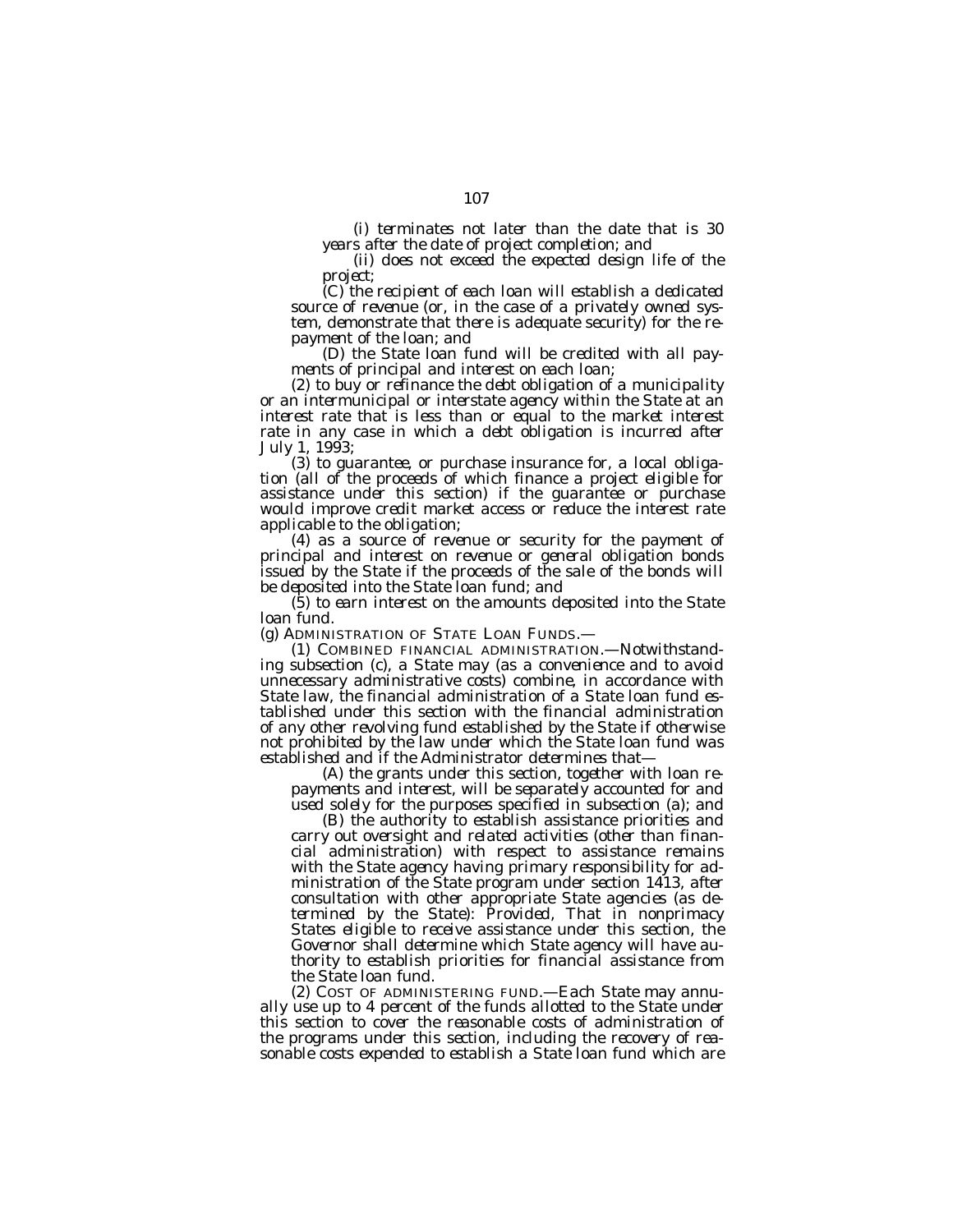(i) terminates not later than the date that is 30 years after the date of project completion; and

(ii) does not exceed the expected design life of the project;

(C) the recipient of each loan will establish a dedicated source of revenue (or, in the case of a privately owned system, demonstrate that there is adequate security) for the repayment of the loan; and

(D) the State loan fund will be credited with all payments of principal and interest on each loan;

(2) to buy or refinance the debt obligation of a municipality or an intermunicipal or interstate agency within the State at an interest rate that is less than or equal to the market interest rate in any case in which a debt obligation is incurred after July 1, 1993;

(3) to guarantee, or purchase insurance for, a local obligation (all of the proceeds of which finance a project eligible for assistance under this section) if the guarantee or purchase would improve credit market access or reduce the interest rate applicable to the obligation;

(4) as a source of revenue or security for the payment of principal and interest on revenue or general obligation bonds issued by the State if the proceeds of the sale of the bonds will be deposited into the State loan fund; and

(5) to earn interest on the amounts deposited into the State loan fund.

(g) ADMINISTRATION OF STATE LOAN FUNDS.—

(1) COMBINED FINANCIAL ADMINISTRATION.—Notwithstanding subsection (c), a State may (as a convenience and to avoid unnecessary administrative costs) combine, in accordance with State law, the financial administration of a State loan fund established under this section with the financial administration of any other revolving fund established by the State if otherwise not prohibited by the law under which the State loan fund was established and if the Administrator determines that—

(A) the grants under this section, together with loan repayments and interest, will be separately accounted for and used solely for the purposes specified in subsection (a); and

(B) the authority to establish assistance priorities and carry out oversight and related activities (other than financial administration) with respect to assistance remains with the State agency having primary responsibility for administration of the State program under section 1413, after consultation with other appropriate State agencies (as determined by the State): *Provided*, That in nonprimacy States eligible to receive assistance under this section, the Governor shall determine which State agency will have authority to establish priorities for financial assistance from the State loan fund.

(2) COST OF ADMINISTERING FUND.—Each State may annually use up to 4 percent of the funds allotted to the State under this section to cover the reasonable costs of administration of the programs under this section, including the recovery of reasonable costs expended to establish a State loan fund which are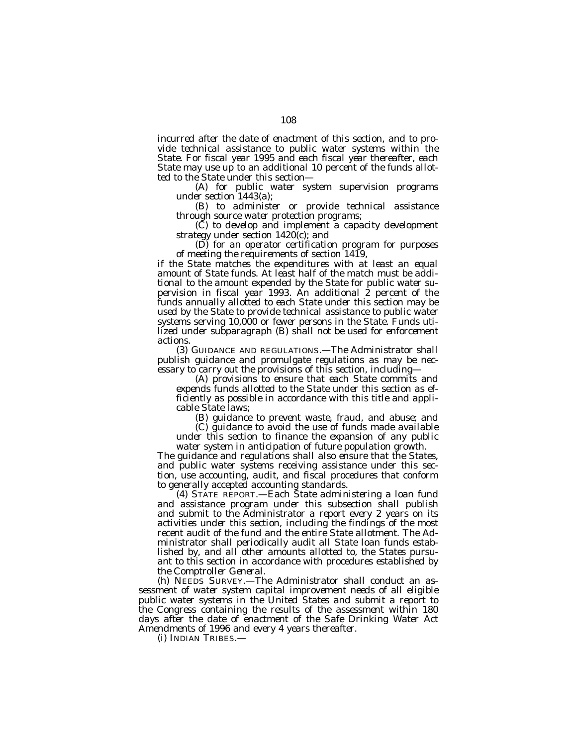*incurred after the date of enactment of this section, and to provide technical assistance to public water systems within the State. For fiscal year 1995 and each fiscal year thereafter, each State may use up to an additional 10 percent of the funds allotted to the State under this section—*

*(A) for public water system supervision programs under section 1443(a);*

*(B) to administer or provide technical assistance through source water protection programs;*

*(C) to develop and implement a capacity development strategy under section 1420(c); and*

*(D) for an operator certification program for purposes of meeting the requirements of section 1419,*

*if the State matches the expenditures with at least an equal amount of State funds. At least half of the match must be additional to the amount expended by the State for public water supervision in fiscal year 1993. An additional 2 percent of the funds annually allotted to each State under this section may be used by the State to provide technical assistance to public water systems serving 10,000 or fewer persons in the State. Funds utilized under subparagraph (B) shall not be used for enforcement actions.*

*(3) GUIDANCE AND REGULATIONS.—The Administrator shall publish guidance and promulgate regulations as may be necessary to carry out the provisions of this section, including—*

*(A) provisions to ensure that each State commits and expends funds allotted to the State under this section as efficiently as possible in accordance with this title and applicable State laws;*

*(B) guidance to prevent waste, fraud, and abuse; and*

*(C) guidance to avoid the use of funds made available under this section to finance the expansion of any public water system in anticipation of future population growth.*

*The guidance and regulations shall also ensure that the States, and public water systems receiving assistance under this section, use accounting, audit, and fiscal procedures that conform to generally accepted accounting standards.*

*(4) STATE REPORT.—Each State administering a loan fund and assistance program under this subsection shall publish and submit to the Administrator a report every 2 years on its activities under this section, including the findings of the most recent audit of the fund and the entire State allotment. The Administrator shall periodically audit all State loan funds established by, and all other amounts allotted to, the States pursuant to this section in accordance with procedures established by the Comptroller General.*

*(h) NEEDS SURVEY.—The Administrator shall conduct an assessment of water system capital improvement needs of all eligible public water systems in the United States and submit a report to the Congress containing the results of the assessment within 180 days after the date of enactment of the Safe Drinking Water Act Amendments of 1996 and every 4 years thereafter.*

*(i) INDIAN TRIBES.—*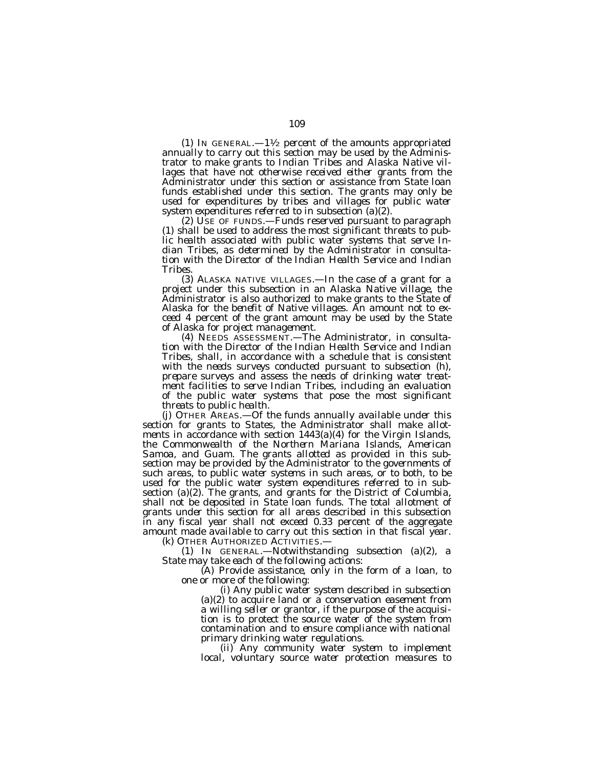(1) IN GENERAL.—1½ percent of the amounts appropriated annually to carry out this section may be used by the Administrator to make grants to Indian Tribes and Alaska Native villages that have not otherwise received either grants from the Administrator under this section or assistance from State loan funds established under this section. The grants may only be used for expenditures by tribes and villages for public water system expenditures referred to in subsection (a)(2).

(2) USE OF FUNDS.—Funds reserved pursuant to paragraph (1) shall be used to address the most significant threats to public health associated with public water systems that serve Indian Tribes, as determined by the Administrator in consultation with the Director of the Indian Health Service and Indian Tribes.

(3) ALASKA NATIVE VILLAGES.—In the case of a grant for a project under this subsection in an Alaska Native village, the Administrator is also authorized to make grants to the State of Alaska for the benefit of Native villages. An amount not to exceed 4 percent of the grant amount may be used by the State of Alaska for project management.

(4) NEEDS ASSESSMENT.—The Administrator, in consultation with the Director of the Indian Health Service and Indian Tribes, shall, in accordance with a schedule that is consistent with the needs surveys conducted pursuant to subsection (h), prepare surveys and assess the needs of drinking water treatment facilities to serve Indian Tribes, including an evaluation of the public water systems that pose the most significant threats to public health.

(j) OTHER AREAS.—Of the funds annually available under this section for grants to States, the Administrator shall make allotments in accordance with section 1443(a)(4) for the Virgin Islands, the Commonwealth of the Northern Mariana Islands, American Samoa, and Guam. The grants allotted as provided in this subsection may be provided by the Administrator to the governments of such areas, to public water systems in such areas, or to both, to be used for the public water system expenditures referred to in subsection (a)(2). The grants, and grants for the District of Columbia, shall not be deposited in State loan funds. The total allotment of grants under this section for all areas described in this subsection in any fiscal year shall not exceed 0.33 percent of the aggregate amount made available to carry out this section in that fiscal year.

(k) OTHER AUTHORIZED ACTIVITIES.—

(1) IN GENERAL.—Notwithstanding subsection (a)(2), a State may take each of the following actions:

(A) Provide assistance, only in the form of a loan, to one or more of the following:

(i) Any public water system described in subsection (a)(2) to acquire land or a conservation easement from a willing seller or grantor, if the purpose of the acquisition is to protect the source water of the system from contamination and to ensure compliance with national primary drinking water regulations.

(ii) Any community water system to implement local, voluntary source water protection measures to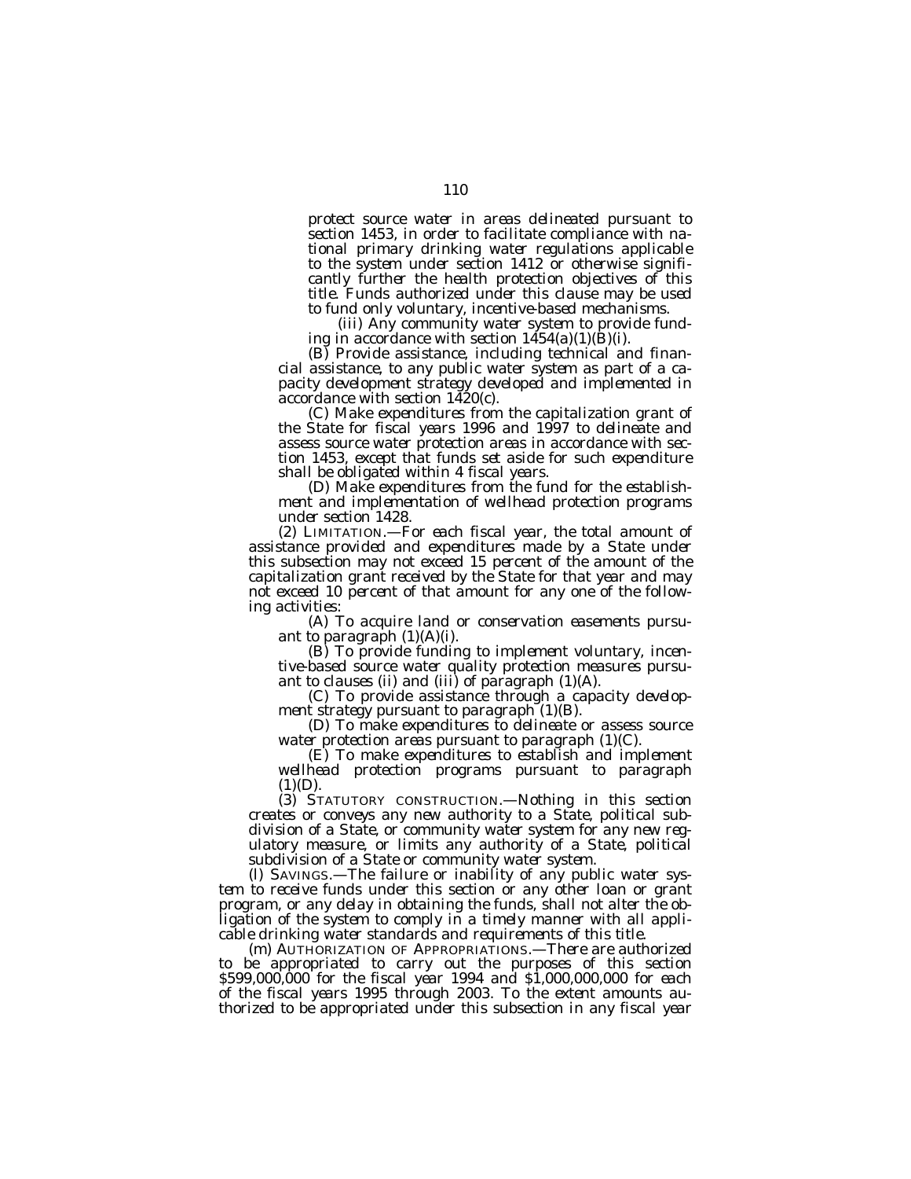*protect source water in areas delineated pursuant to section 1453, in order to facilitate compliance with national primary drinking water regulations applicable to the system under section 1412 or otherwise significantly further the health protection objectives of this title. Funds authorized under this clause may be used to fund only voluntary, incentive-based mechanisms.*

*(iii) Any community water system to provide funding in accordance with section 1454(a)(1)(B)(i).*

*(B) Provide assistance, including technical and financial assistance, to any public water system as part of a capacity development strategy developed and implemented in accordance with section 1420(c).*

*(C) Make expenditures from the capitalization grant of the State for fiscal years 1996 and 1997 to delineate and assess source water protection areas in accordance with section 1453, except that funds set aside for such expenditure shall be obligated within 4 fiscal years.*

*(D) Make expenditures from the fund for the establishment and implementation of wellhead protection programs under section 1428.*

*(2)* LIMITATION.—*For each fiscal year, the total amount of assistance provided and expenditures made by a State under this subsection may not exceed 15 percent of the amount of the capitalization grant received by the State for that year and may not exceed 10 percent of that amount for any one of the following activities:*

*(A) To acquire land or conservation easements pursuant to paragraph (1)(A)(i).*

*(B) To provide funding to implement voluntary, incentive-based source water quality protection measures pursuant to clauses (ii) and (iii) of paragraph (1)(A).*

*(C) To provide assistance through a capacity development strategy pursuant to paragraph (1)(B).*

*(D) To make expenditures to delineate or assess source water protection areas pursuant to paragraph (1)(C).*

*(E) To make expenditures to establish and implement wellhead protection programs pursuant to paragraph (1)(D).*

*(3)* STATUTORY CONSTRUCTION.—*Nothing in this section creates or conveys any new authority to a State, political subdivision of a State, or community water system for any new regulatory measure, or limits any authority of a State, political subdivision of a State or community water system.*

*(l)* SAVINGS.—*The failure or inability of any public water system to receive funds under this section or any other loan or grant program, or any delay in obtaining the funds, shall not alter the obligation of the system to comply in a timely manner with all applicable drinking water standards and requirements of this title.*

*(m)* AUTHORIZATION OF APPROPRIATIONS.—*There are authorized to be appropriated to carry out the purposes of this section $599,000,000 for the fiscal year 1994 and $1,000,000,000 for each of the fiscal years 1995 through 2003. To the extent amounts authorized to be appropriated under this subsection in any fiscal year*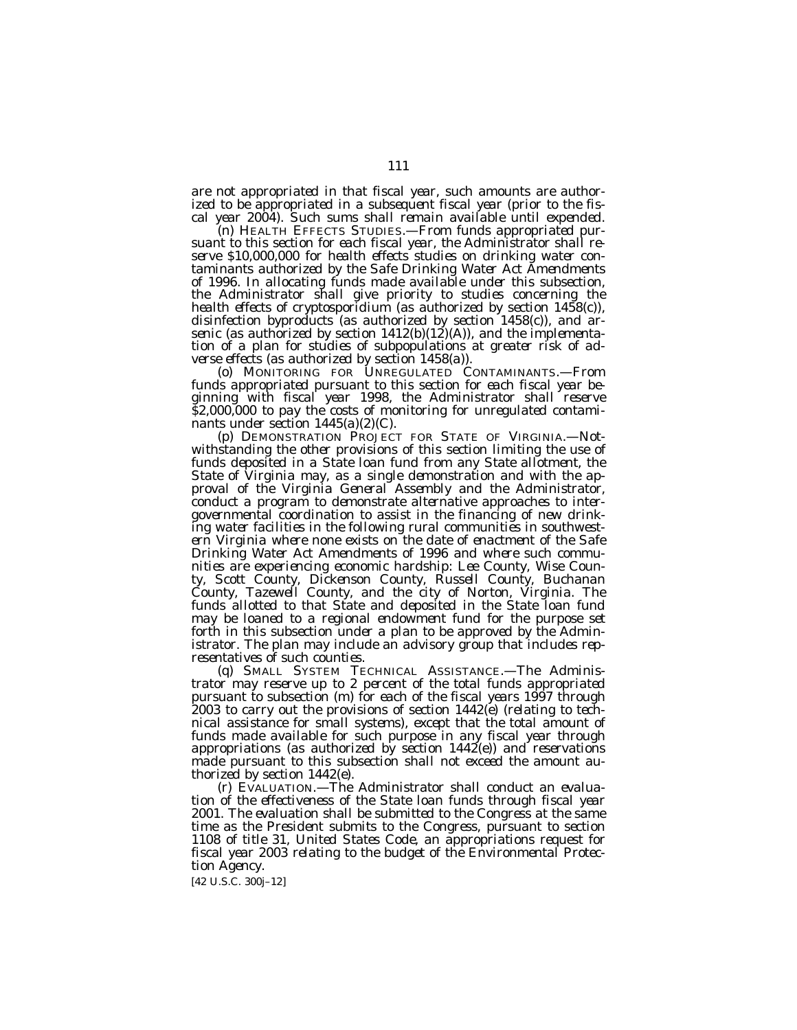are not appropriated in that fiscal year, such amounts are authorized to be appropriated in a subsequent fiscal year (prior to the fiscal year 2004). Such sums shall remain available until expended.

(n) HEALTH EFFECTS STUDIES.—From funds appropriated pursuant to this section for each fiscal year, the Administrator shall reserve $10,000,000 for health effects studies on drinking water contaminants authorized by the Safe Drinking Water Act Amendments of 1996. In allocating funds made available under this subsection, the Administrator shall give priority to studies concerning the health effects of cryptosporidium (as authorized by section 1458(c)), disinfection byproducts (as authorized by section 1458(c)), and arsenic (as authorized by section 1412(b)(12)(A)), and the implementation of a plan for studies of subpopulations at greater risk of adverse effects (as authorized by section 1458(a)).

(o) MONITORING FOR UNREGULATED CONTAMINANTS.—From funds appropriated pursuant to this section for each fiscal year beginning with fiscal year 1998, the Administrator shall reserve $2,000,000 to pay the costs of monitoring for unregulated contaminants under section 1445(a)(2)(C).

(p) DEMONSTRATION PROJECT FOR STATE OF VIRGINIA.—Notwithstanding the other provisions of this section limiting the use of funds deposited in a State loan fund from any State allotment, the State of Virginia may, as a single demonstration and with the approval of the Virginia General Assembly and the Administrator, conduct a program to demonstrate alternative approaches to intergovernmental coordination to assist in the financing of new drinking water facilities in the following rural communities in southwestern Virginia where none exists on the date of enactment of the Safe Drinking Water Act Amendments of 1996 and where such communities are experiencing economic hardship: Lee County, Wise County, Scott County, Dickenson County, Russell County, Buchanan County, Tazewell County, and the city of Norton, Virginia. The funds allotted to that State and deposited in the State loan fund may be loaned to a regional endowment fund for the purpose set forth in this subsection under a plan to be approved by the Administrator. The plan may include an advisory group that includes representatives of such counties.

(q) SMALL SYSTEM TECHNICAL ASSISTANCE.—The Administrator may reserve up to 2 percent of the total funds appropriated pursuant to subsection (m) for each of the fiscal years 1997 through 2003 to carry out the provisions of section 1442(e) (relating to technical assistance for small systems), except that the total amount of funds made available for such purpose in any fiscal year through appropriations (as authorized by section 1442(e)) and reservations made pursuant to this subsection shall not exceed the amount authorized by section 1442(e).

(r) EVALUATION.—The Administrator shall conduct an evaluation of the effectiveness of the State loan funds through fiscal year 2001. The evaluation shall be submitted to the Congress at the same time as the President submits to the Congress, pursuant to section 1108 of title 31, United States Code, an appropriations request for fiscal year 2003 relating to the budget of the Environmental Protection Agency.

[42 U.S.C. 300j–12]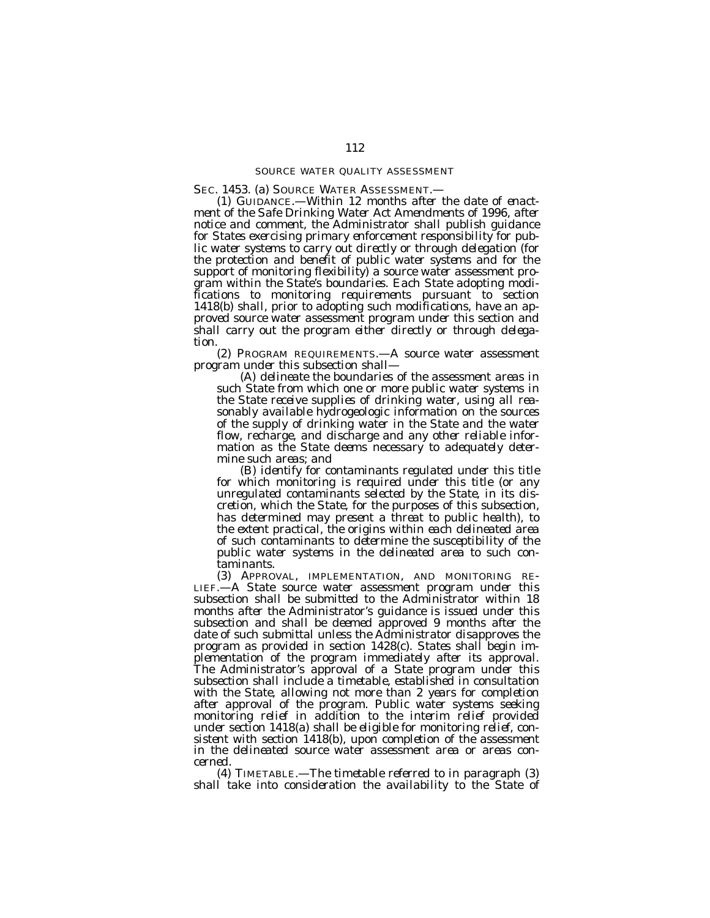## SOURCE WATER QUALITY ASSESSMENT

SEC. 1453. (a) SOURCE WATER ASSESSMENT.—

*(1) GUIDANCE.—Within 12 months after the date of enactment of the Safe Drinking Water Act Amendments of 1996, after notice and comment, the Administrator shall publish guidance for States exercising primary enforcement responsibility for public water systems to carry out directly or through delegation (for the protection and benefit of public water systems and for the support of monitoring flexibility) a source water assessment program within the State's boundaries. Each State adopting modifications to monitoring requirements pursuant to section 1418(b) shall, prior to adopting such modifications, have an approved source water assessment program under this section and shall carry out the program either directly or through delegation.*

*(2) PROGRAM REQUIREMENTS.—A source water assessment program under this subsection shall—*

*(A) delineate the boundaries of the assessment areas in such State from which one or more public water systems in the State receive supplies of drinking water, using all reasonably available hydrogeologic information on the sources of the supply of drinking water in the State and the water flow, recharge, and discharge and any other reliable information as the State deems necessary to adequately determine such areas; and*

*(B) identify for contaminants regulated under this title for which monitoring is required under this title (or any unregulated contaminants selected by the State, in its discretion, which the State, for the purposes of this subsection, has determined may present a threat to public health), to the extent practical, the origins within each delineated area of such contaminants to determine the susceptibility of the public water systems in the delineated area to such contaminants.*

*(3) APPROVAL, IMPLEMENTATION, AND MONITORING RELIEF.—A State source water assessment program under this subsection shall be submitted to the Administrator within 18 months after the Administrator's guidance is issued under this subsection and shall be deemed approved 9 months after the date of such submittal unless the Administrator disapproves the program as provided in section 1428(c). States shall begin implementation of the program immediately after its approval. The Administrator's approval of a State program under this subsection shall include a timetable, established in consultation with the State, allowing not more than 2 years for completion after approval of the program. Public water systems seeking monitoring relief in addition to the interim relief provided under section 1418(a) shall be eligible for monitoring relief, consistent with section 1418(b), upon completion of the assessment in the delineated source water assessment area or areas concerned.*

*(4) TIMETABLE.—The timetable referred to in paragraph (3) shall take into consideration the availability to the State of*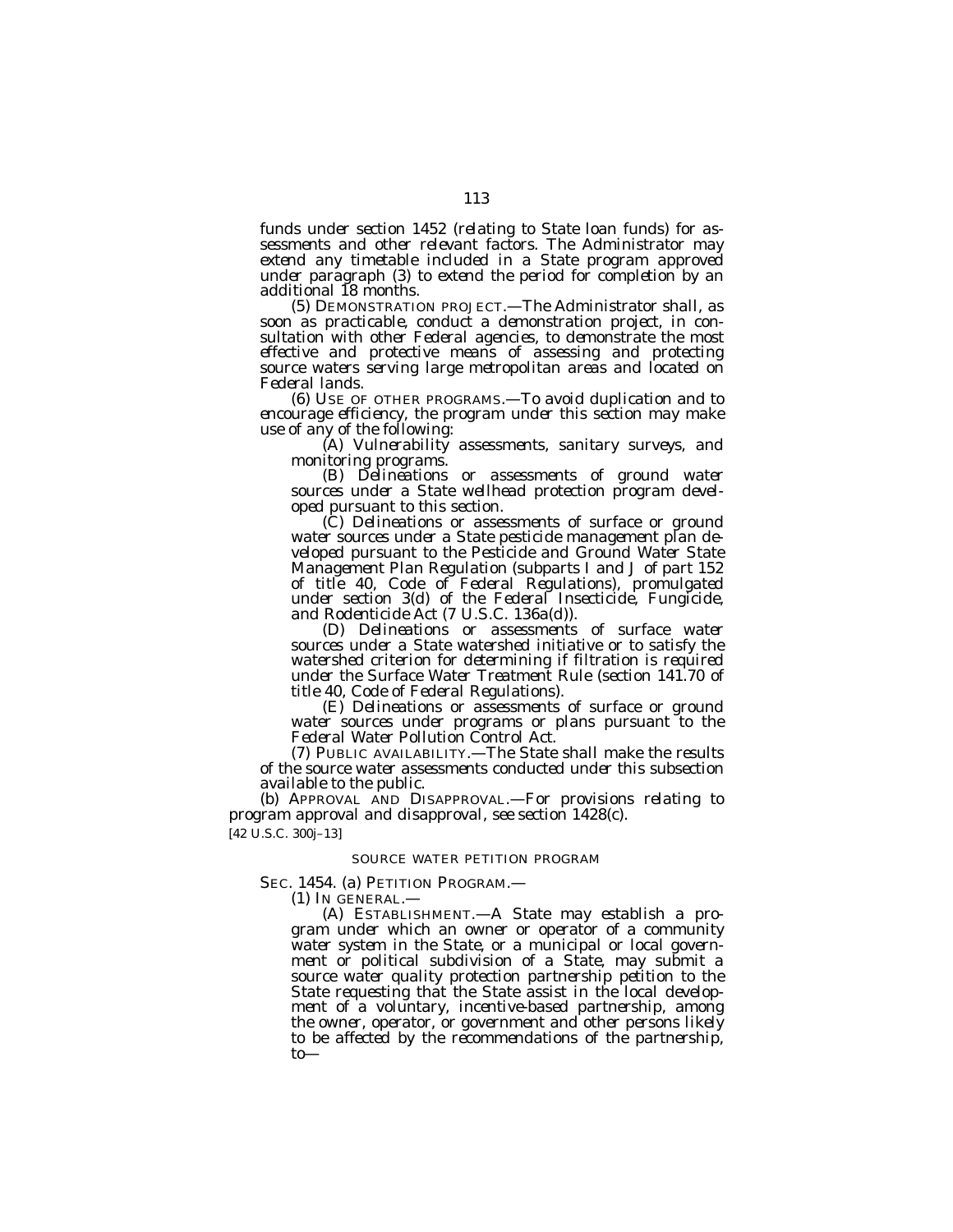funds under section 1452 (relating to State loan funds) for assessments and other relevant factors. The Administrator may extend any timetable included in a State program approved under paragraph (3) to extend the period for completion by an additional 18 months.

(5) DEMONSTRATION PROJECT.—The Administrator shall, as soon as practicable, conduct a demonstration project, in consultation with other Federal agencies, to demonstrate the most effective and protective means of assessing and protecting source waters serving large metropolitan areas and located on Federal lands.

(6) USE OF OTHER PROGRAMS.—To avoid duplication and to encourage efficiency, the program under this section may make use of any of the following:

(A) Vulnerability assessments, sanitary surveys, and monitoring programs.

(B) Delineations or assessments of ground water sources under a State wellhead protection program developed pursuant to this section.

(C) Delineations or assessments of surface or ground water sources under a State pesticide management plan developed pursuant to the Pesticide and Ground Water State Management Plan Regulation (subparts I and J of part 152 of title 40, Code of Federal Regulations), promulgated under section 3(d) of the Federal Insecticide, Fungicide, and Rodenticide Act (7 U.S.C. 136a(d)).

(D) Delineations or assessments of surface water sources under a State watershed initiative or to satisfy the watershed criterion for determining if filtration is required under the Surface Water Treatment Rule (section 141.70 of title 40, Code of Federal Regulations).

(E) Delineations or assessments of surface or ground water sources under programs or plans pursuant to the Federal Water Pollution Control Act.

(7) PUBLIC AVAILABILITY.—The State shall make the results of the source water assessments conducted under this subsection available to the public.

(b) APPROVAL AND DISAPPROVAL.—For provisions relating to program approval and disapproval, see section 1428(c).

[42 U.S.C. 300j–13]

SOURCE WATER PETITION PROGRAM

SEC. 1454. (a) PETITION PROGRAM.—

(1) IN GENERAL.—

(A) ESTABLISHMENT.—A State may establish a program under which an owner or operator of a community water system in the State, or a municipal or local government or political subdivision of a State, may submit a source water quality protection partnership petition to the State requesting that the State assist in the local development of a voluntary, incentive-based partnership, among the owner, operator, or government and other persons likely to be affected by the recommendations of the partnership, to—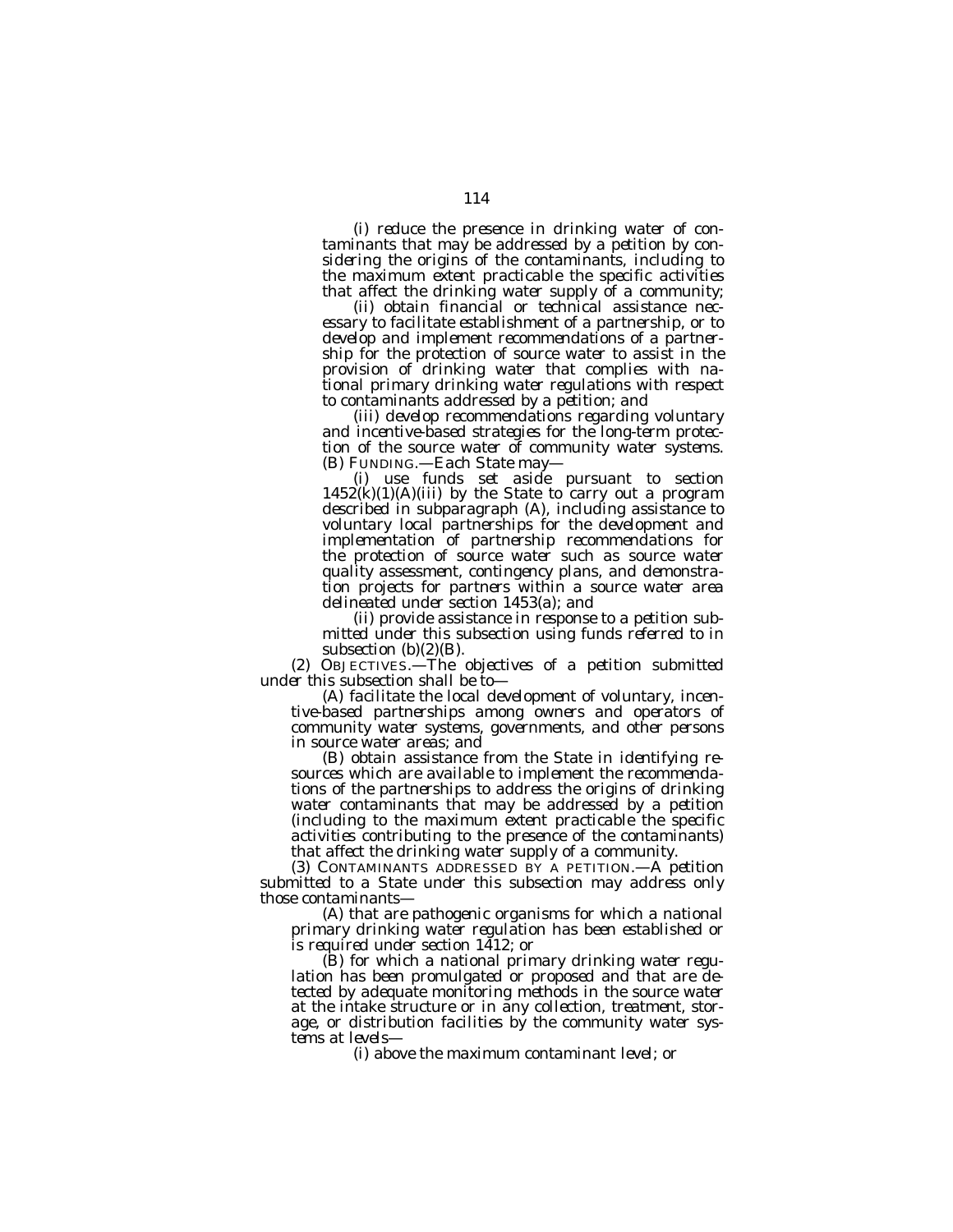(i) reduce the presence in drinking water of contaminants that may be addressed by a petition by considering the origins of the contaminants, including to the maximum extent practicable the specific activities that affect the drinking water supply of a community;

(ii) obtain financial or technical assistance necessary to facilitate establishment of a partnership, or to develop and implement recommendations of a partnership for the protection of source water to assist in the provision of drinking water that complies with national primary drinking water regulations with respect to contaminants addressed by a petition; and

(iii) develop recommendations regarding voluntary and incentive-based strategies for the long-term protection of the source water of community water systems.

(B) FUNDING.—Each State may—

(i) use funds set aside pursuant to section 1452(k)(1)(A)(iii) by the State to carry out a program described in subparagraph (A), including assistance to voluntary local partnerships for the development and implementation of partnership recommendations for the protection of source water such as source water quality assessment, contingency plans, and demonstration projects for partners within a source water area delineated under section 1453(a); and

(ii) provide assistance in response to a petition submitted under this subsection using funds referred to in subsection (b)(2)(B).

(2) OBJECTIVES.—The objectives of a petition submitted under this subsection shall be to—

(A) facilitate the local development of voluntary, incentive-based partnerships among owners and operators of community water systems, governments, and other persons in source water areas; and

(B) obtain assistance from the State in identifying resources which are available to implement the recommendations of the partnerships to address the origins of drinking water contaminants that may be addressed by a petition (including to the maximum extent practicable the specific activities contributing to the presence of the contaminants) that affect the drinking water supply of a community.

(3) CONTAMINANTS ADDRESSED BY A PETITION.—A petition submitted to a State under this subsection may address only those contaminants—

(A) that are pathogenic organisms for which a national primary drinking water regulation has been established or is required under section 1412; or

(B) for which a national primary drinking water regulation has been promulgated or proposed and that are detected by adequate monitoring methods in the source water at the intake structure or in any collection, treatment, storage, or distribution facilities by the community water systems at levels—

(i) above the maximum contaminant level; or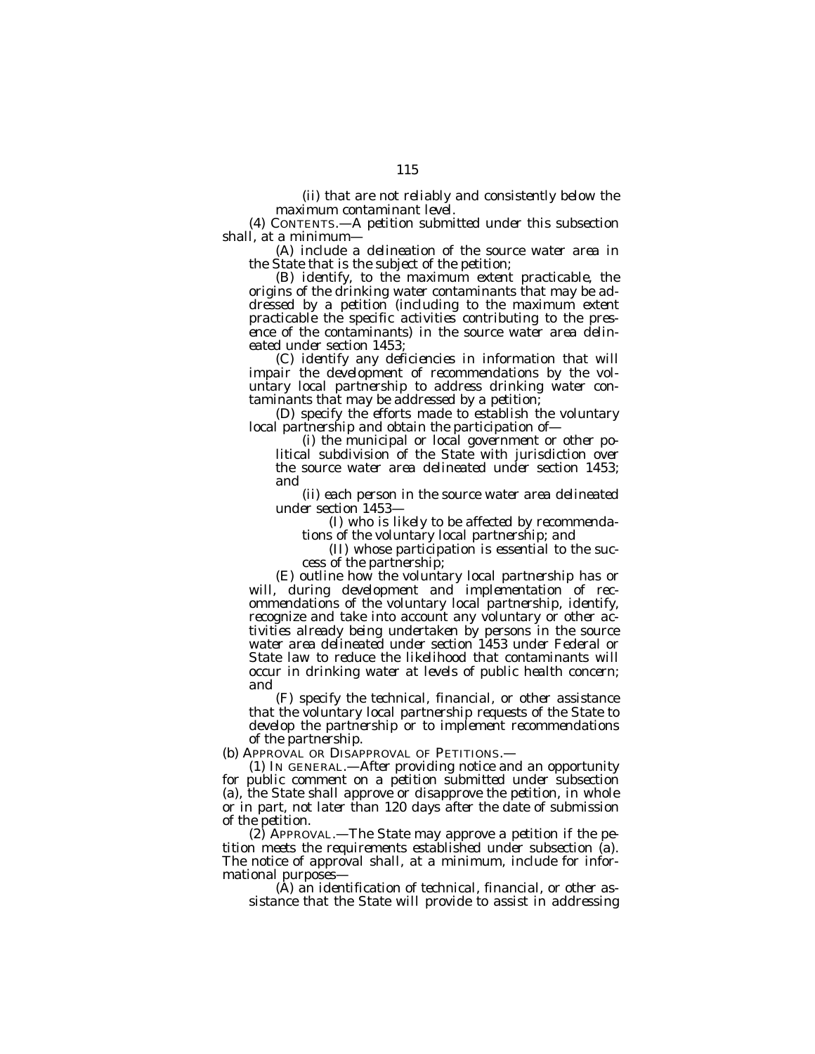*(ii) that are not reliably and consistently below the maximum contaminant level.*

*(4) CONTENTS.—A petition submitted under this subsection shall, at a minimum—*

*(A) include a delineation of the source water area in the State that is the subject of the petition;*

*(B) identify, to the maximum extent practicable, the origins of the drinking water contaminants that may be addressed by a petition (including to the maximum extent practicable the specific activities contributing to the presence of the contaminants) in the source water area delineated under section 1453;*

*(C) identify any deficiencies in information that will impair the development of recommendations by the voluntary local partnership to address drinking water contaminants that may be addressed by a petition;*

*(D) specify the efforts made to establish the voluntary local partnership and obtain the participation of—*

*(i) the municipal or local government or other political subdivision of the State with jurisdiction over the source water area delineated under section 1453; and*

*(ii) each person in the source water area delineated under section 1453—*

*(I) who is likely to be affected by recommendations of the voluntary local partnership; and*

*(II) whose participation is essential to the success of the partnership;*

*(E) outline how the voluntary local partnership has or will, during development and implementation of recommendations of the voluntary local partnership, identify, recognize and take into account any voluntary or other activities already being undertaken by persons in the source water area delineated under section 1453 under Federal or State law to reduce the likelihood that contaminants will occur in drinking water at levels of public health concern; and*

*(F) specify the technical, financial, or other assistance that the voluntary local partnership requests of the State to develop the partnership or to implement recommendations of the partnership.*

*(b) APPROVAL OR DISAPPROVAL OF PETITIONS.—*

*(1) IN GENERAL.—After providing notice and an opportunity for public comment on a petition submitted under subsection (a), the State shall approve or disapprove the petition, in whole or in part, not later than 120 days after the date of submission of the petition.*

*(2) APPROVAL.—The State may approve a petition if the petition meets the requirements established under subsection (a). The notice of approval shall, at a minimum, include for informational purposes—*

*(A) an identification of technical, financial, or other assistance that the State will provide to assist in addressing*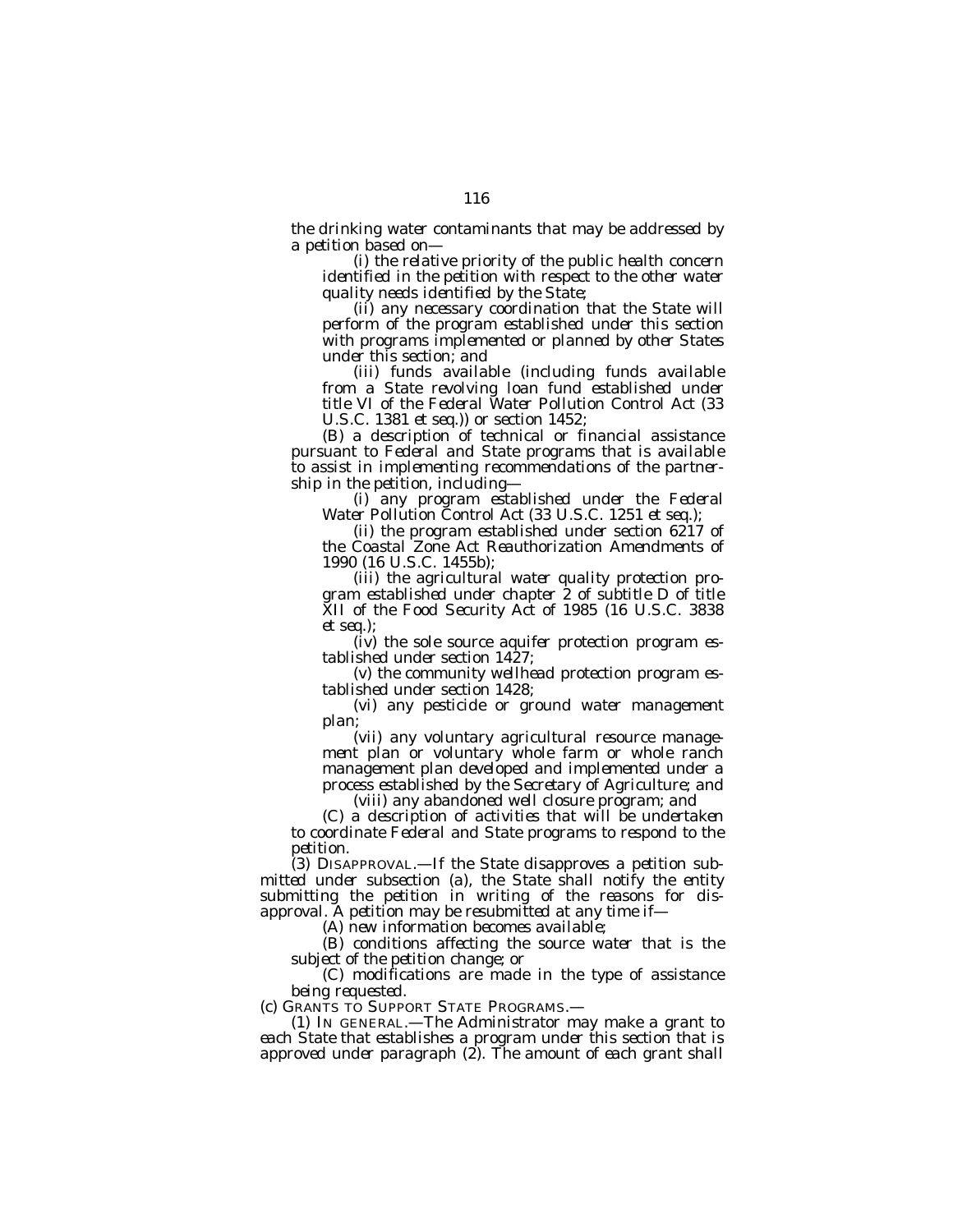the drinking water contaminants that may be addressed by a petition based on—

(i) the relative priority of the public health concern identified in the petition with respect to the other water quality needs identified by the State;

(ii) any necessary coordination that the State will perform of the program established under this section with programs implemented or planned by other States under this section; and

(iii) funds available (including funds available from a State revolving loan fund established under title VI of the Federal Water Pollution Control Act (33 U.S.C. 1381 et seq.)) or section 1452;

(B) a description of technical or financial assistance pursuant to Federal and State programs that is available to assist in implementing recommendations of the partnership in the petition, including—

(i) any program established under the Federal Water Pollution Control Act (33 U.S.C. 1251 et seq.);

(ii) the program established under section 6217 of the Coastal Zone Act Reauthorization Amendments of 1990 (16 U.S.C. 1455b);

(iii) the agricultural water quality protection program established under chapter 2 of subtitle D of title XII of the Food Security Act of 1985 (16 U.S.C. 3838 et seq.);

(iv) the sole source aquifer protection program established under section 1427;

(v) the community wellhead protection program established under section 1428;

(vi) any pesticide or ground water management plan;

(vii) any voluntary agricultural resource management plan or voluntary whole farm or whole ranch management plan developed and implemented under a process established by the Secretary of Agriculture; and

(viii) any abandoned well closure program; and

(C) a description of activities that will be undertaken to coordinate Federal and State programs to respond to the petition.

(3) DISAPPROVAL.—If the State disapproves a petition submitted under subsection (a), the State shall notify the entity submitting the petition in writing of the reasons for disapproval. A petition may be resubmitted at any time if—

(A) new information becomes available;

(B) conditions affecting the source water that is the subject of the petition change; or

(C) modifications are made in the type of assistance being requested.

(c) GRANTS TO SUPPORT STATE PROGRAMS.—

(1) IN GENERAL.—The Administrator may make a grant to each State that establishes a program under this section that is approved under paragraph (2). The amount of each grant shall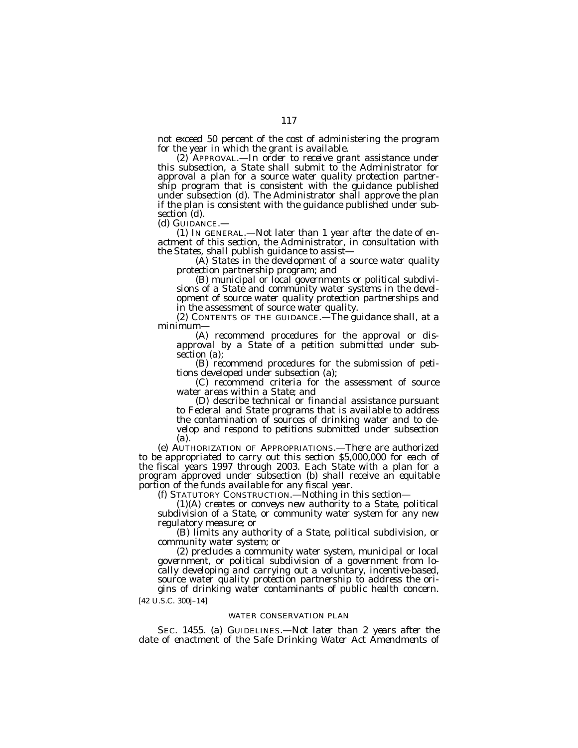not exceed 50 percent of the cost of administering the program for the year in which the grant is available.

(2) APPROVAL.—In order to receive grant assistance under this subsection, a State shall submit to the Administrator for approval a plan for a source water quality protection partnership program that is consistent with the guidance published under subsection (d). The Administrator shall approve the plan if the plan is consistent with the guidance published under subsection (d).

(d) GUIDANCE.—

(1) IN GENERAL.—Not later than 1 year after the date of enactment of this section, the Administrator, in consultation with the States, shall publish guidance to assist—

(A) States in the development of a source water quality protection partnership program; and

(B) municipal or local governments or political subdivisions of a State and community water systems in the development of source water quality protection partnerships and in the assessment of source water quality.

(2) CONTENTS OF THE GUIDANCE.—The guidance shall, at a minimum—

(A) recommend procedures for the approval or disapproval by a State of a petition submitted under subsection (a);

(B) recommend procedures for the submission of petitions developed under subsection (a);

(C) recommend criteria for the assessment of source water areas within a State; and

(D) describe technical or financial assistance pursuant to Federal and State programs that is available to address the contamination of sources of drinking water and to develop and respond to petitions submitted under subsection (a).

(e) AUTHORIZATION OF APPROPRIATIONS.—There are authorized to be appropriated to carry out this section $5,000,000 for each of the fiscal years 1997 through 2003. Each State with a plan for a program approved under subsection (b) shall receive an equitable portion of the funds available for any fiscal year.

(f) STATUTORY CONSTRUCTION.—Nothing in this section—

(1)(A) creates or conveys new authority to a State, political subdivision of a State, or community water system for any new regulatory measure; or

(B) limits any authority of a State, political subdivision, or community water system; or

(2) precludes a community water system, municipal or local government, or political subdivision of a government from locally developing and carrying out a voluntary, incentive-based, source water quality protection partnership to address the origins of drinking water contaminants of public health concern.

[42 U.S.C. 300j–14]

WATER CONSERVATION PLAN

SEC. 1455. (a) GUIDELINES.—Not later than 2 years after the date of enactment of the Safe Drinking Water Act Amendments of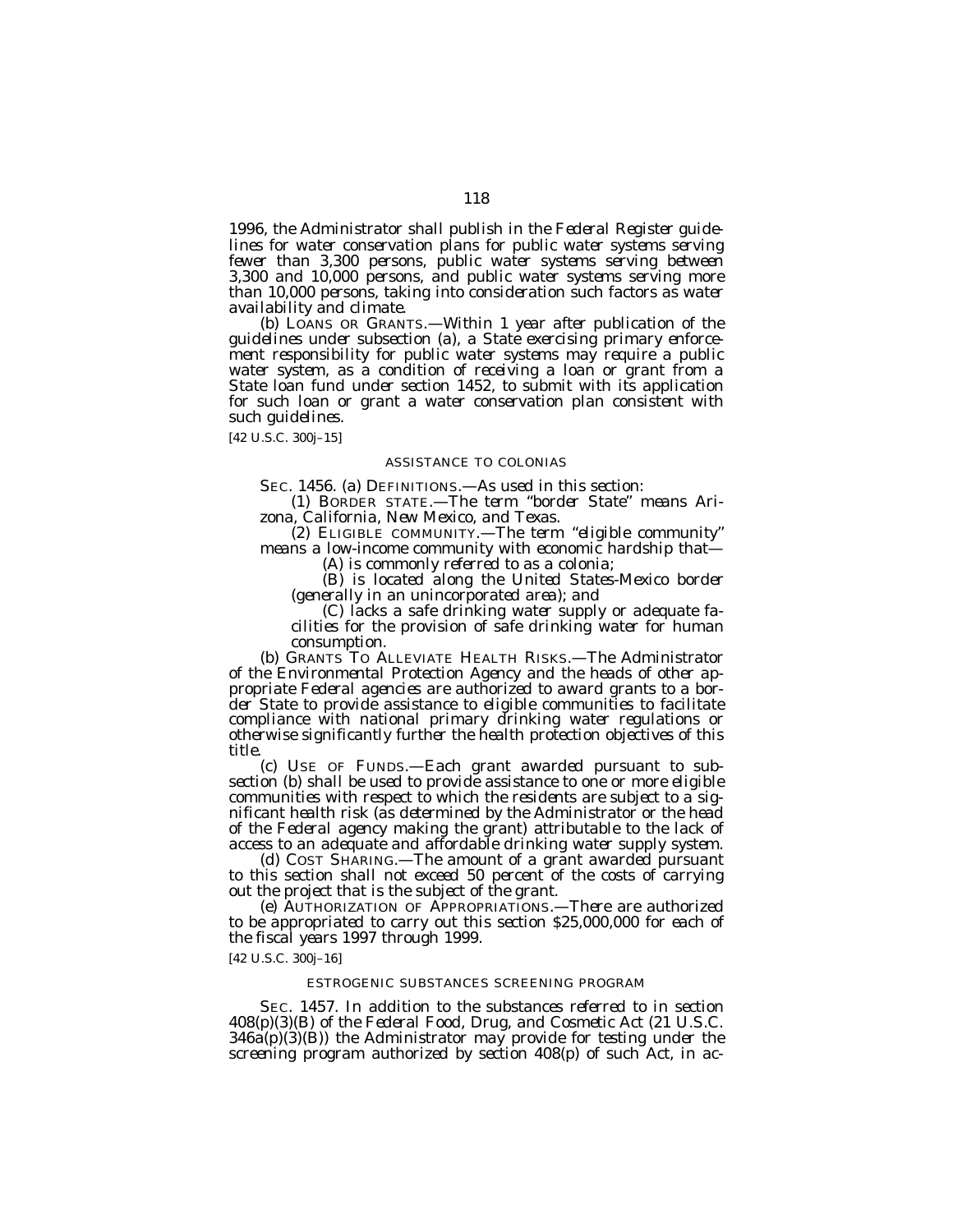1996, the Administrator shall publish in the Federal Register guidelines for water conservation plans for public water systems serving fewer than 3,300 persons, public water systems serving between 3,300 and 10,000 persons, and public water systems serving more than 10,000 persons, taking into consideration such factors as water availability and climate.

(b) LOANS OR GRANTS.—Within 1 year after publication of the guidelines under subsection (a), a State exercising primary enforcement responsibility for public water systems may require a public water system, as a condition of receiving a loan or grant from a State loan fund under section 1452, to submit with its application for such loan or grant a water conservation plan consistent with such guidelines.

[42 U.S.C. 300j–15]

ASSISTANCE TO COLONIAS

SEC. 1456. (a) DEFINITIONS.—As used in this section:

(1) BORDER STATE.—The term "border State" means Arizona, California, New Mexico, and Texas.

(2) ELIGIBLE COMMUNITY.—The term "eligible community" means a low-income community with economic hardship that—

(A) is commonly referred to as a colonia;

(B) is located along the United States-Mexico border (generally in an unincorporated area); and

(C) lacks a safe drinking water supply or adequate facilities for the provision of safe drinking water for human consumption.

(b) GRANTS TO ALLEVIATE HEALTH RISKS.—The Administrator of the Environmental Protection Agency and the heads of other appropriate Federal agencies are authorized to award grants to a border State to provide assistance to eligible communities to facilitate compliance with national primary drinking water regulations or otherwise significantly further the health protection objectives of this title.

(c) USE OF FUNDS.—Each grant awarded pursuant to subsection (b) shall be used to provide assistance to one or more eligible communities with respect to which the residents are subject to a significant health risk (as determined by the Administrator or the head of the Federal agency making the grant) attributable to the lack of access to an adequate and affordable drinking water supply system.

(d) COST SHARING.—The amount of a grant awarded pursuant to this section shall not exceed 50 percent of the costs of carrying out the project that is the subject of the grant.

(e) AUTHORIZATION OF APPROPRIATIONS.—There are authorized to be appropriated to carry out this section $25,000,000 for each of the fiscal years 1997 through 1999.

[42 U.S.C. 300j–16]

ESTROGENIC SUBSTANCES SCREENING PROGRAM

SEC. 1457. In addition to the substances referred to in section 408(p)(3)(B) of the Federal Food, Drug, and Cosmetic Act (21 U.S.C. 346a(p)(3)(B)) the Administrator may provide for testing under the screening program authorized by section 408(p) of such Act, in ac-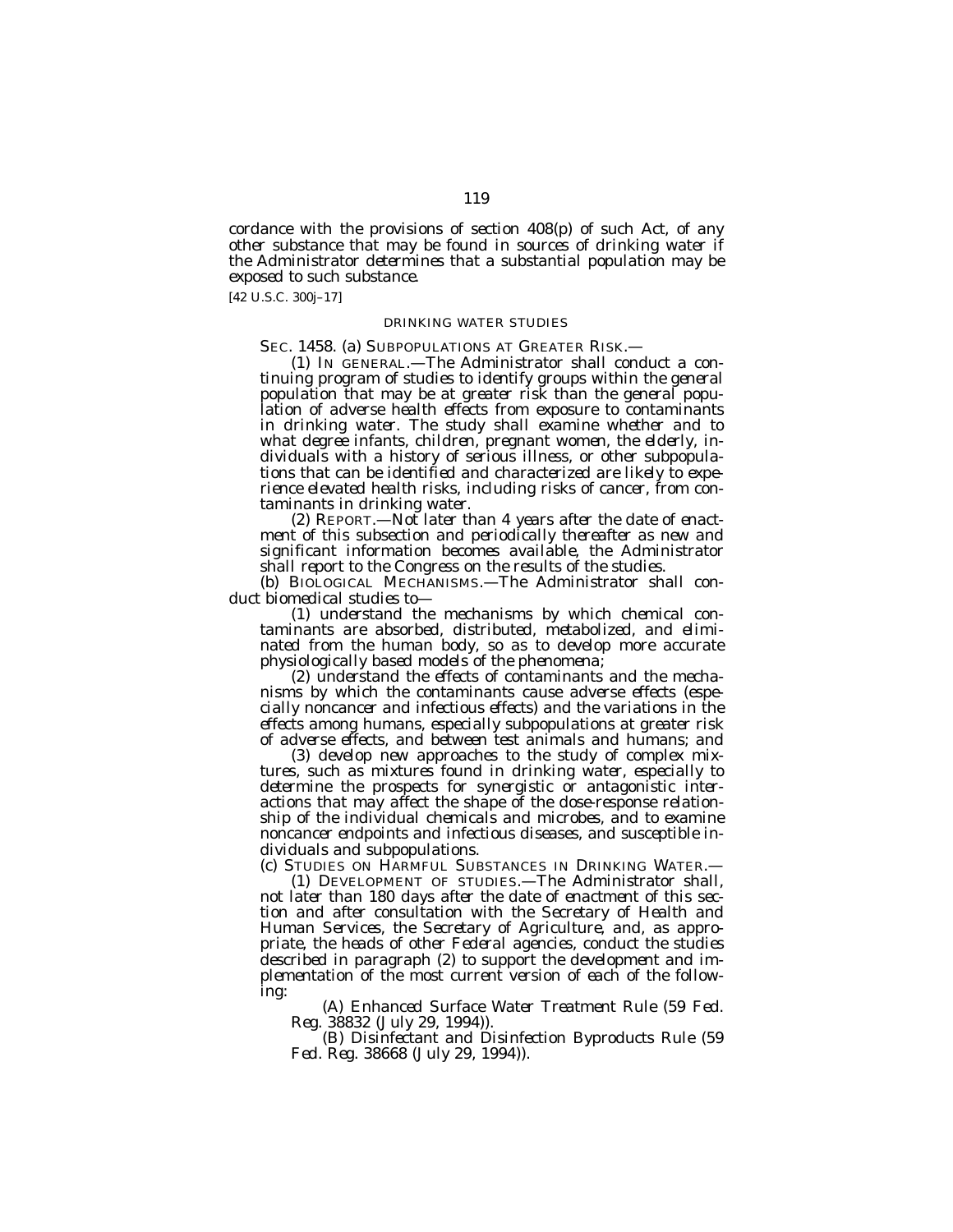cordance with the provisions of section 408(p) of such Act, of any other substance that may be found in sources of drinking water if the Administrator determines that a substantial population may be exposed to such substance.

[42 U.S.C. 300j–17]

DRINKING WATER STUDIES

SEC. 1458. (a) SUBPOPULATIONS AT GREATER RISK.—

(1) IN GENERAL.—The Administrator shall conduct a continuing program of studies to identify groups within the general population that may be at greater risk than the general population of adverse health effects from exposure to contaminants in drinking water. The study shall examine whether and to what degree infants, children, pregnant women, the elderly, individuals with a history of serious illness, or other subpopulations that can be identified and characterized are likely to experience elevated health risks, including risks of cancer, from contaminants in drinking water.

(2) REPORT.—Not later than 4 years after the date of enactment of this subsection and periodically thereafter as new and significant information becomes available, the Administrator shall report to the Congress on the results of the studies.

(b) BIOLOGICAL MECHANISMS.—The Administrator shall conduct biomedical studies to—

(1) understand the mechanisms by which chemical contaminants are absorbed, distributed, metabolized, and eliminated from the human body, so as to develop more accurate physiologically based models of the phenomena;

(2) understand the effects of contaminants and the mechanisms by which the contaminants cause adverse effects (especially noncancer and infectious effects) and the variations in the effects among humans, especially subpopulations at greater risk of adverse effects, and between test animals and humans; and

(3) develop new approaches to the study of complex mixtures, such as mixtures found in drinking water, especially to determine the prospects for synergistic or antagonistic interactions that may affect the shape of the dose-response relationship of the individual chemicals and microbes, and to examine noncancer endpoints and infectious diseases, and susceptible individuals and subpopulations.

(c) STUDIES ON HARMFUL SUBSTANCES IN DRINKING WATER.—

(1) DEVELOPMENT OF STUDIES.—The Administrator shall, not later than 180 days after the date of enactment of this section and after consultation with the Secretary of Health and Human Services, the Secretary of Agriculture, and, as appropriate, the heads of other Federal agencies, conduct the studies described in paragraph (2) to support the development and implementation of the most current version of each of the following:

(A) Enhanced Surface Water Treatment Rule (59 Fed. Reg. 38832 (July 29, 1994)).

(B) Disinfectant and Disinfection Byproducts Rule (59 Fed. Reg. 38668 (July 29, 1994)).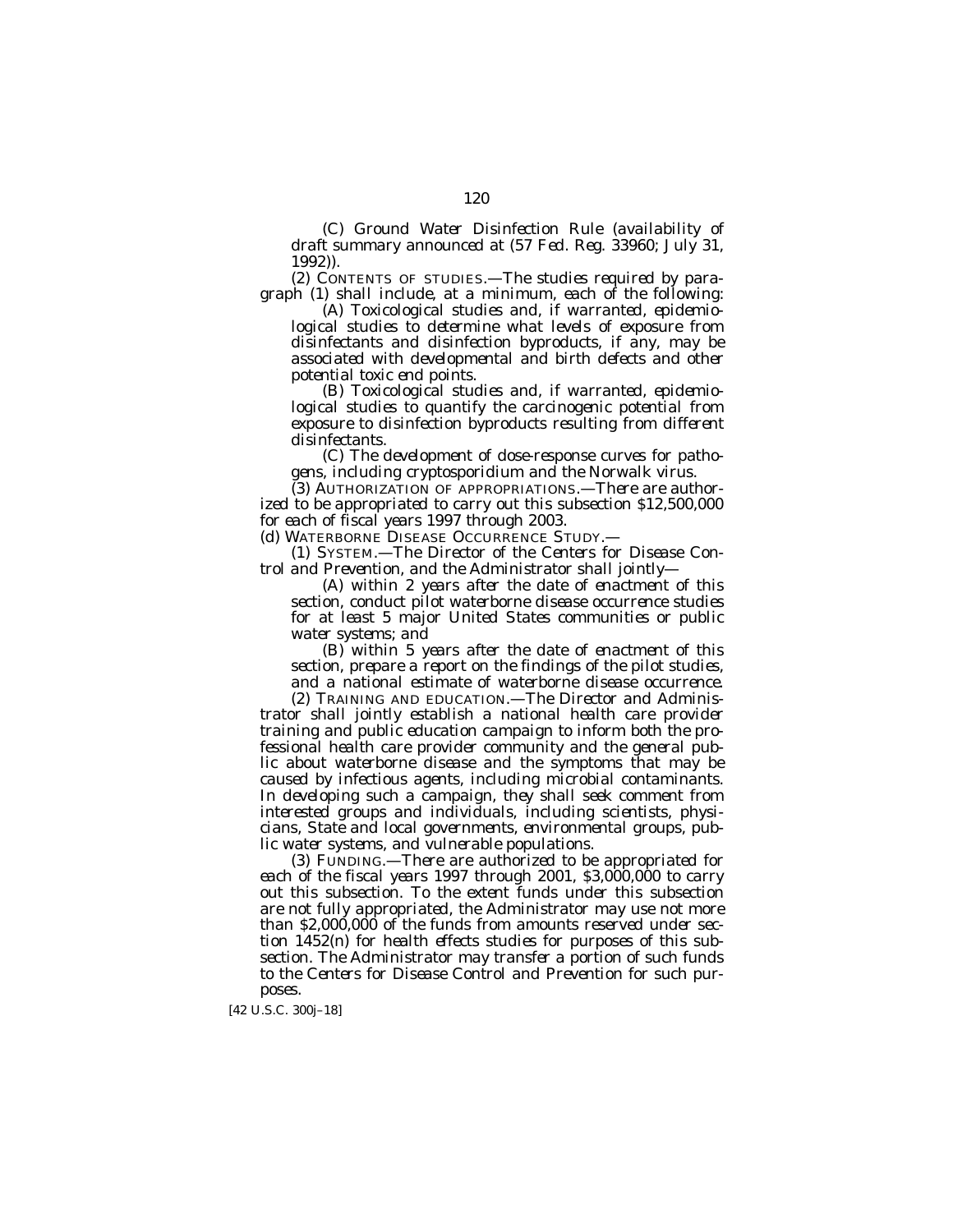(C) Ground Water Disinfection Rule (availability of draft summary announced at (57 Fed. Reg. 33960; July 31, 1992)).

(2) CONTENTS OF STUDIES.—The studies required by paragraph (1) shall include, at a minimum, each of the following:

(A) Toxicological studies and, if warranted, epidemiological studies to determine what levels of exposure from disinfectants and disinfection byproducts, if any, may be associated with developmental and birth defects and other potential toxic end points.

(B) Toxicological studies and, if warranted, epidemiological studies to quantify the carcinogenic potential from exposure to disinfection byproducts resulting from different disinfectants.

(C) The development of dose-response curves for pathogens, including cryptosporidium and the Norwalk virus.

(3) AUTHORIZATION OF APPROPRIATIONS.—There are authorized to be appropriated to carry out this subsection $12,500,000 for each of fiscal years 1997 through 2003.

(d) WATERBORNE DISEASE OCCURRENCE STUDY.—

(1) SYSTEM.—The Director of the Centers for Disease Control and Prevention, and the Administrator shall jointly—

(A) within 2 years after the date of enactment of this section, conduct pilot waterborne disease occurrence studies for at least 5 major United States communities or public water systems; and

(B) within 5 years after the date of enactment of this section, prepare a report on the findings of the pilot studies, and a national estimate of waterborne disease occurrence.

(2) TRAINING AND EDUCATION.—The Director and Administrator shall jointly establish a national health care provider training and public education campaign to inform both the professional health care provider community and the general public about waterborne disease and the symptoms that may be caused by infectious agents, including microbial contaminants. In developing such a campaign, they shall seek comment from interested groups and individuals, including scientists, physicians, State and local governments, environmental groups, public water systems, and vulnerable populations.

(3) FUNDING.—There are authorized to be appropriated for each of the fiscal years 1997 through 2001, $3,000,000 to carry out this subsection. To the extent funds under this subsection are not fully appropriated, the Administrator may use not more than $2,000,000 of the funds from amounts reserved under section 1452(n) for health effects studies for purposes of this subsection. The Administrator may transfer a portion of such funds to the Centers for Disease Control and Prevention for such purposes.

[42 U.S.C. 300j–18]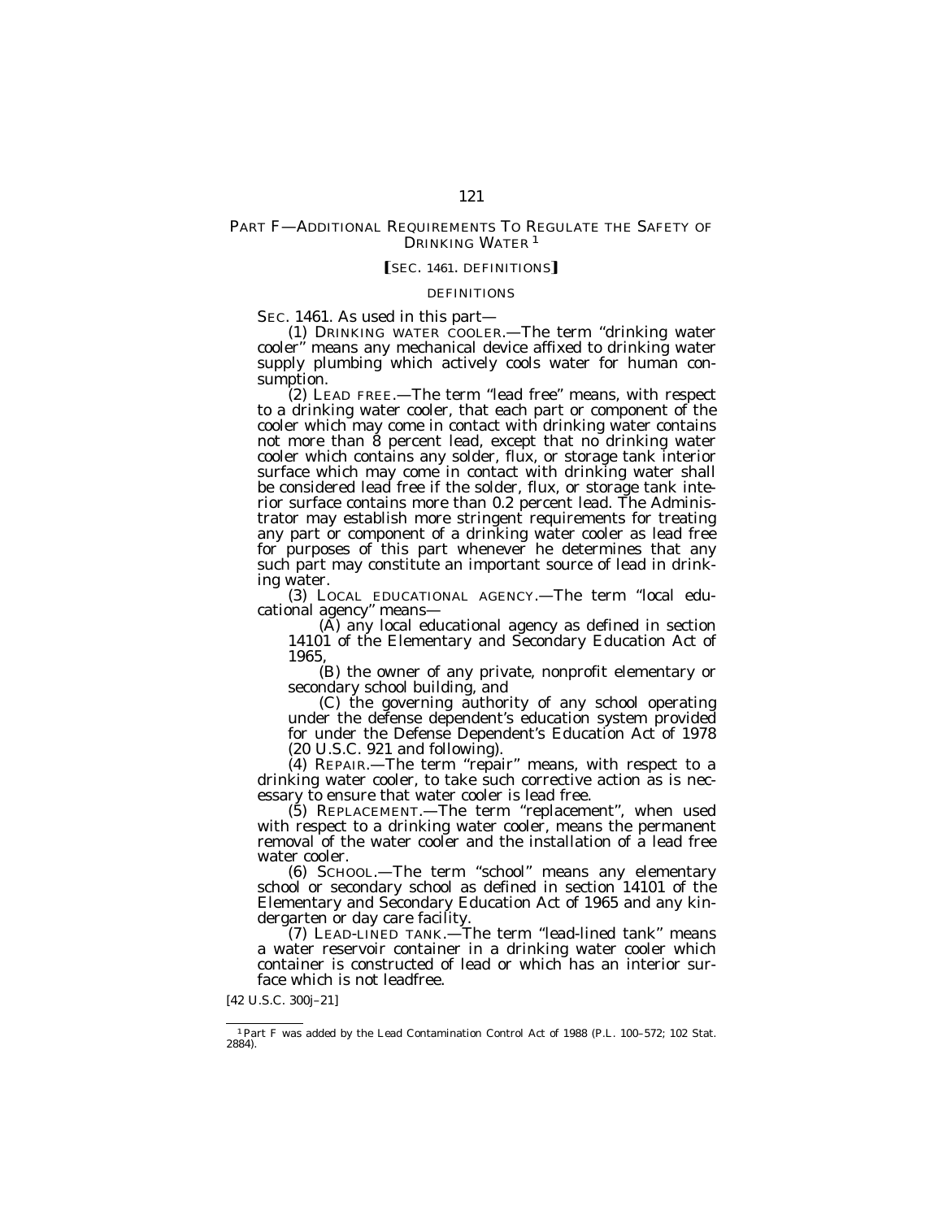## PART F—ADDITIONAL REQUIREMENTS TO REGULATE THE SAFETY OF DRINKING WATER [1]

### [SEC. 1461. DEFINITIONS]

DEFINITIONS

SEC. 1461. As used in this part—

(1) DRINKING WATER COOLER.—The term "drinking water cooler" means any mechanical device affixed to drinking water supply plumbing which actively cools water for human consumption.

(2) LEAD FREE.—The term "lead free" means, with respect to a drinking water cooler, that each part or component of the cooler which may come in contact with drinking water contains not more than 8 percent lead, except that no drinking water cooler which contains any solder, flux, or storage tank interior surface which may come in contact with drinking water shall be considered lead free if the solder, flux, or storage tank interior surface contains more than 0.2 percent lead. The Administrator may establish more stringent requirements for treating any part or component of a drinking water cooler as lead free for purposes of this part whenever he determines that any such part may constitute an important source of lead in drinking water.

(3) LOCAL EDUCATIONAL AGENCY.—The term "local educational agency" means—

(A) any local educational agency as defined in section 14101 of the Elementary and Secondary Education Act of 1965,

(B) the owner of any private, nonprofit elementary or secondary school building, and

(C) the governing authority of any school operating under the defense dependent's education system provided for under the Defense Dependent's Education Act of 1978 (20 U.S.C. 921 and following).

(4) REPAIR.—The term "repair" means, with respect to a drinking water cooler, to take such corrective action as is necessary to ensure that water cooler is lead free.

(5) REPLACEMENT.—The term "replacement", when used with respect to a drinking water cooler, means the permanent removal of the water cooler and the installation of a lead free water cooler.

(6) SCHOOL.—The term "school" means any elementary school or secondary school as defined in section 14101 of the Elementary and Secondary Education Act of 1965 and any kindergarten or day care facility.

(7) LEAD-LINED TANK.—The term "lead-lined tank" means a water reservoir container in a drinking water cooler which container is constructed of lead or which has an interior surface which is not leadfree.

[42 U.S.C. 300j–21]

---

[1] Part F was added by the Lead Contamination Control Act of 1988 (P.L. 100–572; 102 Stat. 2884).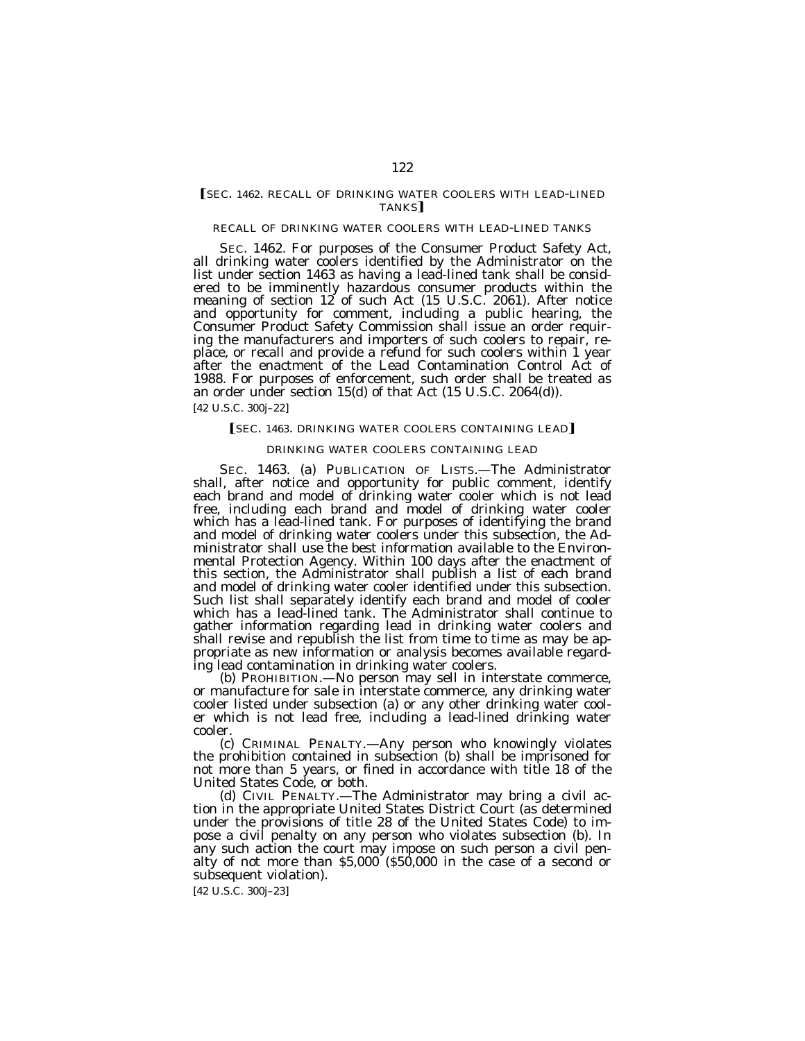**[SEC. 1462. RECALL OF DRINKING WATER COOLERS WITH LEAD-LINED TANKS]**

RECALL OF DRINKING WATER COOLERS WITH LEAD-LINED TANKS

SEC. 1462. For purposes of the Consumer Product Safety Act, all drinking water coolers identified by the Administrator on the list under section 1463 as having a lead-lined tank shall be considered to be imminently hazardous consumer products within the meaning of section 12 of such Act (15 U.S.C. 2061). After notice and opportunity for comment, including a public hearing, the Consumer Product Safety Commission shall issue an order requiring the manufacturers and importers of such coolers to repair, replace, or recall and provide a refund for such coolers within 1 year after the enactment of the Lead Contamination Control Act of 1988. For purposes of enforcement, such order shall be treated as an order under section 15(d) of that Act (15 U.S.C. 2064(d)).

[42 U.S.C. 300j–22]

**[SEC. 1463. DRINKING WATER COOLERS CONTAINING LEAD]**

DRINKING WATER COOLERS CONTAINING LEAD

SEC. 1463. (a) PUBLICATION OF LISTS.—The Administrator shall, after notice and opportunity for public comment, identify each brand and model of drinking water cooler which is not lead free, including each brand and model of drinking water cooler which has a lead-lined tank. For purposes of identifying the brand and model of drinking water coolers under this subsection, the Administrator shall use the best information available to the Environmental Protection Agency. Within 100 days after the enactment of this section, the Administrator shall publish a list of each brand and model of drinking water cooler identified under this subsection. Such list shall separately identify each brand and model of cooler which has a lead-lined tank. The Administrator shall continue to gather information regarding lead in drinking water coolers and shall revise and republish the list from time to time as may be appropriate as new information or analysis becomes available regarding lead contamination in drinking water coolers.

(b) PROHIBITION.—No person may sell in interstate commerce, or manufacture for sale in interstate commerce, any drinking water cooler listed under subsection (a) or any other drinking water cooler which is not lead free, including a lead-lined drinking water cooler.

(c) CRIMINAL PENALTY.—Any person who knowingly violates the prohibition contained in subsection (b) shall be imprisoned for not more than 5 years, or fined in accordance with title 18 of the United States Code, or both.

(d) CIVIL PENALTY.—The Administrator may bring a civil action in the appropriate United States District Court (as determined under the provisions of title 28 of the United States Code) to impose a civil penalty on any person who violates subsection (b). In any such action the court may impose on such person a civil penalty of not more than $5,000 ($50,000 in the case of a second or subsequent violation).

[42 U.S.C. 300j–23]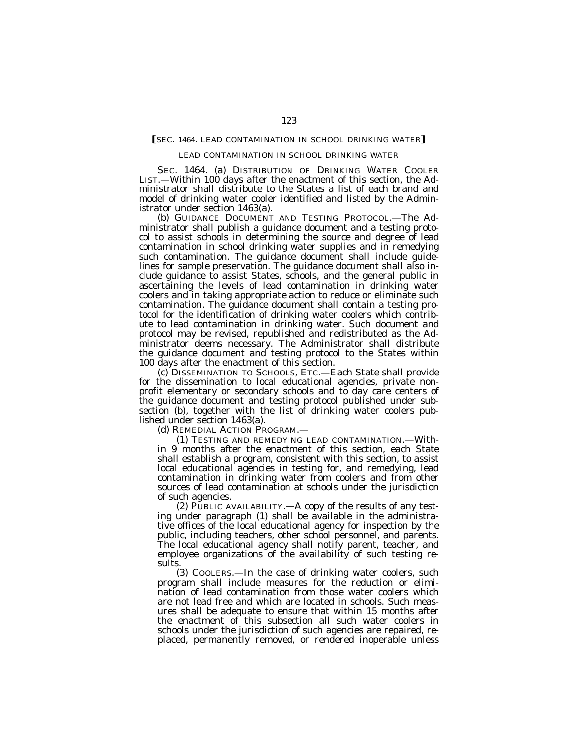**[SEC. 1464. LEAD CONTAMINATION IN SCHOOL DRINKING WATER]**

LEAD CONTAMINATION IN SCHOOL DRINKING WATER

SEC. 1464. (a) DISTRIBUTION OF DRINKING WATER COOLER LIST.—Within 100 days after the enactment of this section, the Administrator shall distribute to the States a list of each brand and model of drinking water cooler identified and listed by the Administrator under section 1463(a).

(b) GUIDANCE DOCUMENT AND TESTING PROTOCOL.—The Administrator shall publish a guidance document and a testing protocol to assist schools in determining the source and degree of lead contamination in school drinking water supplies and in remedying such contamination. The guidance document shall include guidelines for sample preservation. The guidance document shall also include guidance to assist States, schools, and the general public in ascertaining the levels of lead contamination in drinking water coolers and in taking appropriate action to reduce or eliminate such contamination. The guidance document shall contain a testing protocol for the identification of drinking water coolers which contribute to lead contamination in drinking water. Such document and protocol may be revised, republished and redistributed as the Administrator deems necessary. The Administrator shall distribute the guidance document and testing protocol to the States within 100 days after the enactment of this section.

(c) DISSEMINATION TO SCHOOLS, ETC.—Each State shall provide for the dissemination to local educational agencies, private nonprofit elementary or secondary schools and to day care centers of the guidance document and testing protocol published under subsection (b), together with the list of drinking water coolers published under section 1463(a).

(d) REMEDIAL ACTION PROGRAM.—

(1) TESTING AND REMEDYING LEAD CONTAMINATION.—Within 9 months after the enactment of this section, each State shall establish a program, consistent with this section, to assist local educational agencies in testing for, and remedying, lead contamination in drinking water from coolers and from other sources of lead contamination at schools under the jurisdiction of such agencies.

(2) PUBLIC AVAILABILITY.—A copy of the results of any testing under paragraph (1) shall be available in the administrative offices of the local educational agency for inspection by the public, including teachers, other school personnel, and parents. The local educational agency shall notify parent, teacher, and employee organizations of the availability of such testing results.

(3) COOLERS.—In the case of drinking water coolers, such program shall include measures for the reduction or elimination of lead contamination from those water coolers which are not lead free and which are located in schools. Such measures shall be adequate to ensure that within 15 months after the enactment of this subsection all such water coolers in schools under the jurisdiction of such agencies are repaired, replaced, permanently removed, or rendered inoperable unless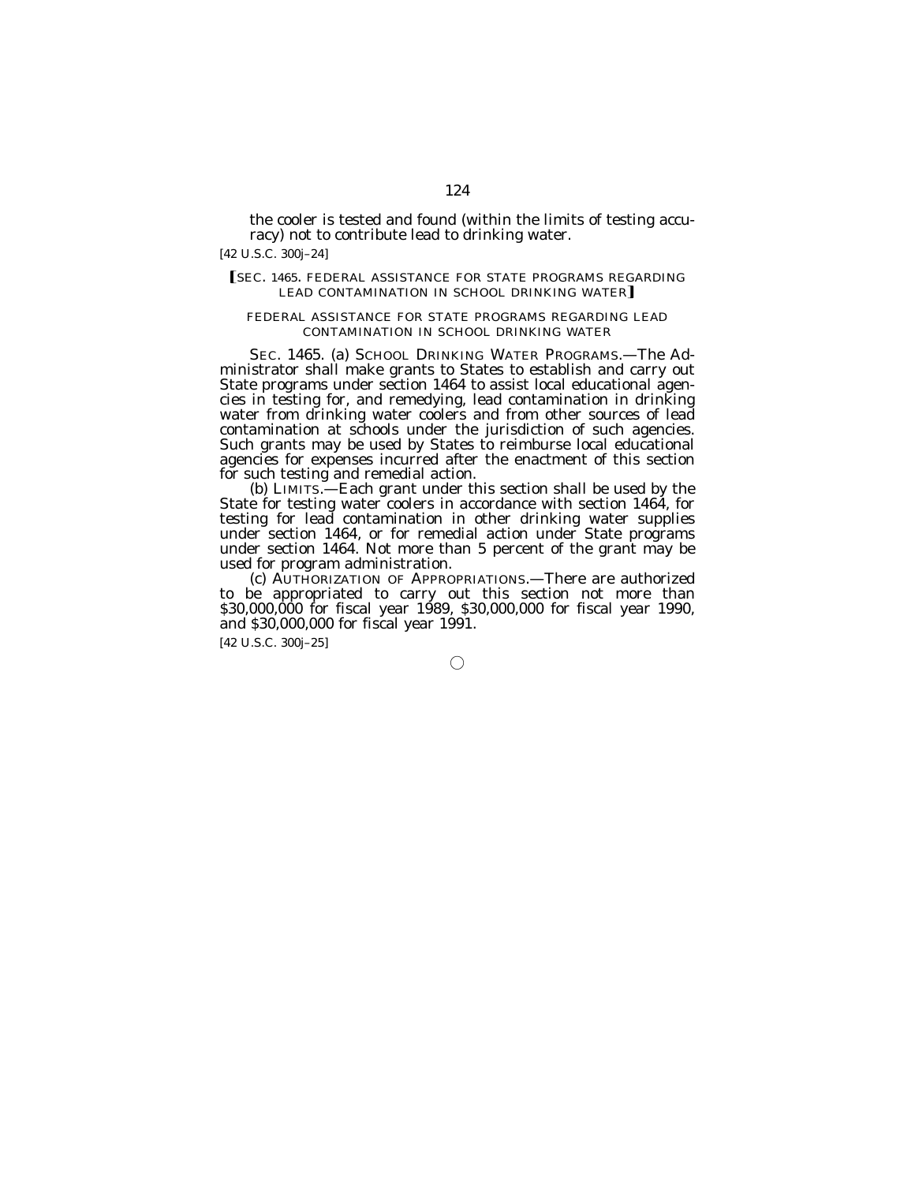the cooler is tested and found (within the limits of testing accuracy) not to contribute lead to drinking water.

[42 U.S.C. 300j–24]

**[SEC. 1465. FEDERAL ASSISTANCE FOR STATE PROGRAMS REGARDING LEAD CONTAMINATION IN SCHOOL DRINKING WATER]**

FEDERAL ASSISTANCE FOR STATE PROGRAMS REGARDING LEAD CONTAMINATION IN SCHOOL DRINKING WATER

SEC. 1465. (a) SCHOOL DRINKING WATER PROGRAMS.—The Administrator shall make grants to States to establish and carry out State programs under section 1464 to assist local educational agencies in testing for, and remedying, lead contamination in drinking water from drinking water coolers and from other sources of lead contamination at schools under the jurisdiction of such agencies. Such grants may be used by States to reimburse local educational agencies for expenses incurred after the enactment of this section for such testing and remedial action.

(b) LIMITS.—Each grant under this section shall be used by the State for testing water coolers in accordance with section 1464, for testing for lead contamination in other drinking water supplies under section 1464, or for remedial action under State programs under section 1464. Not more than 5 percent of the grant may be used for program administration.

(c) AUTHORIZATION OF APPROPRIATIONS.—There are authorized to be appropriated to carry out this section not more than $30,000,000 for fiscal year 1989, $30,000,000 for fiscal year 1990, and $30,000,000 for fiscal year 1991.

[42 U.S.C. 300j–25]